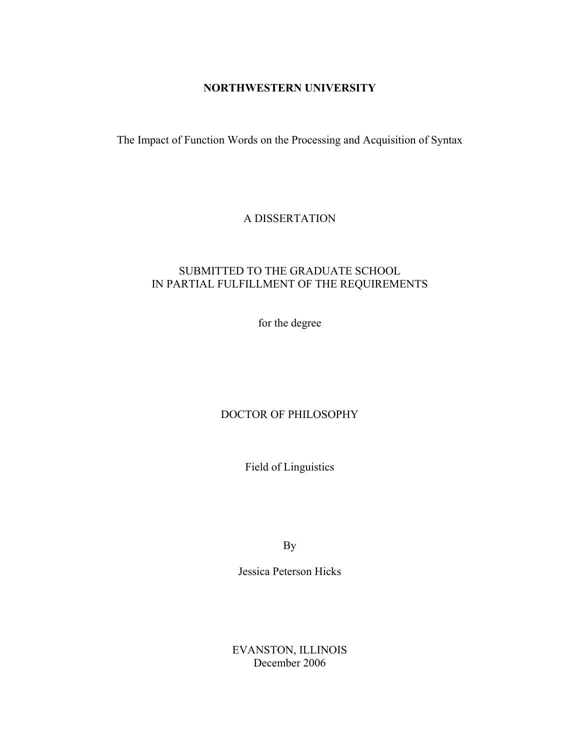**NORTHWESTERN UNIVERSITY**

The Impact of Function Words on the Processing and Acquisition of Syntax

A DISSERTATION

SUBMITTED TO THE GRADUATE SCHOOL
IN PARTIAL FULFILLMENT OF THE REQUIREMENTS

for the degree

DOCTOR OF PHILOSOPHY

Field of Linguistics

By

Jessica Peterson Hicks

EVANSTON, ILLINOIS
December 2006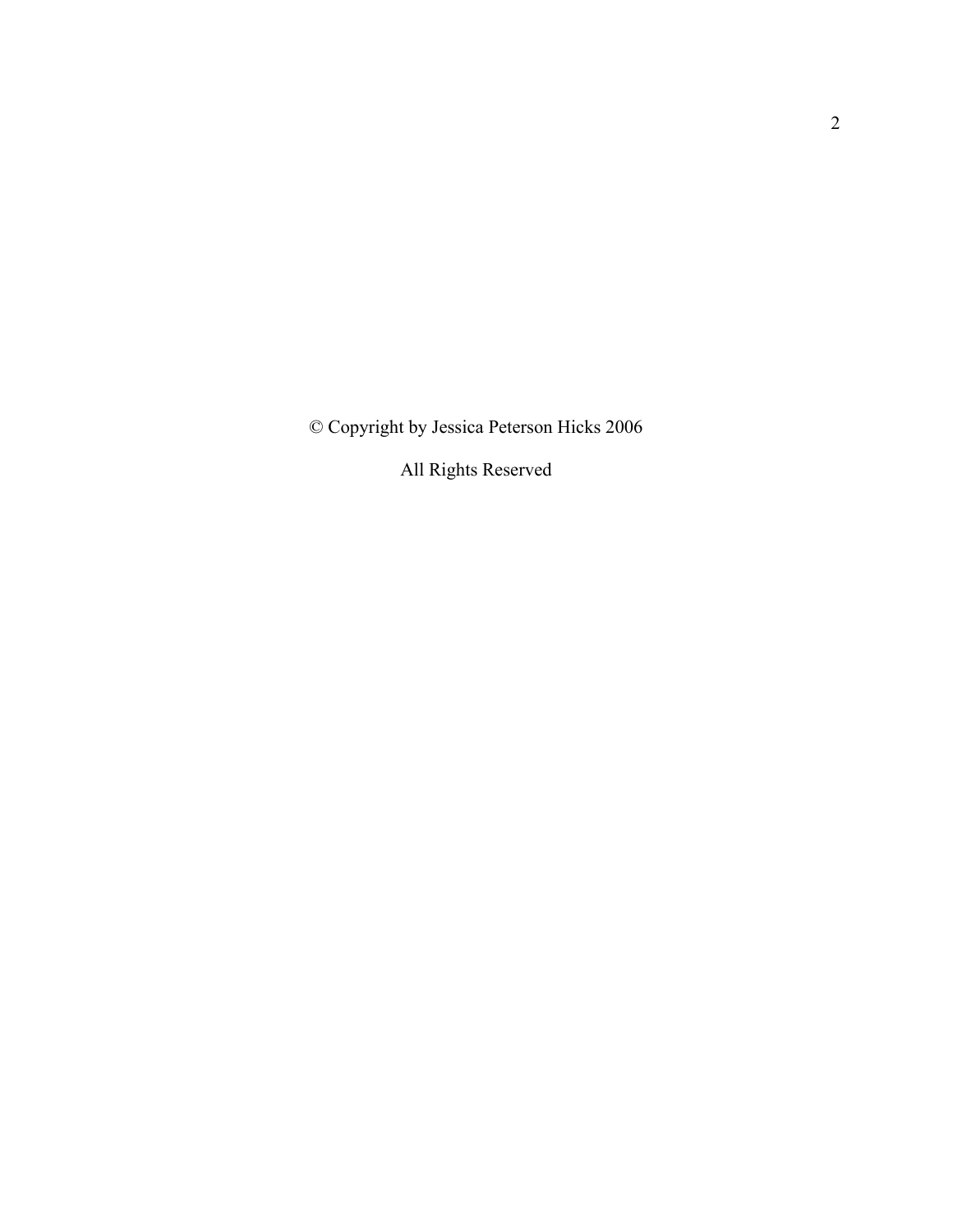© Copyright by Jessica Peterson Hicks 2006

All Rights Reserved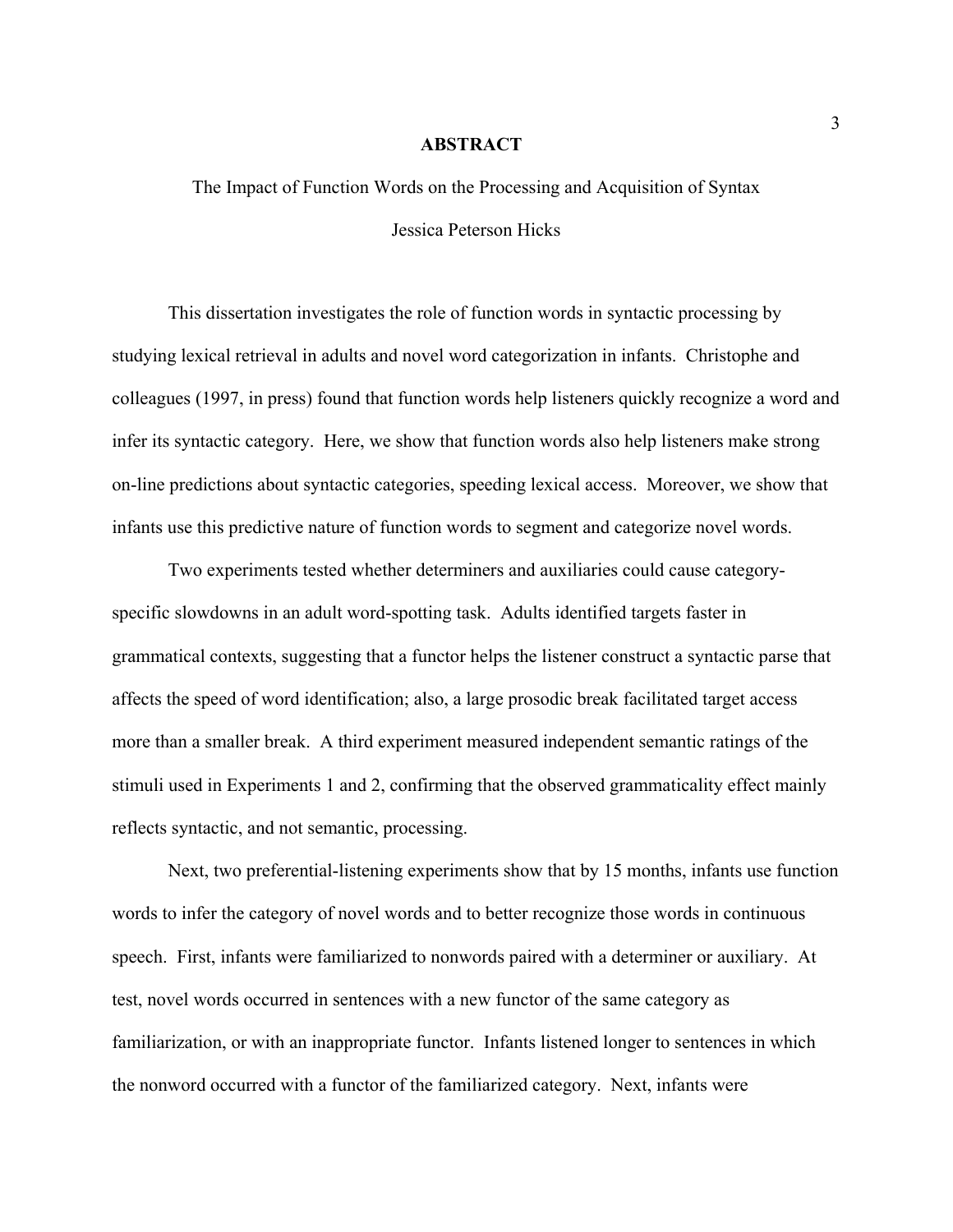# ABSTRACT

The Impact of Function Words on the Processing and Acquisition of Syntax

Jessica Peterson Hicks

This dissertation investigates the role of function words in syntactic processing by studying lexical retrieval in adults and novel word categorization in infants. Christophe and colleagues (1997, in press) found that function words help listeners quickly recognize a word and infer its syntactic category. Here, we show that function words also help listeners make strong on-line predictions about syntactic categories, speeding lexical access. Moreover, we show that infants use this predictive nature of function words to segment and categorize novel words.

Two experiments tested whether determiners and auxiliaries could cause category-specific slowdowns in an adult word-spotting task. Adults identified targets faster in grammatical contexts, suggesting that a functor helps the listener construct a syntactic parse that affects the speed of word identification; also, a large prosodic break facilitated target access more than a smaller break. A third experiment measured independent semantic ratings of the stimuli used in Experiments 1 and 2, confirming that the observed grammaticality effect mainly reflects syntactic, and not semantic, processing.

Next, two preferential-listening experiments show that by 15 months, infants use function words to infer the category of novel words and to better recognize those words in continuous speech. First, infants were familiarized to nonwords paired with a determiner or auxiliary. At test, novel words occurred in sentences with a new functor of the same category as familiarization, or with an inappropriate functor. Infants listened longer to sentences in which the nonword occurred with a functor of the familiarized category. Next, infants were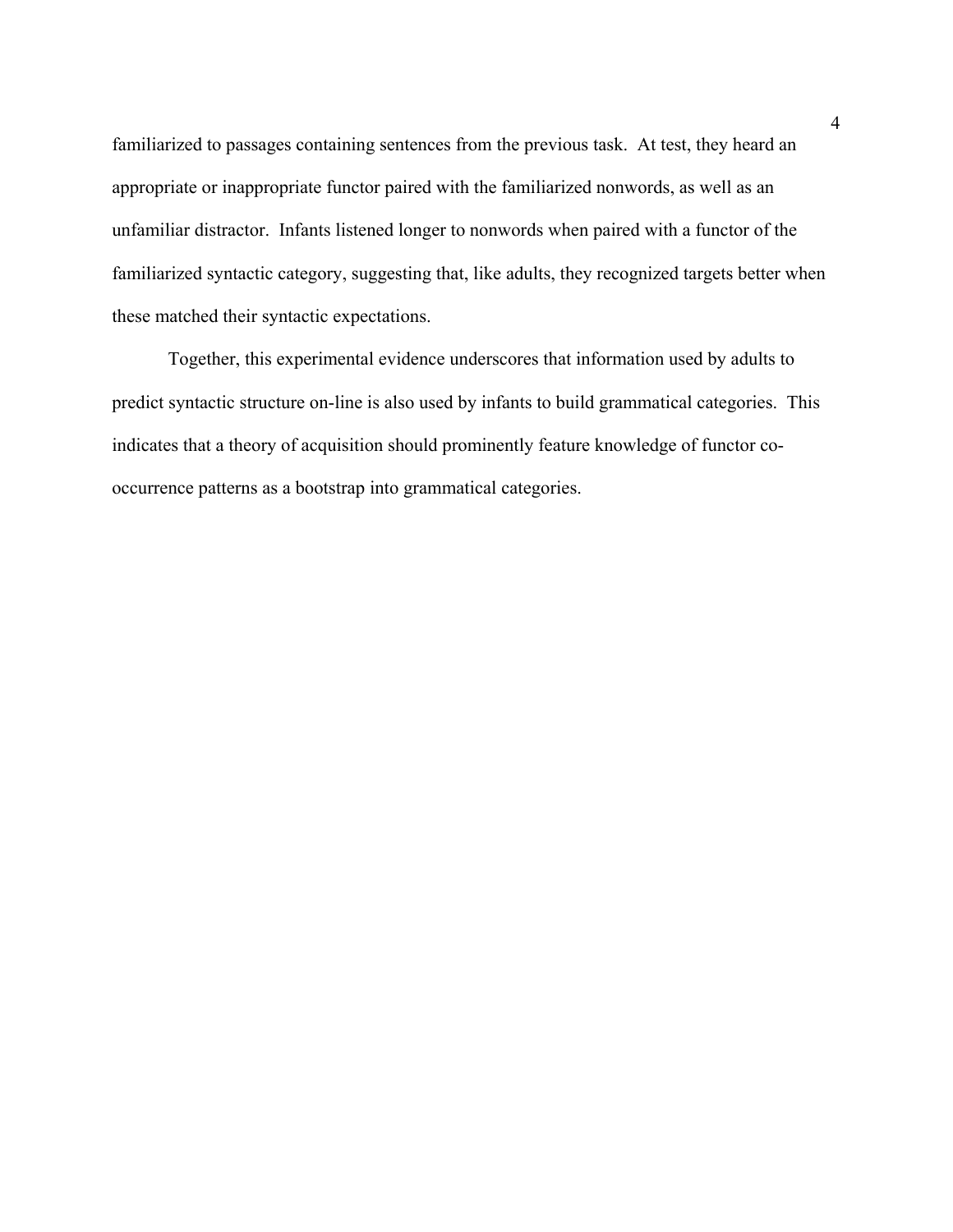familiarized to passages containing sentences from the previous task. At test, they heard an appropriate or inappropriate functor paired with the familiarized nonwords, as well as an unfamiliar distractor. Infants listened longer to nonwords when paired with a functor of the familiarized syntactic category, suggesting that, like adults, they recognized targets better when these matched their syntactic expectations.

Together, this experimental evidence underscores that information used by adults to predict syntactic structure on-line is also used by infants to build grammatical categories. This indicates that a theory of acquisition should prominently feature knowledge of functor co-occurrence patterns as a bootstrap into grammatical categories.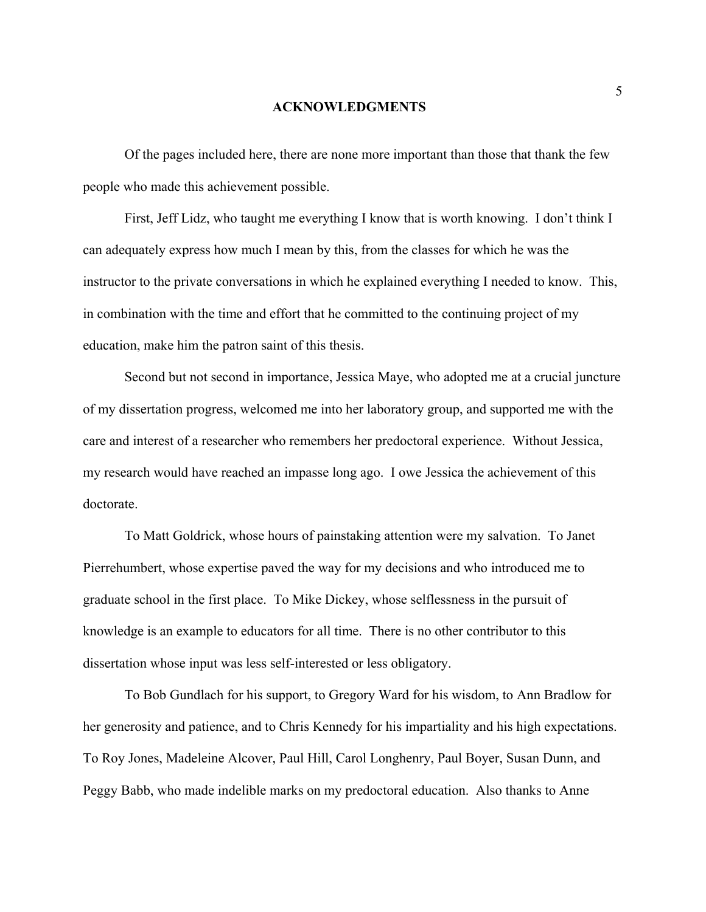# ACKNOWLEDGMENTS

Of the pages included here, there are none more important than those that thank the few people who made this achievement possible.

First, Jeff Lidz, who taught me everything I know that is worth knowing. I don't think I can adequately express how much I mean by this, from the classes for which he was the instructor to the private conversations in which he explained everything I needed to know. This, in combination with the time and effort that he committed to the continuing project of my education, make him the patron saint of this thesis.

Second but not second in importance, Jessica Maye, who adopted me at a crucial juncture of my dissertation progress, welcomed me into her laboratory group, and supported me with the care and interest of a researcher who remembers her predoctoral experience. Without Jessica, my research would have reached an impasse long ago. I owe Jessica the achievement of this doctorate.

To Matt Goldrick, whose hours of painstaking attention were my salvation. To Janet Pierrehumbert, whose expertise paved the way for my decisions and who introduced me to graduate school in the first place. To Mike Dickey, whose selflessness in the pursuit of knowledge is an example to educators for all time. There is no other contributor to this dissertation whose input was less self-interested or less obligatory.

To Bob Gundlach for his support, to Gregory Ward for his wisdom, to Ann Bradlow for her generosity and patience, and to Chris Kennedy for his impartiality and his high expectations. To Roy Jones, Madeleine Alcover, Paul Hill, Carol Longhenry, Paul Boyer, Susan Dunn, and Peggy Babb, who made indelible marks on my predoctoral education. Also thanks to Anne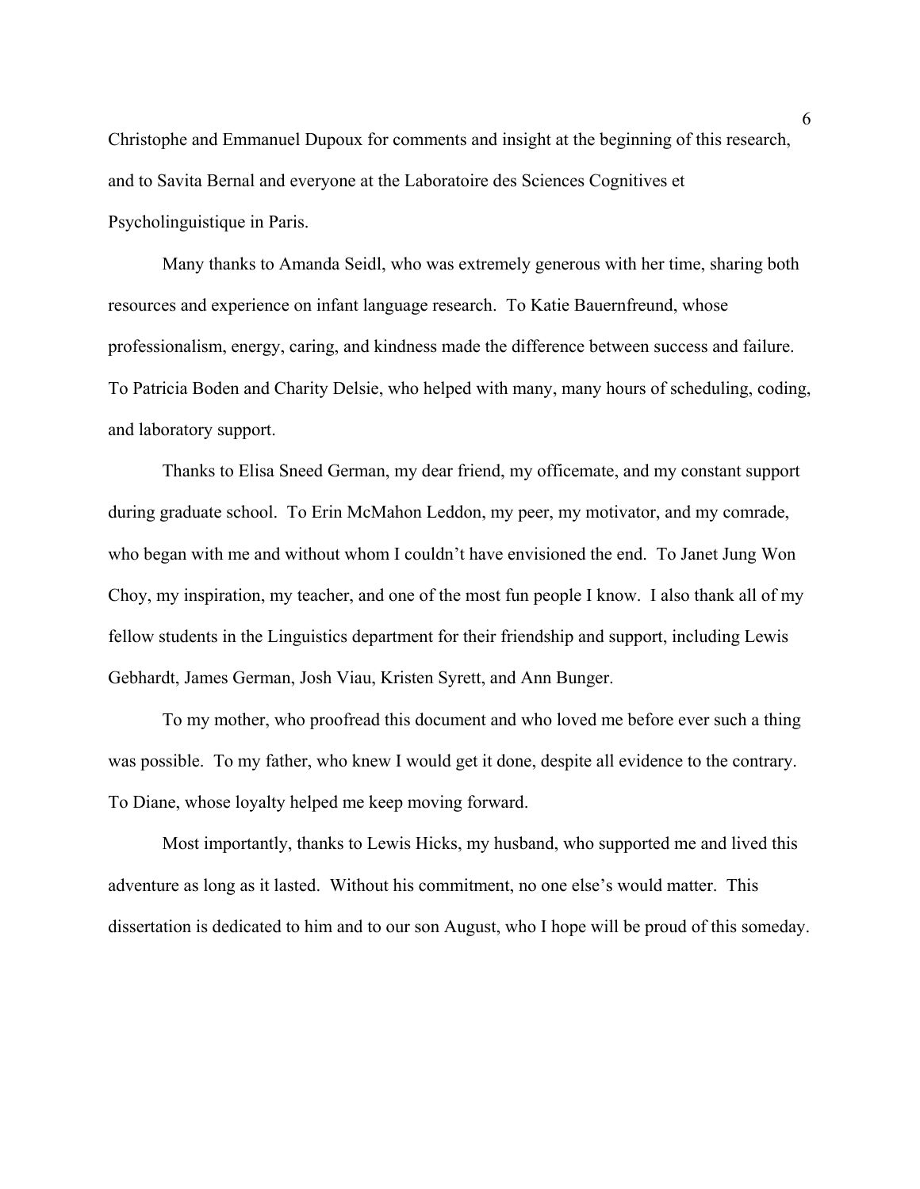Christophe and Emmanuel Dupoux for comments and insight at the beginning of this research, and to Savita Bernal and everyone at the Laboratoire des Sciences Cognitives et Psycholinguistique in Paris.

Many thanks to Amanda Seidl, who was extremely generous with her time, sharing both resources and experience on infant language research. To Katie Bauernfreund, whose professionalism, energy, caring, and kindness made the difference between success and failure. To Patricia Boden and Charity Delsie, who helped with many, many hours of scheduling, coding, and laboratory support.

Thanks to Elisa Sneed German, my dear friend, my officemate, and my constant support during graduate school. To Erin McMahon Leddon, my peer, my motivator, and my comrade, who began with me and without whom I couldn't have envisioned the end. To Janet Jung Won Choy, my inspiration, my teacher, and one of the most fun people I know. I also thank all of my fellow students in the Linguistics department for their friendship and support, including Lewis Gebhardt, James German, Josh Viau, Kristen Syrett, and Ann Bunger.

To my mother, who proofread this document and who loved me before ever such a thing was possible. To my father, who knew I would get it done, despite all evidence to the contrary. To Diane, whose loyalty helped me keep moving forward.

Most importantly, thanks to Lewis Hicks, my husband, who supported me and lived this adventure as long as it lasted. Without his commitment, no one else's would matter. This dissertation is dedicated to him and to our son August, who I hope will be proud of this someday.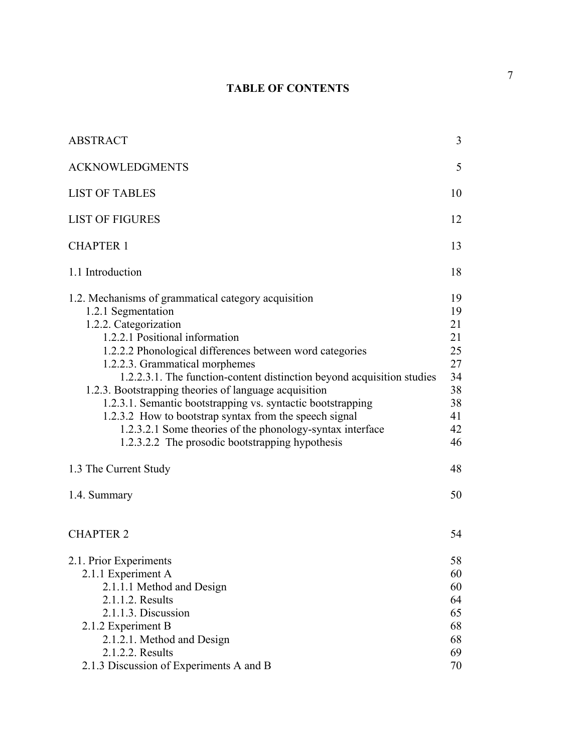# TABLE OF CONTENTS

| | |
|---|---|
| ABSTRACT | 3 |
| ACKNOWLEDGMENTS | 5 |
| LIST OF TABLES | 10 |
| LIST OF FIGURES | 12 |
| CHAPTER 1 | 13 |
| 1.1 Introduction | 18 |
| 1.2. Mechanisms of grammatical category acquisition | 19 |
| 1.2.1 Segmentation | 19 |
| 1.2.2. Categorization | 21 |
| 1.2.2.1 Positional information | 21 |
| 1.2.2.2 Phonological differences between word categories | 25 |
| 1.2.2.3. Grammatical morphemes | 27 |
| 1.2.2.3.1. The function-content distinction beyond acquisition studies | 34 |
| 1.2.3. Bootstrapping theories of language acquisition | 38 |
| 1.2.3.1. Semantic bootstrapping vs. syntactic bootstrapping | 38 |
| 1.2.3.2 How to bootstrap syntax from the speech signal | 41 |
| 1.2.3.2.1 Some theories of the phonology-syntax interface | 42 |
| 1.2.3.2.2 The prosodic bootstrapping hypothesis | 46 |
| 1.3 The Current Study | 48 |
| 1.4. Summary | 50 |
| CHAPTER 2 | 54 |
| 2.1. Prior Experiments | 58 |
| 2.1.1 Experiment A | 60 |
| 2.1.1.1 Method and Design | 60 |
| 2.1.1.2. Results | 64 |
| 2.1.1.3. Discussion | 65 |
| 2.1.2 Experiment B | 68 |
| 2.1.2.1. Method and Design | 68 |
| 2.1.2.2. Results | 69 |
| 2.1.3 Discussion of Experiments A and B | 70 |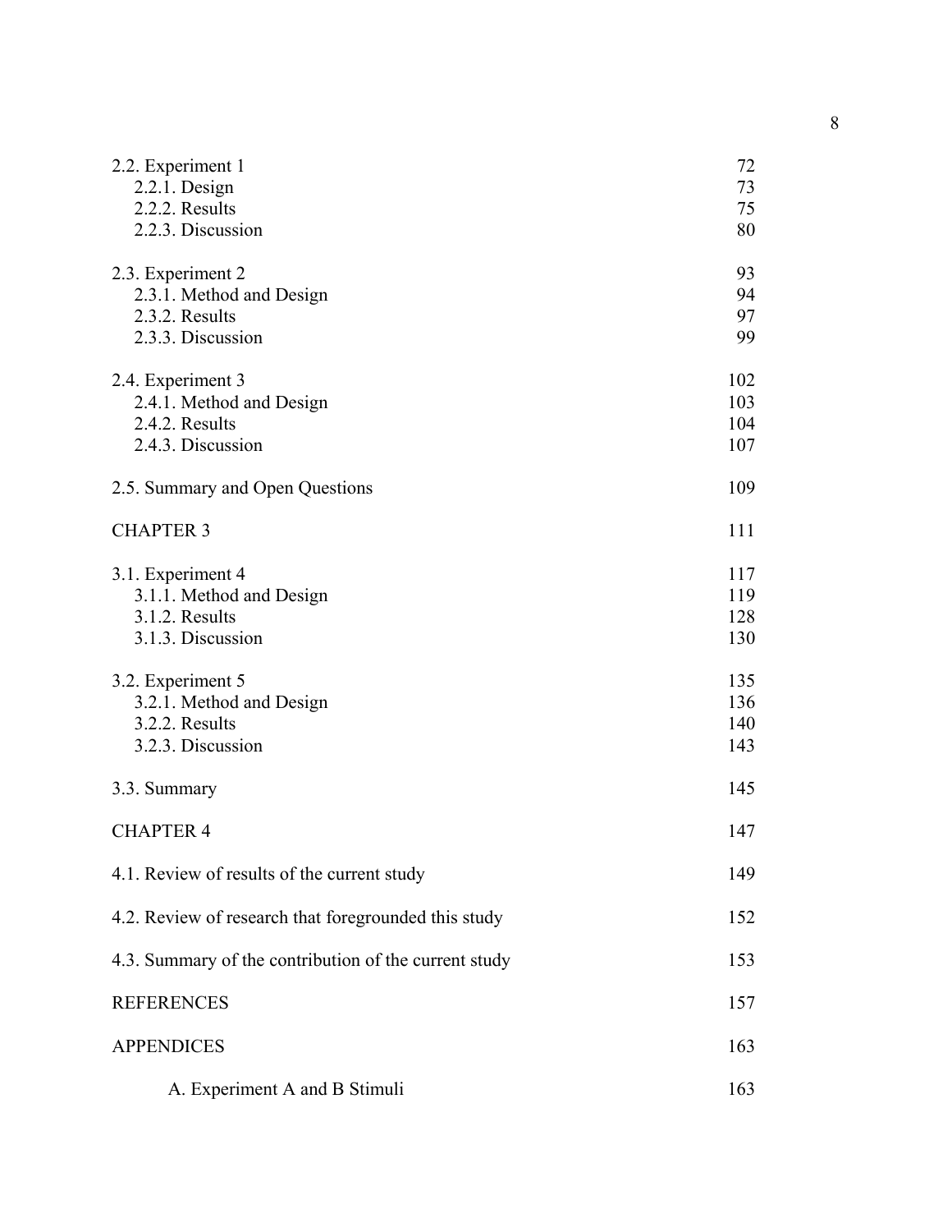| | |
|---|---|
| 2.2. Experiment 1 | 72 |
| 2.2.1. Design | 73 |
| 2.2.2. Results | 75 |
| 2.2.3. Discussion | 80 |
| | |
| 2.3. Experiment 2 | 93 |
| 2.3.1. Method and Design | 94 |
| 2.3.2. Results | 97 |
| 2.3.3. Discussion | 99 |
| | |
| 2.4. Experiment 3 | 102 |
| 2.4.1. Method and Design | 103 |
| 2.4.2. Results | 104 |
| 2.4.3. Discussion | 107 |
| | |
| 2.5. Summary and Open Questions | 109 |
| | |
| CHAPTER 3 | 111 |
| | |
| 3.1. Experiment 4 | 117 |
| 3.1.1. Method and Design | 119 |
| 3.1.2. Results | 128 |
| 3.1.3. Discussion | 130 |
| | |
| 3.2. Experiment 5 | 135 |
| 3.2.1. Method and Design | 136 |
| 3.2.2. Results | 140 |
| 3.2.3. Discussion | 143 |
| | |
| 3.3. Summary | 145 |
| | |
| CHAPTER 4 | 147 |
| | |
| 4.1. Review of results of the current study | 149 |
| | |
| 4.2. Review of research that foregrounded this study | 152 |
| | |
| 4.3. Summary of the contribution of the current study | 153 |
| | |
| REFERENCES | 157 |
| | |
| APPENDICES | 163 |
| | |
| A. Experiment A and B Stimuli | 163 |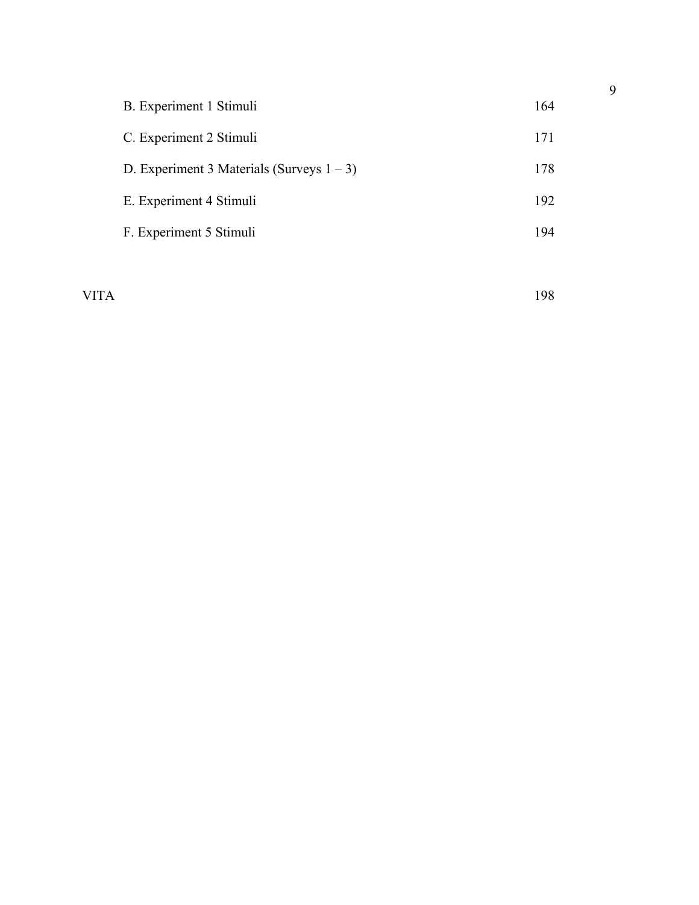| | |
|---|---|
| B. Experiment 1 Stimuli | 164 |
| C. Experiment 2 Stimuli | 171 |
| D. Experiment 3 Materials (Surveys 1 – 3) | 178 |
| E. Experiment 4 Stimuli | 192 |
| F. Experiment 5 Stimuli | 194 |
| VITA | 198 |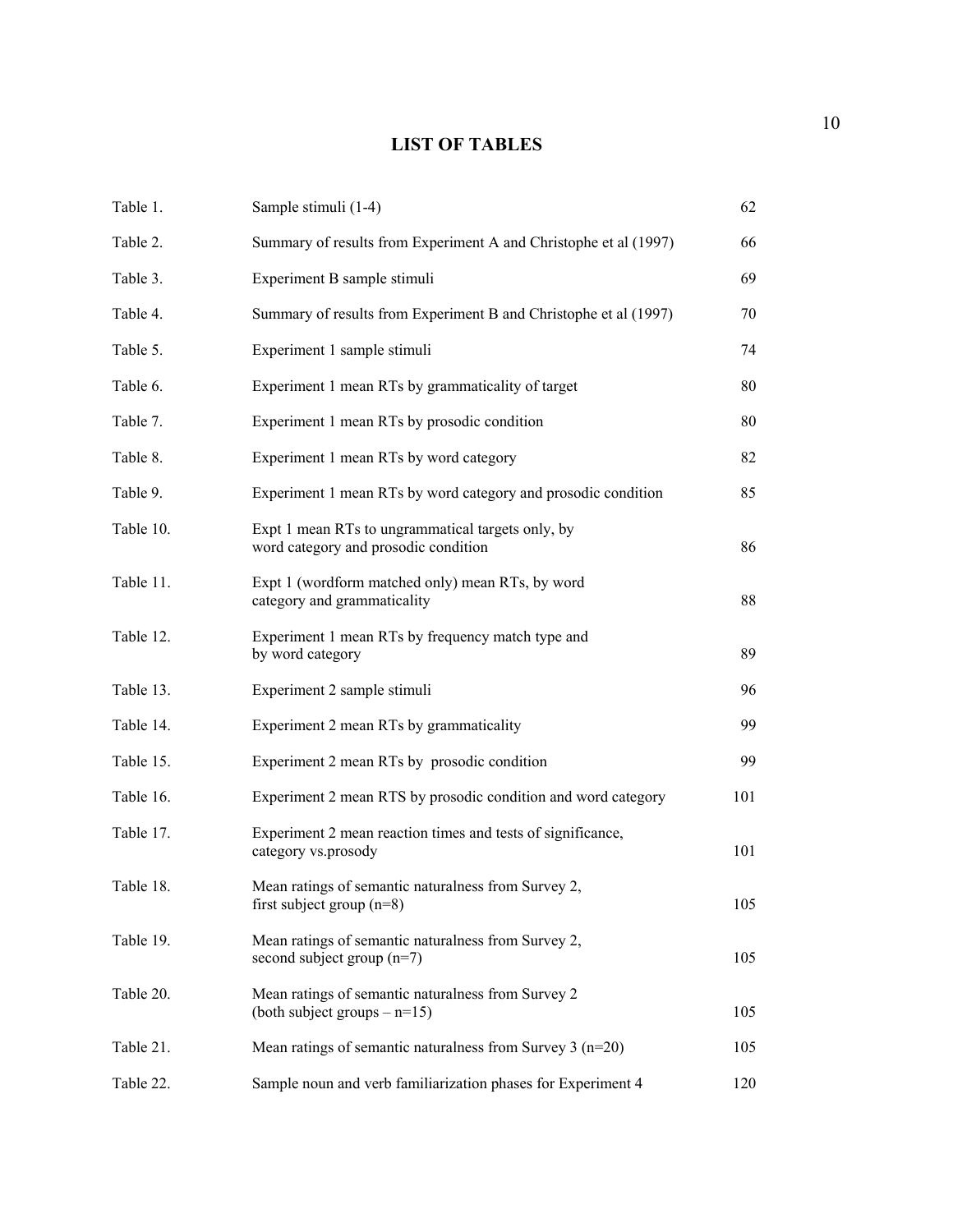# LIST OF TABLES

| | | |
|---|---|---|
| Table 1. | Sample stimuli (1-4) | 62 |
| Table 2. | Summary of results from Experiment A and Christophe et al (1997) | 66 |
| Table 3. | Experiment B sample stimuli | 69 |
| Table 4. | Summary of results from Experiment B and Christophe et al (1997) | 70 |
| Table 5. | Experiment 1 sample stimuli | 74 |
| Table 6. | Experiment 1 mean RTs by grammaticality of target | 80 |
| Table 7. | Experiment 1 mean RTs by prosodic condition | 80 |
| Table 8. | Experiment 1 mean RTs by word category | 82 |
| Table 9. | Experiment 1 mean RTs by word category and prosodic condition | 85 |
| Table 10. | Expt 1 mean RTs to ungrammatical targets only, by word category and prosodic condition | 86 |
| Table 11. | Expt 1 (wordform matched only) mean RTs, by word category and grammaticality | 88 |
| Table 12. | Experiment 1 mean RTs by frequency match type and by word category | 89 |
| Table 13. | Experiment 2 sample stimuli | 96 |
| Table 14. | Experiment 2 mean RTs by grammaticality | 99 |
| Table 15. | Experiment 2 mean RTs by prosodic condition | 99 |
| Table 16. | Experiment 2 mean RTS by prosodic condition and word category | 101 |
| Table 17. | Experiment 2 mean reaction times and tests of significance, category vs.prosody | 101 |
| Table 18. | Mean ratings of semantic naturalness from Survey 2, first subject group (n=8) | 105 |
| Table 19. | Mean ratings of semantic naturalness from Survey 2, second subject group (n=7) | 105 |
| Table 20. | Mean ratings of semantic naturalness from Survey 2 (both subject groups – n=15) | 105 |
| Table 21. | Mean ratings of semantic naturalness from Survey 3 (n=20) | 105 |
| Table 22. | Sample noun and verb familiarization phases for Experiment 4 | 120 |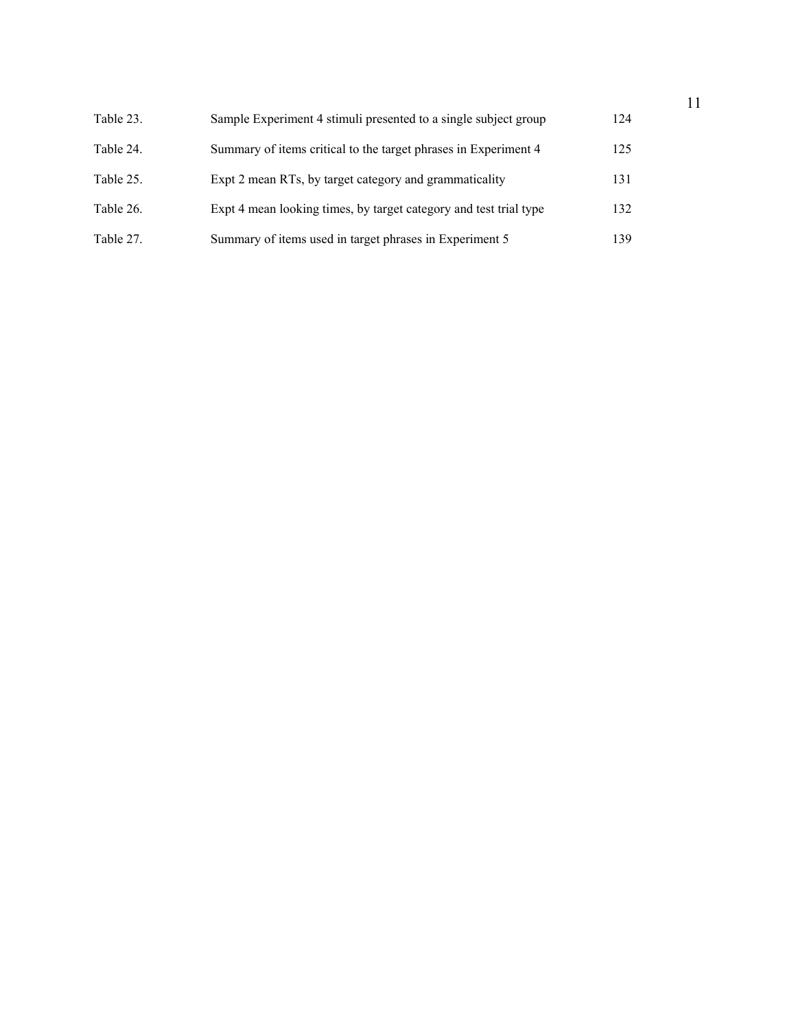| | | |
|---|---|---|
| Table 23. | Sample Experiment 4 stimuli presented to a single subject group | 124 |
| Table 24. | Summary of items critical to the target phrases in Experiment 4 | 125 |
| Table 25. | Expt 2 mean RTs, by target category and grammaticality | 131 |
| Table 26. | Expt 4 mean looking times, by target category and test trial type | 132 |
| Table 27. | Summary of items used in target phrases in Experiment 5 | 139 |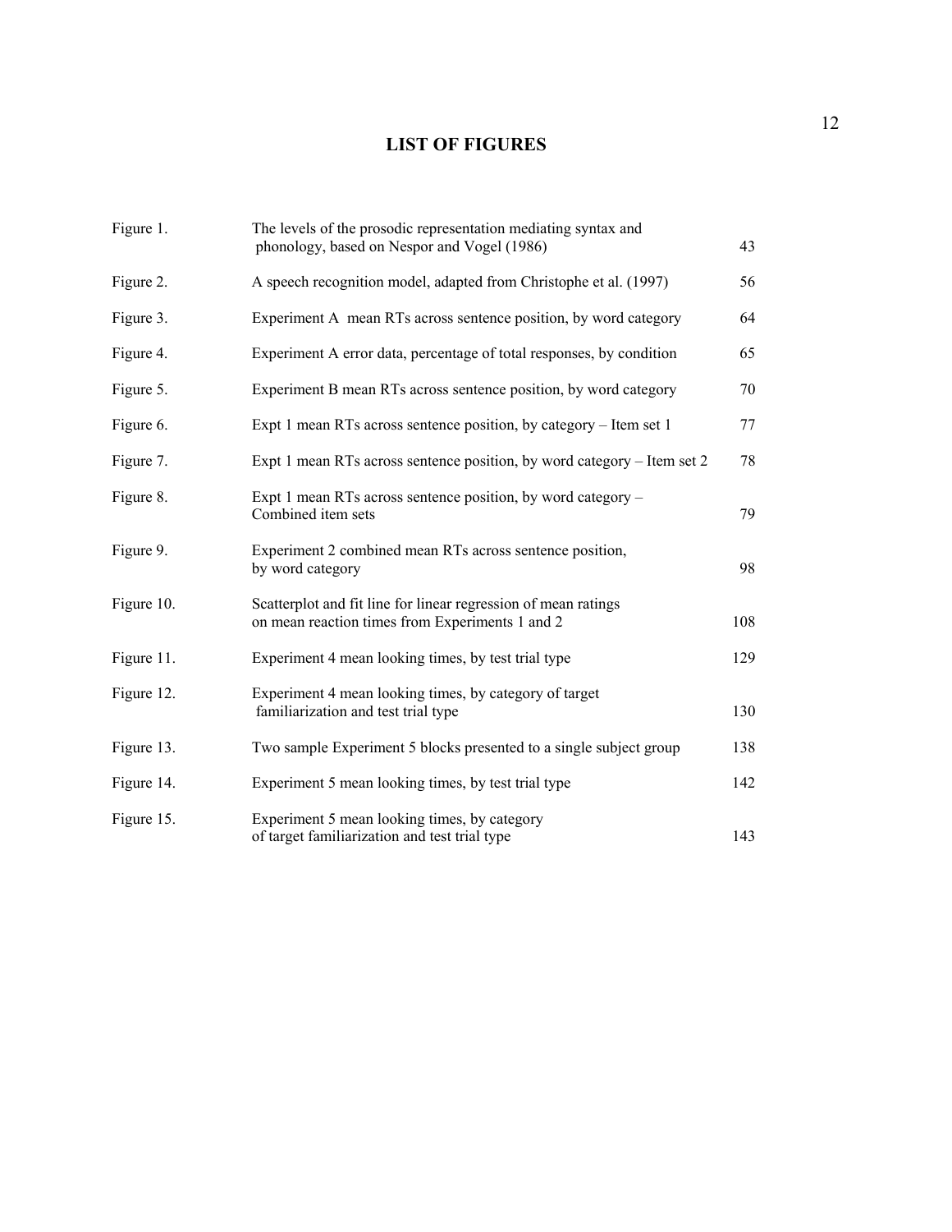# LIST OF FIGURES

| | | |
|---|---|---|
| Figure 1. | The levels of the prosodic representation mediating syntax and phonology, based on Nespor and Vogel (1986) | 43 |
| Figure 2. | A speech recognition model, adapted from Christophe et al. (1997) | 56 |
| Figure 3. | Experiment A mean RTs across sentence position, by word category | 64 |
| Figure 4. | Experiment A error data, percentage of total responses, by condition | 65 |
| Figure 5. | Experiment B mean RTs across sentence position, by word category | 70 |
| Figure 6. | Expt 1 mean RTs across sentence position, by category – Item set 1 | 77 |
| Figure 7. | Expt 1 mean RTs across sentence position, by word category – Item set 2 | 78 |
| Figure 8. | Expt 1 mean RTs across sentence position, by word category – Combined item sets | 79 |
| Figure 9. | Experiment 2 combined mean RTs across sentence position, by word category | 98 |
| Figure 10. | Scatterplot and fit line for linear regression of mean ratings on mean reaction times from Experiments 1 and 2 | 108 |
| Figure 11. | Experiment 4 mean looking times, by test trial type | 129 |
| Figure 12. | Experiment 4 mean looking times, by category of target familiarization and test trial type | 130 |
| Figure 13. | Two sample Experiment 5 blocks presented to a single subject group | 138 |
| Figure 14. | Experiment 5 mean looking times, by test trial type | 142 |
| Figure 15. | Experiment 5 mean looking times, by category of target familiarization and test trial type | 143 |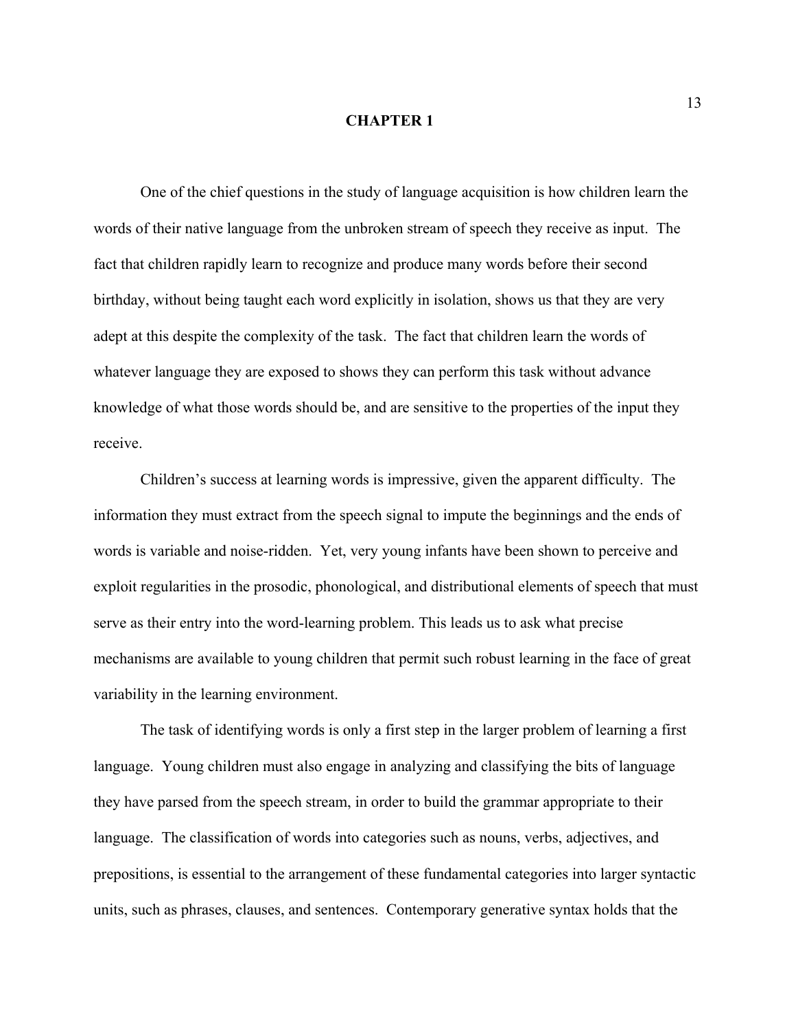# CHAPTER 1

One of the chief questions in the study of language acquisition is how children learn the words of their native language from the unbroken stream of speech they receive as input. The fact that children rapidly learn to recognize and produce many words before their second birthday, without being taught each word explicitly in isolation, shows us that they are very adept at this despite the complexity of the task. The fact that children learn the words of whatever language they are exposed to shows they can perform this task without advance knowledge of what those words should be, and are sensitive to the properties of the input they receive.

Children's success at learning words is impressive, given the apparent difficulty. The information they must extract from the speech signal to impute the beginnings and the ends of words is variable and noise-ridden. Yet, very young infants have been shown to perceive and exploit regularities in the prosodic, phonological, and distributional elements of speech that must serve as their entry into the word-learning problem. This leads us to ask what precise mechanisms are available to young children that permit such robust learning in the face of great variability in the learning environment.

The task of identifying words is only a first step in the larger problem of learning a first language. Young children must also engage in analyzing and classifying the bits of language they have parsed from the speech stream, in order to build the grammar appropriate to their language. The classification of words into categories such as nouns, verbs, adjectives, and prepositions, is essential to the arrangement of these fundamental categories into larger syntactic units, such as phrases, clauses, and sentences. Contemporary generative syntax holds that the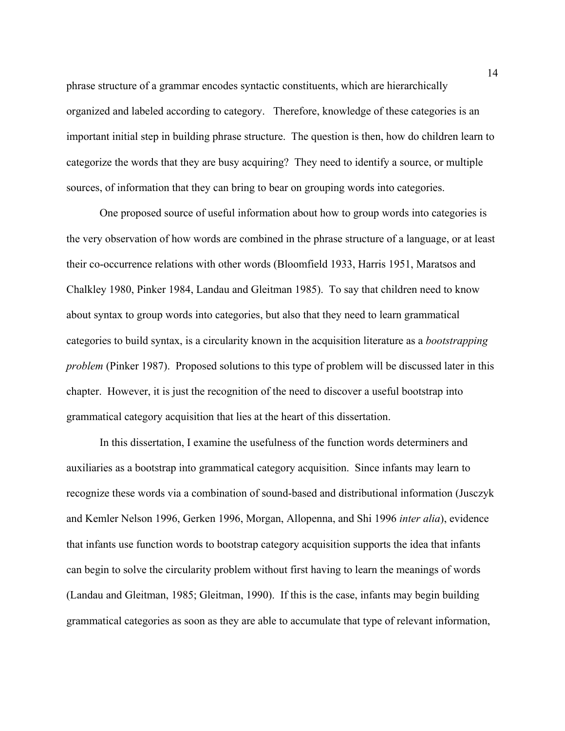phrase structure of a grammar encodes syntactic constituents, which are hierarchically organized and labeled according to category. Therefore, knowledge of these categories is an important initial step in building phrase structure. The question is then, how do children learn to categorize the words that they are busy acquiring? They need to identify a source, or multiple sources, of information that they can bring to bear on grouping words into categories.

One proposed source of useful information about how to group words into categories is the very observation of how words are combined in the phrase structure of a language, or at least their co-occurrence relations with other words (Bloomfield 1933, Harris 1951, Maratsos and Chalkley 1980, Pinker 1984, Landau and Gleitman 1985). To say that children need to know about syntax to group words into categories, but also that they need to learn grammatical categories to build syntax, is a circularity known in the acquisition literature as a *bootstrapping problem* (Pinker 1987). Proposed solutions to this type of problem will be discussed later in this chapter. However, it is just the recognition of the need to discover a useful bootstrap into grammatical category acquisition that lies at the heart of this dissertation.

In this dissertation, I examine the usefulness of the function words determiners and auxiliaries as a bootstrap into grammatical category acquisition. Since infants may learn to recognize these words via a combination of sound-based and distributional information (Jusczyk and Kemler Nelson 1996, Gerken 1996, Morgan, Allopenna, and Shi 1996 *inter alia*), evidence that infants use function words to bootstrap category acquisition supports the idea that infants can begin to solve the circularity problem without first having to learn the meanings of words (Landau and Gleitman, 1985; Gleitman, 1990). If this is the case, infants may begin building grammatical categories as soon as they are able to accumulate that type of relevant information,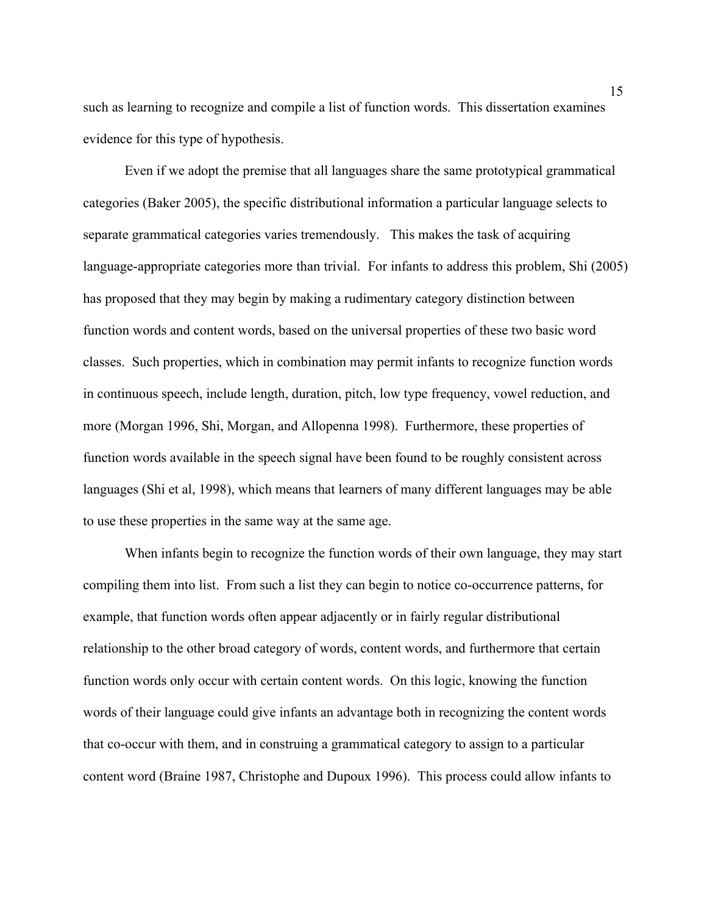such as learning to recognize and compile a list of function words. This dissertation examines evidence for this type of hypothesis.

Even if we adopt the premise that all languages share the same prototypical grammatical categories (Baker 2005), the specific distributional information a particular language selects to separate grammatical categories varies tremendously. This makes the task of acquiring language-appropriate categories more than trivial. For infants to address this problem, Shi (2005) has proposed that they may begin by making a rudimentary category distinction between function words and content words, based on the universal properties of these two basic word classes. Such properties, which in combination may permit infants to recognize function words in continuous speech, include length, duration, pitch, low type frequency, vowel reduction, and more (Morgan 1996, Shi, Morgan, and Allopenna 1998). Furthermore, these properties of function words available in the speech signal have been found to be roughly consistent across languages (Shi et al, 1998), which means that learners of many different languages may be able to use these properties in the same way at the same age.

When infants begin to recognize the function words of their own language, they may start compiling them into list. From such a list they can begin to notice co-occurrence patterns, for example, that function words often appear adjacently or in fairly regular distributional relationship to the other broad category of words, content words, and furthermore that certain function words only occur with certain content words. On this logic, knowing the function words of their language could give infants an advantage both in recognizing the content words that co-occur with them, and in construing a grammatical category to assign to a particular content word (Braine 1987, Christophe and Dupoux 1996). This process could allow infants to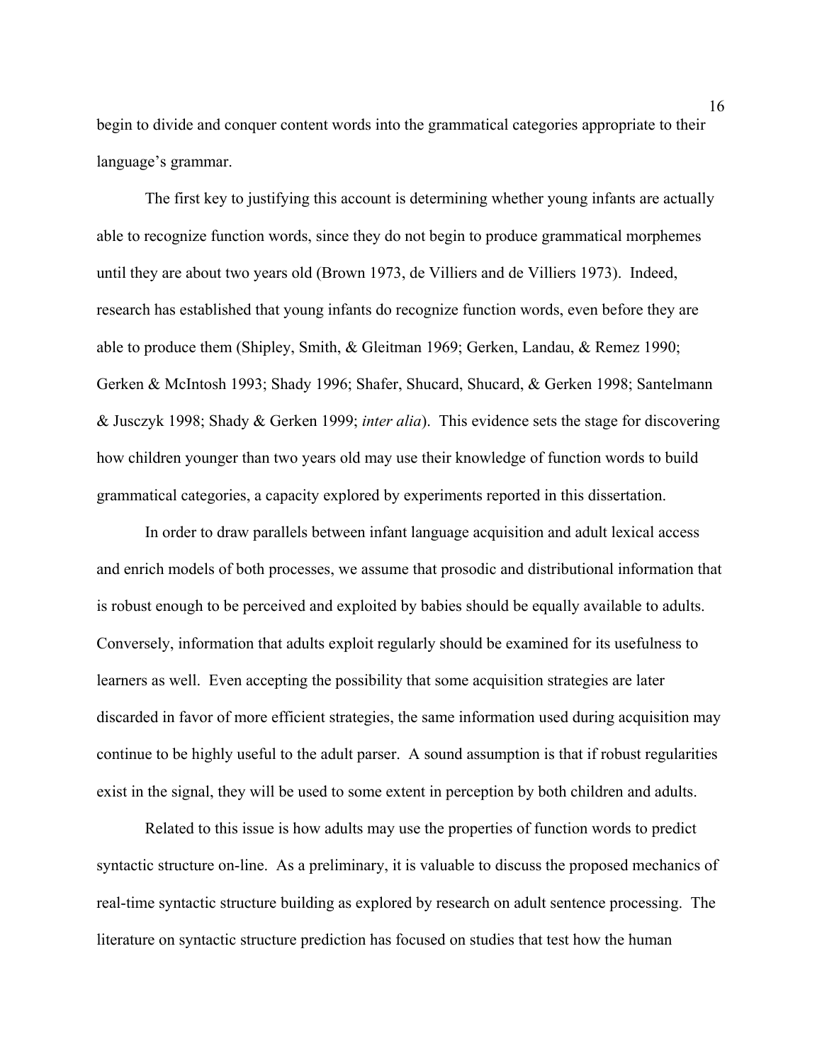begin to divide and conquer content words into the grammatical categories appropriate to their language's grammar.

The first key to justifying this account is determining whether young infants are actually able to recognize function words, since they do not begin to produce grammatical morphemes until they are about two years old (Brown 1973, de Villiers and de Villiers 1973). Indeed, research has established that young infants do recognize function words, even before they are able to produce them (Shipley, Smith, & Gleitman 1969; Gerken, Landau, & Remez 1990; Gerken & McIntosh 1993; Shady 1996; Shafer, Shucard, Shucard, & Gerken 1998; Santelmann & Jusczyk 1998; Shady & Gerken 1999; *inter alia*). This evidence sets the stage for discovering how children younger than two years old may use their knowledge of function words to build grammatical categories, a capacity explored by experiments reported in this dissertation.

In order to draw parallels between infant language acquisition and adult lexical access and enrich models of both processes, we assume that prosodic and distributional information that is robust enough to be perceived and exploited by babies should be equally available to adults. Conversely, information that adults exploit regularly should be examined for its usefulness to learners as well. Even accepting the possibility that some acquisition strategies are later discarded in favor of more efficient strategies, the same information used during acquisition may continue to be highly useful to the adult parser. A sound assumption is that if robust regularities exist in the signal, they will be used to some extent in perception by both children and adults.

Related to this issue is how adults may use the properties of function words to predict syntactic structure on-line. As a preliminary, it is valuable to discuss the proposed mechanics of real-time syntactic structure building as explored by research on adult sentence processing. The literature on syntactic structure prediction has focused on studies that test how the human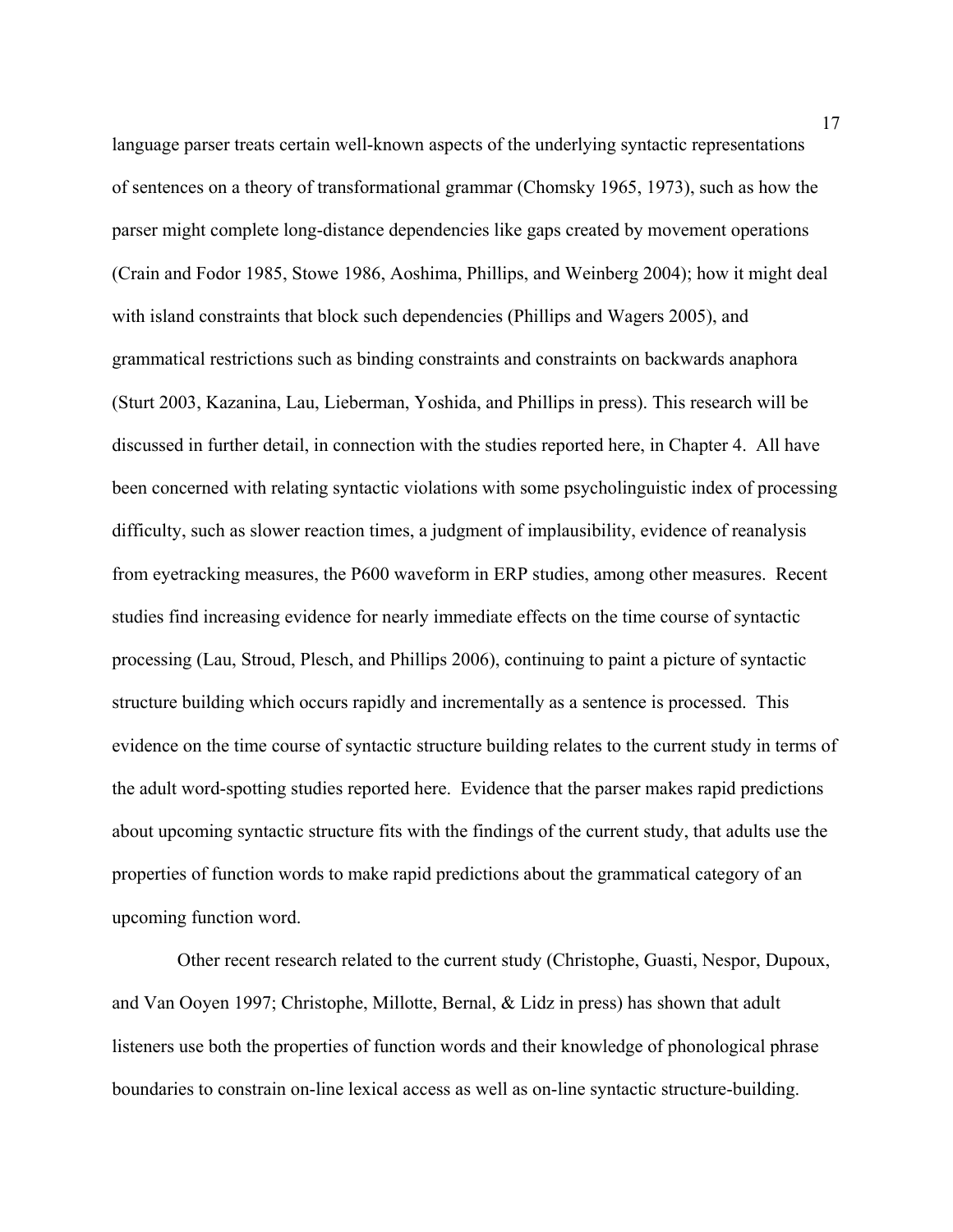language parser treats certain well-known aspects of the underlying syntactic representations of sentences on a theory of transformational grammar (Chomsky 1965, 1973), such as how the parser might complete long-distance dependencies like gaps created by movement operations (Crain and Fodor 1985, Stowe 1986, Aoshima, Phillips, and Weinberg 2004); how it might deal with island constraints that block such dependencies (Phillips and Wagers 2005), and grammatical restrictions such as binding constraints and constraints on backwards anaphora (Sturt 2003, Kazanina, Lau, Lieberman, Yoshida, and Phillips in press). This research will be discussed in further detail, in connection with the studies reported here, in Chapter 4. All have been concerned with relating syntactic violations with some psycholinguistic index of processing difficulty, such as slower reaction times, a judgment of implausibility, evidence of reanalysis from eyetracking measures, the P600 waveform in ERP studies, among other measures. Recent studies find increasing evidence for nearly immediate effects on the time course of syntactic processing (Lau, Stroud, Plesch, and Phillips 2006), continuing to paint a picture of syntactic structure building which occurs rapidly and incrementally as a sentence is processed. This evidence on the time course of syntactic structure building relates to the current study in terms of the adult word-spotting studies reported here. Evidence that the parser makes rapid predictions about upcoming syntactic structure fits with the findings of the current study, that adults use the properties of function words to make rapid predictions about the grammatical category of an upcoming function word.

Other recent research related to the current study (Christophe, Guasti, Nespor, Dupoux, and Van Ooyen 1997; Christophe, Millotte, Bernal, & Lidz in press) has shown that adult listeners use both the properties of function words and their knowledge of phonological phrase boundaries to constrain on-line lexical access as well as on-line syntactic structure-building.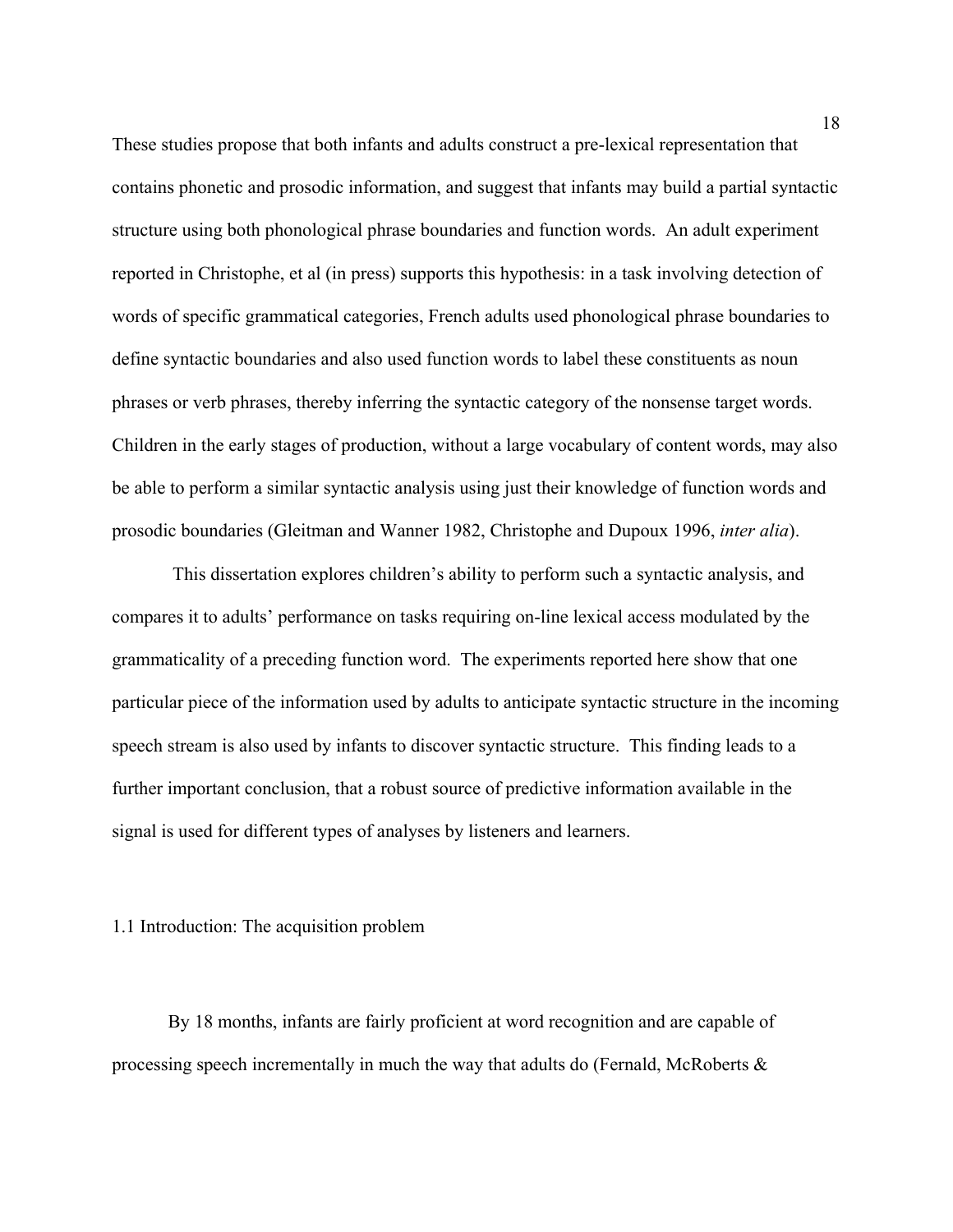These studies propose that both infants and adults construct a pre-lexical representation that contains phonetic and prosodic information, and suggest that infants may build a partial syntactic structure using both phonological phrase boundaries and function words. An adult experiment reported in Christophe, et al (in press) supports this hypothesis: in a task involving detection of words of specific grammatical categories, French adults used phonological phrase boundaries to define syntactic boundaries and also used function words to label these constituents as noun phrases or verb phrases, thereby inferring the syntactic category of the nonsense target words. Children in the early stages of production, without a large vocabulary of content words, may also be able to perform a similar syntactic analysis using just their knowledge of function words and prosodic boundaries (Gleitman and Wanner 1982, Christophe and Dupoux 1996, *inter alia*).

This dissertation explores children's ability to perform such a syntactic analysis, and compares it to adults' performance on tasks requiring on-line lexical access modulated by the grammaticality of a preceding function word. The experiments reported here show that one particular piece of the information used by adults to anticipate syntactic structure in the incoming speech stream is also used by infants to discover syntactic structure. This finding leads to a further important conclusion, that a robust source of predictive information available in the signal is used for different types of analyses by listeners and learners.

## 1.1 Introduction: The acquisition problem

By 18 months, infants are fairly proficient at word recognition and are capable of processing speech incrementally in much the way that adults do (Fernald, McRoberts &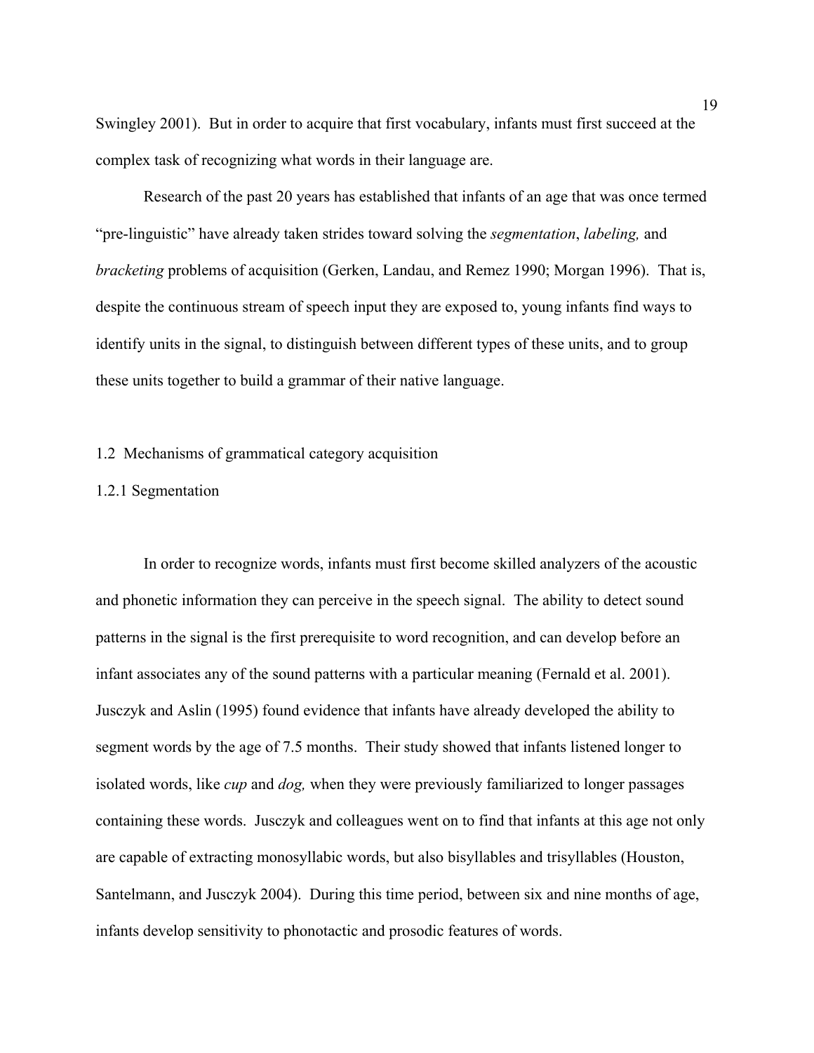Swingley 2001). But in order to acquire that first vocabulary, infants must first succeed at the complex task of recognizing what words in their language are.

Research of the past 20 years has established that infants of an age that was once termed "pre-linguistic" have already taken strides toward solving the *segmentation*, *labeling,* and *bracketing* problems of acquisition (Gerken, Landau, and Remez 1990; Morgan 1996). That is, despite the continuous stream of speech input they are exposed to, young infants find ways to identify units in the signal, to distinguish between different types of these units, and to group these units together to build a grammar of their native language.

## 1.2 Mechanisms of grammatical category acquisition

### 1.2.1 Segmentation

In order to recognize words, infants must first become skilled analyzers of the acoustic and phonetic information they can perceive in the speech signal. The ability to detect sound patterns in the signal is the first prerequisite to word recognition, and can develop before an infant associates any of the sound patterns with a particular meaning (Fernald et al. 2001). Jusczyk and Aslin (1995) found evidence that infants have already developed the ability to segment words by the age of 7.5 months. Their study showed that infants listened longer to isolated words, like *cup* and *dog,* when they were previously familiarized to longer passages containing these words. Jusczyk and colleagues went on to find that infants at this age not only are capable of extracting monosyllabic words, but also bisyllables and trisyllables (Houston, Santelmann, and Jusczyk 2004). During this time period, between six and nine months of age, infants develop sensitivity to phonotactic and prosodic features of words.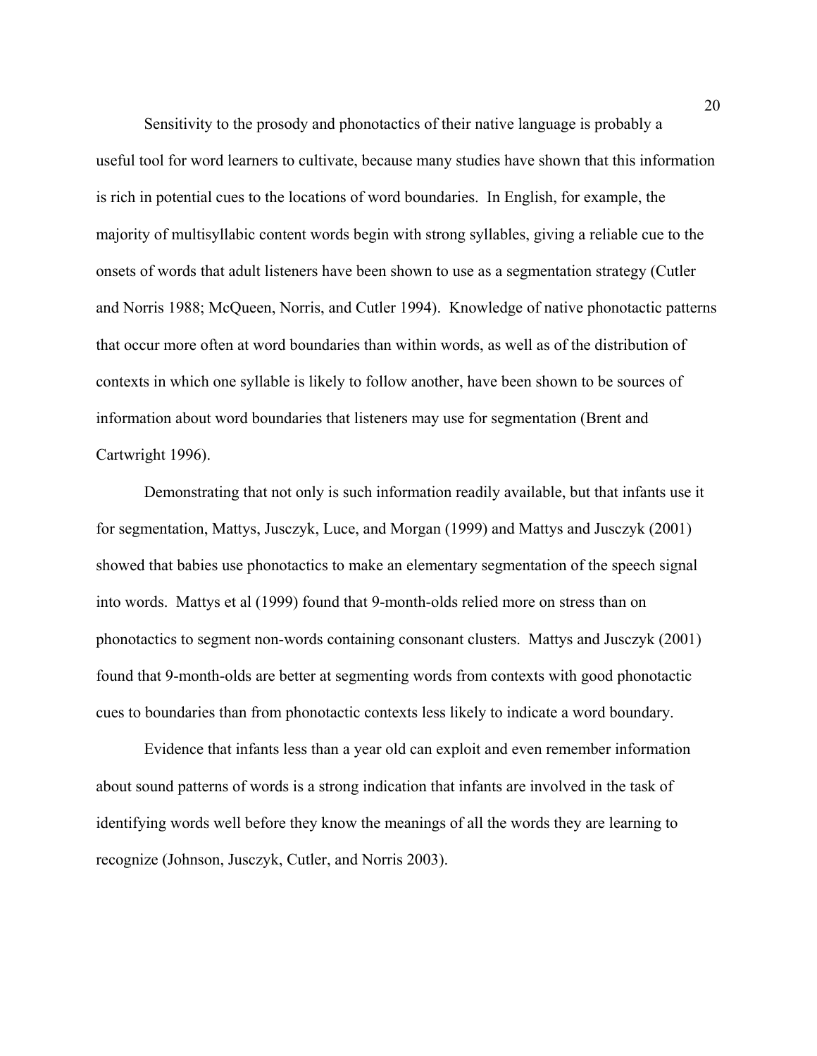Sensitivity to the prosody and phonotactics of their native language is probably a useful tool for word learners to cultivate, because many studies have shown that this information is rich in potential cues to the locations of word boundaries. In English, for example, the majority of multisyllabic content words begin with strong syllables, giving a reliable cue to the onsets of words that adult listeners have been shown to use as a segmentation strategy (Cutler and Norris 1988; McQueen, Norris, and Cutler 1994). Knowledge of native phonotactic patterns that occur more often at word boundaries than within words, as well as of the distribution of contexts in which one syllable is likely to follow another, have been shown to be sources of information about word boundaries that listeners may use for segmentation (Brent and Cartwright 1996).

Demonstrating that not only is such information readily available, but that infants use it for segmentation, Mattys, Jusczyk, Luce, and Morgan (1999) and Mattys and Jusczyk (2001) showed that babies use phonotactics to make an elementary segmentation of the speech signal into words. Mattys et al (1999) found that 9-month-olds relied more on stress than on phonotactics to segment non-words containing consonant clusters. Mattys and Jusczyk (2001) found that 9-month-olds are better at segmenting words from contexts with good phonotactic cues to boundaries than from phonotactic contexts less likely to indicate a word boundary.

Evidence that infants less than a year old can exploit and even remember information about sound patterns of words is a strong indication that infants are involved in the task of identifying words well before they know the meanings of all the words they are learning to recognize (Johnson, Jusczyk, Cutler, and Norris 2003).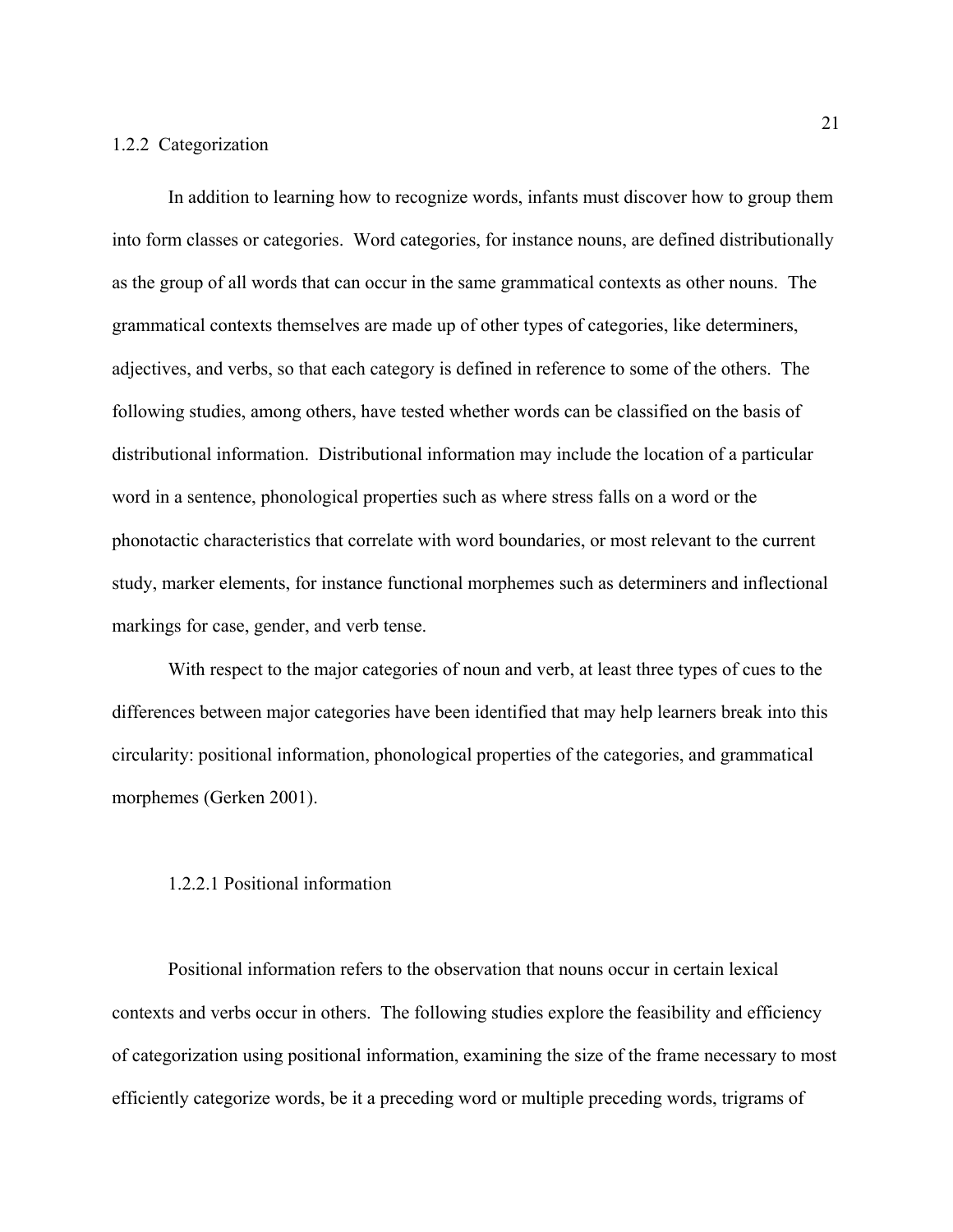### 1.2.2 Categorization

In addition to learning how to recognize words, infants must discover how to group them into form classes or categories. Word categories, for instance nouns, are defined distributionally as the group of all words that can occur in the same grammatical contexts as other nouns. The grammatical contexts themselves are made up of other types of categories, like determiners, adjectives, and verbs, so that each category is defined in reference to some of the others. The following studies, among others, have tested whether words can be classified on the basis of distributional information. Distributional information may include the location of a particular word in a sentence, phonological properties such as where stress falls on a word or the phonotactic characteristics that correlate with word boundaries, or most relevant to the current study, marker elements, for instance functional morphemes such as determiners and inflectional markings for case, gender, and verb tense.

With respect to the major categories of noun and verb, at least three types of cues to the differences between major categories have been identified that may help learners break into this circularity: positional information, phonological properties of the categories, and grammatical morphemes (Gerken 2001).

#### 1.2.2.1 Positional information

Positional information refers to the observation that nouns occur in certain lexical contexts and verbs occur in others. The following studies explore the feasibility and efficiency of categorization using positional information, examining the size of the frame necessary to most efficiently categorize words, be it a preceding word or multiple preceding words, trigrams of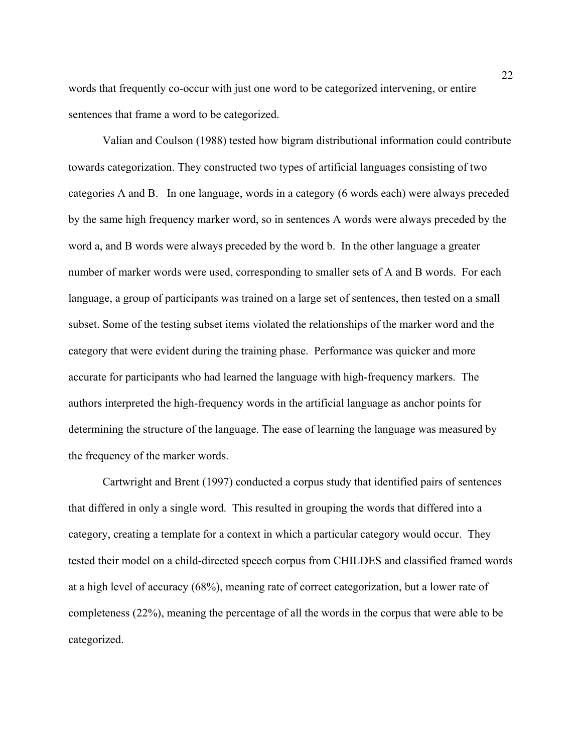words that frequently co-occur with just one word to be categorized intervening, or entire sentences that frame a word to be categorized.

Valian and Coulson (1988) tested how bigram distributional information could contribute towards categorization. They constructed two types of artificial languages consisting of two categories A and B. In one language, words in a category (6 words each) were always preceded by the same high frequency marker word, so in sentences A words were always preceded by the word a, and B words were always preceded by the word b. In the other language a greater number of marker words were used, corresponding to smaller sets of A and B words. For each language, a group of participants was trained on a large set of sentences, then tested on a small subset. Some of the testing subset items violated the relationships of the marker word and the category that were evident during the training phase. Performance was quicker and more accurate for participants who had learned the language with high-frequency markers. The authors interpreted the high-frequency words in the artificial language as anchor points for determining the structure of the language. The ease of learning the language was measured by the frequency of the marker words.

Cartwright and Brent (1997) conducted a corpus study that identified pairs of sentences that differed in only a single word. This resulted in grouping the words that differed into a category, creating a template for a context in which a particular category would occur. They tested their model on a child-directed speech corpus from CHILDES and classified framed words at a high level of accuracy (68%), meaning rate of correct categorization, but a lower rate of completeness (22%), meaning the percentage of all the words in the corpus that were able to be categorized.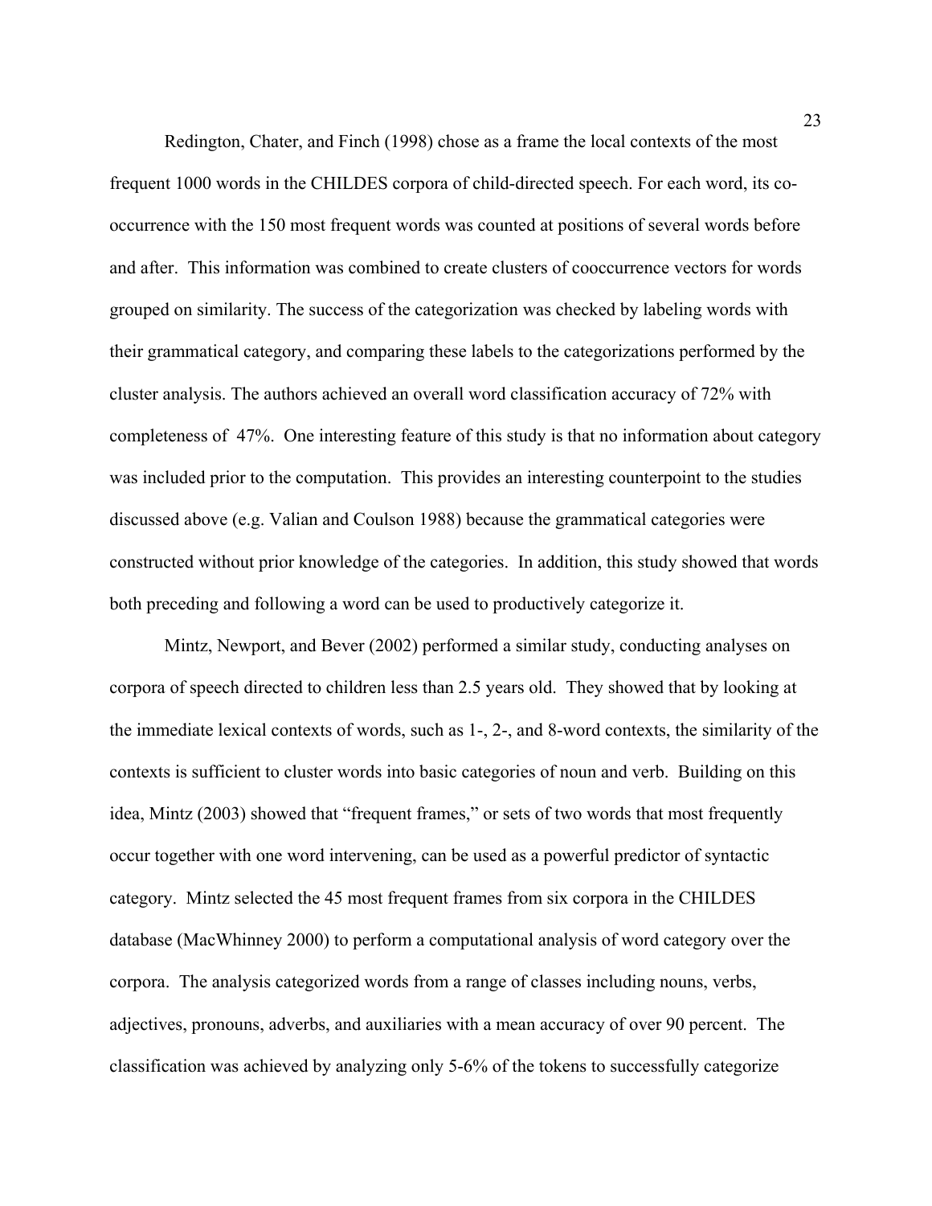Redington, Chater, and Finch (1998) chose as a frame the local contexts of the most frequent 1000 words in the CHILDES corpora of child-directed speech. For each word, its co-occurrence with the 150 most frequent words was counted at positions of several words before and after. This information was combined to create clusters of cooccurrence vectors for words grouped on similarity. The success of the categorization was checked by labeling words with their grammatical category, and comparing these labels to the categorizations performed by the cluster analysis. The authors achieved an overall word classification accuracy of 72% with completeness of 47%. One interesting feature of this study is that no information about category was included prior to the computation. This provides an interesting counterpoint to the studies discussed above (e.g. Valian and Coulson 1988) because the grammatical categories were constructed without prior knowledge of the categories. In addition, this study showed that words both preceding and following a word can be used to productively categorize it.

Mintz, Newport, and Bever (2002) performed a similar study, conducting analyses on corpora of speech directed to children less than 2.5 years old. They showed that by looking at the immediate lexical contexts of words, such as 1-, 2-, and 8-word contexts, the similarity of the contexts is sufficient to cluster words into basic categories of noun and verb. Building on this idea, Mintz (2003) showed that "frequent frames," or sets of two words that most frequently occur together with one word intervening, can be used as a powerful predictor of syntactic category. Mintz selected the 45 most frequent frames from six corpora in the CHILDES database (MacWhinney 2000) to perform a computational analysis of word category over the corpora. The analysis categorized words from a range of classes including nouns, verbs, adjectives, pronouns, adverbs, and auxiliaries with a mean accuracy of over 90 percent. The classification was achieved by analyzing only 5-6% of the tokens to successfully categorize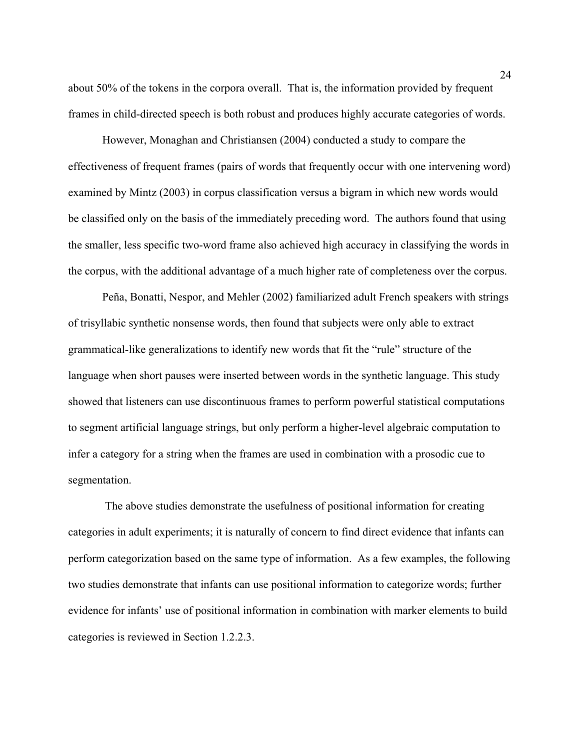about 50% of the tokens in the corpora overall. That is, the information provided by frequent frames in child-directed speech is both robust and produces highly accurate categories of words.

However, Monaghan and Christiansen (2004) conducted a study to compare the effectiveness of frequent frames (pairs of words that frequently occur with one intervening word) examined by Mintz (2003) in corpus classification versus a bigram in which new words would be classified only on the basis of the immediately preceding word. The authors found that using the smaller, less specific two-word frame also achieved high accuracy in classifying the words in the corpus, with the additional advantage of a much higher rate of completeness over the corpus.

Peña, Bonatti, Nespor, and Mehler (2002) familiarized adult French speakers with strings of trisyllabic synthetic nonsense words, then found that subjects were only able to extract grammatical-like generalizations to identify new words that fit the "rule" structure of the language when short pauses were inserted between words in the synthetic language. This study showed that listeners can use discontinuous frames to perform powerful statistical computations to segment artificial language strings, but only perform a higher-level algebraic computation to infer a category for a string when the frames are used in combination with a prosodic cue to segmentation.

The above studies demonstrate the usefulness of positional information for creating categories in adult experiments; it is naturally of concern to find direct evidence that infants can perform categorization based on the same type of information. As a few examples, the following two studies demonstrate that infants can use positional information to categorize words; further evidence for infants' use of positional information in combination with marker elements to build categories is reviewed in Section 1.2.2.3.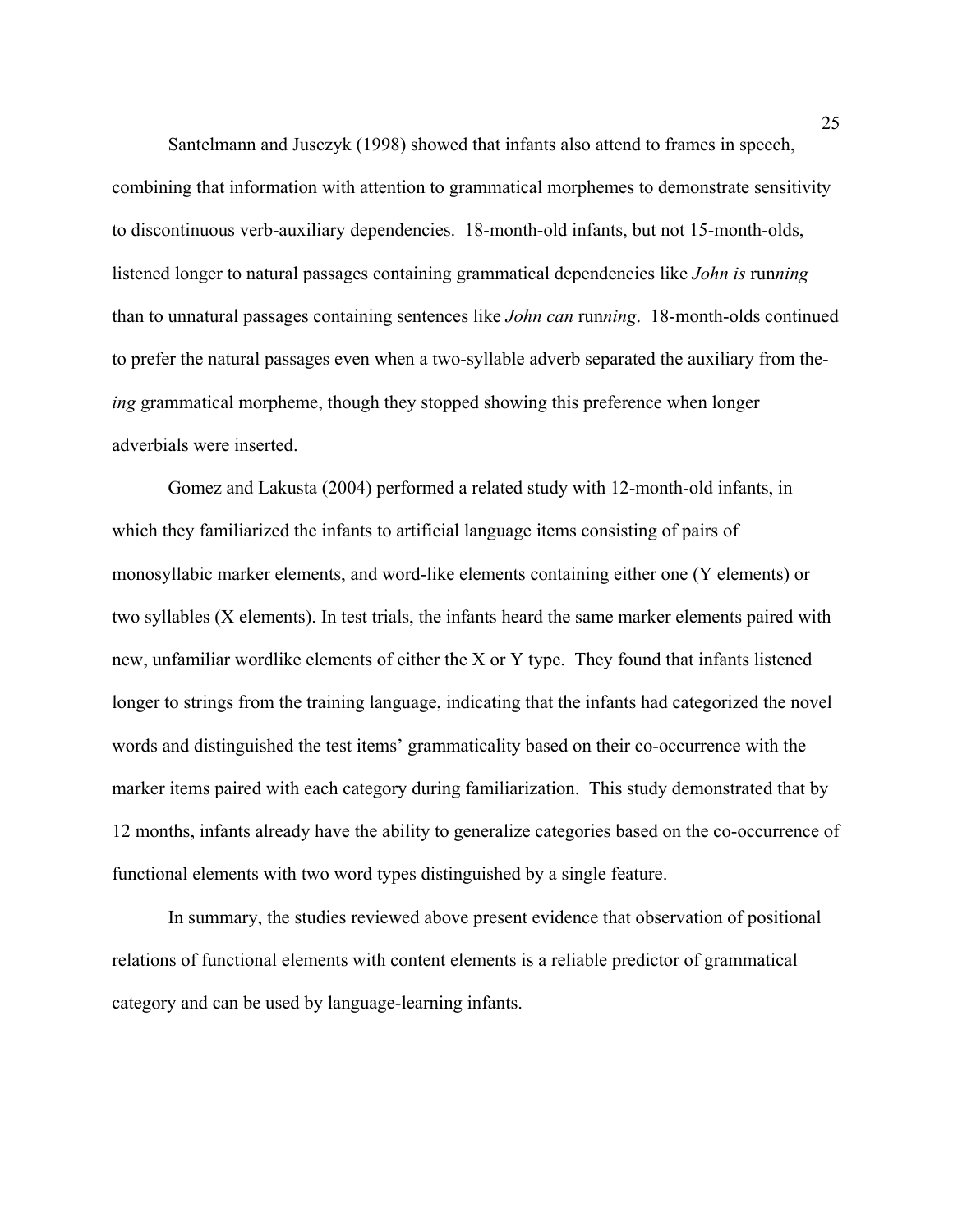Santelmann and Jusczyk (1998) showed that infants also attend to frames in speech, combining that information with attention to grammatical morphemes to demonstrate sensitivity to discontinuous verb-auxiliary dependencies. 18-month-old infants, but not 15-month-olds, listened longer to natural passages containing grammatical dependencies like *John is* run*ning* than to unnatural passages containing sentences like *John can* run*ning*. 18-month-olds continued to prefer the natural passages even when a two-syllable adverb separated the auxiliary from the-*ing* grammatical morpheme, though they stopped showing this preference when longer adverbials were inserted.

Gomez and Lakusta (2004) performed a related study with 12-month-old infants, in which they familiarized the infants to artificial language items consisting of pairs of monosyllabic marker elements, and word-like elements containing either one (Y elements) or two syllables (X elements). In test trials, the infants heard the same marker elements paired with new, unfamiliar wordlike elements of either the X or Y type. They found that infants listened longer to strings from the training language, indicating that the infants had categorized the novel words and distinguished the test items' grammaticality based on their co-occurrence with the marker items paired with each category during familiarization. This study demonstrated that by 12 months, infants already have the ability to generalize categories based on the co-occurrence of functional elements with two word types distinguished by a single feature.

In summary, the studies reviewed above present evidence that observation of positional relations of functional elements with content elements is a reliable predictor of grammatical category and can be used by language-learning infants.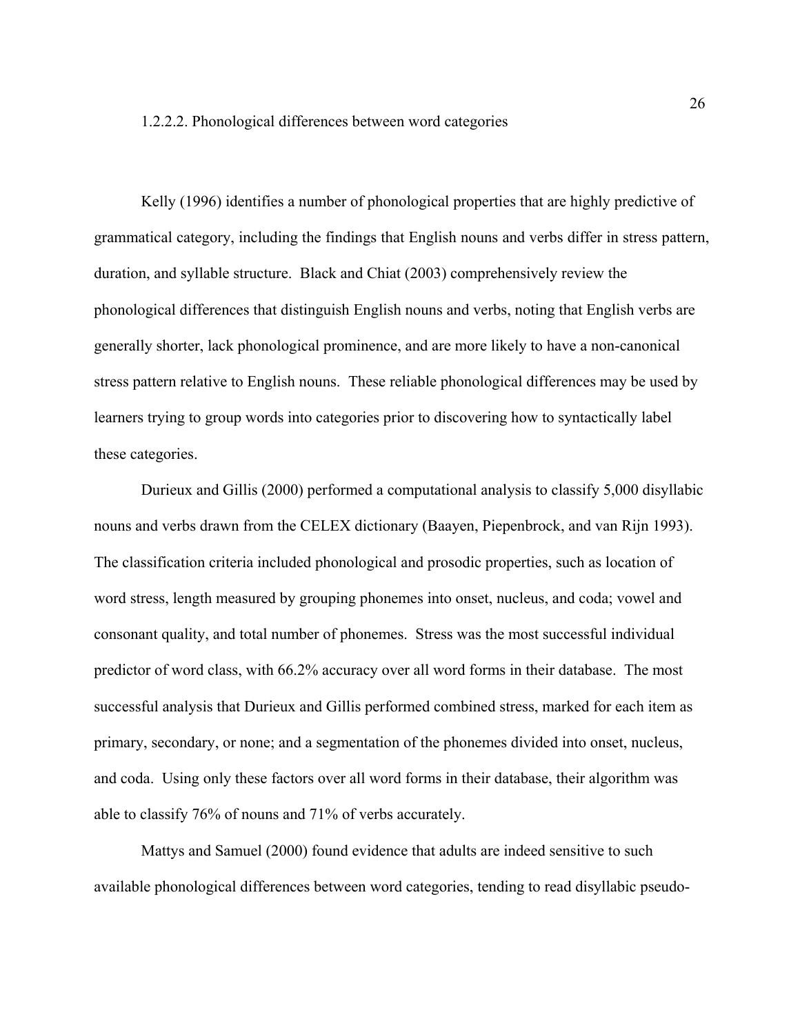#### 1.2.2.2. Phonological differences between word categories

Kelly (1996) identifies a number of phonological properties that are highly predictive of grammatical category, including the findings that English nouns and verbs differ in stress pattern, duration, and syllable structure. Black and Chiat (2003) comprehensively review the phonological differences that distinguish English nouns and verbs, noting that English verbs are generally shorter, lack phonological prominence, and are more likely to have a non-canonical stress pattern relative to English nouns. These reliable phonological differences may be used by learners trying to group words into categories prior to discovering how to syntactically label these categories.

Durieux and Gillis (2000) performed a computational analysis to classify 5,000 disyllabic nouns and verbs drawn from the CELEX dictionary (Baayen, Piepenbrock, and van Rijn 1993). The classification criteria included phonological and prosodic properties, such as location of word stress, length measured by grouping phonemes into onset, nucleus, and coda; vowel and consonant quality, and total number of phonemes. Stress was the most successful individual predictor of word class, with 66.2% accuracy over all word forms in their database. The most successful analysis that Durieux and Gillis performed combined stress, marked for each item as primary, secondary, or none; and a segmentation of the phonemes divided into onset, nucleus, and coda. Using only these factors over all word forms in their database, their algorithm was able to classify 76% of nouns and 71% of verbs accurately.

Mattys and Samuel (2000) found evidence that adults are indeed sensitive to such available phonological differences between word categories, tending to read disyllabic pseudo-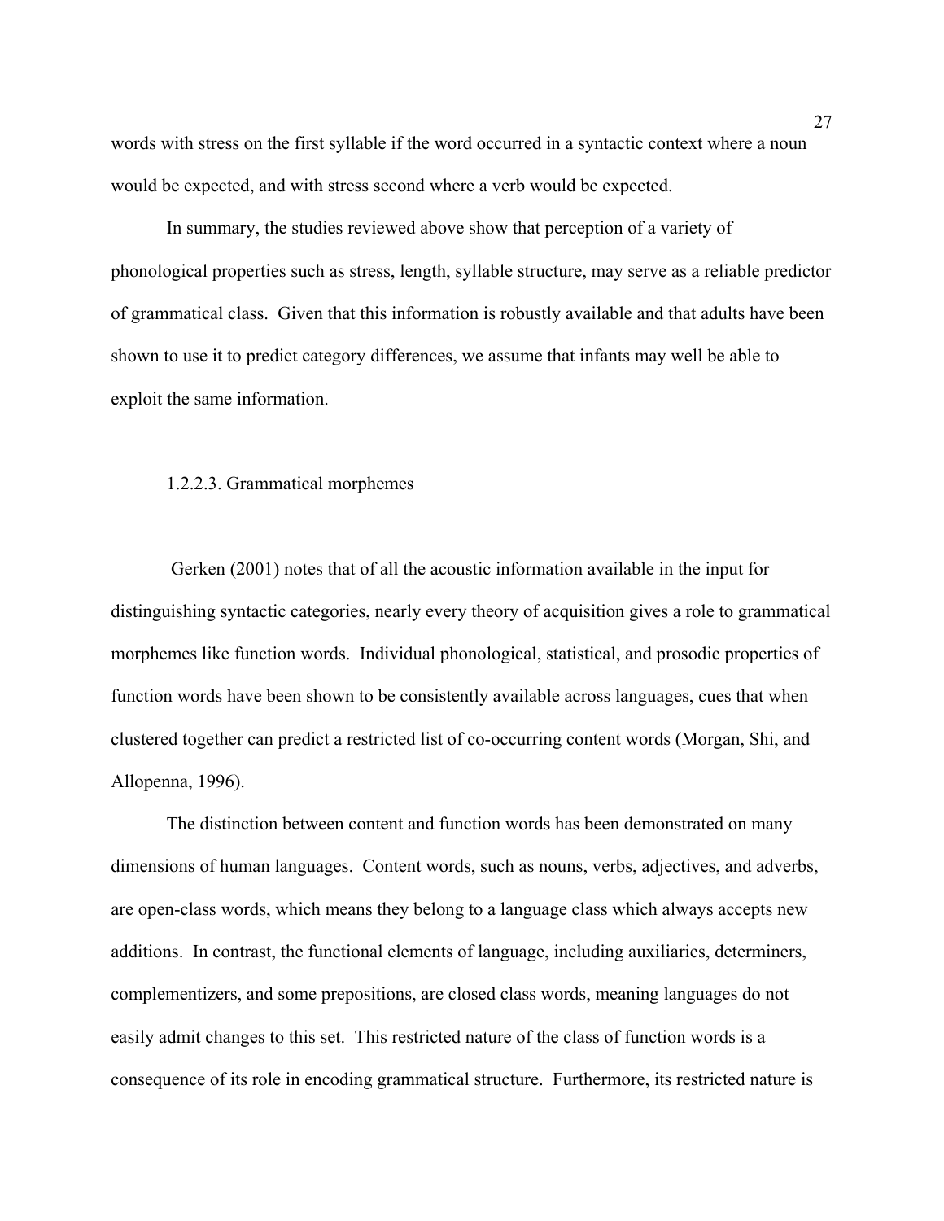words with stress on the first syllable if the word occurred in a syntactic context where a noun would be expected, and with stress second where a verb would be expected.

In summary, the studies reviewed above show that perception of a variety of phonological properties such as stress, length, syllable structure, may serve as a reliable predictor of grammatical class. Given that this information is robustly available and that adults have been shown to use it to predict category differences, we assume that infants may well be able to exploit the same information.

#### 1.2.2.3. Grammatical morphemes

Gerken (2001) notes that of all the acoustic information available in the input for distinguishing syntactic categories, nearly every theory of acquisition gives a role to grammatical morphemes like function words. Individual phonological, statistical, and prosodic properties of function words have been shown to be consistently available across languages, cues that when clustered together can predict a restricted list of co-occurring content words (Morgan, Shi, and Allopenna, 1996).

The distinction between content and function words has been demonstrated on many dimensions of human languages. Content words, such as nouns, verbs, adjectives, and adverbs, are open-class words, which means they belong to a language class which always accepts new additions. In contrast, the functional elements of language, including auxiliaries, determiners, complementizers, and some prepositions, are closed class words, meaning languages do not easily admit changes to this set. This restricted nature of the class of function words is a consequence of its role in encoding grammatical structure. Furthermore, its restricted nature is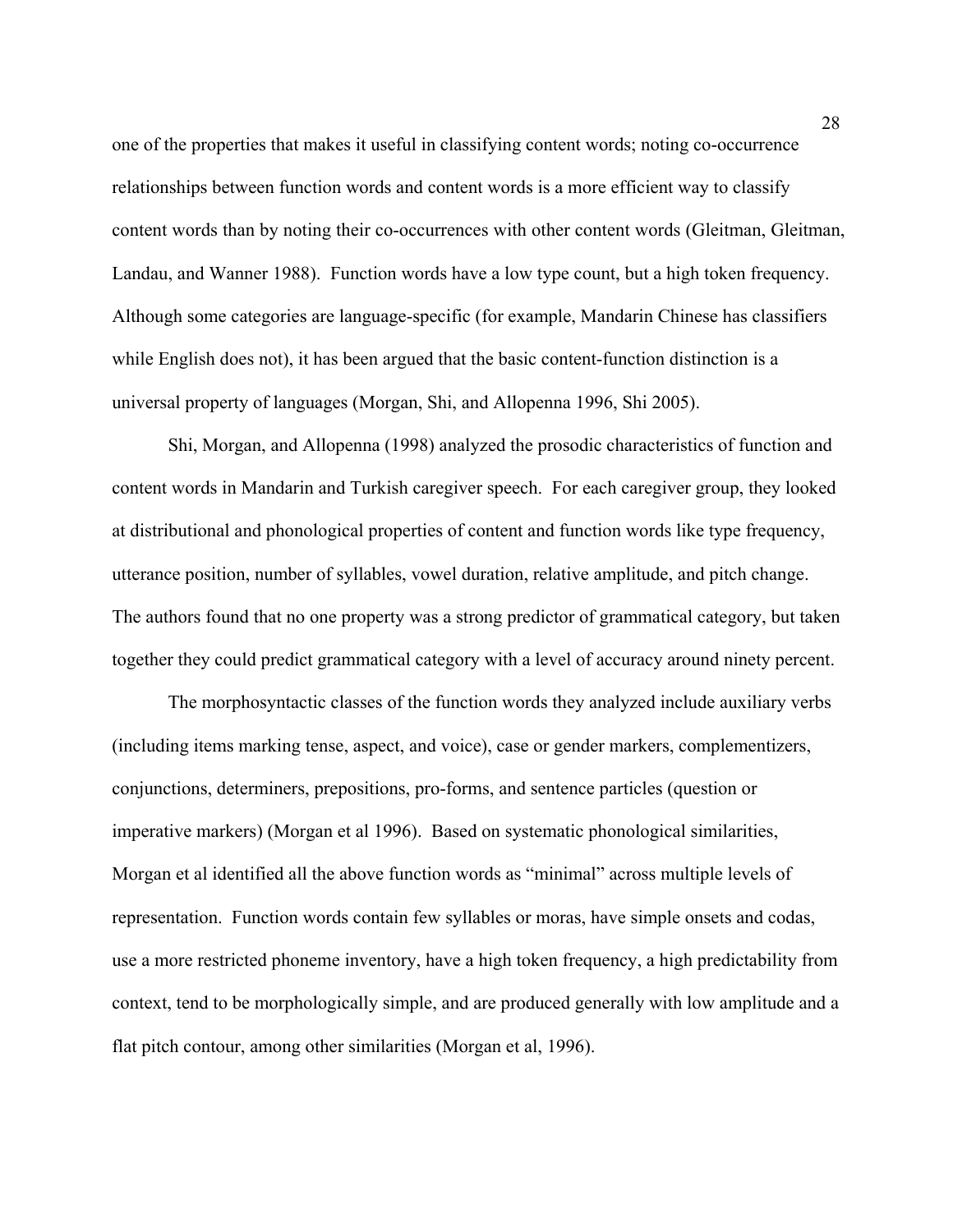one of the properties that makes it useful in classifying content words; noting co-occurrence relationships between function words and content words is a more efficient way to classify content words than by noting their co-occurrences with other content words (Gleitman, Gleitman, Landau, and Wanner 1988). Function words have a low type count, but a high token frequency. Although some categories are language-specific (for example, Mandarin Chinese has classifiers while English does not), it has been argued that the basic content-function distinction is a universal property of languages (Morgan, Shi, and Allopenna 1996, Shi 2005).

Shi, Morgan, and Allopenna (1998) analyzed the prosodic characteristics of function and content words in Mandarin and Turkish caregiver speech. For each caregiver group, they looked at distributional and phonological properties of content and function words like type frequency, utterance position, number of syllables, vowel duration, relative amplitude, and pitch change. The authors found that no one property was a strong predictor of grammatical category, but taken together they could predict grammatical category with a level of accuracy around ninety percent.

The morphosyntactic classes of the function words they analyzed include auxiliary verbs (including items marking tense, aspect, and voice), case or gender markers, complementizers, conjunctions, determiners, prepositions, pro-forms, and sentence particles (question or imperative markers) (Morgan et al 1996). Based on systematic phonological similarities, Morgan et al identified all the above function words as "minimal" across multiple levels of representation. Function words contain few syllables or moras, have simple onsets and codas, use a more restricted phoneme inventory, have a high token frequency, a high predictability from context, tend to be morphologically simple, and are produced generally with low amplitude and a flat pitch contour, among other similarities (Morgan et al, 1996).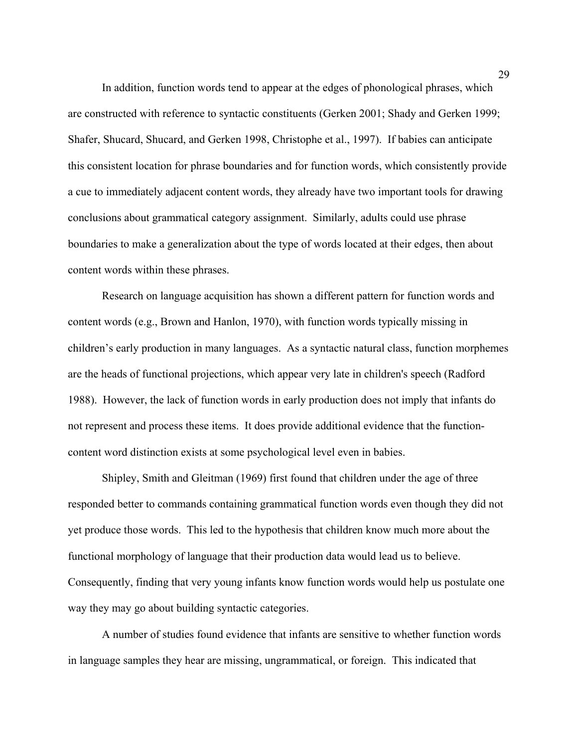In addition, function words tend to appear at the edges of phonological phrases, which are constructed with reference to syntactic constituents (Gerken 2001; Shady and Gerken 1999; Shafer, Shucard, Shucard, and Gerken 1998, Christophe et al., 1997). If babies can anticipate this consistent location for phrase boundaries and for function words, which consistently provide a cue to immediately adjacent content words, they already have two important tools for drawing conclusions about grammatical category assignment. Similarly, adults could use phrase boundaries to make a generalization about the type of words located at their edges, then about content words within these phrases.

Research on language acquisition has shown a different pattern for function words and content words (e.g., Brown and Hanlon, 1970), with function words typically missing in children's early production in many languages. As a syntactic natural class, function morphemes are the heads of functional projections, which appear very late in children's speech (Radford 1988). However, the lack of function words in early production does not imply that infants do not represent and process these items. It does provide additional evidence that the function-content word distinction exists at some psychological level even in babies.

Shipley, Smith and Gleitman (1969) first found that children under the age of three responded better to commands containing grammatical function words even though they did not yet produce those words. This led to the hypothesis that children know much more about the functional morphology of language that their production data would lead us to believe. Consequently, finding that very young infants know function words would help us postulate one way they may go about building syntactic categories.

A number of studies found evidence that infants are sensitive to whether function words in language samples they hear are missing, ungrammatical, or foreign. This indicated that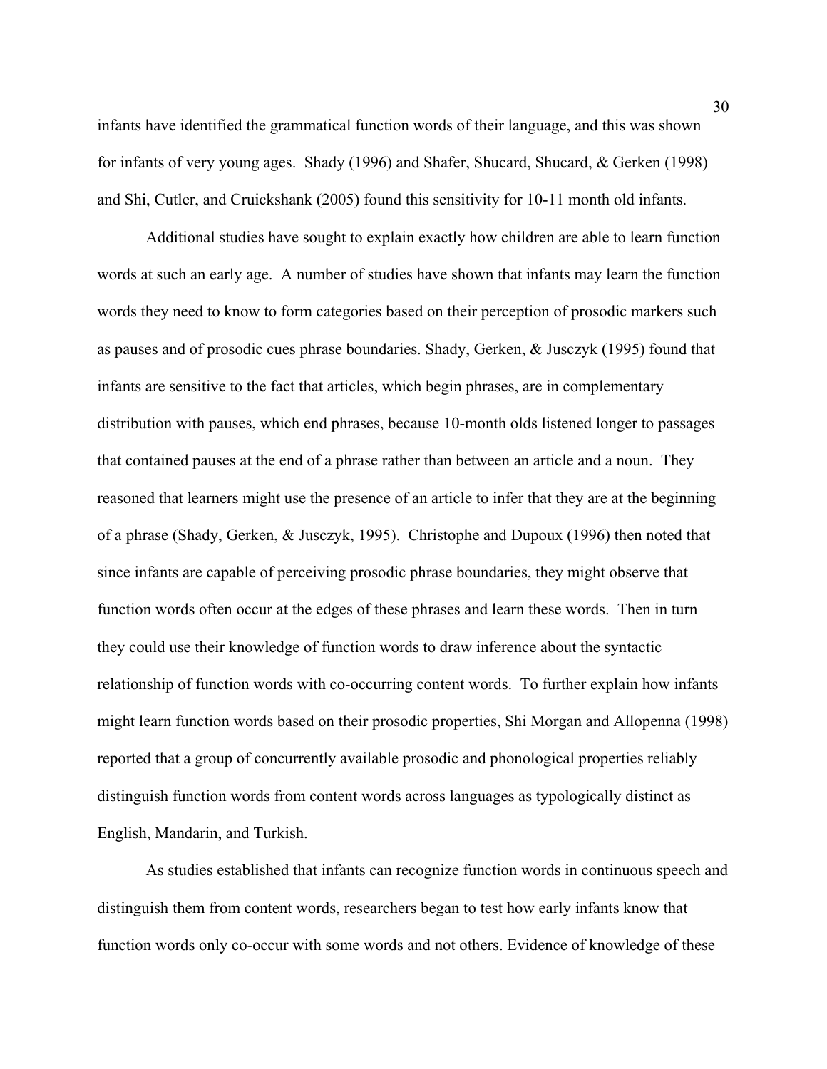infants have identified the grammatical function words of their language, and this was shown for infants of very young ages. Shady (1996) and Shafer, Shucard, Shucard, & Gerken (1998) and Shi, Cutler, and Cruickshank (2005) found this sensitivity for 10-11 month old infants.

Additional studies have sought to explain exactly how children are able to learn function words at such an early age. A number of studies have shown that infants may learn the function words they need to know to form categories based on their perception of prosodic markers such as pauses and of prosodic cues phrase boundaries. Shady, Gerken, & Jusczyk (1995) found that infants are sensitive to the fact that articles, which begin phrases, are in complementary distribution with pauses, which end phrases, because 10-month olds listened longer to passages that contained pauses at the end of a phrase rather than between an article and a noun. They reasoned that learners might use the presence of an article to infer that they are at the beginning of a phrase (Shady, Gerken, & Jusczyk, 1995). Christophe and Dupoux (1996) then noted that since infants are capable of perceiving prosodic phrase boundaries, they might observe that function words often occur at the edges of these phrases and learn these words. Then in turn they could use their knowledge of function words to draw inference about the syntactic relationship of function words with co-occurring content words. To further explain how infants might learn function words based on their prosodic properties, Shi Morgan and Allopenna (1998) reported that a group of concurrently available prosodic and phonological properties reliably distinguish function words from content words across languages as typologically distinct as English, Mandarin, and Turkish.

As studies established that infants can recognize function words in continuous speech and distinguish them from content words, researchers began to test how early infants know that function words only co-occur with some words and not others. Evidence of knowledge of these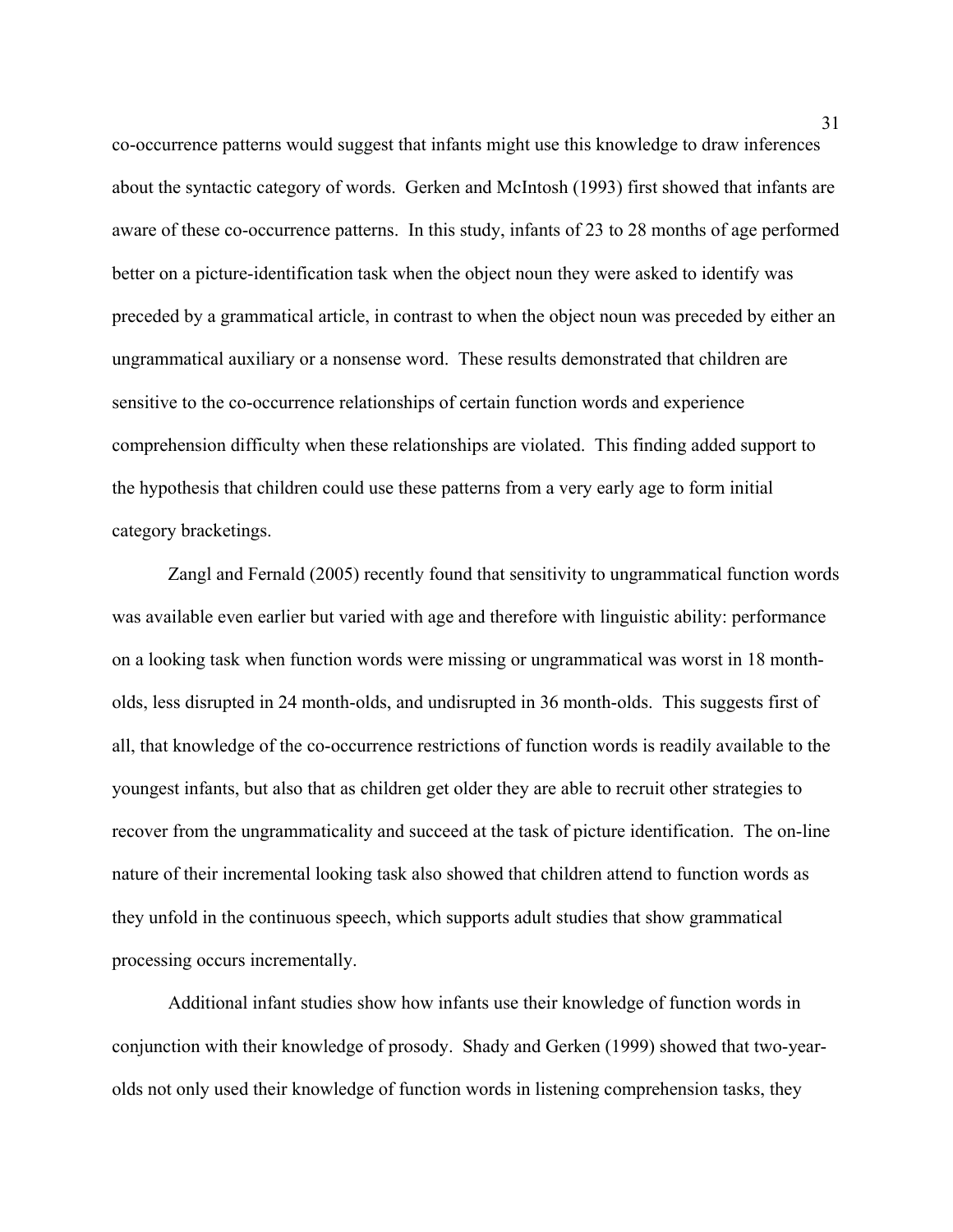co-occurrence patterns would suggest that infants might use this knowledge to draw inferences about the syntactic category of words. Gerken and McIntosh (1993) first showed that infants are aware of these co-occurrence patterns. In this study, infants of 23 to 28 months of age performed better on a picture-identification task when the object noun they were asked to identify was preceded by a grammatical article, in contrast to when the object noun was preceded by either an ungrammatical auxiliary or a nonsense word. These results demonstrated that children are sensitive to the co-occurrence relationships of certain function words and experience comprehension difficulty when these relationships are violated. This finding added support to the hypothesis that children could use these patterns from a very early age to form initial category bracketings.

Zangl and Fernald (2005) recently found that sensitivity to ungrammatical function words was available even earlier but varied with age and therefore with linguistic ability: performance on a looking task when function words were missing or ungrammatical was worst in 18 month-olds, less disrupted in 24 month-olds, and undisrupted in 36 month-olds. This suggests first of all, that knowledge of the co-occurrence restrictions of function words is readily available to the youngest infants, but also that as children get older they are able to recruit other strategies to recover from the ungrammaticality and succeed at the task of picture identification. The on-line nature of their incremental looking task also showed that children attend to function words as they unfold in the continuous speech, which supports adult studies that show grammatical processing occurs incrementally.

Additional infant studies show how infants use their knowledge of function words in conjunction with their knowledge of prosody. Shady and Gerken (1999) showed that two-year-olds not only used their knowledge of function words in listening comprehension tasks, they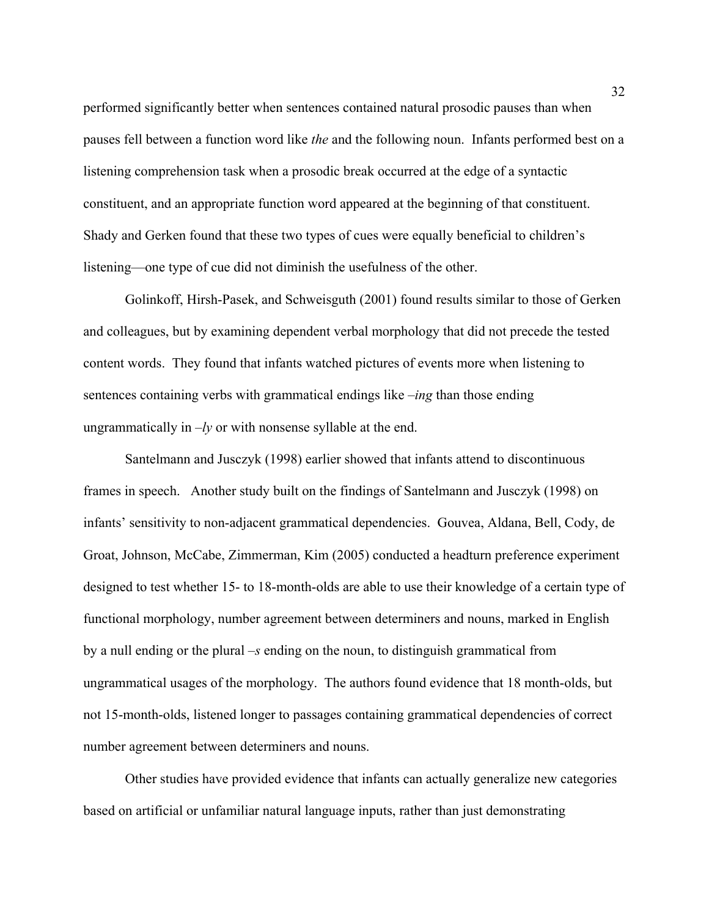performed significantly better when sentences contained natural prosodic pauses than when pauses fell between a function word like *the* and the following noun. Infants performed best on a listening comprehension task when a prosodic break occurred at the edge of a syntactic constituent, and an appropriate function word appeared at the beginning of that constituent. Shady and Gerken found that these two types of cues were equally beneficial to children's listening—one type of cue did not diminish the usefulness of the other.

Golinkoff, Hirsh-Pasek, and Schweisguth (2001) found results similar to those of Gerken and colleagues, but by examining dependent verbal morphology that did not precede the tested content words. They found that infants watched pictures of events more when listening to sentences containing verbs with grammatical endings like *–ing* than those ending ungrammatically in *–ly* or with nonsense syllable at the end.

Santelmann and Jusczyk (1998) earlier showed that infants attend to discontinuous frames in speech. Another study built on the findings of Santelmann and Jusczyk (1998) on infants' sensitivity to non-adjacent grammatical dependencies. Gouvea, Aldana, Bell, Cody, de Groat, Johnson, McCabe, Zimmerman, Kim (2005) conducted a headturn preference experiment designed to test whether 15- to 18-month-olds are able to use their knowledge of a certain type of functional morphology, number agreement between determiners and nouns, marked in English by a null ending or the plural *–s* ending on the noun, to distinguish grammatical from ungrammatical usages of the morphology. The authors found evidence that 18 month-olds, but not 15-month-olds, listened longer to passages containing grammatical dependencies of correct number agreement between determiners and nouns.

Other studies have provided evidence that infants can actually generalize new categories based on artificial or unfamiliar natural language inputs, rather than just demonstrating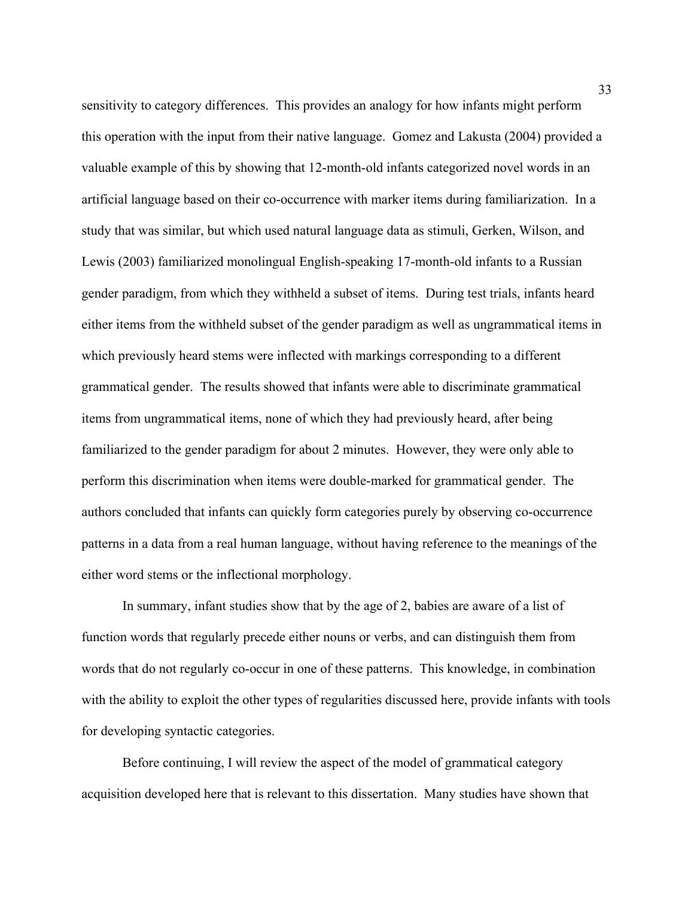sensitivity to category differences. This provides an analogy for how infants might perform this operation with the input from their native language. Gomez and Lakusta (2004) provided a valuable example of this by showing that 12-month-old infants categorized novel words in an artificial language based on their co-occurrence with marker items during familiarization. In a study that was similar, but which used natural language data as stimuli, Gerken, Wilson, and Lewis (2003) familiarized monolingual English-speaking 17-month-old infants to a Russian gender paradigm, from which they withheld a subset of items. During test trials, infants heard either items from the withheld subset of the gender paradigm as well as ungrammatical items in which previously heard stems were inflected with markings corresponding to a different grammatical gender. The results showed that infants were able to discriminate grammatical items from ungrammatical items, none of which they had previously heard, after being familiarized to the gender paradigm for about 2 minutes. However, they were only able to perform this discrimination when items were double-marked for grammatical gender. The authors concluded that infants can quickly form categories purely by observing co-occurrence patterns in a data from a real human language, without having reference to the meanings of the either word stems or the inflectional morphology.

In summary, infant studies show that by the age of 2, babies are aware of a list of function words that regularly precede either nouns or verbs, and can distinguish them from words that do not regularly co-occur in one of these patterns. This knowledge, in combination with the ability to exploit the other types of regularities discussed here, provide infants with tools for developing syntactic categories.

Before continuing, I will review the aspect of the model of grammatical category acquisition developed here that is relevant to this dissertation. Many studies have shown that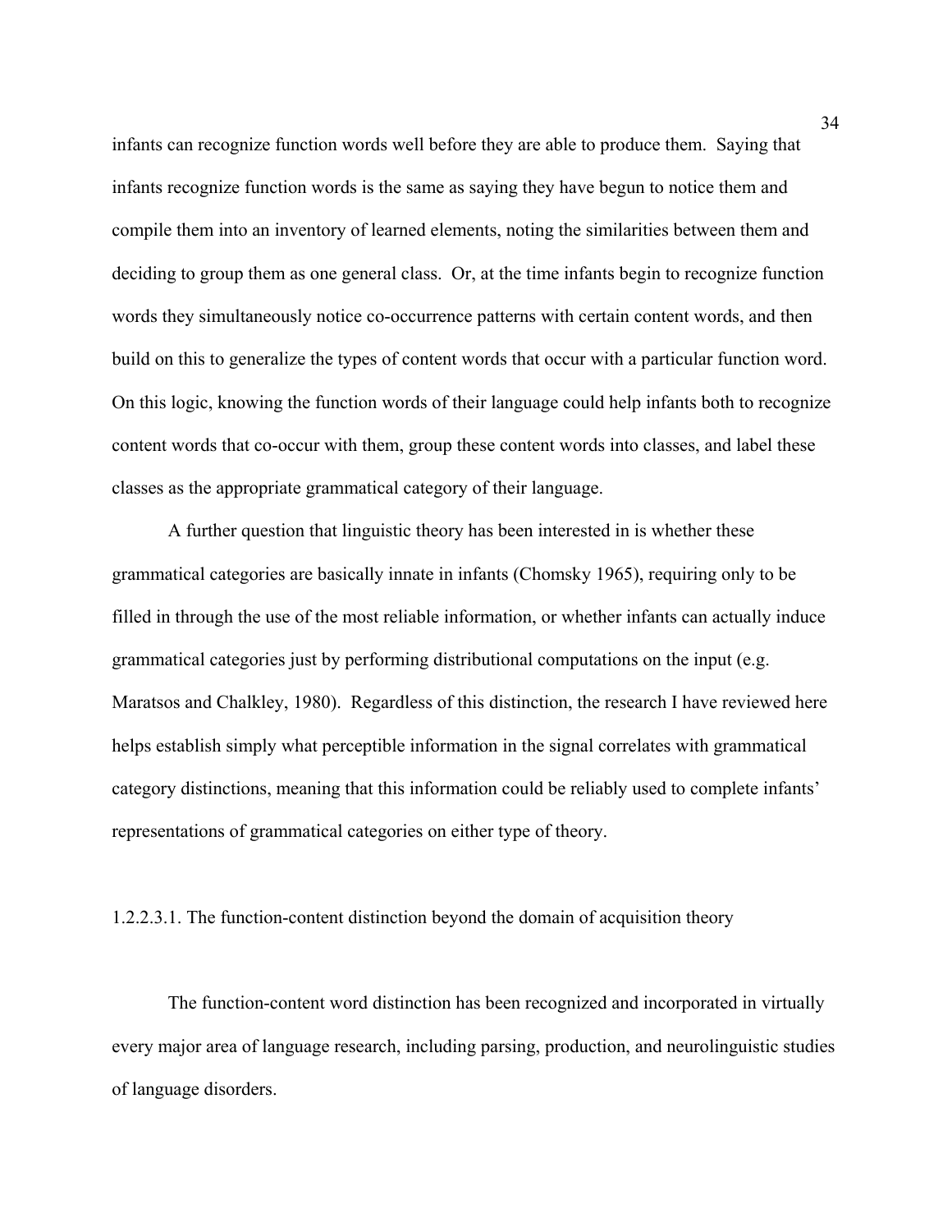infants can recognize function words well before they are able to produce them. Saying that infants recognize function words is the same as saying they have begun to notice them and compile them into an inventory of learned elements, noting the similarities between them and deciding to group them as one general class. Or, at the time infants begin to recognize function words they simultaneously notice co-occurrence patterns with certain content words, and then build on this to generalize the types of content words that occur with a particular function word. On this logic, knowing the function words of their language could help infants both to recognize content words that co-occur with them, group these content words into classes, and label these classes as the appropriate grammatical category of their language.

A further question that linguistic theory has been interested in is whether these grammatical categories are basically innate in infants (Chomsky 1965), requiring only to be filled in through the use of the most reliable information, or whether infants can actually induce grammatical categories just by performing distributional computations on the input (e.g. Maratsos and Chalkley, 1980). Regardless of this distinction, the research I have reviewed here helps establish simply what perceptible information in the signal correlates with grammatical category distinctions, meaning that this information could be reliably used to complete infants' representations of grammatical categories on either type of theory.

#### 1.2.2.3.1. The function-content distinction beyond the domain of acquisition theory

The function-content word distinction has been recognized and incorporated in virtually every major area of language research, including parsing, production, and neurolinguistic studies of language disorders.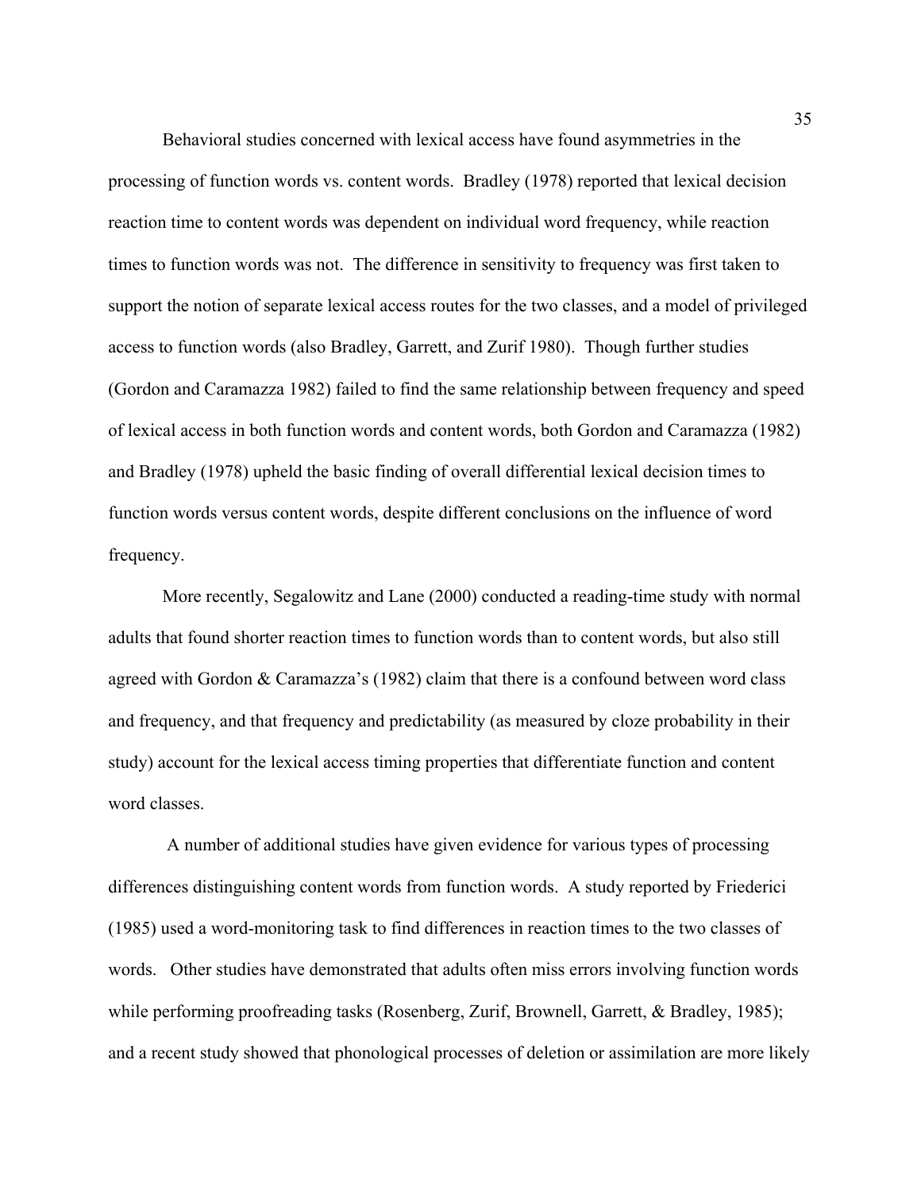Behavioral studies concerned with lexical access have found asymmetries in the processing of function words vs. content words. Bradley (1978) reported that lexical decision reaction time to content words was dependent on individual word frequency, while reaction times to function words was not. The difference in sensitivity to frequency was first taken to support the notion of separate lexical access routes for the two classes, and a model of privileged access to function words (also Bradley, Garrett, and Zurif 1980). Though further studies (Gordon and Caramazza 1982) failed to find the same relationship between frequency and speed of lexical access in both function words and content words, both Gordon and Caramazza (1982) and Bradley (1978) upheld the basic finding of overall differential lexical decision times to function words versus content words, despite different conclusions on the influence of word frequency.

More recently, Segalowitz and Lane (2000) conducted a reading-time study with normal adults that found shorter reaction times to function words than to content words, but also still agreed with Gordon & Caramazza's (1982) claim that there is a confound between word class and frequency, and that frequency and predictability (as measured by cloze probability in their study) account for the lexical access timing properties that differentiate function and content word classes.

A number of additional studies have given evidence for various types of processing differences distinguishing content words from function words. A study reported by Friederici (1985) used a word-monitoring task to find differences in reaction times to the two classes of words. Other studies have demonstrated that adults often miss errors involving function words while performing proofreading tasks (Rosenberg, Zurif, Brownell, Garrett, & Bradley, 1985); and a recent study showed that phonological processes of deletion or assimilation are more likely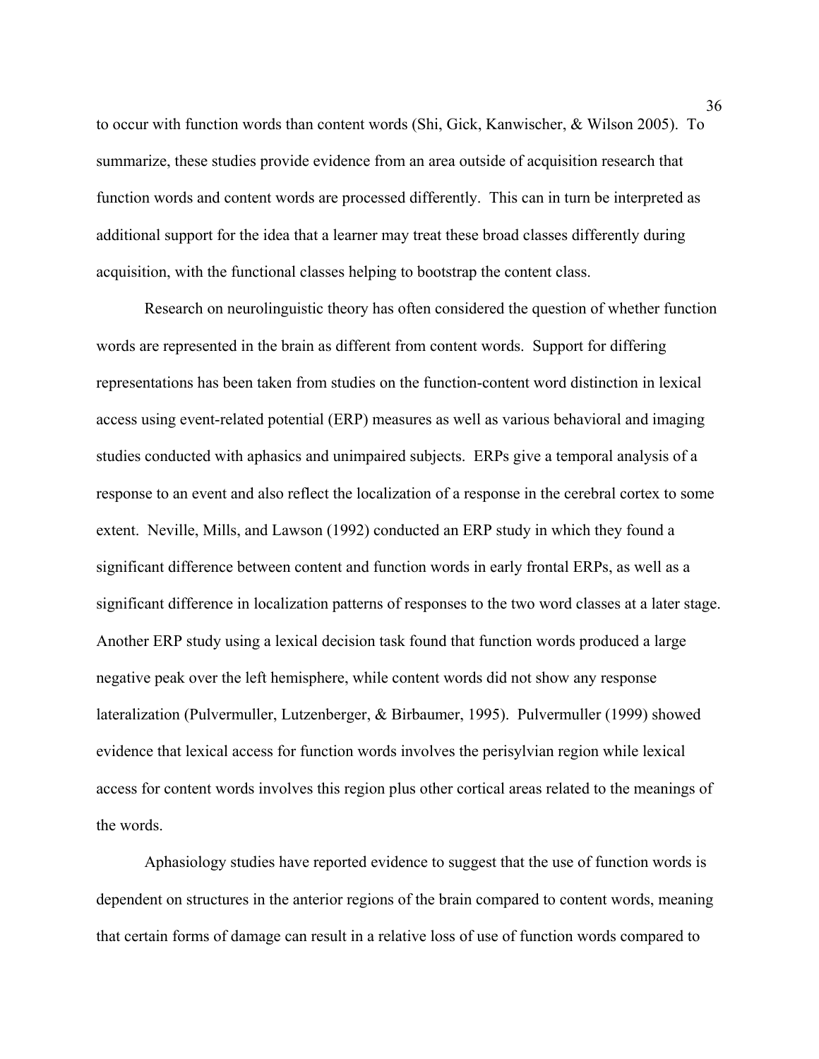to occur with function words than content words (Shi, Gick, Kanwischer, & Wilson 2005). To summarize, these studies provide evidence from an area outside of acquisition research that function words and content words are processed differently. This can in turn be interpreted as additional support for the idea that a learner may treat these broad classes differently during acquisition, with the functional classes helping to bootstrap the content class.

Research on neurolinguistic theory has often considered the question of whether function words are represented in the brain as different from content words. Support for differing representations has been taken from studies on the function-content word distinction in lexical access using event-related potential (ERP) measures as well as various behavioral and imaging studies conducted with aphasics and unimpaired subjects. ERPs give a temporal analysis of a response to an event and also reflect the localization of a response in the cerebral cortex to some extent. Neville, Mills, and Lawson (1992) conducted an ERP study in which they found a significant difference between content and function words in early frontal ERPs, as well as a significant difference in localization patterns of responses to the two word classes at a later stage. Another ERP study using a lexical decision task found that function words produced a large negative peak over the left hemisphere, while content words did not show any response lateralization (Pulvermuller, Lutzenberger, & Birbaumer, 1995). Pulvermuller (1999) showed evidence that lexical access for function words involves the perisylvian region while lexical access for content words involves this region plus other cortical areas related to the meanings of the words.

Aphasiology studies have reported evidence to suggest that the use of function words is dependent on structures in the anterior regions of the brain compared to content words, meaning that certain forms of damage can result in a relative loss of use of function words compared to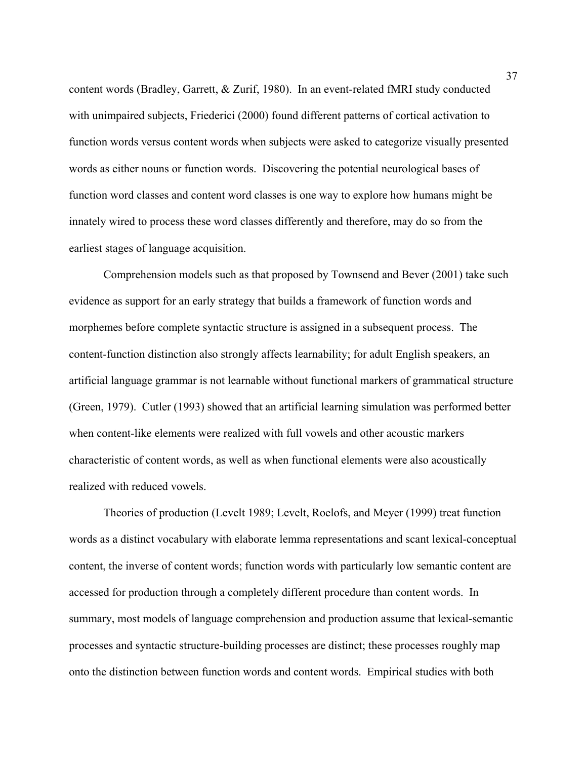content words (Bradley, Garrett, & Zurif, 1980). In an event-related fMRI study conducted with unimpaired subjects, Friederici (2000) found different patterns of cortical activation to function words versus content words when subjects were asked to categorize visually presented words as either nouns or function words. Discovering the potential neurological bases of function word classes and content word classes is one way to explore how humans might be innately wired to process these word classes differently and therefore, may do so from the earliest stages of language acquisition.

Comprehension models such as that proposed by Townsend and Bever (2001) take such evidence as support for an early strategy that builds a framework of function words and morphemes before complete syntactic structure is assigned in a subsequent process. The content-function distinction also strongly affects learnability; for adult English speakers, an artificial language grammar is not learnable without functional markers of grammatical structure (Green, 1979). Cutler (1993) showed that an artificial learning simulation was performed better when content-like elements were realized with full vowels and other acoustic markers characteristic of content words, as well as when functional elements were also acoustically realized with reduced vowels.

Theories of production (Levelt 1989; Levelt, Roelofs, and Meyer (1999) treat function words as a distinct vocabulary with elaborate lemma representations and scant lexical-conceptual content, the inverse of content words; function words with particularly low semantic content are accessed for production through a completely different procedure than content words. In summary, most models of language comprehension and production assume that lexical-semantic processes and syntactic structure-building processes are distinct; these processes roughly map onto the distinction between function words and content words. Empirical studies with both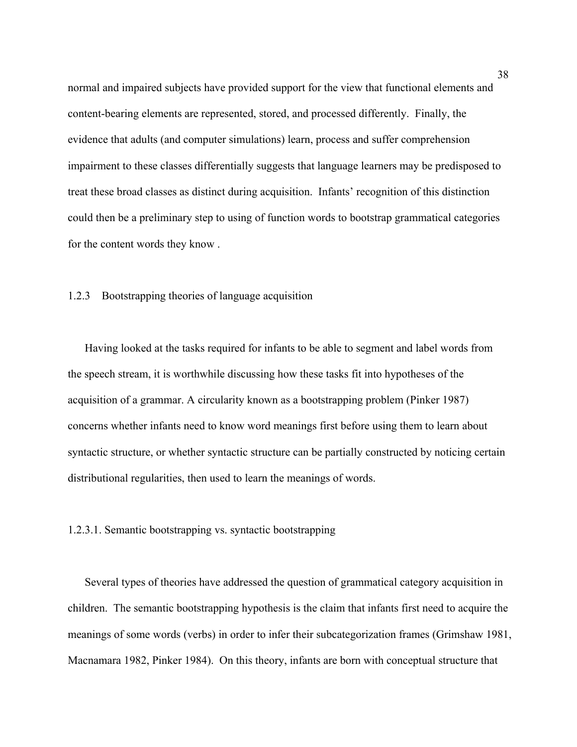normal and impaired subjects have provided support for the view that functional elements and content-bearing elements are represented, stored, and processed differently. Finally, the evidence that adults (and computer simulations) learn, process and suffer comprehension impairment to these classes differentially suggests that language learners may be predisposed to treat these broad classes as distinct during acquisition. Infants' recognition of this distinction could then be a preliminary step to using of function words to bootstrap grammatical categories for the content words they know .

### 1.2.3 Bootstrapping theories of language acquisition

Having looked at the tasks required for infants to be able to segment and label words from the speech stream, it is worthwhile discussing how these tasks fit into hypotheses of the acquisition of a grammar. A circularity known as a bootstrapping problem (Pinker 1987) concerns whether infants need to know word meanings first before using them to learn about syntactic structure, or whether syntactic structure can be partially constructed by noticing certain distributional regularities, then used to learn the meanings of words.

#### 1.2.3.1. Semantic bootstrapping vs. syntactic bootstrapping

Several types of theories have addressed the question of grammatical category acquisition in children. The semantic bootstrapping hypothesis is the claim that infants first need to acquire the meanings of some words (verbs) in order to infer their subcategorization frames (Grimshaw 1981, Macnamara 1982, Pinker 1984). On this theory, infants are born with conceptual structure that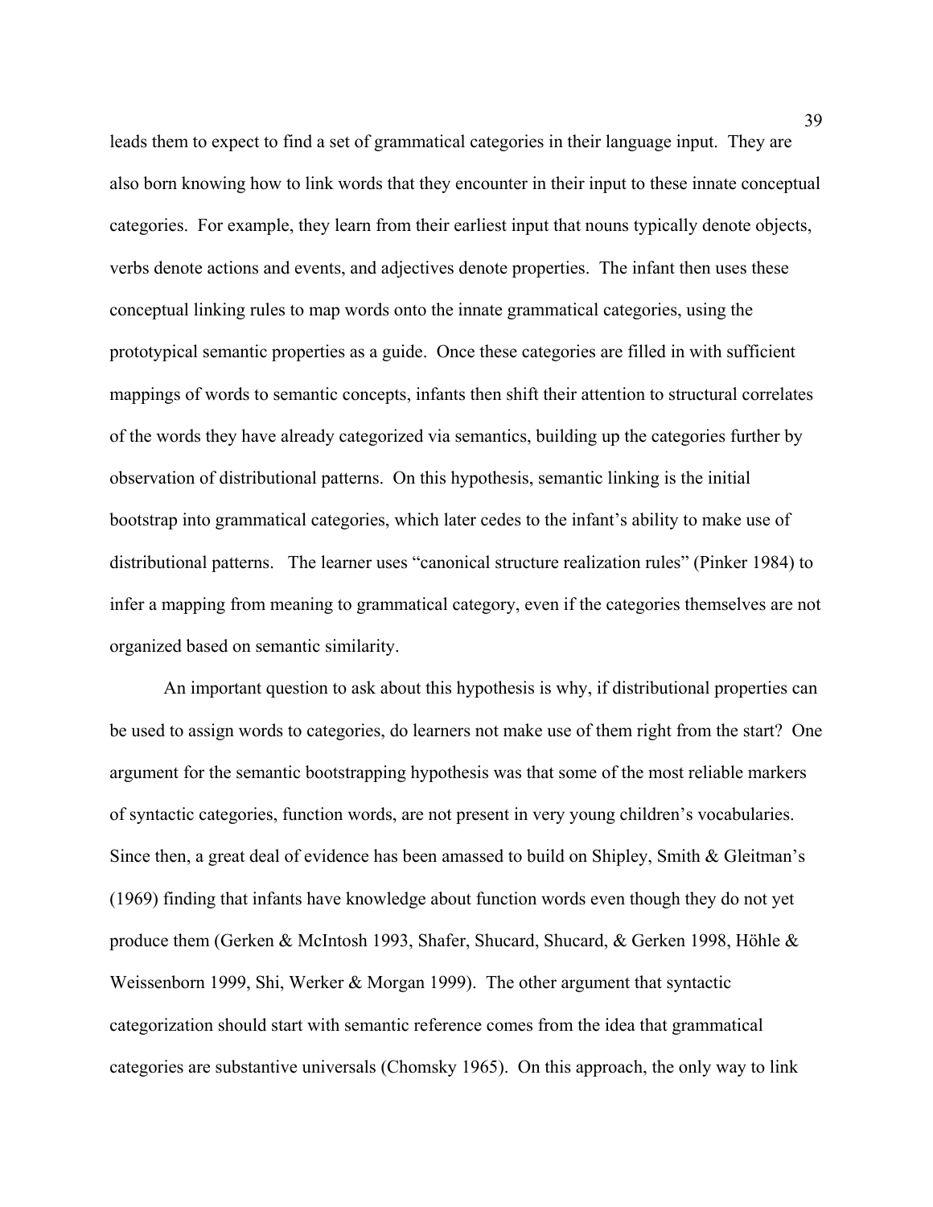leads them to expect to find a set of grammatical categories in their language input. They are also born knowing how to link words that they encounter in their input to these innate conceptual categories. For example, they learn from their earliest input that nouns typically denote objects, verbs denote actions and events, and adjectives denote properties. The infant then uses these conceptual linking rules to map words onto the innate grammatical categories, using the prototypical semantic properties as a guide. Once these categories are filled in with sufficient mappings of words to semantic concepts, infants then shift their attention to structural correlates of the words they have already categorized via semantics, building up the categories further by observation of distributional patterns. On this hypothesis, semantic linking is the initial bootstrap into grammatical categories, which later cedes to the infant's ability to make use of distributional patterns. The learner uses "canonical structure realization rules" (Pinker 1984) to infer a mapping from meaning to grammatical category, even if the categories themselves are not organized based on semantic similarity.

An important question to ask about this hypothesis is why, if distributional properties can be used to assign words to categories, do learners not make use of them right from the start? One argument for the semantic bootstrapping hypothesis was that some of the most reliable markers of syntactic categories, function words, are not present in very young children's vocabularies. Since then, a great deal of evidence has been amassed to build on Shipley, Smith & Gleitman's (1969) finding that infants have knowledge about function words even though they do not yet produce them (Gerken & McIntosh 1993, Shafer, Shucard, Shucard, & Gerken 1998, Höhle & Weissenborn 1999, Shi, Werker & Morgan 1999). The other argument that syntactic categorization should start with semantic reference comes from the idea that grammatical categories are substantive universals (Chomsky 1965). On this approach, the only way to link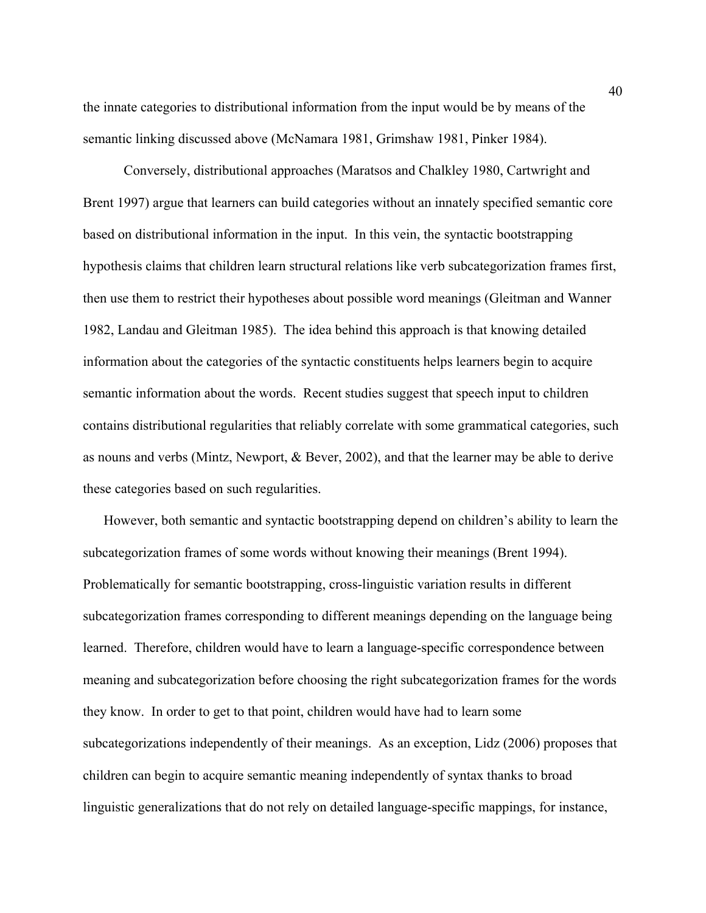the innate categories to distributional information from the input would be by means of the semantic linking discussed above (McNamara 1981, Grimshaw 1981, Pinker 1984).

Conversely, distributional approaches (Maratsos and Chalkley 1980, Cartwright and Brent 1997) argue that learners can build categories without an innately specified semantic core based on distributional information in the input. In this vein, the syntactic bootstrapping hypothesis claims that children learn structural relations like verb subcategorization frames first, then use them to restrict their hypotheses about possible word meanings (Gleitman and Wanner 1982, Landau and Gleitman 1985). The idea behind this approach is that knowing detailed information about the categories of the syntactic constituents helps learners begin to acquire semantic information about the words. Recent studies suggest that speech input to children contains distributional regularities that reliably correlate with some grammatical categories, such as nouns and verbs (Mintz, Newport, & Bever, 2002), and that the learner may be able to derive these categories based on such regularities.

However, both semantic and syntactic bootstrapping depend on children's ability to learn the subcategorization frames of some words without knowing their meanings (Brent 1994). Problematically for semantic bootstrapping, cross-linguistic variation results in different subcategorization frames corresponding to different meanings depending on the language being learned. Therefore, children would have to learn a language-specific correspondence between meaning and subcategorization before choosing the right subcategorization frames for the words they know. In order to get to that point, children would have had to learn some subcategorizations independently of their meanings. As an exception, Lidz (2006) proposes that children can begin to acquire semantic meaning independently of syntax thanks to broad linguistic generalizations that do not rely on detailed language-specific mappings, for instance,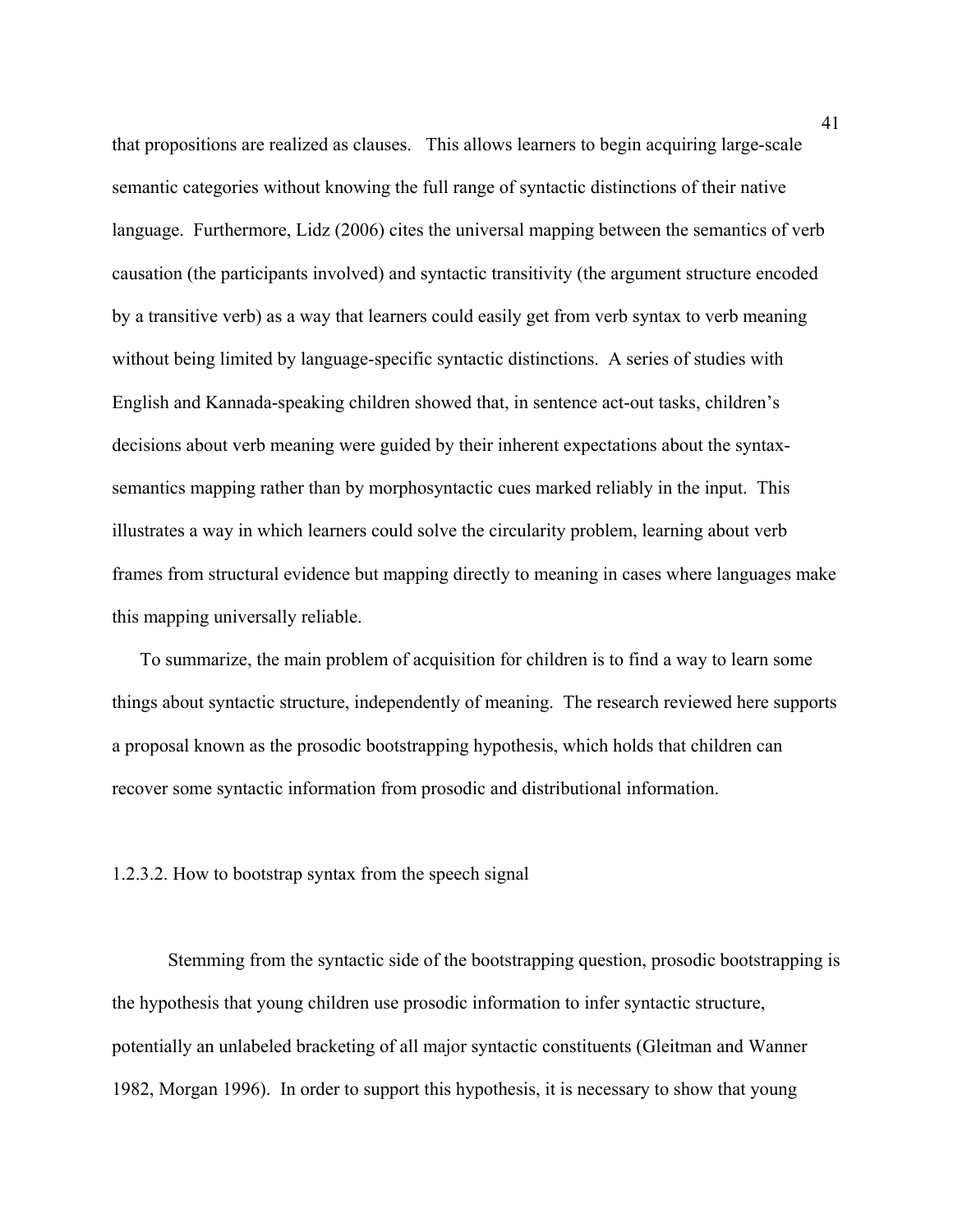that propositions are realized as clauses. This allows learners to begin acquiring large-scale semantic categories without knowing the full range of syntactic distinctions of their native language. Furthermore, Lidz (2006) cites the universal mapping between the semantics of verb causation (the participants involved) and syntactic transitivity (the argument structure encoded by a transitive verb) as a way that learners could easily get from verb syntax to verb meaning without being limited by language-specific syntactic distinctions. A series of studies with English and Kannada-speaking children showed that, in sentence act-out tasks, children's decisions about verb meaning were guided by their inherent expectations about the syntax-semantics mapping rather than by morphosyntactic cues marked reliably in the input. This illustrates a way in which learners could solve the circularity problem, learning about verb frames from structural evidence but mapping directly to meaning in cases where languages make this mapping universally reliable.

To summarize, the main problem of acquisition for children is to find a way to learn some things about syntactic structure, independently of meaning. The research reviewed here supports a proposal known as the prosodic bootstrapping hypothesis, which holds that children can recover some syntactic information from prosodic and distributional information.

#### 1.2.3.2. How to bootstrap syntax from the speech signal

Stemming from the syntactic side of the bootstrapping question, prosodic bootstrapping is the hypothesis that young children use prosodic information to infer syntactic structure, potentially an unlabeled bracketing of all major syntactic constituents (Gleitman and Wanner 1982, Morgan 1996). In order to support this hypothesis, it is necessary to show that young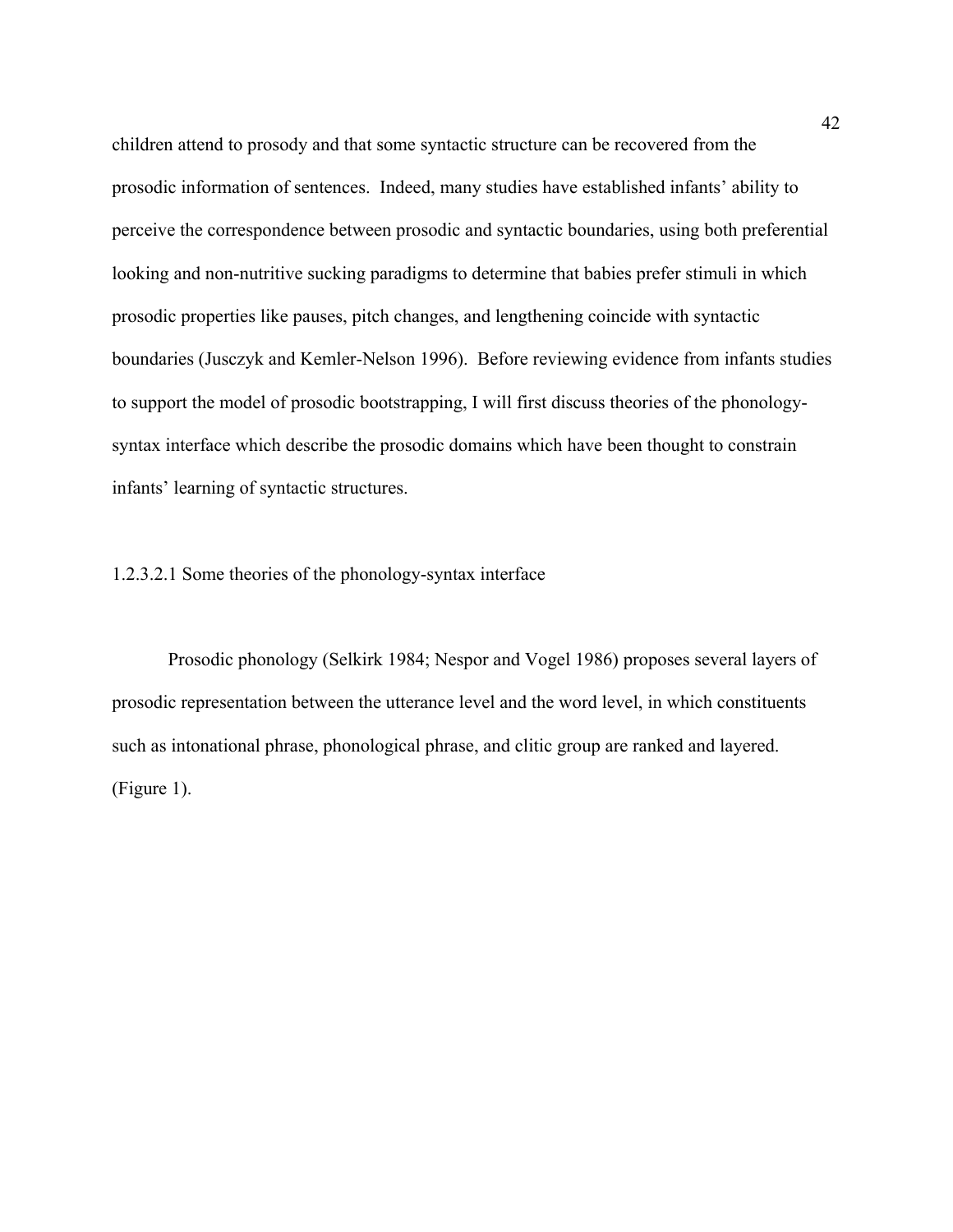children attend to prosody and that some syntactic structure can be recovered from the prosodic information of sentences. Indeed, many studies have established infants' ability to perceive the correspondence between prosodic and syntactic boundaries, using both preferential looking and non-nutritive sucking paradigms to determine that babies prefer stimuli in which prosodic properties like pauses, pitch changes, and lengthening coincide with syntactic boundaries (Jusczyk and Kemler-Nelson 1996). Before reviewing evidence from infants studies to support the model of prosodic bootstrapping, I will first discuss theories of the phonology-syntax interface which describe the prosodic domains which have been thought to constrain infants' learning of syntactic structures.

#### 1.2.3.2.1 Some theories of the phonology-syntax interface

Prosodic phonology (Selkirk 1984; Nespor and Vogel 1986) proposes several layers of prosodic representation between the utterance level and the word level, in which constituents such as intonational phrase, phonological phrase, and clitic group are ranked and layered. (Figure 1).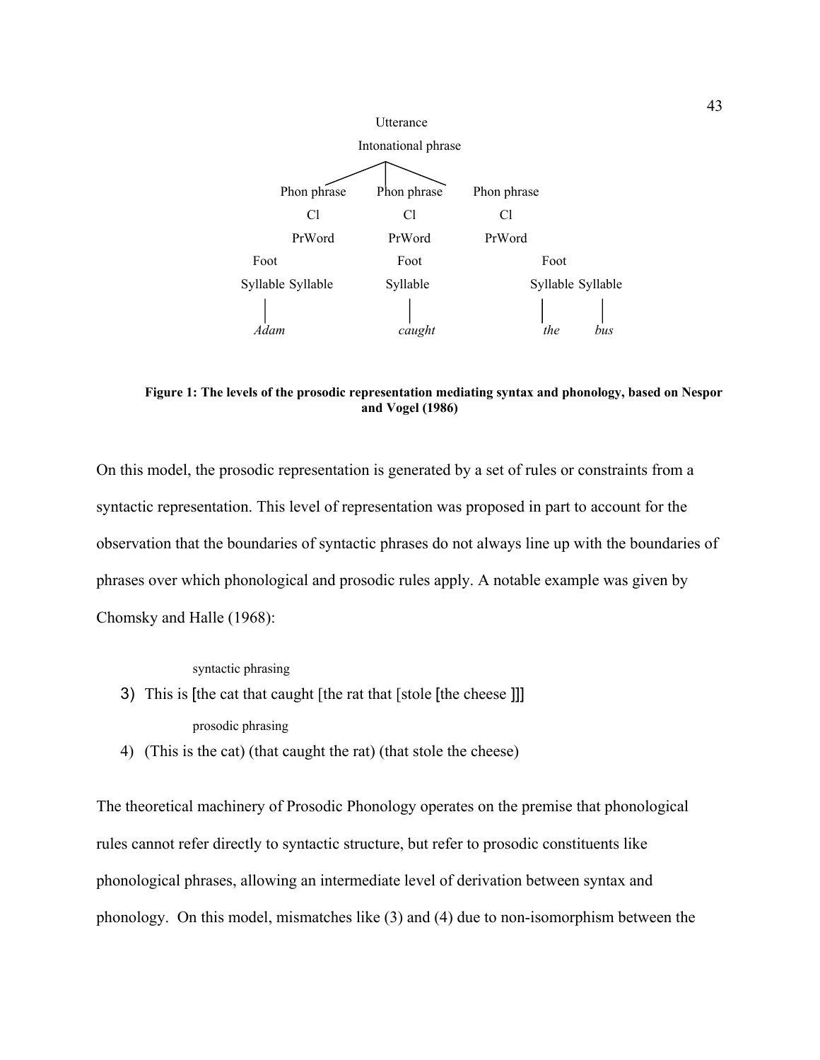```
                         Utterance
                    Intonational phrase
               /           |           \
      Phon phrase     Phon phrase     Phon phrase
          Cl              Cl              Cl
        PrWord          PrWord          PrWord
   Foot                  Foot                  Foot
Syllable Syllable       Syllable          Syllable Syllable
   |                       |                 |        |
  Adam                   caught             the      bus
```

**Figure 1: The levels of the prosodic representation mediating syntax and phonology, based on Nespor and Vogel (1986)**

On this model, the prosodic representation is generated by a set of rules or constraints from a syntactic representation. This level of representation was proposed in part to account for the observation that the boundaries of syntactic phrases do not always line up with the boundaries of phrases over which phonological and prosodic rules apply. A notable example was given by Chomsky and Halle (1968):

syntactic phrasing

3) This is [the cat that caught [the rat that [stole [the cheese ]]]

prosodic phrasing

4) (This is the cat) (that caught the rat) (that stole the cheese)

The theoretical machinery of Prosodic Phonology operates on the premise that phonological rules cannot refer directly to syntactic structure, but refer to prosodic constituents like phonological phrases, allowing an intermediate level of derivation between syntax and phonology. On this model, mismatches like (3) and (4) due to non-isomorphism between the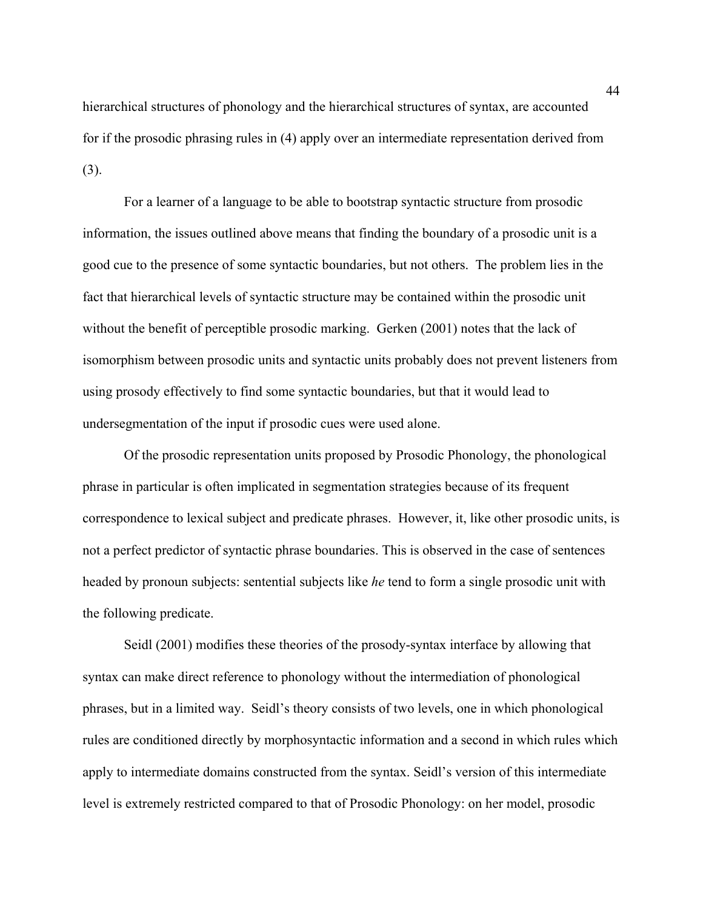hierarchical structures of phonology and the hierarchical structures of syntax, are accounted for if the prosodic phrasing rules in (4) apply over an intermediate representation derived from (3).

For a learner of a language to be able to bootstrap syntactic structure from prosodic information, the issues outlined above means that finding the boundary of a prosodic unit is a good cue to the presence of some syntactic boundaries, but not others. The problem lies in the fact that hierarchical levels of syntactic structure may be contained within the prosodic unit without the benefit of perceptible prosodic marking. Gerken (2001) notes that the lack of isomorphism between prosodic units and syntactic units probably does not prevent listeners from using prosody effectively to find some syntactic boundaries, but that it would lead to undersegmentation of the input if prosodic cues were used alone.

Of the prosodic representation units proposed by Prosodic Phonology, the phonological phrase in particular is often implicated in segmentation strategies because of its frequent correspondence to lexical subject and predicate phrases. However, it, like other prosodic units, is not a perfect predictor of syntactic phrase boundaries. This is observed in the case of sentences headed by pronoun subjects: sentential subjects like *he* tend to form a single prosodic unit with the following predicate.

Seidl (2001) modifies these theories of the prosody-syntax interface by allowing that syntax can make direct reference to phonology without the intermediation of phonological phrases, but in a limited way. Seidl's theory consists of two levels, one in which phonological rules are conditioned directly by morphosyntactic information and a second in which rules which apply to intermediate domains constructed from the syntax. Seidl's version of this intermediate level is extremely restricted compared to that of Prosodic Phonology: on her model, prosodic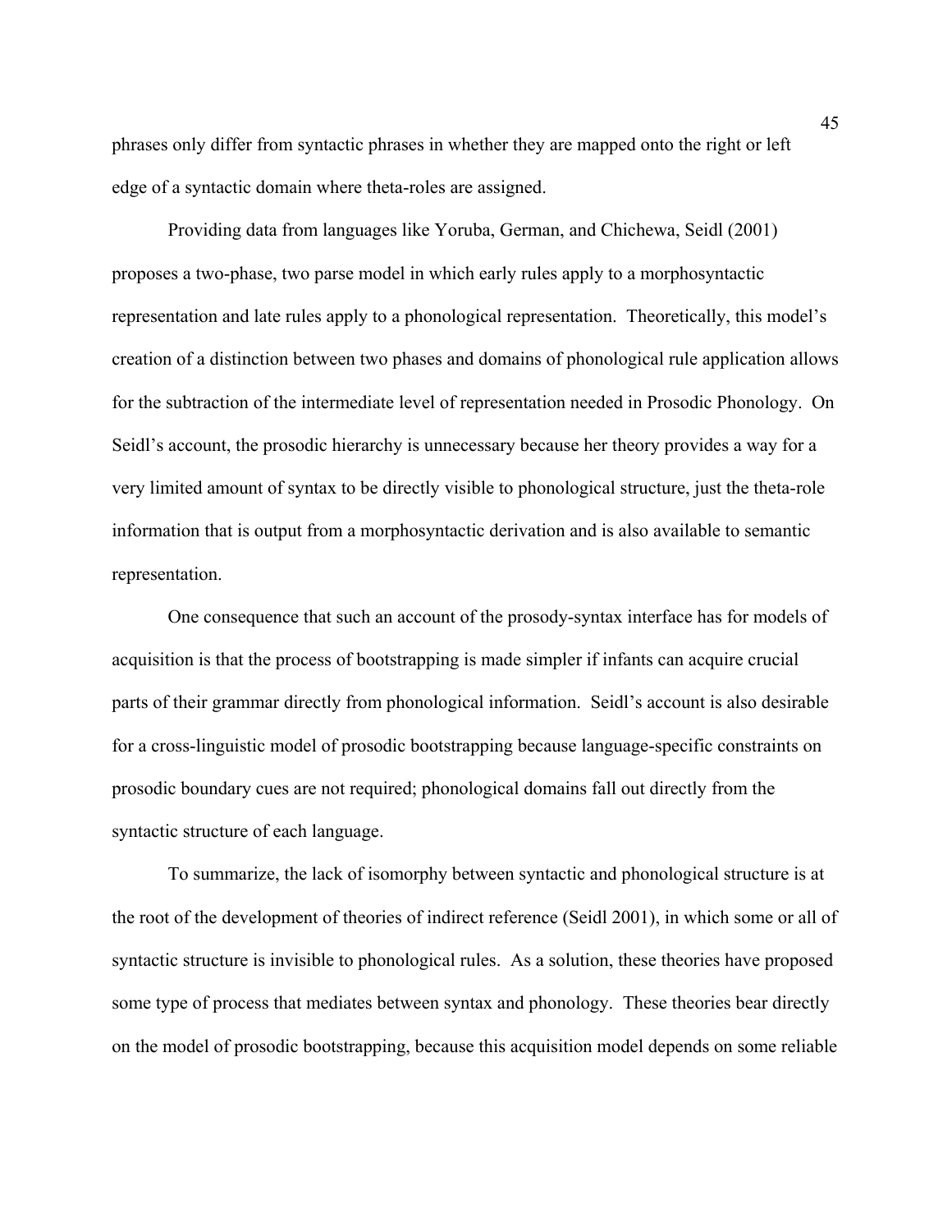phrases only differ from syntactic phrases in whether they are mapped onto the right or left edge of a syntactic domain where theta-roles are assigned.

Providing data from languages like Yoruba, German, and Chichewa, Seidl (2001) proposes a two-phase, two parse model in which early rules apply to a morphosyntactic representation and late rules apply to a phonological representation. Theoretically, this model's creation of a distinction between two phases and domains of phonological rule application allows for the subtraction of the intermediate level of representation needed in Prosodic Phonology. On Seidl's account, the prosodic hierarchy is unnecessary because her theory provides a way for a very limited amount of syntax to be directly visible to phonological structure, just the theta-role information that is output from a morphosyntactic derivation and is also available to semantic representation.

One consequence that such an account of the prosody-syntax interface has for models of acquisition is that the process of bootstrapping is made simpler if infants can acquire crucial parts of their grammar directly from phonological information. Seidl's account is also desirable for a cross-linguistic model of prosodic bootstrapping because language-specific constraints on prosodic boundary cues are not required; phonological domains fall out directly from the syntactic structure of each language.

To summarize, the lack of isomorphy between syntactic and phonological structure is at the root of the development of theories of indirect reference (Seidl 2001), in which some or all of syntactic structure is invisible to phonological rules. As a solution, these theories have proposed some type of process that mediates between syntax and phonology. These theories bear directly on the model of prosodic bootstrapping, because this acquisition model depends on some reliable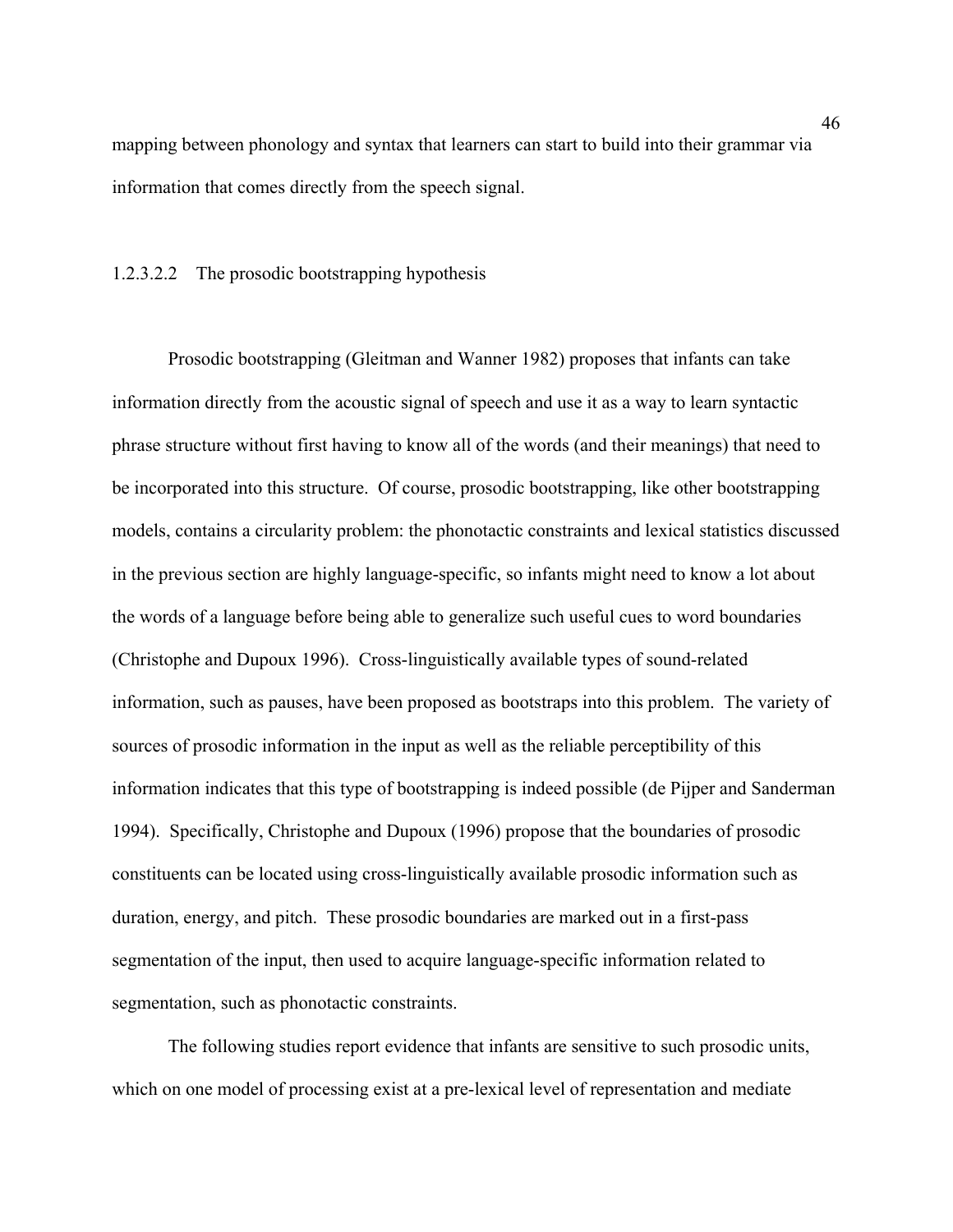mapping between phonology and syntax that learners can start to build into their grammar via information that comes directly from the speech signal.

#### 1.2.3.2.2 The prosodic bootstrapping hypothesis

Prosodic bootstrapping (Gleitman and Wanner 1982) proposes that infants can take information directly from the acoustic signal of speech and use it as a way to learn syntactic phrase structure without first having to know all of the words (and their meanings) that need to be incorporated into this structure. Of course, prosodic bootstrapping, like other bootstrapping models, contains a circularity problem: the phonotactic constraints and lexical statistics discussed in the previous section are highly language-specific, so infants might need to know a lot about the words of a language before being able to generalize such useful cues to word boundaries (Christophe and Dupoux 1996). Cross-linguistically available types of sound-related information, such as pauses, have been proposed as bootstraps into this problem. The variety of sources of prosodic information in the input as well as the reliable perceptibility of this information indicates that this type of bootstrapping is indeed possible (de Pijper and Sanderman 1994). Specifically, Christophe and Dupoux (1996) propose that the boundaries of prosodic constituents can be located using cross-linguistically available prosodic information such as duration, energy, and pitch. These prosodic boundaries are marked out in a first-pass segmentation of the input, then used to acquire language-specific information related to segmentation, such as phonotactic constraints.

The following studies report evidence that infants are sensitive to such prosodic units, which on one model of processing exist at a pre-lexical level of representation and mediate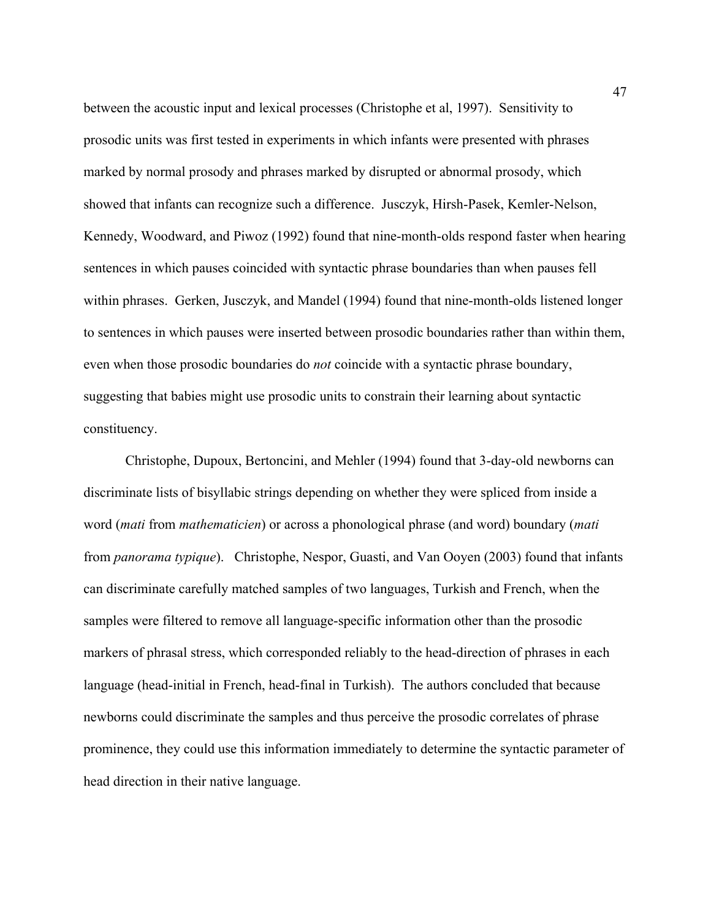between the acoustic input and lexical processes (Christophe et al, 1997). Sensitivity to prosodic units was first tested in experiments in which infants were presented with phrases marked by normal prosody and phrases marked by disrupted or abnormal prosody, which showed that infants can recognize such a difference. Jusczyk, Hirsh-Pasek, Kemler-Nelson, Kennedy, Woodward, and Piwoz (1992) found that nine-month-olds respond faster when hearing sentences in which pauses coincided with syntactic phrase boundaries than when pauses fell within phrases. Gerken, Jusczyk, and Mandel (1994) found that nine-month-olds listened longer to sentences in which pauses were inserted between prosodic boundaries rather than within them, even when those prosodic boundaries do *not* coincide with a syntactic phrase boundary, suggesting that babies might use prosodic units to constrain their learning about syntactic constituency.

Christophe, Dupoux, Bertoncini, and Mehler (1994) found that 3-day-old newborns can discriminate lists of bisyllabic strings depending on whether they were spliced from inside a word (*mati* from *mathematicien*) or across a phonological phrase (and word) boundary (*mati* from *panorama typique*). Christophe, Nespor, Guasti, and Van Ooyen (2003) found that infants can discriminate carefully matched samples of two languages, Turkish and French, when the samples were filtered to remove all language-specific information other than the prosodic markers of phrasal stress, which corresponded reliably to the head-direction of phrases in each language (head-initial in French, head-final in Turkish). The authors concluded that because newborns could discriminate the samples and thus perceive the prosodic correlates of phrase prominence, they could use this information immediately to determine the syntactic parameter of head direction in their native language.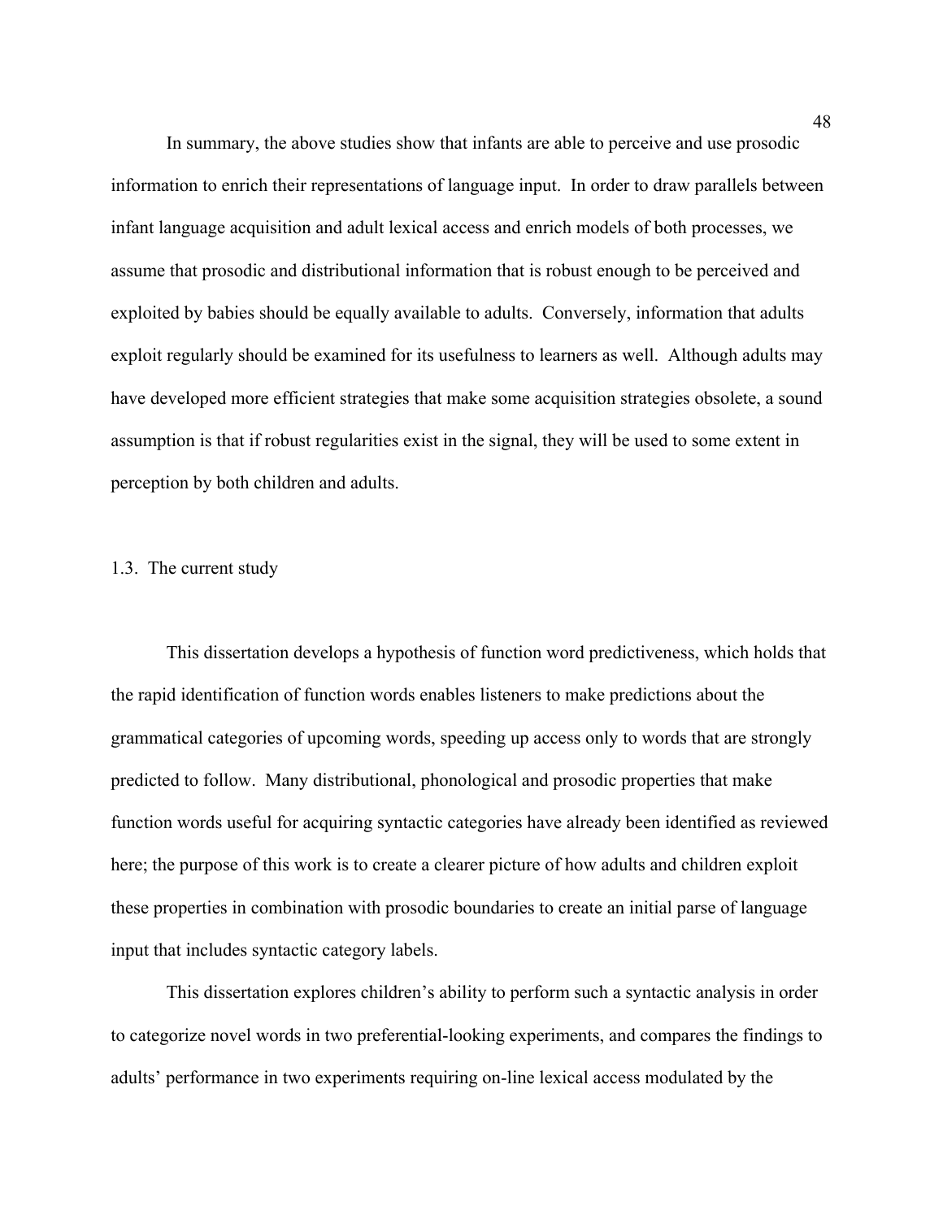In summary, the above studies show that infants are able to perceive and use prosodic information to enrich their representations of language input. In order to draw parallels between infant language acquisition and adult lexical access and enrich models of both processes, we assume that prosodic and distributional information that is robust enough to be perceived and exploited by babies should be equally available to adults. Conversely, information that adults exploit regularly should be examined for its usefulness to learners as well. Although adults may have developed more efficient strategies that make some acquisition strategies obsolete, a sound assumption is that if robust regularities exist in the signal, they will be used to some extent in perception by both children and adults.

## 1.3. The current study

This dissertation develops a hypothesis of function word predictiveness, which holds that the rapid identification of function words enables listeners to make predictions about the grammatical categories of upcoming words, speeding up access only to words that are strongly predicted to follow. Many distributional, phonological and prosodic properties that make function words useful for acquiring syntactic categories have already been identified as reviewed here; the purpose of this work is to create a clearer picture of how adults and children exploit these properties in combination with prosodic boundaries to create an initial parse of language input that includes syntactic category labels.

This dissertation explores children's ability to perform such a syntactic analysis in order to categorize novel words in two preferential-looking experiments, and compares the findings to adults' performance in two experiments requiring on-line lexical access modulated by the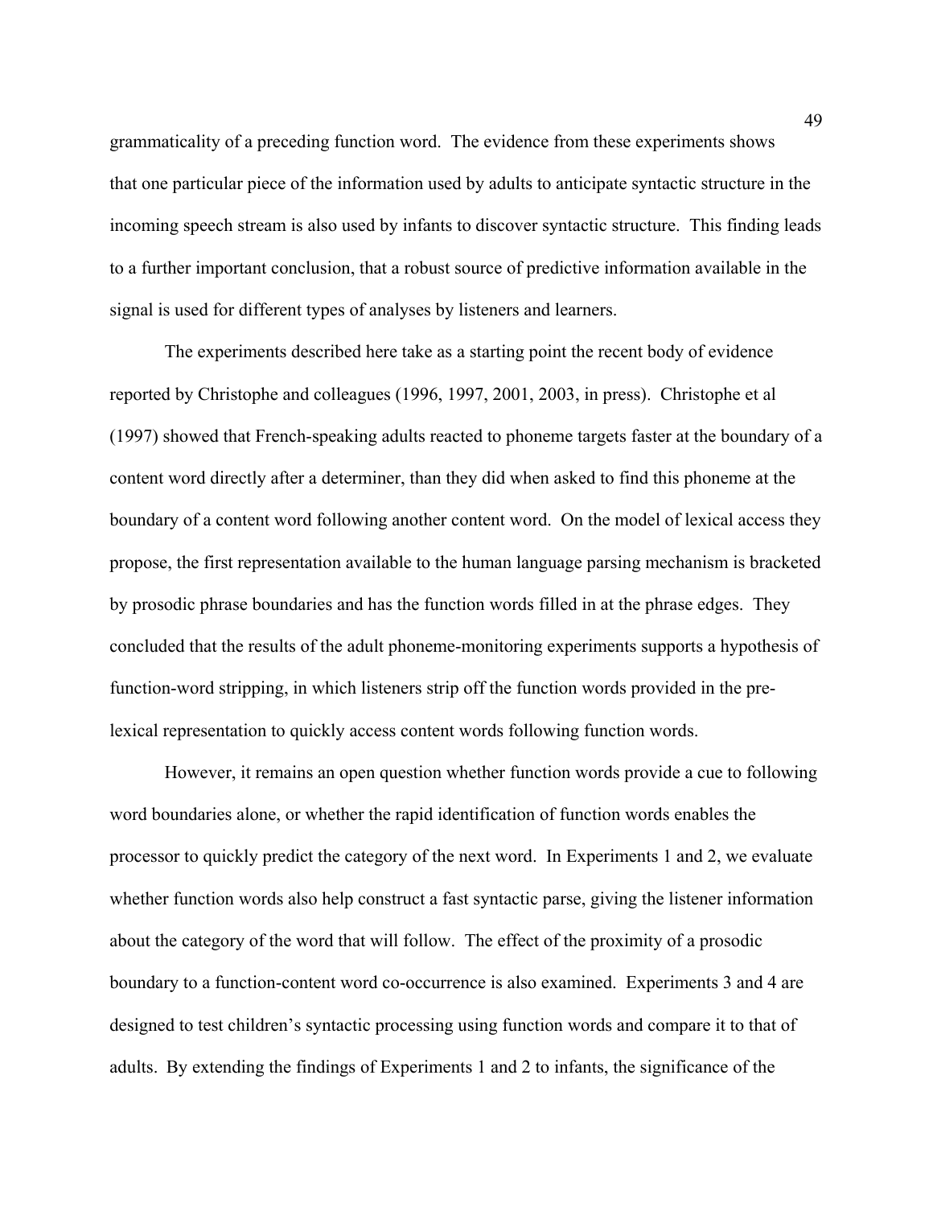grammaticality of a preceding function word. The evidence from these experiments shows that one particular piece of the information used by adults to anticipate syntactic structure in the incoming speech stream is also used by infants to discover syntactic structure. This finding leads to a further important conclusion, that a robust source of predictive information available in the signal is used for different types of analyses by listeners and learners.

The experiments described here take as a starting point the recent body of evidence reported by Christophe and colleagues (1996, 1997, 2001, 2003, in press). Christophe et al (1997) showed that French-speaking adults reacted to phoneme targets faster at the boundary of a content word directly after a determiner, than they did when asked to find this phoneme at the boundary of a content word following another content word. On the model of lexical access they propose, the first representation available to the human language parsing mechanism is bracketed by prosodic phrase boundaries and has the function words filled in at the phrase edges. They concluded that the results of the adult phoneme-monitoring experiments supports a hypothesis of function-word stripping, in which listeners strip off the function words provided in the pre-lexical representation to quickly access content words following function words.

However, it remains an open question whether function words provide a cue to following word boundaries alone, or whether the rapid identification of function words enables the processor to quickly predict the category of the next word. In Experiments 1 and 2, we evaluate whether function words also help construct a fast syntactic parse, giving the listener information about the category of the word that will follow. The effect of the proximity of a prosodic boundary to a function-content word co-occurrence is also examined. Experiments 3 and 4 are designed to test children's syntactic processing using function words and compare it to that of adults. By extending the findings of Experiments 1 and 2 to infants, the significance of the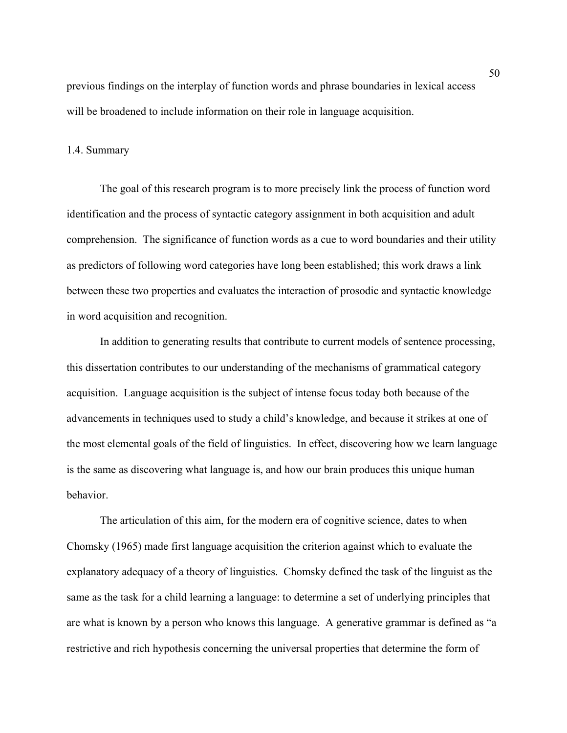previous findings on the interplay of function words and phrase boundaries in lexical access will be broadened to include information on their role in language acquisition.

## 1.4. Summary

The goal of this research program is to more precisely link the process of function word identification and the process of syntactic category assignment in both acquisition and adult comprehension. The significance of function words as a cue to word boundaries and their utility as predictors of following word categories have long been established; this work draws a link between these two properties and evaluates the interaction of prosodic and syntactic knowledge in word acquisition and recognition.

In addition to generating results that contribute to current models of sentence processing, this dissertation contributes to our understanding of the mechanisms of grammatical category acquisition. Language acquisition is the subject of intense focus today both because of the advancements in techniques used to study a child's knowledge, and because it strikes at one of the most elemental goals of the field of linguistics. In effect, discovering how we learn language is the same as discovering what language is, and how our brain produces this unique human behavior.

The articulation of this aim, for the modern era of cognitive science, dates to when Chomsky (1965) made first language acquisition the criterion against which to evaluate the explanatory adequacy of a theory of linguistics. Chomsky defined the task of the linguist as the same as the task for a child learning a language: to determine a set of underlying principles that are what is known by a person who knows this language. A generative grammar is defined as "a restrictive and rich hypothesis concerning the universal properties that determine the form of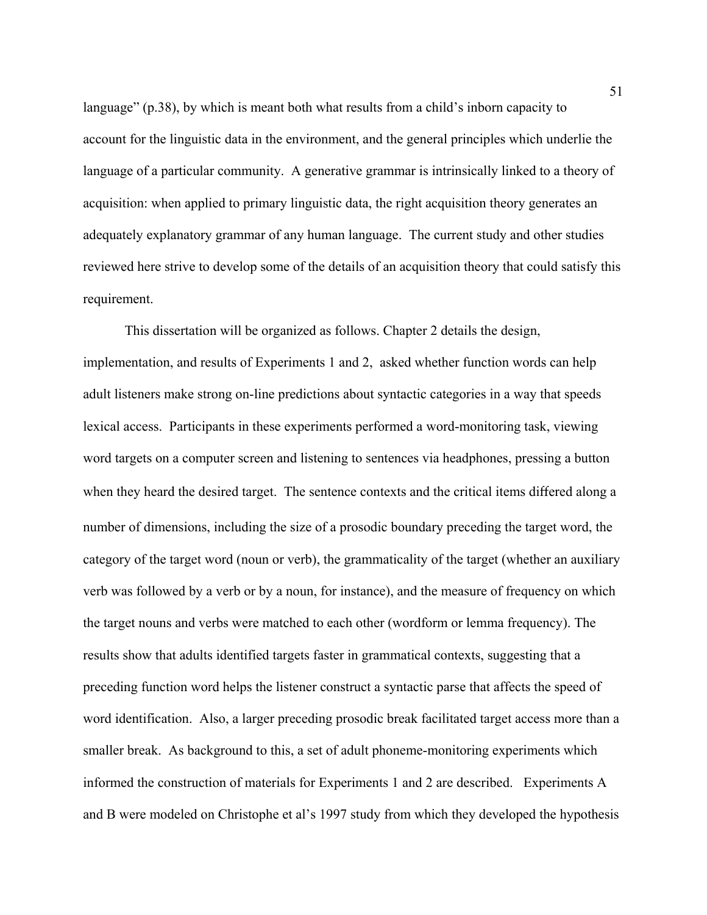language" (p.38), by which is meant both what results from a child's inborn capacity to account for the linguistic data in the environment, and the general principles which underlie the language of a particular community. A generative grammar is intrinsically linked to a theory of acquisition: when applied to primary linguistic data, the right acquisition theory generates an adequately explanatory grammar of any human language. The current study and other studies reviewed here strive to develop some of the details of an acquisition theory that could satisfy this requirement.

This dissertation will be organized as follows. Chapter 2 details the design, implementation, and results of Experiments 1 and 2, asked whether function words can help adult listeners make strong on-line predictions about syntactic categories in a way that speeds lexical access. Participants in these experiments performed a word-monitoring task, viewing word targets on a computer screen and listening to sentences via headphones, pressing a button when they heard the desired target. The sentence contexts and the critical items differed along a number of dimensions, including the size of a prosodic boundary preceding the target word, the category of the target word (noun or verb), the grammaticality of the target (whether an auxiliary verb was followed by a verb or by a noun, for instance), and the measure of frequency on which the target nouns and verbs were matched to each other (wordform or lemma frequency). The results show that adults identified targets faster in grammatical contexts, suggesting that a preceding function word helps the listener construct a syntactic parse that affects the speed of word identification. Also, a larger preceding prosodic break facilitated target access more than a smaller break. As background to this, a set of adult phoneme-monitoring experiments which informed the construction of materials for Experiments 1 and 2 are described. Experiments A and B were modeled on Christophe et al's 1997 study from which they developed the hypothesis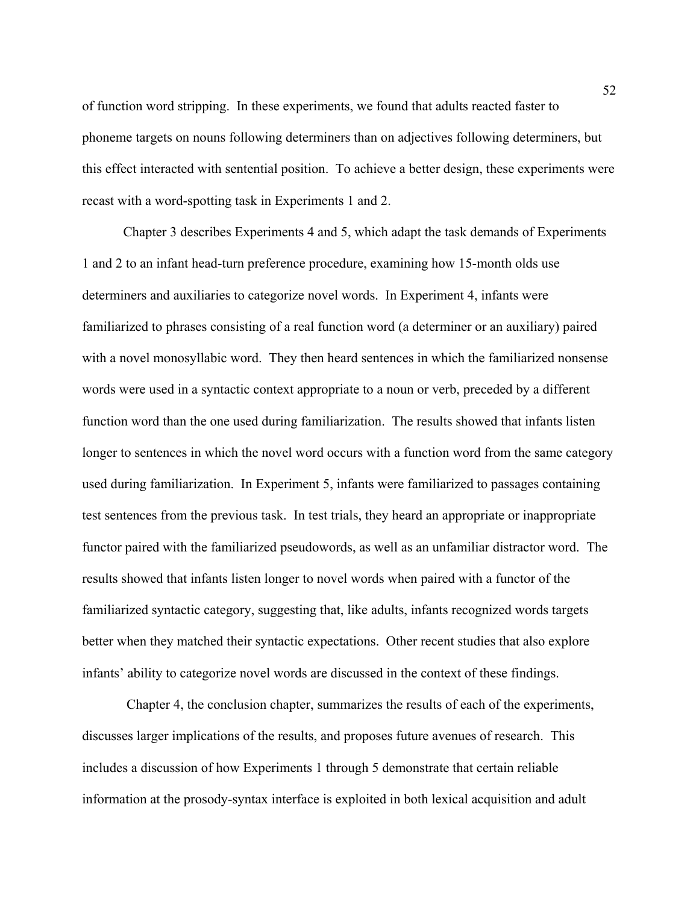of function word stripping. In these experiments, we found that adults reacted faster to phoneme targets on nouns following determiners than on adjectives following determiners, but this effect interacted with sentential position. To achieve a better design, these experiments were recast with a word-spotting task in Experiments 1 and 2.

Chapter 3 describes Experiments 4 and 5, which adapt the task demands of Experiments 1 and 2 to an infant head-turn preference procedure, examining how 15-month olds use determiners and auxiliaries to categorize novel words. In Experiment 4, infants were familiarized to phrases consisting of a real function word (a determiner or an auxiliary) paired with a novel monosyllabic word. They then heard sentences in which the familiarized nonsense words were used in a syntactic context appropriate to a noun or verb, preceded by a different function word than the one used during familiarization. The results showed that infants listen longer to sentences in which the novel word occurs with a function word from the same category used during familiarization. In Experiment 5, infants were familiarized to passages containing test sentences from the previous task. In test trials, they heard an appropriate or inappropriate functor paired with the familiarized pseudowords, as well as an unfamiliar distractor word. The results showed that infants listen longer to novel words when paired with a functor of the familiarized syntactic category, suggesting that, like adults, infants recognized words targets better when they matched their syntactic expectations. Other recent studies that also explore infants' ability to categorize novel words are discussed in the context of these findings.

Chapter 4, the conclusion chapter, summarizes the results of each of the experiments, discusses larger implications of the results, and proposes future avenues of research. This includes a discussion of how Experiments 1 through 5 demonstrate that certain reliable information at the prosody-syntax interface is exploited in both lexical acquisition and adult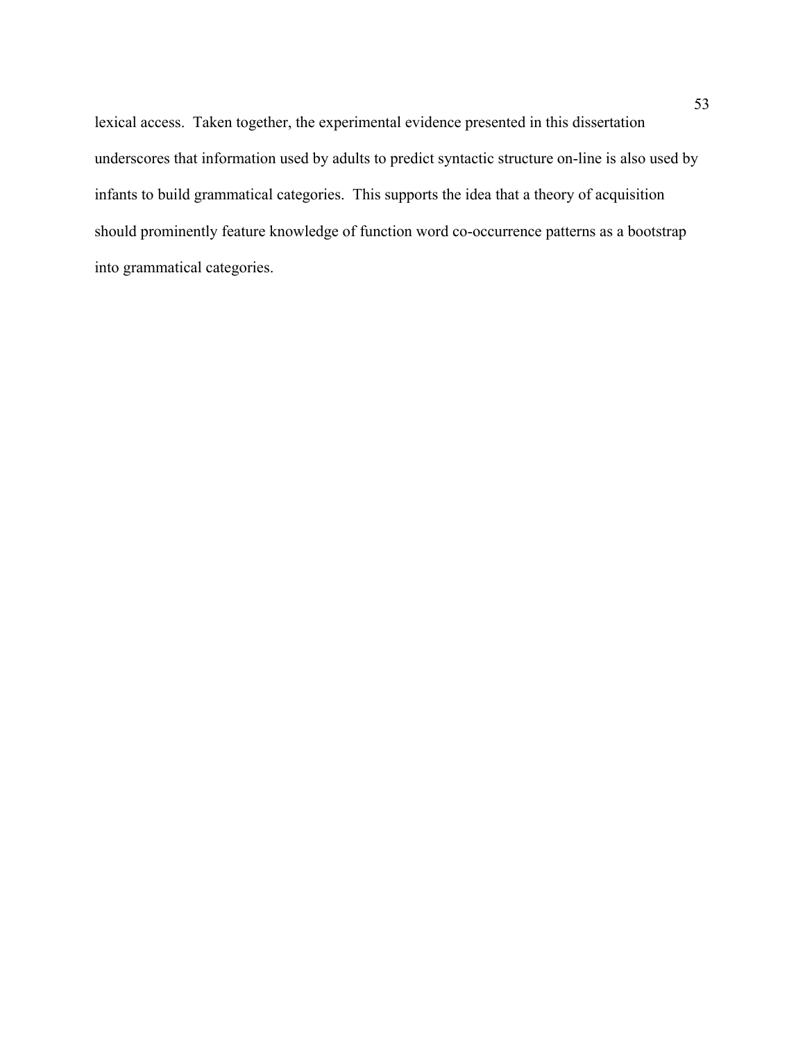lexical access. Taken together, the experimental evidence presented in this dissertation underscores that information used by adults to predict syntactic structure on-line is also used by infants to build grammatical categories. This supports the idea that a theory of acquisition should prominently feature knowledge of function word co-occurrence patterns as a bootstrap into grammatical categories.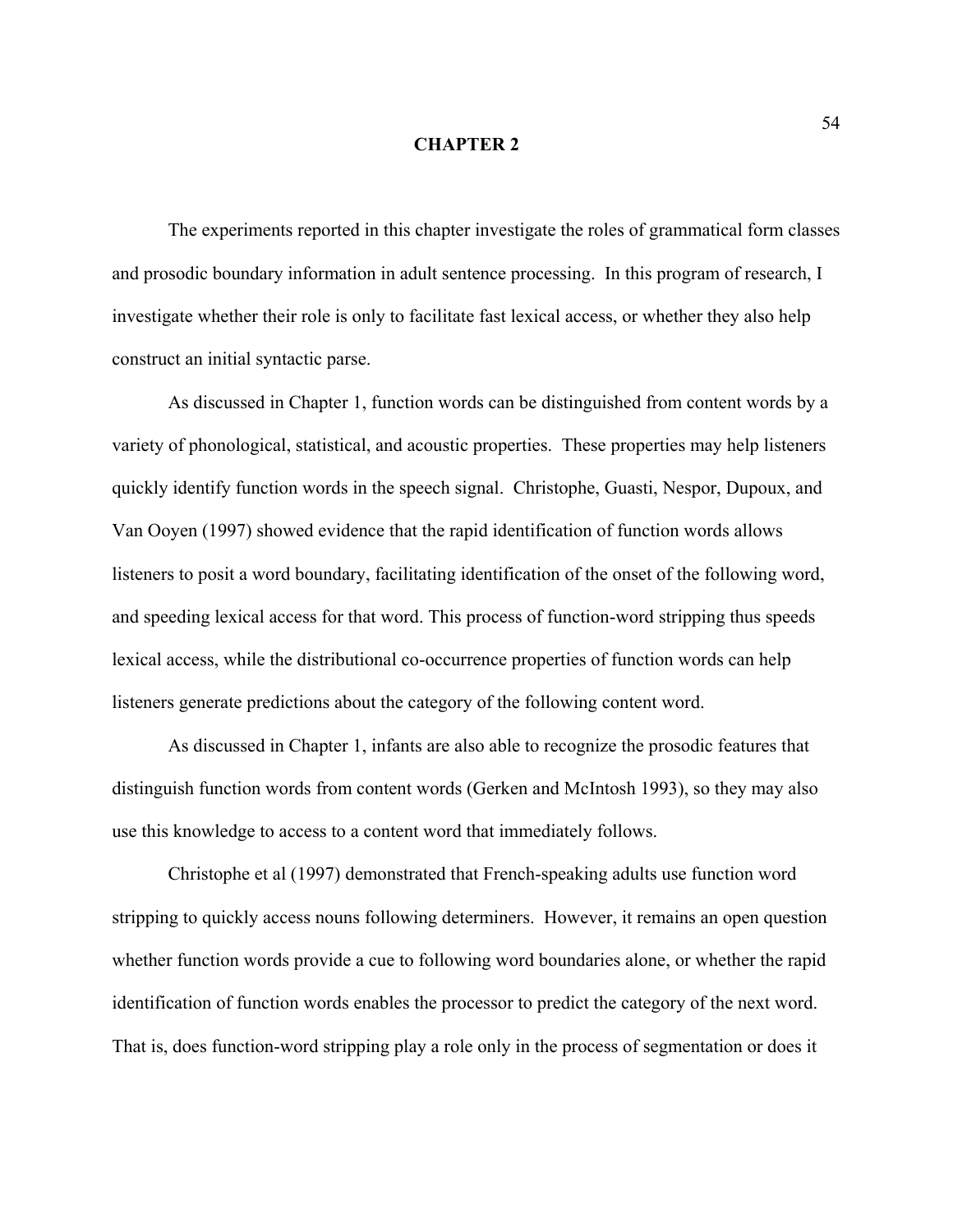# CHAPTER 2

The experiments reported in this chapter investigate the roles of grammatical form classes and prosodic boundary information in adult sentence processing. In this program of research, I investigate whether their role is only to facilitate fast lexical access, or whether they also help construct an initial syntactic parse.

As discussed in Chapter 1, function words can be distinguished from content words by a variety of phonological, statistical, and acoustic properties. These properties may help listeners quickly identify function words in the speech signal. Christophe, Guasti, Nespor, Dupoux, and Van Ooyen (1997) showed evidence that the rapid identification of function words allows listeners to posit a word boundary, facilitating identification of the onset of the following word, and speeding lexical access for that word. This process of function-word stripping thus speeds lexical access, while the distributional co-occurrence properties of function words can help listeners generate predictions about the category of the following content word.

As discussed in Chapter 1, infants are also able to recognize the prosodic features that distinguish function words from content words (Gerken and McIntosh 1993), so they may also use this knowledge to access to a content word that immediately follows.

Christophe et al (1997) demonstrated that French-speaking adults use function word stripping to quickly access nouns following determiners. However, it remains an open question whether function words provide a cue to following word boundaries alone, or whether the rapid identification of function words enables the processor to predict the category of the next word. That is, does function-word stripping play a role only in the process of segmentation or does it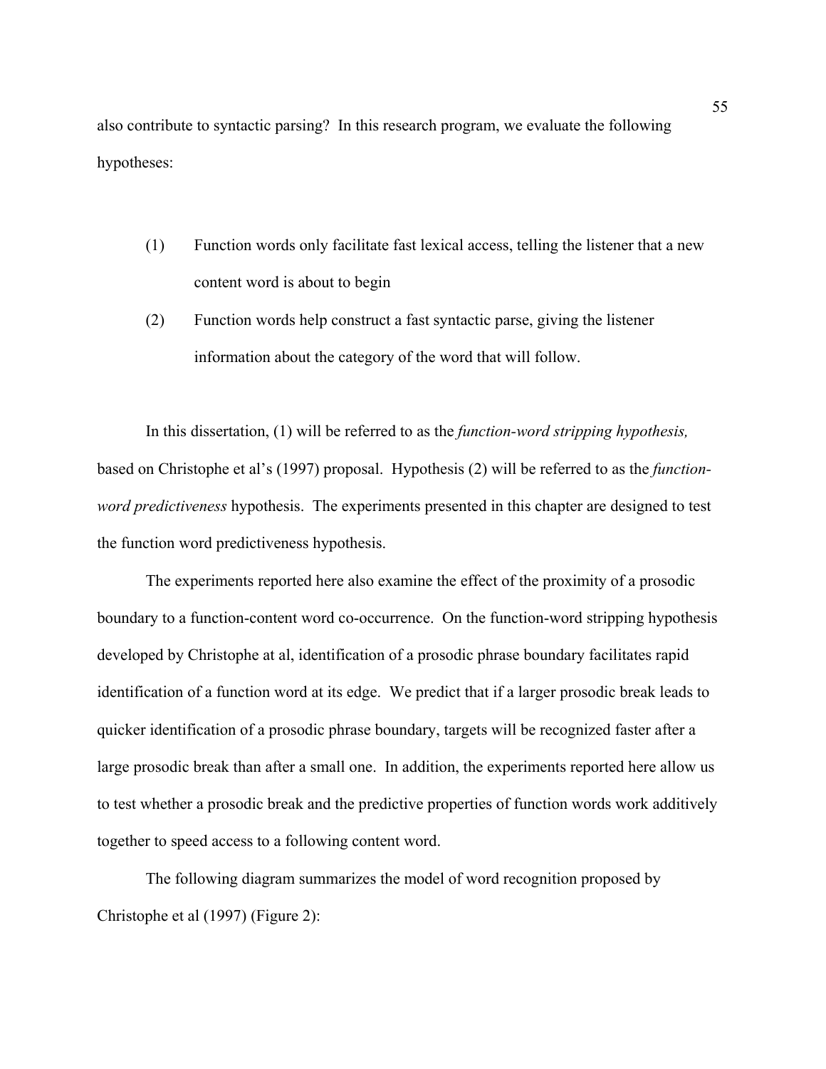also contribute to syntactic parsing? In this research program, we evaluate the following hypotheses:

(1) Function words only facilitate fast lexical access, telling the listener that a new content word is about to begin

(2) Function words help construct a fast syntactic parse, giving the listener information about the category of the word that will follow.

In this dissertation, (1) will be referred to as the *function-word stripping hypothesis,* based on Christophe et al's (1997) proposal. Hypothesis (2) will be referred to as the *function-word predictiveness* hypothesis. The experiments presented in this chapter are designed to test the function word predictiveness hypothesis.

The experiments reported here also examine the effect of the proximity of a prosodic boundary to a function-content word co-occurrence. On the function-word stripping hypothesis developed by Christophe at al, identification of a prosodic phrase boundary facilitates rapid identification of a function word at its edge. We predict that if a larger prosodic break leads to quicker identification of a prosodic phrase boundary, targets will be recognized faster after a large prosodic break than after a small one. In addition, the experiments reported here allow us to test whether a prosodic break and the predictive properties of function words work additively together to speed access to a following content word.

The following diagram summarizes the model of word recognition proposed by Christophe et al (1997) (Figure 2):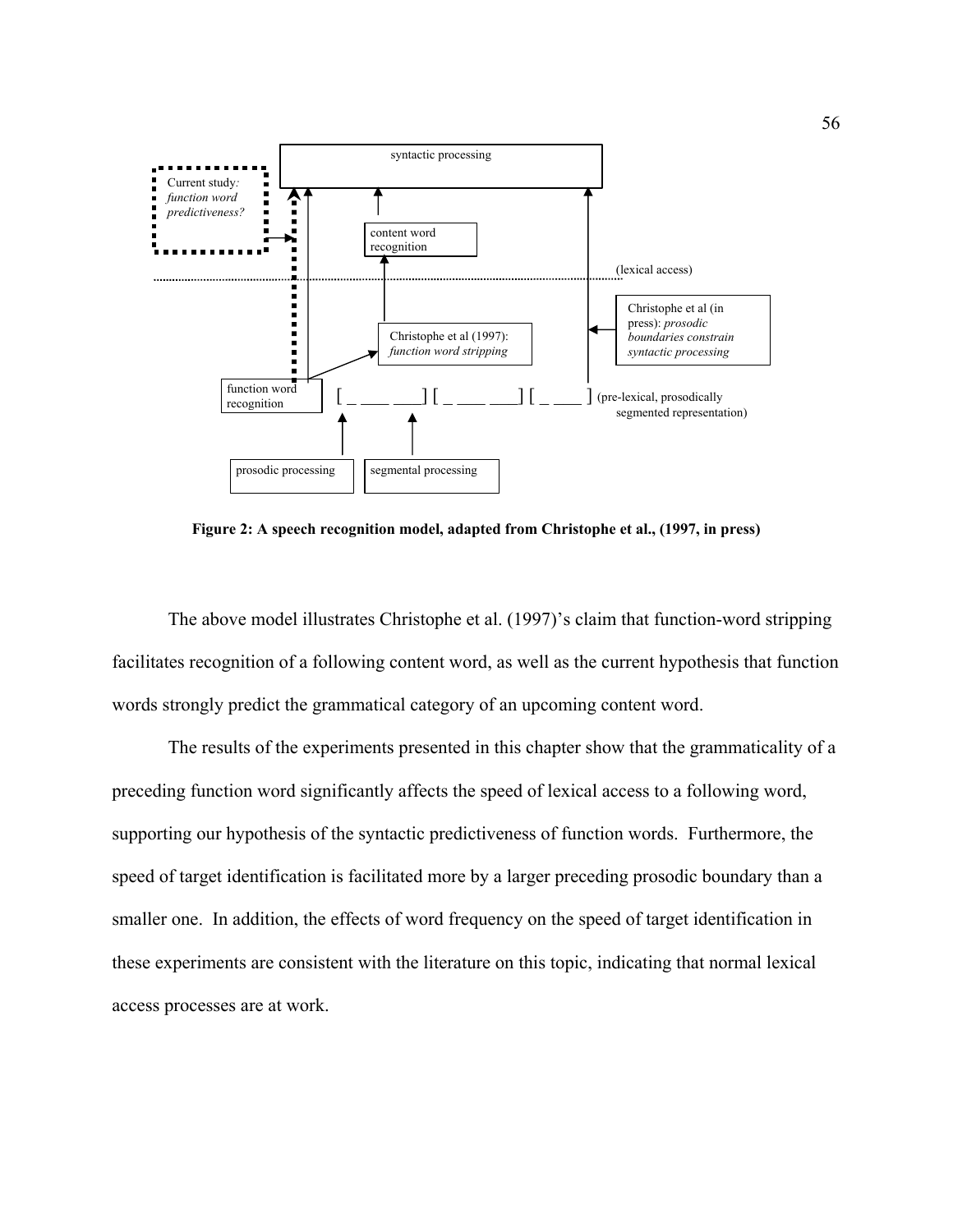**Figure 2: A speech recognition model, adapted from Christophe et al., (1997, in press)**

The above model illustrates Christophe et al. (1997)'s claim that function-word stripping facilitates recognition of a following content word, as well as the current hypothesis that function words strongly predict the grammatical category of an upcoming content word.

The results of the experiments presented in this chapter show that the grammaticality of a preceding function word significantly affects the speed of lexical access to a following word, supporting our hypothesis of the syntactic predictiveness of function words. Furthermore, the speed of target identification is facilitated more by a larger preceding prosodic boundary than a smaller one. In addition, the effects of word frequency on the speed of target identification in these experiments are consistent with the literature on this topic, indicating that normal lexical access processes are at work.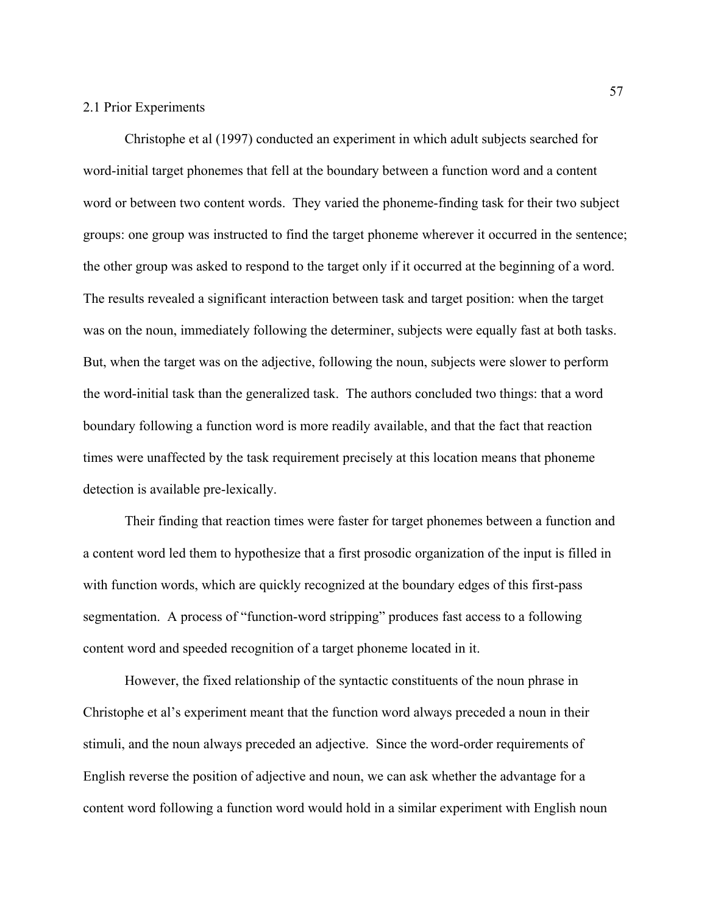## 2.1 Prior Experiments

Christophe et al (1997) conducted an experiment in which adult subjects searched for word-initial target phonemes that fell at the boundary between a function word and a content word or between two content words. They varied the phoneme-finding task for their two subject groups: one group was instructed to find the target phoneme wherever it occurred in the sentence; the other group was asked to respond to the target only if it occurred at the beginning of a word. The results revealed a significant interaction between task and target position: when the target was on the noun, immediately following the determiner, subjects were equally fast at both tasks. But, when the target was on the adjective, following the noun, subjects were slower to perform the word-initial task than the generalized task. The authors concluded two things: that a word boundary following a function word is more readily available, and that the fact that reaction times were unaffected by the task requirement precisely at this location means that phoneme detection is available pre-lexically.

Their finding that reaction times were faster for target phonemes between a function and a content word led them to hypothesize that a first prosodic organization of the input is filled in with function words, which are quickly recognized at the boundary edges of this first-pass segmentation. A process of "function-word stripping" produces fast access to a following content word and speeded recognition of a target phoneme located in it.

However, the fixed relationship of the syntactic constituents of the noun phrase in Christophe et al's experiment meant that the function word always preceded a noun in their stimuli, and the noun always preceded an adjective. Since the word-order requirements of English reverse the position of adjective and noun, we can ask whether the advantage for a content word following a function word would hold in a similar experiment with English noun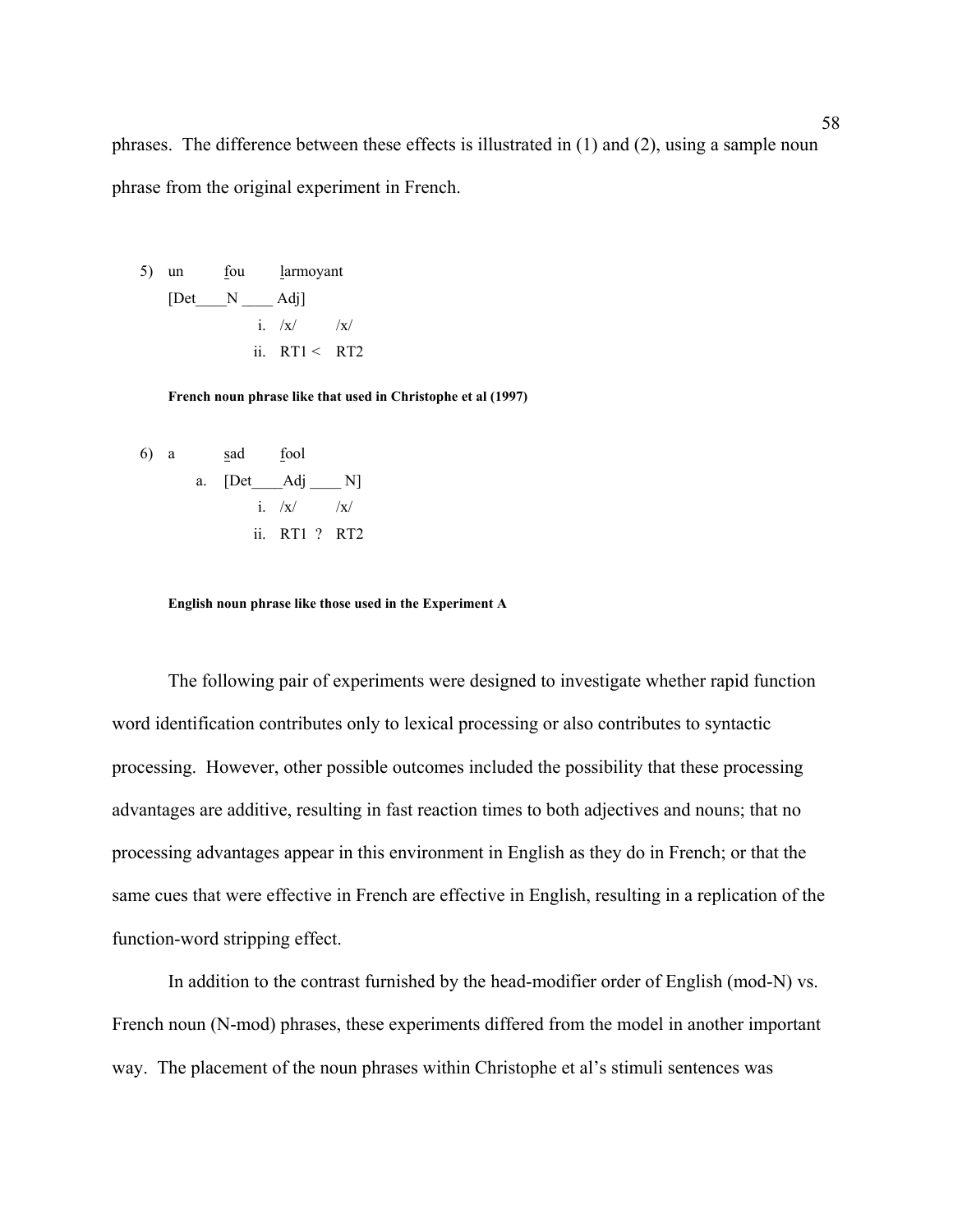phrases. The difference between these effects is illustrated in (1) and (2), using a sample noun phrase from the original experiment in French.

```
5)  un      fou      larmoyant
    [Det____N ____ Adj]
              i.  /x/      /x/
              ii. RT1 <   RT2
```

**French noun phrase like that used in Christophe et al (1997)**

```
6)  a       sad      fool
        a.  [Det____Adj ____ N]
              i.  /x/      /x/
              ii. RT1  ?  RT2
```

**English noun phrase like those used in the Experiment A**

The following pair of experiments were designed to investigate whether rapid function word identification contributes only to lexical processing or also contributes to syntactic processing. However, other possible outcomes included the possibility that these processing advantages are additive, resulting in fast reaction times to both adjectives and nouns; that no processing advantages appear in this environment in English as they do in French; or that the same cues that were effective in French are effective in English, resulting in a replication of the function-word stripping effect.

In addition to the contrast furnished by the head-modifier order of English (mod-N) vs. French noun (N-mod) phrases, these experiments differed from the model in another important way. The placement of the noun phrases within Christophe et al's stimuli sentences was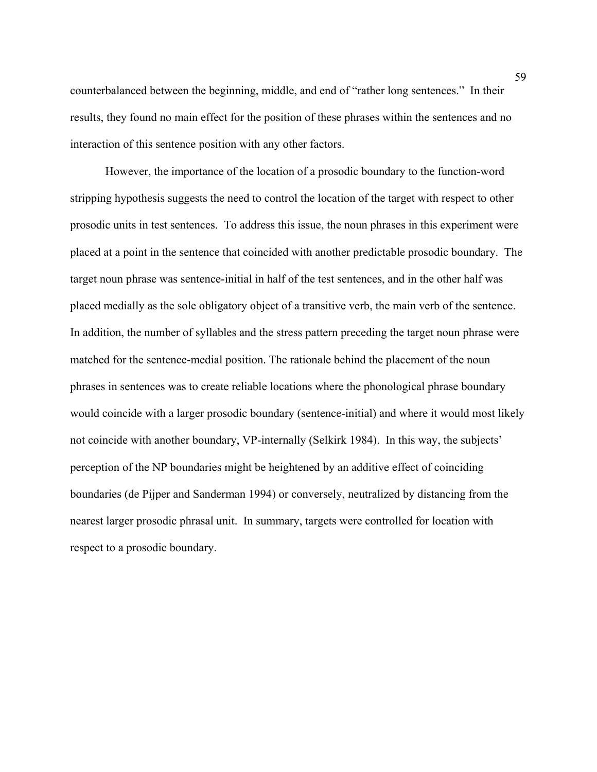counterbalanced between the beginning, middle, and end of "rather long sentences." In their results, they found no main effect for the position of these phrases within the sentences and no interaction of this sentence position with any other factors.

However, the importance of the location of a prosodic boundary to the function-word stripping hypothesis suggests the need to control the location of the target with respect to other prosodic units in test sentences. To address this issue, the noun phrases in this experiment were placed at a point in the sentence that coincided with another predictable prosodic boundary. The target noun phrase was sentence-initial in half of the test sentences, and in the other half was placed medially as the sole obligatory object of a transitive verb, the main verb of the sentence. In addition, the number of syllables and the stress pattern preceding the target noun phrase were matched for the sentence-medial position. The rationale behind the placement of the noun phrases in sentences was to create reliable locations where the phonological phrase boundary would coincide with a larger prosodic boundary (sentence-initial) and where it would most likely not coincide with another boundary, VP-internally (Selkirk 1984). In this way, the subjects' perception of the NP boundaries might be heightened by an additive effect of coinciding boundaries (de Pijper and Sanderman 1994) or conversely, neutralized by distancing from the nearest larger prosodic phrasal unit. In summary, targets were controlled for location with respect to a prosodic boundary.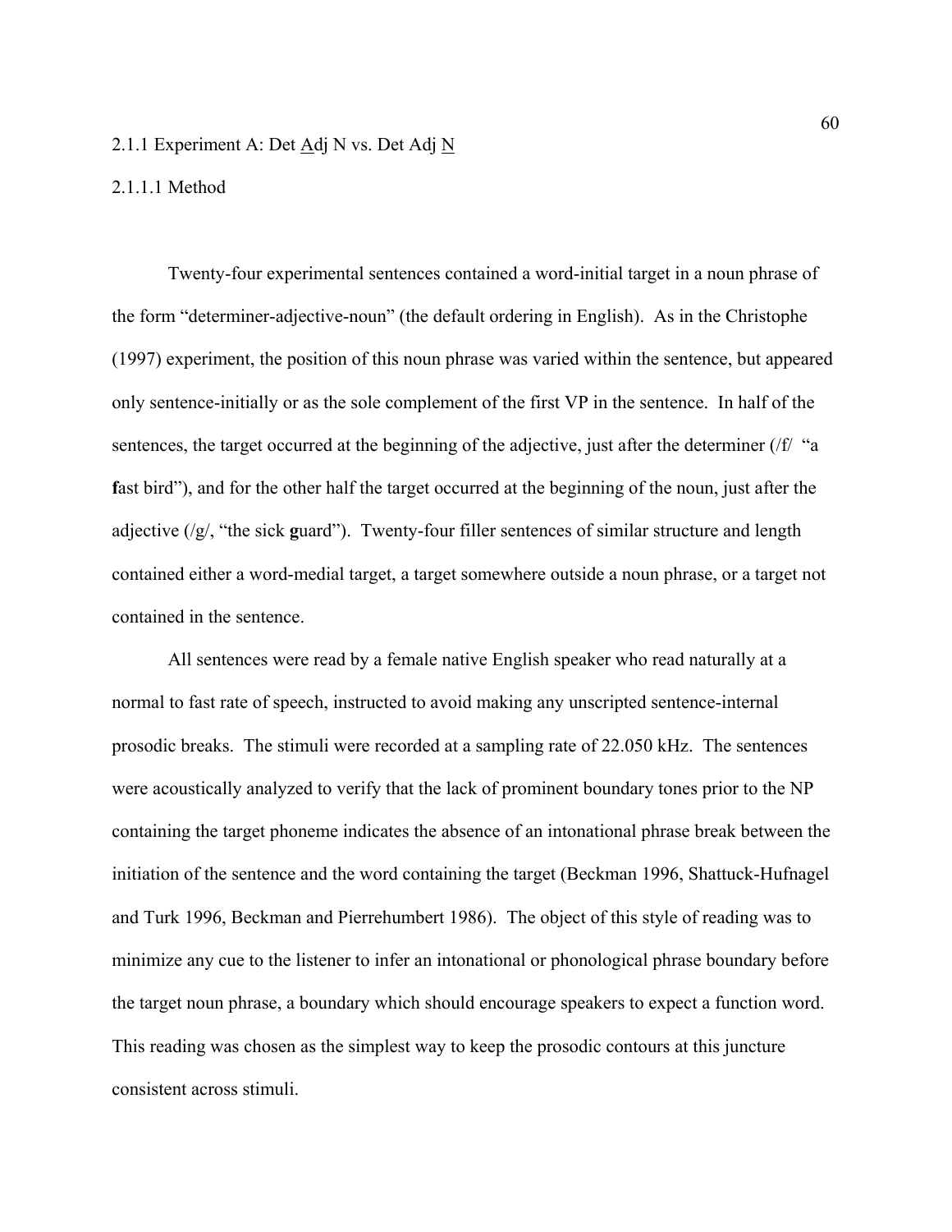### 2.1.1 Experiment A: Det <u>A</u>dj N vs. Det Adj <u>N</u>

#### 2.1.1.1 Method

Twenty-four experimental sentences contained a word-initial target in a noun phrase of the form "determiner-adjective-noun" (the default ordering in English). As in the Christophe (1997) experiment, the position of this noun phrase was varied within the sentence, but appeared only sentence-initially or as the sole complement of the first VP in the sentence. In half of the sentences, the target occurred at the beginning of the adjective, just after the determiner (/f/ "a **f**ast bird"), and for the other half the target occurred at the beginning of the noun, just after the adjective (/g/, "the sick **g**uard"). Twenty-four filler sentences of similar structure and length contained either a word-medial target, a target somewhere outside a noun phrase, or a target not contained in the sentence.

All sentences were read by a female native English speaker who read naturally at a normal to fast rate of speech, instructed to avoid making any unscripted sentence-internal prosodic breaks. The stimuli were recorded at a sampling rate of 22.050 kHz. The sentences were acoustically analyzed to verify that the lack of prominent boundary tones prior to the NP containing the target phoneme indicates the absence of an intonational phrase break between the initiation of the sentence and the word containing the target (Beckman 1996, Shattuck-Hufnagel and Turk 1996, Beckman and Pierrehumbert 1986). The object of this style of reading was to minimize any cue to the listener to infer an intonational or phonological phrase boundary before the target noun phrase, a boundary which should encourage speakers to expect a function word. This reading was chosen as the simplest way to keep the prosodic contours at this juncture consistent across stimuli.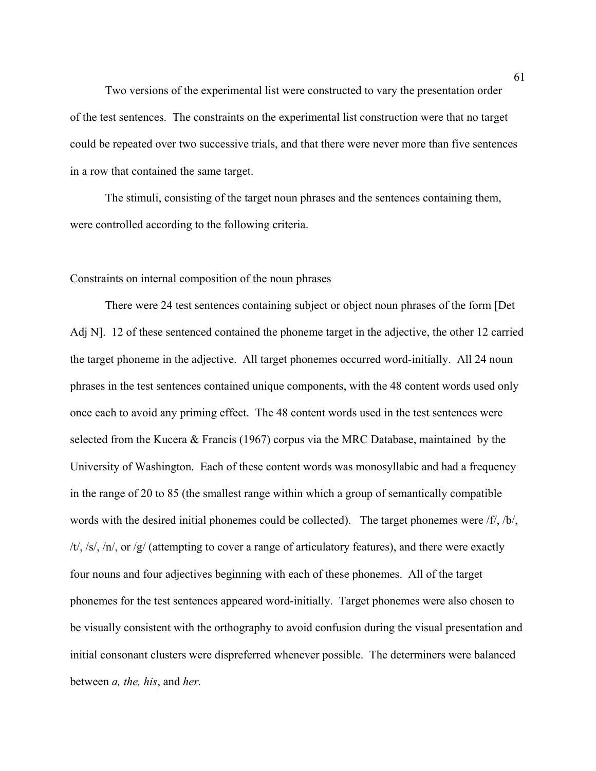Two versions of the experimental list were constructed to vary the presentation order of the test sentences. The constraints on the experimental list construction were that no target could be repeated over two successive trials, and that there were never more than five sentences in a row that contained the same target.

The stimuli, consisting of the target noun phrases and the sentences containing them, were controlled according to the following criteria.

## Constraints on internal composition of the noun phrases

There were 24 test sentences containing subject or object noun phrases of the form [Det Adj N]. 12 of these sentenced contained the phoneme target in the adjective, the other 12 carried the target phoneme in the adjective. All target phonemes occurred word-initially. All 24 noun phrases in the test sentences contained unique components, with the 48 content words used only once each to avoid any priming effect. The 48 content words used in the test sentences were selected from the Kucera & Francis (1967) corpus via the MRC Database, maintained by the University of Washington. Each of these content words was monosyllabic and had a frequency in the range of 20 to 85 (the smallest range within which a group of semantically compatible words with the desired initial phonemes could be collected). The target phonemes were /f/, /b/, /t/, /s/, /n/, or /g/ (attempting to cover a range of articulatory features), and there were exactly four nouns and four adjectives beginning with each of these phonemes. All of the target phonemes for the test sentences appeared word-initially. Target phonemes were also chosen to be visually consistent with the orthography to avoid confusion during the visual presentation and initial consonant clusters were dispreferred whenever possible. The determiners were balanced between *a, the, his*, and *her.*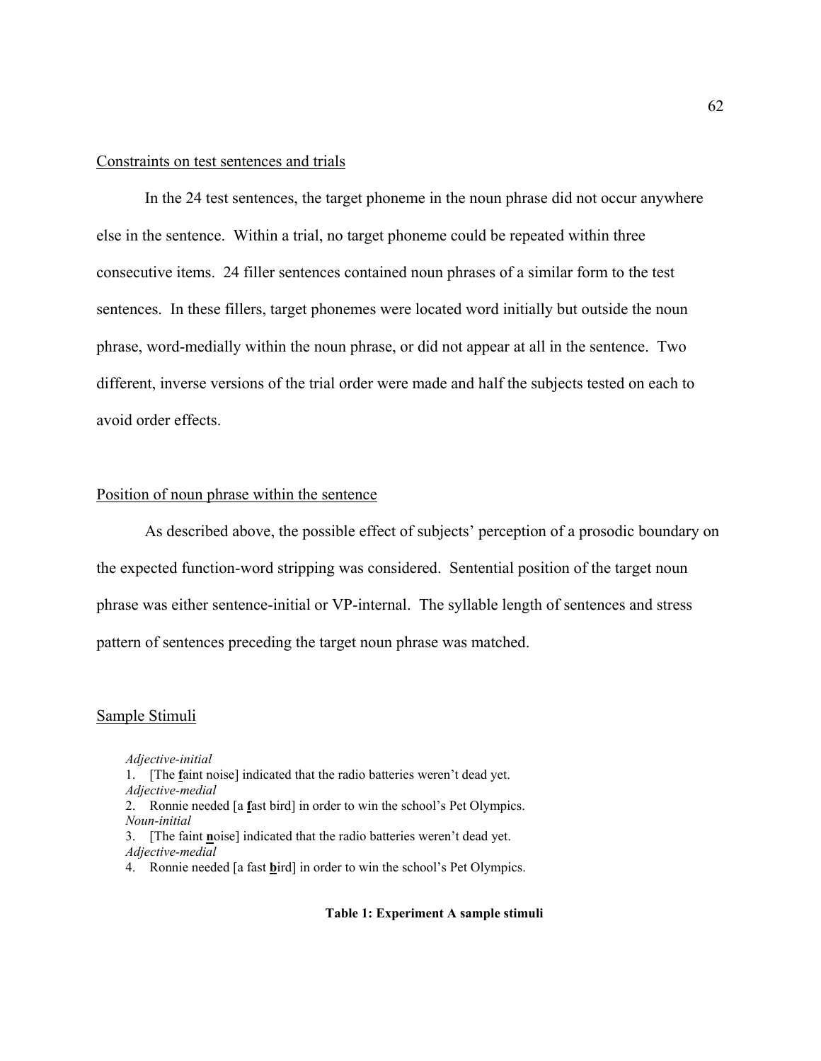Constraints on test sentences and trials

In the 24 test sentences, the target phoneme in the noun phrase did not occur anywhere else in the sentence. Within a trial, no target phoneme could be repeated within three consecutive items. 24 filler sentences contained noun phrases of a similar form to the test sentences. In these fillers, target phonemes were located word initially but outside the noun phrase, word-medially within the noun phrase, or did not appear at all in the sentence. Two different, inverse versions of the trial order were made and half the subjects tested on each to avoid order effects.

Position of noun phrase within the sentence

As described above, the possible effect of subjects' perception of a prosodic boundary on the expected function-word stripping was considered. Sentential position of the target noun phrase was either sentence-initial or VP-internal. The syllable length of sentences and stress pattern of sentences preceding the target noun phrase was matched.

Sample Stimuli

*Adjective-initial*
1. [The **f**aint noise] indicated that the radio batteries weren't dead yet.
*Adjective-medial*
2. Ronnie needed [a **f**ast bird] in order to win the school's Pet Olympics.
*Noun-initial*
3. [The faint **n**oise] indicated that the radio batteries weren't dead yet.
*Adjective-medial*
4. Ronnie needed [a fast **b**ird] in order to win the school's Pet Olympics.

**Table 1: Experiment A sample stimuli**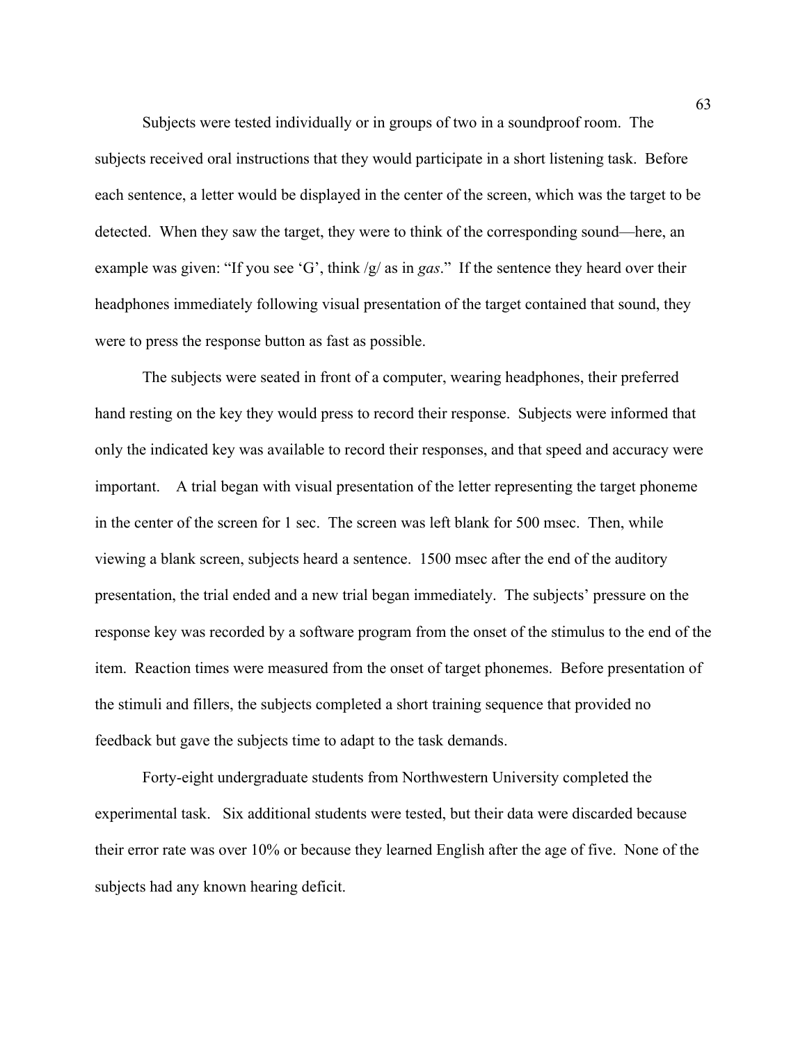Subjects were tested individually or in groups of two in a soundproof room. The subjects received oral instructions that they would participate in a short listening task. Before each sentence, a letter would be displayed in the center of the screen, which was the target to be detected. When they saw the target, they were to think of the corresponding sound—here, an example was given: "If you see 'G', think /g/ as in *gas*." If the sentence they heard over their headphones immediately following visual presentation of the target contained that sound, they were to press the response button as fast as possible.

The subjects were seated in front of a computer, wearing headphones, their preferred hand resting on the key they would press to record their response. Subjects were informed that only the indicated key was available to record their responses, and that speed and accuracy were important. A trial began with visual presentation of the letter representing the target phoneme in the center of the screen for 1 sec. The screen was left blank for 500 msec. Then, while viewing a blank screen, subjects heard a sentence. 1500 msec after the end of the auditory presentation, the trial ended and a new trial began immediately. The subjects' pressure on the response key was recorded by a software program from the onset of the stimulus to the end of the item. Reaction times were measured from the onset of target phonemes. Before presentation of the stimuli and fillers, the subjects completed a short training sequence that provided no feedback but gave the subjects time to adapt to the task demands.

Forty-eight undergraduate students from Northwestern University completed the experimental task. Six additional students were tested, but their data were discarded because their error rate was over 10% or because they learned English after the age of five. None of the subjects had any known hearing deficit.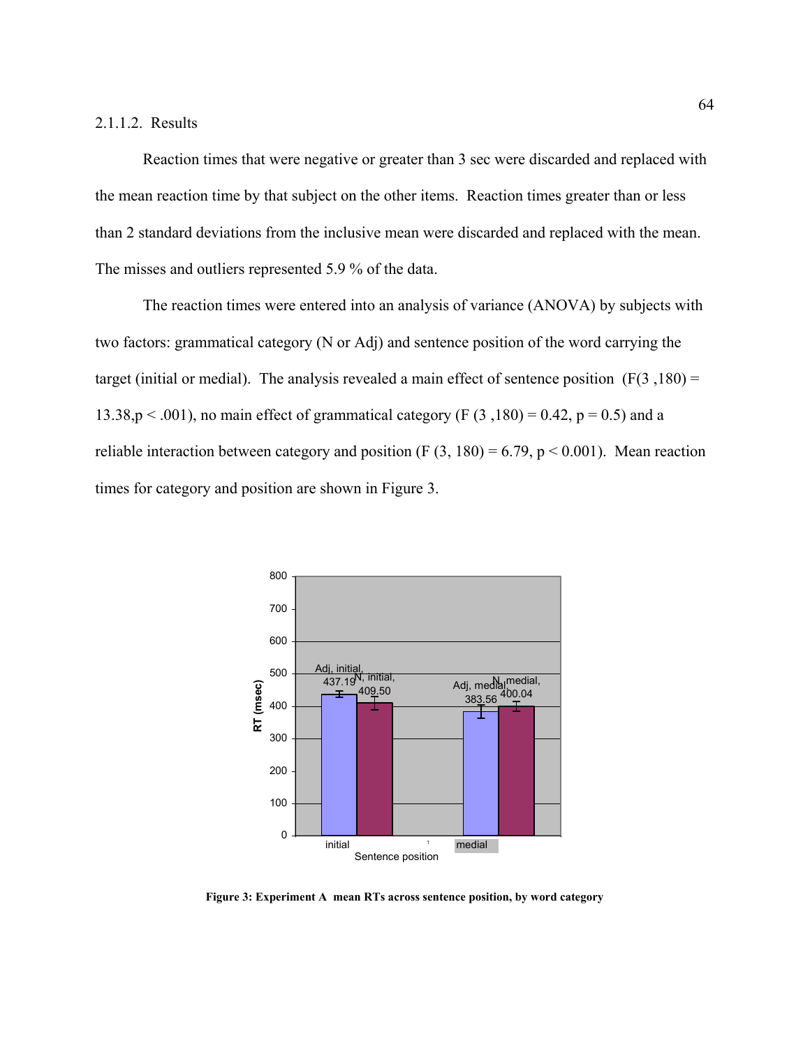### 2.1.1.2. Results

Reaction times that were negative or greater than 3 sec were discarded and replaced with the mean reaction time by that subject on the other items. Reaction times greater than or less than 2 standard deviations from the inclusive mean were discarded and replaced with the mean. The misses and outliers represented 5.9 % of the data.

The reaction times were entered into an analysis of variance (ANOVA) by subjects with two factors: grammatical category (N or Adj) and sentence position of the word carrying the target (initial or medial). The analysis revealed a main effect of sentence position ($F(3,180) = 13.38, p < .001$), no main effect of grammatical category ($F(3,180) = 0.42, p = 0.5$) and a reliable interaction between category and position ($F(3, 180) = 6.79, p < 0.001$). Mean reaction times for category and position are shown in Figure 3.

**Figure 3: Experiment A mean RTs across sentence position, by word category**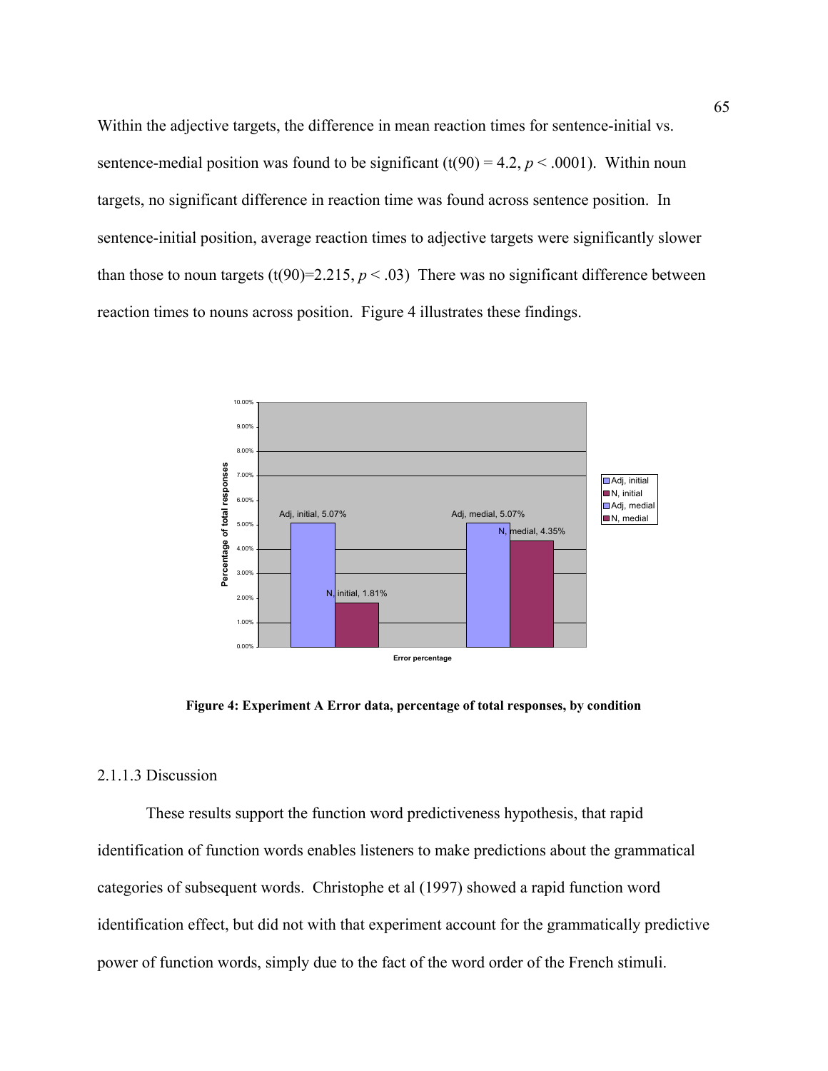Within the adjective targets, the difference in mean reaction times for sentence-initial vs. sentence-medial position was found to be significant ($t(90) = 4.2$, $p < .0001$). Within noun targets, no significant difference in reaction time was found across sentence position. In sentence-initial position, average reaction times to adjective targets were significantly slower than those to noun targets ($t(90)=2.215$, $p < .03$) There was no significant difference between reaction times to nouns across position. Figure 4 illustrates these findings.

**Figure 4: Experiment A Error data, percentage of total responses, by condition**

2.1.1.3 Discussion

These results support the function word predictiveness hypothesis, that rapid identification of function words enables listeners to make predictions about the grammatical categories of subsequent words. Christophe et al (1997) showed a rapid function word identification effect, but did not with that experiment account for the grammatically predictive power of function words, simply due to the fact of the word order of the French stimuli.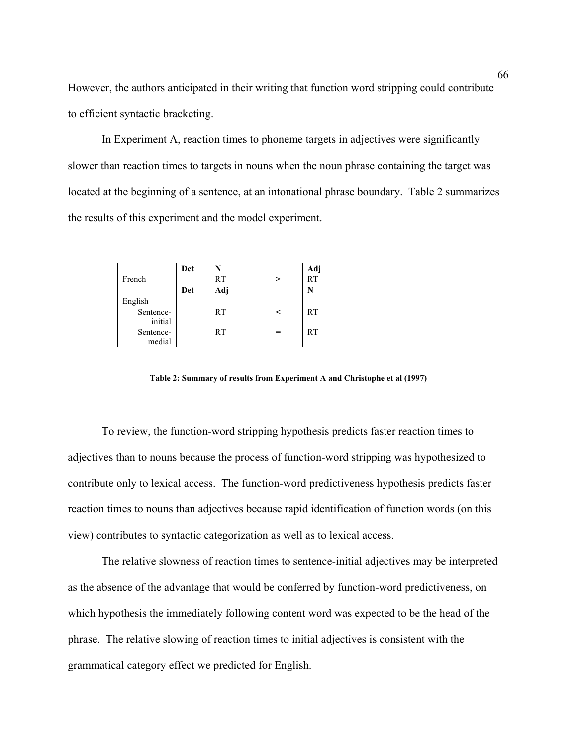However, the authors anticipated in their writing that function word stripping could contribute to efficient syntactic bracketing.

In Experiment A, reaction times to phoneme targets in adjectives were significantly slower than reaction times to targets in nouns when the noun phrase containing the target was located at the beginning of a sentence, at an intonational phrase boundary. Table 2 summarizes the results of this experiment and the model experiment.

| | **Det** | **N** | | **Adj** |
|---|---|---|---|---|
| French | | RT | > | RT |
| | **Det** | **Adj** | | **N** |
| English | | | | |
| Sentence-initial | | RT | < | RT |
| Sentence-medial | | RT | = | RT |

**Table 2: Summary of results from Experiment A and Christophe et al (1997)**

To review, the function-word stripping hypothesis predicts faster reaction times to adjectives than to nouns because the process of function-word stripping was hypothesized to contribute only to lexical access. The function-word predictiveness hypothesis predicts faster reaction times to nouns than adjectives because rapid identification of function words (on this view) contributes to syntactic categorization as well as to lexical access.

The relative slowness of reaction times to sentence-initial adjectives may be interpreted as the absence of the advantage that would be conferred by function-word predictiveness, on which hypothesis the immediately following content word was expected to be the head of the phrase. The relative slowing of reaction times to initial adjectives is consistent with the grammatical category effect we predicted for English.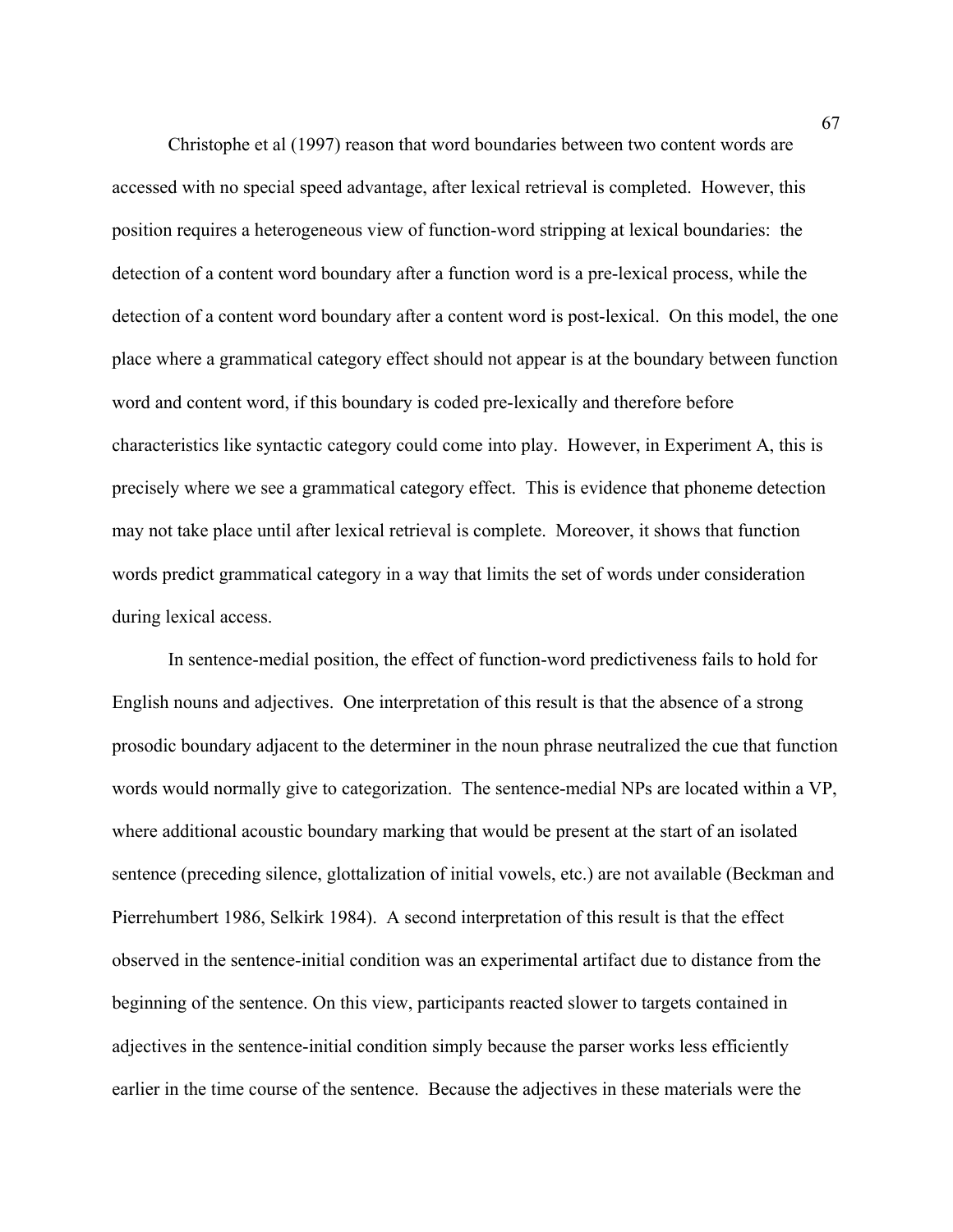Christophe et al (1997) reason that word boundaries between two content words are accessed with no special speed advantage, after lexical retrieval is completed. However, this position requires a heterogeneous view of function-word stripping at lexical boundaries: the detection of a content word boundary after a function word is a pre-lexical process, while the detection of a content word boundary after a content word is post-lexical. On this model, the one place where a grammatical category effect should not appear is at the boundary between function word and content word, if this boundary is coded pre-lexically and therefore before characteristics like syntactic category could come into play. However, in Experiment A, this is precisely where we see a grammatical category effect. This is evidence that phoneme detection may not take place until after lexical retrieval is complete. Moreover, it shows that function words predict grammatical category in a way that limits the set of words under consideration during lexical access.

In sentence-medial position, the effect of function-word predictiveness fails to hold for English nouns and adjectives. One interpretation of this result is that the absence of a strong prosodic boundary adjacent to the determiner in the noun phrase neutralized the cue that function words would normally give to categorization. The sentence-medial NPs are located within a VP, where additional acoustic boundary marking that would be present at the start of an isolated sentence (preceding silence, glottalization of initial vowels, etc.) are not available (Beckman and Pierrehumbert 1986, Selkirk 1984). A second interpretation of this result is that the effect observed in the sentence-initial condition was an experimental artifact due to distance from the beginning of the sentence. On this view, participants reacted slower to targets contained in adjectives in the sentence-initial condition simply because the parser works less efficiently earlier in the time course of the sentence. Because the adjectives in these materials were the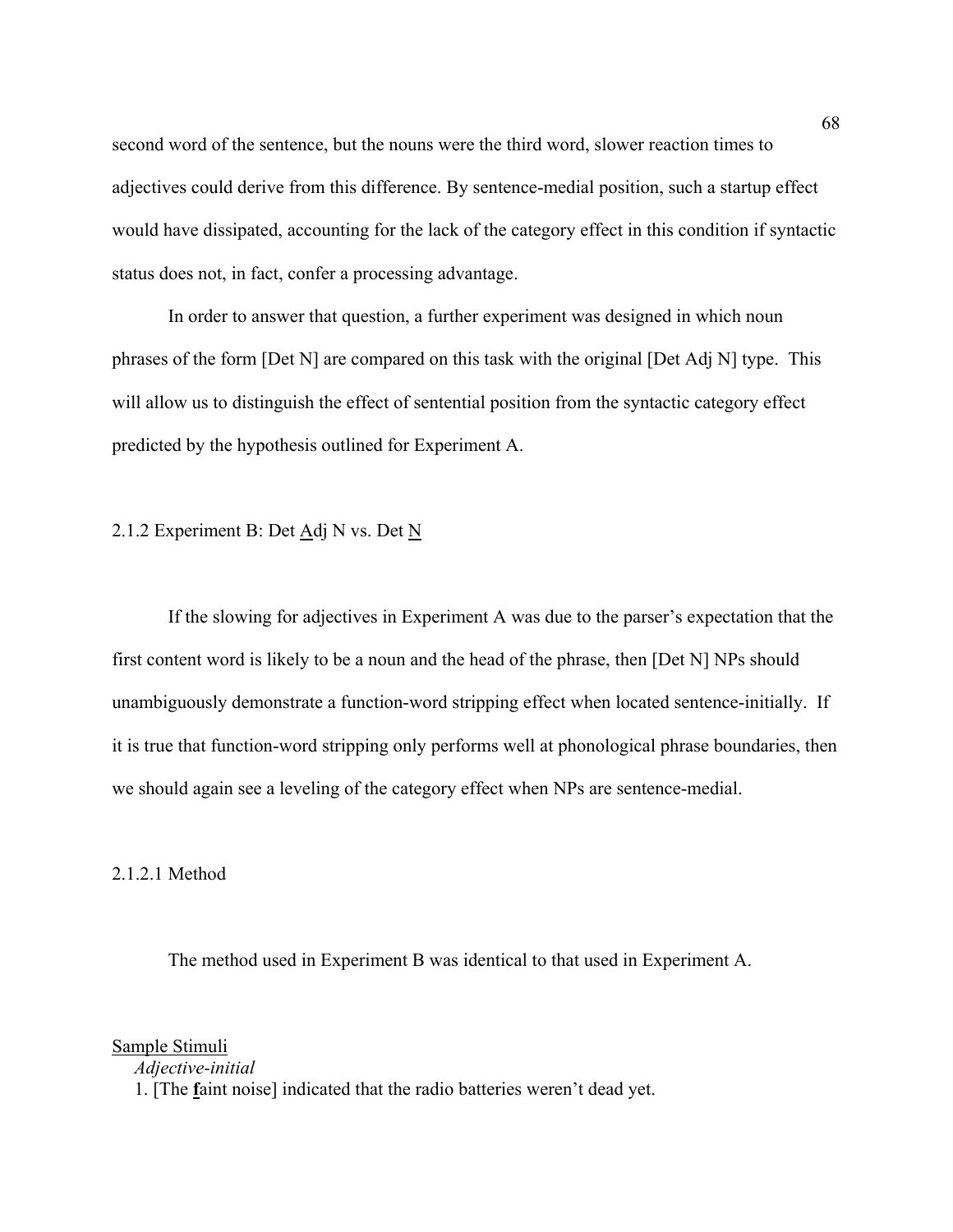second word of the sentence, but the nouns were the third word, slower reaction times to adjectives could derive from this difference. By sentence-medial position, such a startup effect would have dissipated, accounting for the lack of the category effect in this condition if syntactic status does not, in fact, confer a processing advantage.

In order to answer that question, a further experiment was designed in which noun phrases of the form [Det N] are compared on this task with the original [Det Adj N] type. This will allow us to distinguish the effect of sentential position from the syntactic category effect predicted by the hypothesis outlined for Experiment A.

### 2.1.2 Experiment B: Det <u>A</u>dj N vs. Det <u>N</u>

If the slowing for adjectives in Experiment A was due to the parser's expectation that the first content word is likely to be a noun and the head of the phrase, then [Det N] NPs should unambiguously demonstrate a function-word stripping effect when located sentence-initially. If it is true that function-word stripping only performs well at phonological phrase boundaries, then we should again see a leveling of the category effect when NPs are sentence-medial.

#### 2.1.2.1 Method

The method used in Experiment B was identical to that used in Experiment A.

<u>Sample Stimuli</u>

*Adjective-initial*

1. [The **<u>f</u>**aint noise] indicated that the radio batteries weren't dead yet.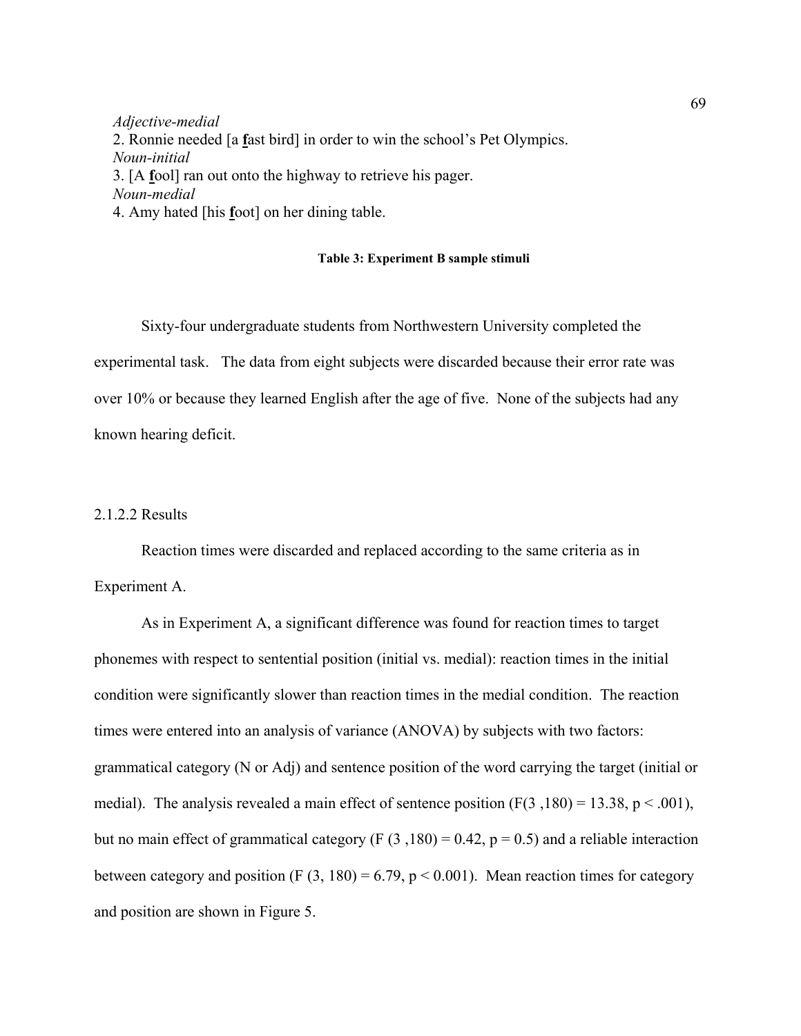*Adjective-medial*
2. Ronnie needed [a **f**ast bird] in order to win the school's Pet Olympics.
*Noun-initial*
3. [A **f**ool] ran out onto the highway to retrieve his pager.
*Noun-medial*
4. Amy hated [his **f**oot] on her dining table.

**Table 3: Experiment B sample stimuli**

Sixty-four undergraduate students from Northwestern University completed the experimental task. The data from eight subjects were discarded because their error rate was over 10% or because they learned English after the age of five. None of the subjects had any known hearing deficit.

2.1.2.2 Results

Reaction times were discarded and replaced according to the same criteria as in Experiment A.

As in Experiment A, a significant difference was found for reaction times to target phonemes with respect to sentential position (initial vs. medial): reaction times in the initial condition were significantly slower than reaction times in the medial condition. The reaction times were entered into an analysis of variance (ANOVA) by subjects with two factors: grammatical category (N or Adj) and sentence position of the word carrying the target (initial or medial). The analysis revealed a main effect of sentence position ($F(3, 180) = 13.38$, $p < .001$), but no main effect of grammatical category ($F(3, 180) = 0.42$, $p = 0.5$) and a reliable interaction between category and position ($F(3, 180) = 6.79$, $p < 0.001$). Mean reaction times for category and position are shown in Figure 5.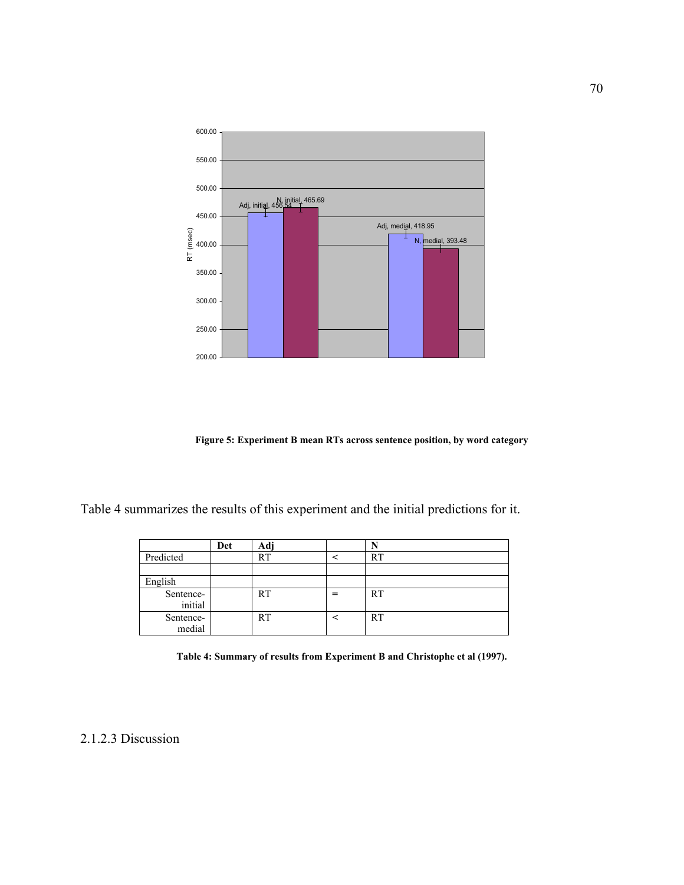Figure 5: Experiment B mean RTs across sentence position, by word category

Table 4 summarizes the results of this experiment and the initial predictions for it.

| | Det | Adj | | N |
|---|---|---|---|---|
| Predicted | | RT | < | RT |
| | | | | |
| English | | | | |
| Sentence-initial | | RT | = | RT |
| Sentence-medial | | RT | < | RT |

**Table 4: Summary of results from Experiment B and Christophe et al (1997).**

### 2.1.2.3 Discussion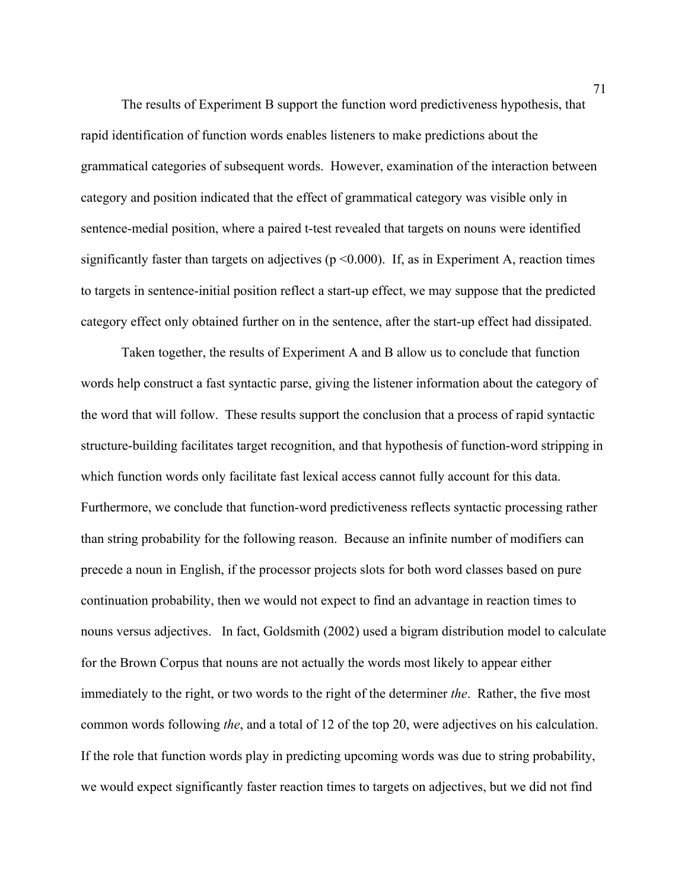The results of Experiment B support the function word predictiveness hypothesis, that rapid identification of function words enables listeners to make predictions about the grammatical categories of subsequent words. However, examination of the interaction between category and position indicated that the effect of grammatical category was visible only in sentence-medial position, where a paired t-test revealed that targets on nouns were identified significantly faster than targets on adjectives ($p < 0.000$). If, as in Experiment A, reaction times to targets in sentence-initial position reflect a start-up effect, we may suppose that the predicted category effect only obtained further on in the sentence, after the start-up effect had dissipated.

Taken together, the results of Experiment A and B allow us to conclude that function words help construct a fast syntactic parse, giving the listener information about the category of the word that will follow. These results support the conclusion that a process of rapid syntactic structure-building facilitates target recognition, and that hypothesis of function-word stripping in which function words only facilitate fast lexical access cannot fully account for this data. Furthermore, we conclude that function-word predictiveness reflects syntactic processing rather than string probability for the following reason. Because an infinite number of modifiers can precede a noun in English, if the processor projects slots for both word classes based on pure continuation probability, then we would not expect to find an advantage in reaction times to nouns versus adjectives. In fact, Goldsmith (2002) used a bigram distribution model to calculate for the Brown Corpus that nouns are not actually the words most likely to appear either immediately to the right, or two words to the right of the determiner *the*. Rather, the five most common words following *the*, and a total of 12 of the top 20, were adjectives on his calculation. If the role that function words play in predicting upcoming words was due to string probability, we would expect significantly faster reaction times to targets on adjectives, but we did not find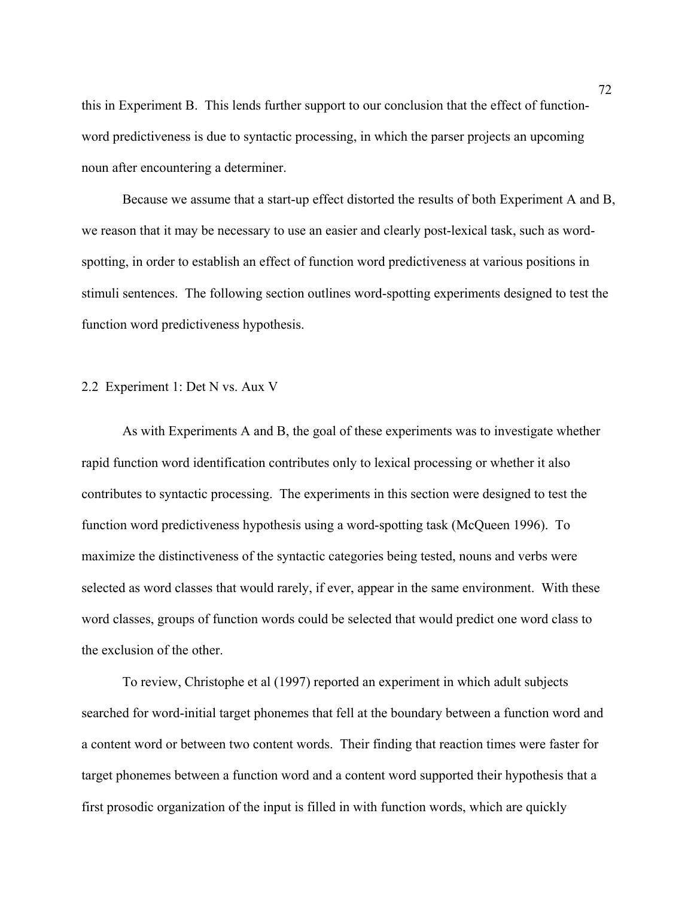this in Experiment B. This lends further support to our conclusion that the effect of function-word predictiveness is due to syntactic processing, in which the parser projects an upcoming noun after encountering a determiner.

Because we assume that a start-up effect distorted the results of both Experiment A and B, we reason that it may be necessary to use an easier and clearly post-lexical task, such as word-spotting, in order to establish an effect of function word predictiveness at various positions in stimuli sentences. The following section outlines word-spotting experiments designed to test the function word predictiveness hypothesis.

## 2.2 Experiment 1: Det N vs. Aux V

As with Experiments A and B, the goal of these experiments was to investigate whether rapid function word identification contributes only to lexical processing or whether it also contributes to syntactic processing. The experiments in this section were designed to test the function word predictiveness hypothesis using a word-spotting task (McQueen 1996). To maximize the distinctiveness of the syntactic categories being tested, nouns and verbs were selected as word classes that would rarely, if ever, appear in the same environment. With these word classes, groups of function words could be selected that would predict one word class to the exclusion of the other.

To review, Christophe et al (1997) reported an experiment in which adult subjects searched for word-initial target phonemes that fell at the boundary between a function word and a content word or between two content words. Their finding that reaction times were faster for target phonemes between a function word and a content word supported their hypothesis that a first prosodic organization of the input is filled in with function words, which are quickly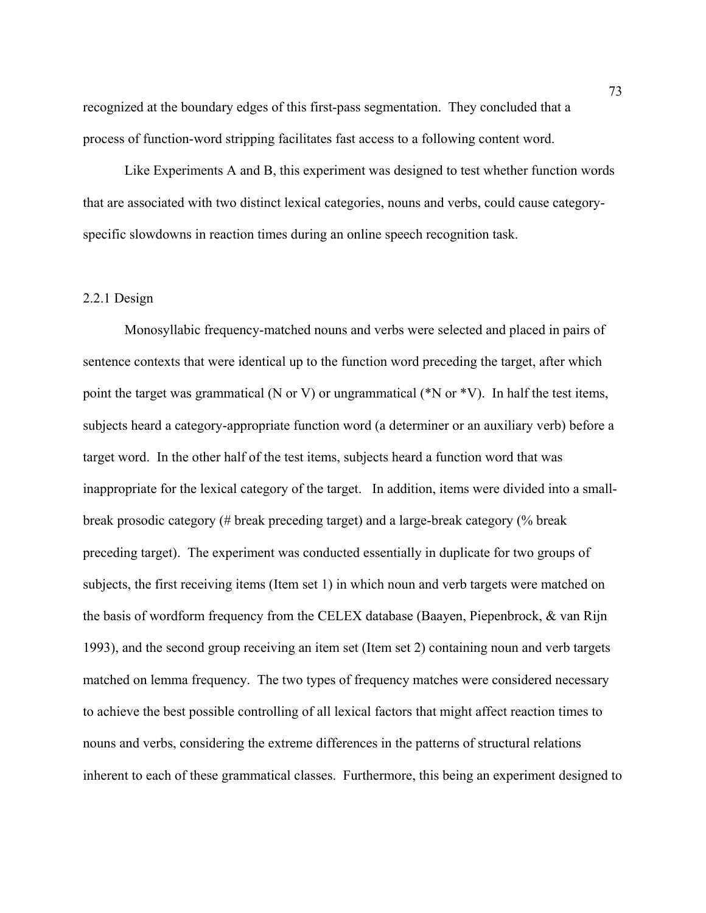recognized at the boundary edges of this first-pass segmentation. They concluded that a process of function-word stripping facilitates fast access to a following content word.

Like Experiments A and B, this experiment was designed to test whether function words that are associated with two distinct lexical categories, nouns and verbs, could cause category-specific slowdowns in reaction times during an online speech recognition task.

### 2.2.1 Design

Monosyllabic frequency-matched nouns and verbs were selected and placed in pairs of sentence contexts that were identical up to the function word preceding the target, after which point the target was grammatical (N or V) or ungrammatical (*N or *V). In half the test items, subjects heard a category-appropriate function word (a determiner or an auxiliary verb) before a target word. In the other half of the test items, subjects heard a function word that was inappropriate for the lexical category of the target. In addition, items were divided into a small-break prosodic category (# break preceding target) and a large-break category (% break preceding target). The experiment was conducted essentially in duplicate for two groups of subjects, the first receiving items (Item set 1) in which noun and verb targets were matched on the basis of wordform frequency from the CELEX database (Baayen, Piepenbrock, & van Rijn 1993), and the second group receiving an item set (Item set 2) containing noun and verb targets matched on lemma frequency. The two types of frequency matches were considered necessary to achieve the best possible controlling of all lexical factors that might affect reaction times to nouns and verbs, considering the extreme differences in the patterns of structural relations inherent to each of these grammatical classes. Furthermore, this being an experiment designed to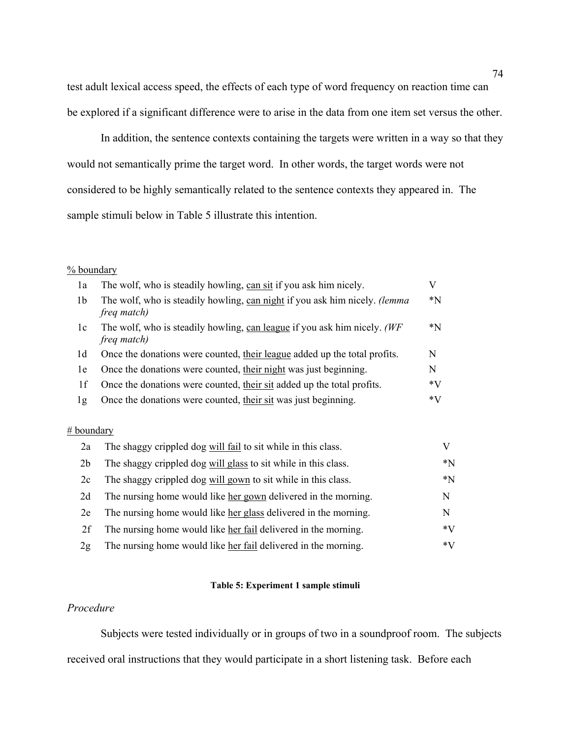test adult lexical access speed, the effects of each type of word frequency on reaction time can be explored if a significant difference were to arise in the data from one item set versus the other.

In addition, the sentence contexts containing the targets were written in a way so that they would not semantically prime the target word. In other words, the target words were not considered to be highly semantically related to the sentence contexts they appeared in. The sample stimuli below in Table 5 illustrate this intention.

| % boundary | | |
|---|---|---|
| 1a | The wolf, who is steadily howling, <u>can sit</u> if you ask him nicely. | V |
| 1b | The wolf, who is steadily howling, <u>can night</u> if you ask him nicely. *(lemma freq match)* | *N |
| 1c | The wolf, who is steadily howling, <u>can league</u> if you ask him nicely. *(WF freq match)* | *N |
| 1d | Once the donations were counted, <u>their league</u> added up the total profits. | N |
| 1e | Once the donations were counted, <u>their night</u> was just beginning. | N |
| 1f | Once the donations were counted, <u>their sit</u> added up the total profits. | *V |
| 1g | Once the donations were counted, <u>their sit</u> was just beginning. | *V |

| # boundary | | |
|---|---|---|
| 2a | The shaggy crippled dog <u>will fail</u> to sit while in this class. | V |
| 2b | The shaggy crippled dog <u>will glass</u> to sit while in this class. | *N |
| 2c | The shaggy crippled dog <u>will gown</u> to sit while in this class. | *N |
| 2d | The nursing home would like <u>her gown</u> delivered in the morning. | N |
| 2e | The nursing home would like <u>her glass</u> delivered in the morning. | N |
| 2f | The nursing home would like <u>her fail</u> delivered in the morning. | *V |
| 2g | The nursing home would like <u>her fail</u> delivered in the morning. | *V |

**Table 5: Experiment 1 sample stimuli**

*Procedure*

Subjects were tested individually or in groups of two in a soundproof room. The subjects received oral instructions that they would participate in a short listening task. Before each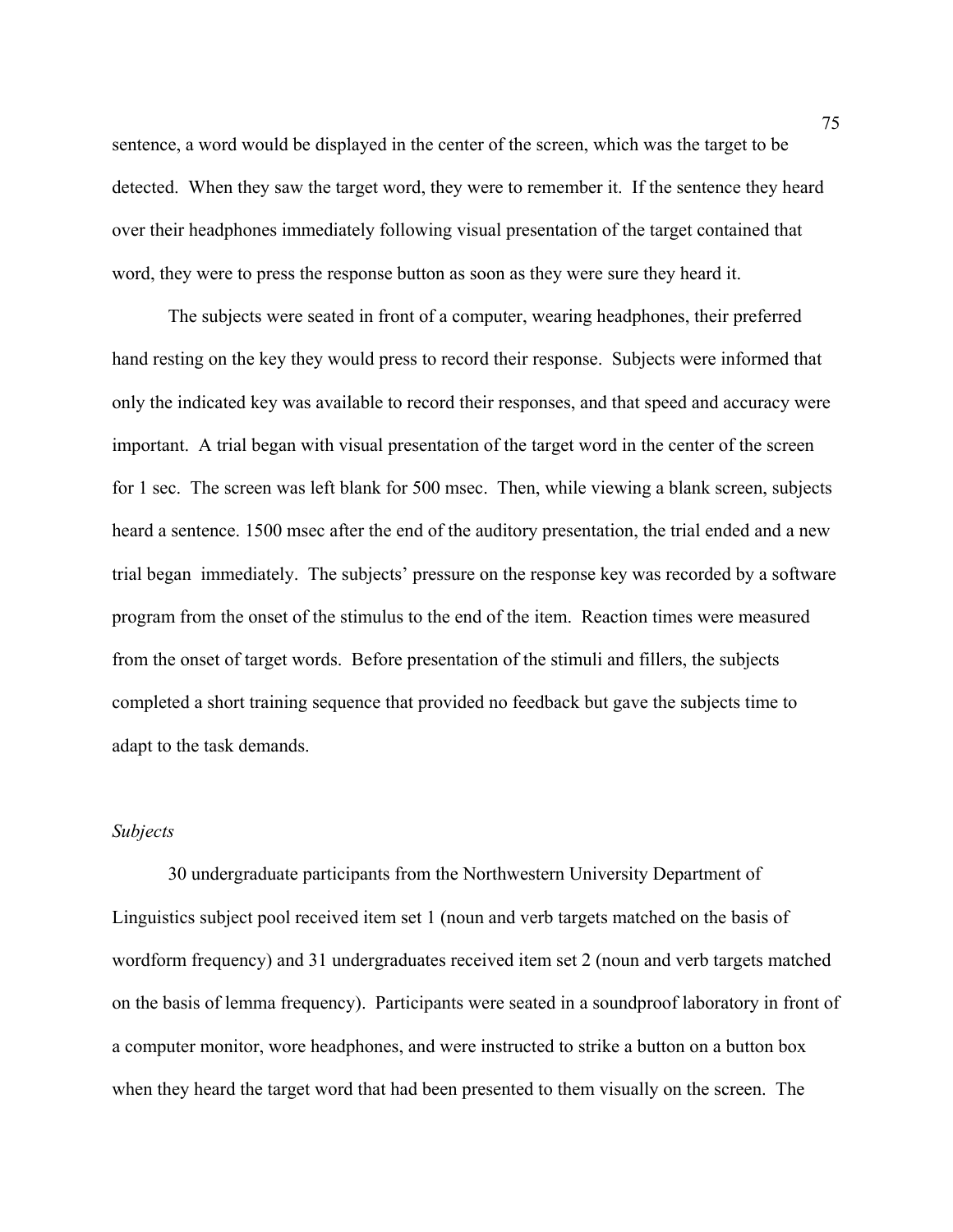sentence, a word would be displayed in the center of the screen, which was the target to be detected. When they saw the target word, they were to remember it. If the sentence they heard over their headphones immediately following visual presentation of the target contained that word, they were to press the response button as soon as they were sure they heard it.

The subjects were seated in front of a computer, wearing headphones, their preferred hand resting on the key they would press to record their response. Subjects were informed that only the indicated key was available to record their responses, and that speed and accuracy were important. A trial began with visual presentation of the target word in the center of the screen for 1 sec. The screen was left blank for 500 msec. Then, while viewing a blank screen, subjects heard a sentence. 1500 msec after the end of the auditory presentation, the trial ended and a new trial began immediately. The subjects' pressure on the response key was recorded by a software program from the onset of the stimulus to the end of the item. Reaction times were measured from the onset of target words. Before presentation of the stimuli and fillers, the subjects completed a short training sequence that provided no feedback but gave the subjects time to adapt to the task demands.

*Subjects*

30 undergraduate participants from the Northwestern University Department of Linguistics subject pool received item set 1 (noun and verb targets matched on the basis of wordform frequency) and 31 undergraduates received item set 2 (noun and verb targets matched on the basis of lemma frequency). Participants were seated in a soundproof laboratory in front of a computer monitor, wore headphones, and were instructed to strike a button on a button box when they heard the target word that had been presented to them visually on the screen. The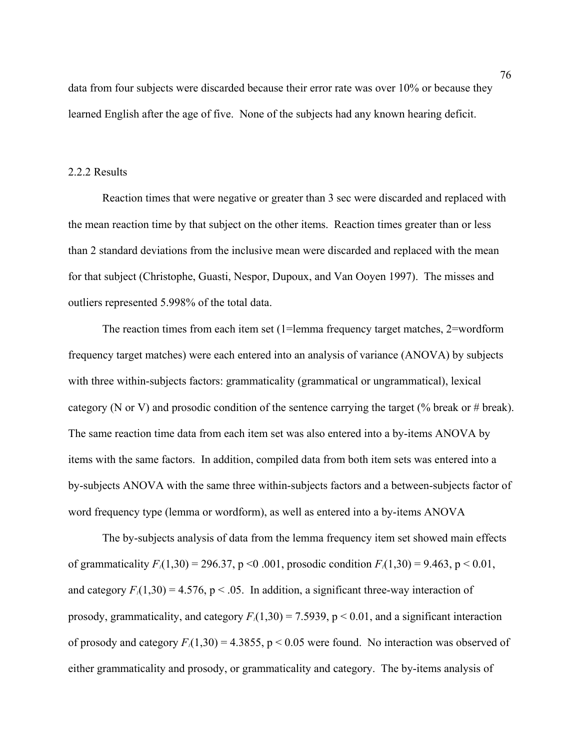data from four subjects were discarded because their error rate was over 10% or because they learned English after the age of five. None of the subjects had any known hearing deficit.

### 2.2.2 Results

Reaction times that were negative or greater than 3 sec were discarded and replaced with the mean reaction time by that subject on the other items. Reaction times greater than or less than 2 standard deviations from the inclusive mean were discarded and replaced with the mean for that subject (Christophe, Guasti, Nespor, Dupoux, and Van Ooyen 1997). The misses and outliers represented 5.998% of the total data.

The reaction times from each item set (1=lemma frequency target matches, 2=wordform frequency target matches) were each entered into an analysis of variance (ANOVA) by subjects with three within-subjects factors: grammaticality (grammatical or ungrammatical), lexical category (N or V) and prosodic condition of the sentence carrying the target (% break or # break). The same reaction time data from each item set was also entered into a by-items ANOVA by items with the same factors. In addition, compiled data from both item sets was entered into a by-subjects ANOVA with the same three within-subjects factors and a between-subjects factor of word frequency type (lemma or wordform), as well as entered into a by-items ANOVA

The by-subjects analysis of data from the lemma frequency item set showed main effects of grammaticality $F_1(1,30) = 296.37$, $p < 0.001$, prosodic condition $F_1(1,30) = 9.463$, $p < 0.01$, and category $F_1(1,30) = 4.576$, $p < .05$. In addition, a significant three-way interaction of prosody, grammaticality, and category $F_1(1,30) = 7.5939$, $p < 0.01$, and a significant interaction of prosody and category $F_1(1,30) = 4.3855$, $p < 0.05$ were found. No interaction was observed of either grammaticality and prosody, or grammaticality and category. The by-items analysis of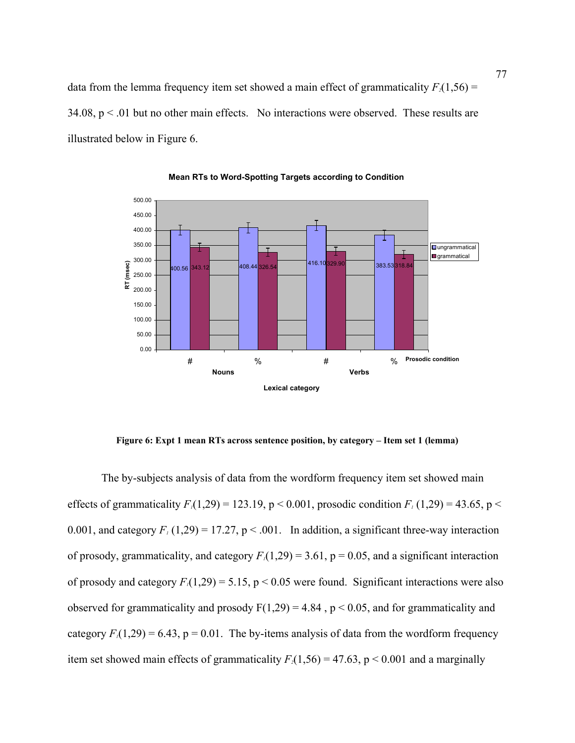data from the lemma frequency item set showed a main effect of grammaticality $F_2(1,56) = 34.08$, $p < .01$ but no other main effects. No interactions were observed. These results are illustrated below in Figure 6.

**Mean RTs to Word-Spotting Targets according to Condition**

| Lexical category | Prosodic condition | ungrammatical | grammatical |
|---|---|---|---|
| Nouns | # | 400.56 | 343.12 |
| Nouns | % | 408.44 | 326.54 |
| Verbs | # | 416.10 | 329.90 |
| Verbs | % | 383.53 | 318.84 |

**Figure 6: Expt 1 mean RTs across sentence position, by category – Item set 1 (lemma)**

The by-subjects analysis of data from the wordform frequency item set showed main effects of grammaticality $F_1(1,29) = 123.19$, $p < 0.001$, prosodic condition $F_1(1,29) = 43.65$, $p < 0.001$, and category $F_1(1,29) = 17.27$, $p < .001$. In addition, a significant three-way interaction of prosody, grammaticality, and category $F_1(1,29) = 3.61$, $p = 0.05$, and a significant interaction of prosody and category $F_1(1,29) = 5.15$, $p < 0.05$ were found. Significant interactions were also observed for grammaticality and prosody $F(1,29) = 4.84$, $p < 0.05$, and for grammaticality and category $F_1(1,29) = 6.43$, $p = 0.01$. The by-items analysis of data from the wordform frequency item set showed main effects of grammaticality $F_2(1,56) = 47.63$, $p < 0.001$ and a marginally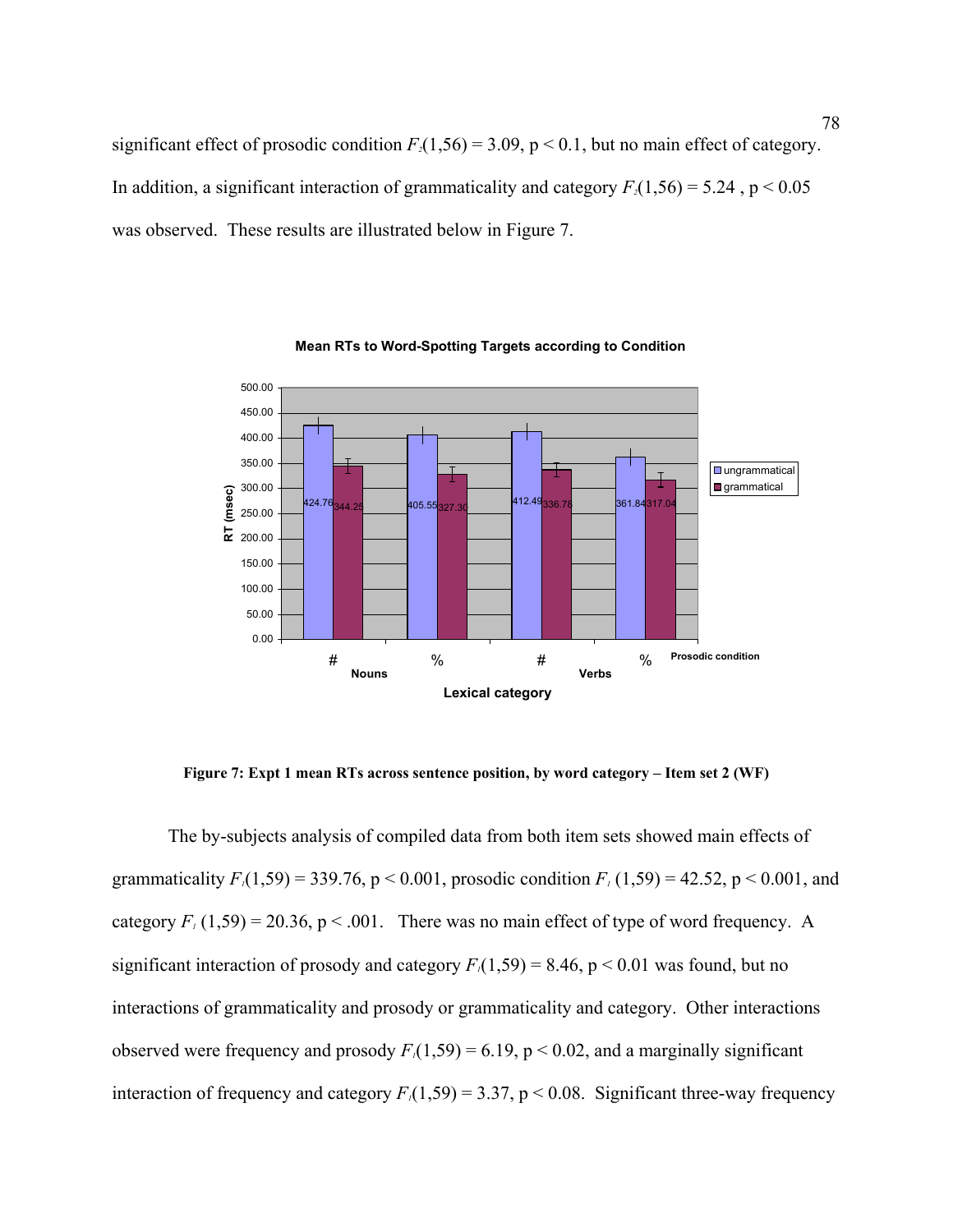significant effect of prosodic condition $F_2(1,56) = 3.09$, $p < 0.1$, but no main effect of category. In addition, a significant interaction of grammaticality and category $F_2(1,56) = 5.24$ , $p < 0.05$ was observed. These results are illustrated below in Figure 7.

**Mean RTs to Word-Spotting Targets according to Condition**

| Lexical category | Prosodic condition | ungrammatical | grammatical |
|---|---|---|---|
| Nouns | # | 424.76 | 344.25 |
| Nouns | % | 405.55 | 327.30 |
| Verbs | # | 412.49 | 336.78 |
| Verbs | % | 361.84 | 317.04 |

**Figure 7: Expt 1 mean RTs across sentence position, by word category – Item set 2 (WF)**

The by-subjects analysis of compiled data from both item sets showed main effects of grammaticality $F_1(1,59) = 339.76$, $p < 0.001$, prosodic condition $F_1$ $(1,59) = 42.52$, $p < 0.001$, and category $F_1$ $(1,59) = 20.36$, $p < .001$. There was no main effect of type of word frequency. A significant interaction of prosody and category $F_1(1,59) = 8.46$, $p < 0.01$ was found, but no interactions of grammaticality and prosody or grammaticality and category. Other interactions observed were frequency and prosody $F_1(1,59) = 6.19$, $p < 0.02$, and a marginally significant interaction of frequency and category $F_1(1,59) = 3.37$, $p < 0.08$. Significant three-way frequency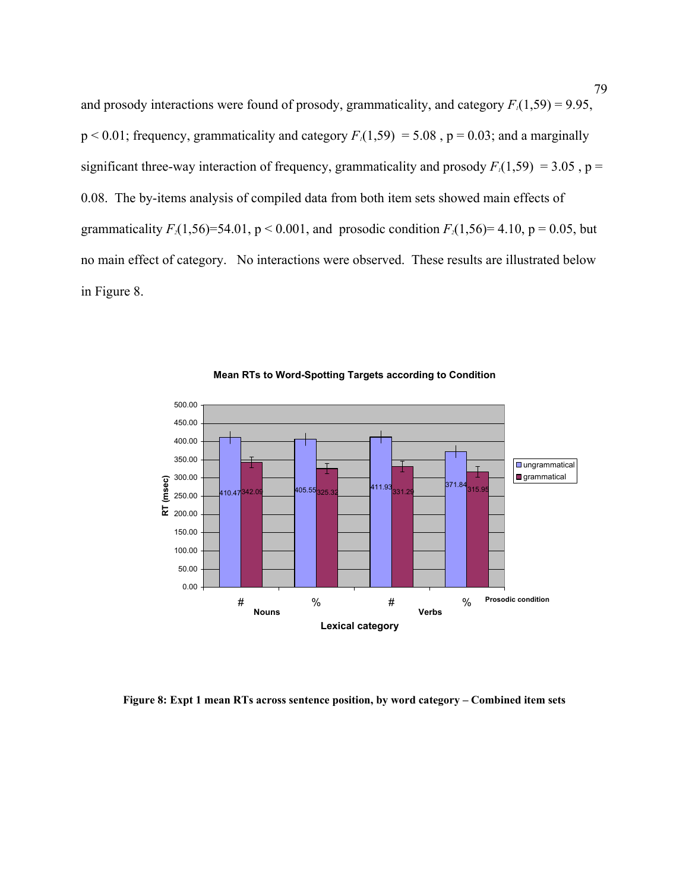and prosody interactions were found of prosody, grammaticality, and category $F_1(1,59) = 9.95$, $p < 0.01$; frequency, grammaticality and category $F_1(1,59) = 5.08$, $p = 0.03$; and a marginally significant three-way interaction of frequency, grammaticality and prosody $F_1(1,59) = 3.05$, $p = 0.08$. The by-items analysis of compiled data from both item sets showed main effects of grammaticality $F_2(1,56)=54.01$, $p < 0.001$, and prosodic condition $F_2(1,56)= 4.10$, $p = 0.05$, but no main effect of category. No interactions were observed. These results are illustrated below in Figure 8.

**Mean RTs to Word-Spotting Targets according to Condition**

| Lexical category | Prosodic condition | ungrammatical | grammatical |
|---|---|---|---|
| Nouns | # | 410.47 | 342.09 |
| Nouns | % | 405.55 | 325.32 |
| Verbs | # | 411.93 | 331.29 |
| Verbs | % | 371.84 | 315.95 |

**Figure 8: Expt 1 mean RTs across sentence position, by word category – Combined item sets**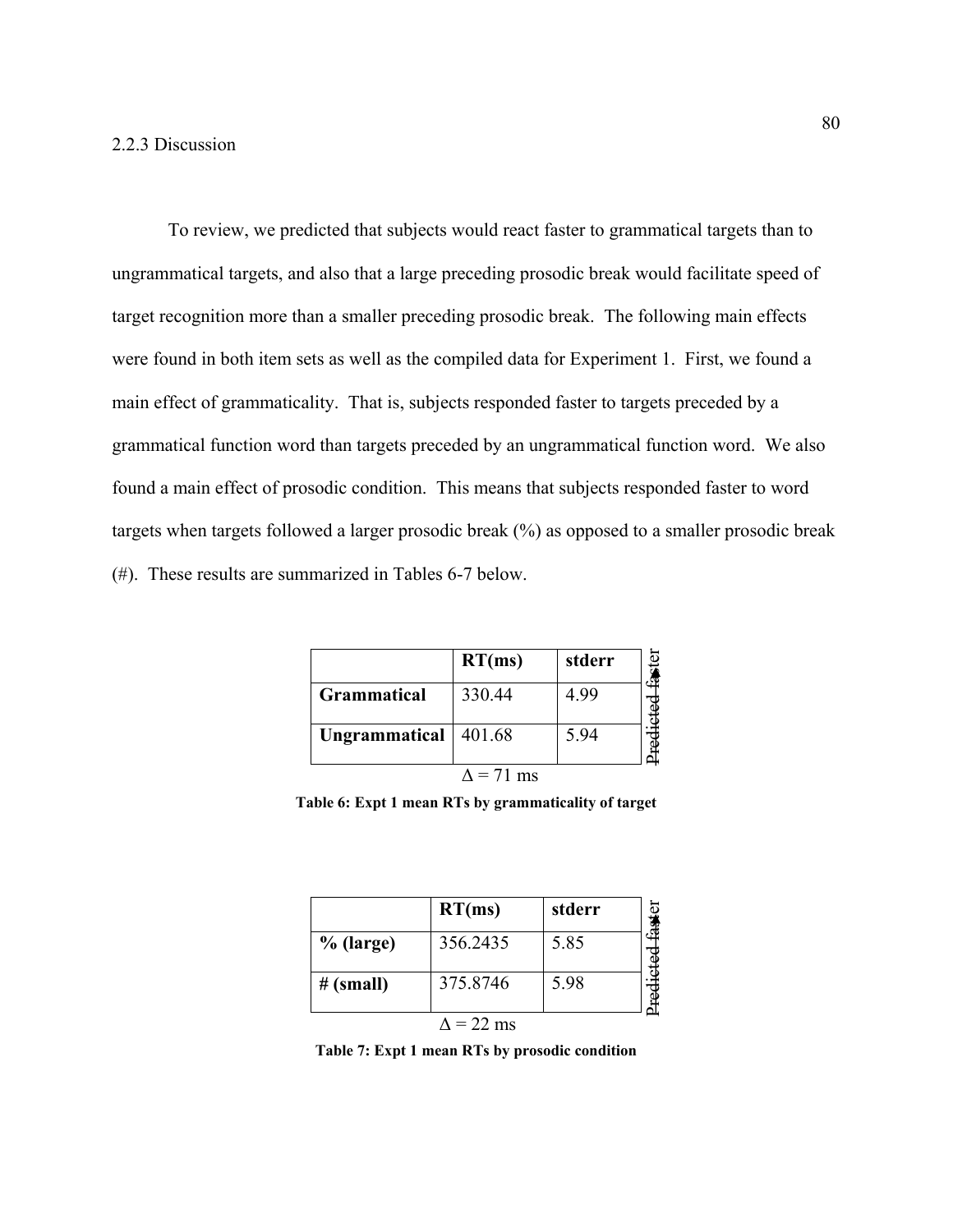2.2.3 Discussion

To review, we predicted that subjects would react faster to grammatical targets than to ungrammatical targets, and also that a large preceding prosodic break would facilitate speed of target recognition more than a smaller preceding prosodic break. The following main effects were found in both item sets as well as the compiled data for Experiment 1. First, we found a main effect of grammaticality. That is, subjects responded faster to targets preceded by a grammatical function word than targets preceded by an ungrammatical function word. We also found a main effect of prosodic condition. This means that subjects responded faster to word targets when targets followed a larger prosodic break (%) as opposed to a smaller prosodic break (#). These results are summarized in Tables 6-7 below.

| | RT(ms) | stderr |
|---|---|---|
| **Grammatical** | 330.44 | 4.99 |
| **Ungrammatical** | 401.68 | 5.94 |

Predicted faster

$\Delta$ = 71 ms

**Table 6: Expt 1 mean RTs by grammaticality of target**

| | RT(ms) | stderr |
|---|---|---|
| **% (large)** | 356.2435 | 5.85 |
| **# (small)** | 375.8746 | 5.98 |

Predicted faster

$\Delta$ = 22 ms

**Table 7: Expt 1 mean RTs by prosodic condition**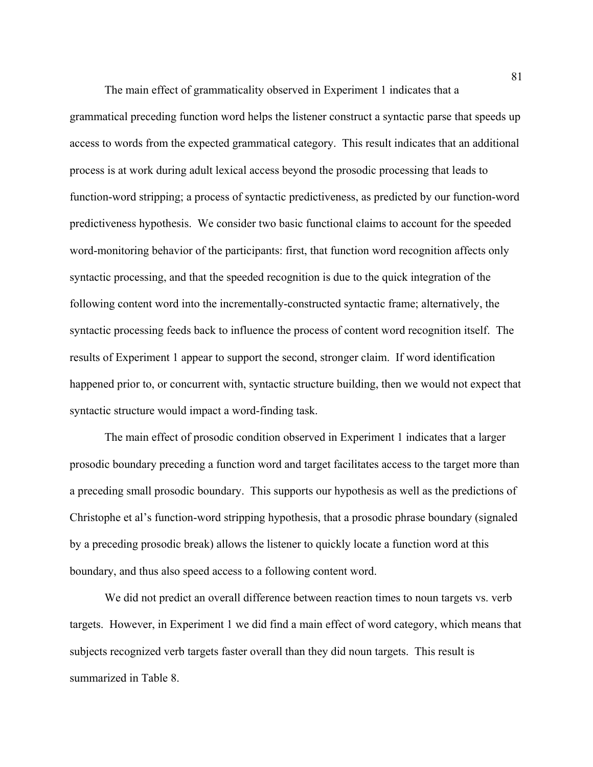The main effect of grammaticality observed in Experiment 1 indicates that a grammatical preceding function word helps the listener construct a syntactic parse that speeds up access to words from the expected grammatical category. This result indicates that an additional process is at work during adult lexical access beyond the prosodic processing that leads to function-word stripping; a process of syntactic predictiveness, as predicted by our function-word predictiveness hypothesis. We consider two basic functional claims to account for the speeded word-monitoring behavior of the participants: first, that function word recognition affects only syntactic processing, and that the speeded recognition is due to the quick integration of the following content word into the incrementally-constructed syntactic frame; alternatively, the syntactic processing feeds back to influence the process of content word recognition itself. The results of Experiment 1 appear to support the second, stronger claim. If word identification happened prior to, or concurrent with, syntactic structure building, then we would not expect that syntactic structure would impact a word-finding task.

The main effect of prosodic condition observed in Experiment 1 indicates that a larger prosodic boundary preceding a function word and target facilitates access to the target more than a preceding small prosodic boundary. This supports our hypothesis as well as the predictions of Christophe et al's function-word stripping hypothesis, that a prosodic phrase boundary (signaled by a preceding prosodic break) allows the listener to quickly locate a function word at this boundary, and thus also speed access to a following content word.

We did not predict an overall difference between reaction times to noun targets vs. verb targets. However, in Experiment 1 we did find a main effect of word category, which means that subjects recognized verb targets faster overall than they did noun targets. This result is summarized in Table 8.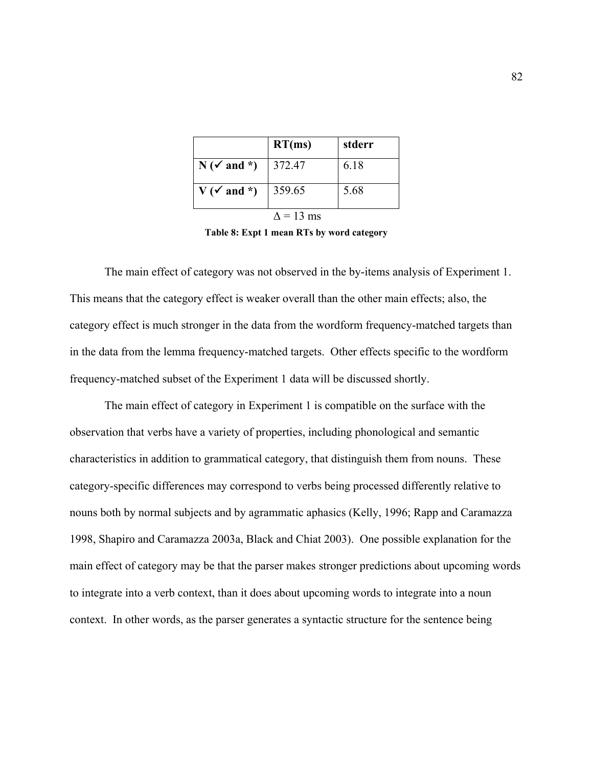| | RT(ms) | stderr |
|---|---|---|
| **N (✓ and *)** | 372.47 | 6.18 |
| **V (✓ and *)** | 359.65 | 5.68 |

$\Delta$ = 13 ms

**Table 8: Expt 1 mean RTs by word category**

The main effect of category was not observed in the by-items analysis of Experiment 1. This means that the category effect is weaker overall than the other main effects; also, the category effect is much stronger in the data from the wordform frequency-matched targets than in the data from the lemma frequency-matched targets. Other effects specific to the wordform frequency-matched subset of the Experiment 1 data will be discussed shortly.

The main effect of category in Experiment 1 is compatible on the surface with the observation that verbs have a variety of properties, including phonological and semantic characteristics in addition to grammatical category, that distinguish them from nouns. These category-specific differences may correspond to verbs being processed differently relative to nouns both by normal subjects and by agrammatic aphasics (Kelly, 1996; Rapp and Caramazza 1998, Shapiro and Caramazza 2003a, Black and Chiat 2003). One possible explanation for the main effect of category may be that the parser makes stronger predictions about upcoming words to integrate into a verb context, than it does about upcoming words to integrate into a noun context. In other words, as the parser generates a syntactic structure for the sentence being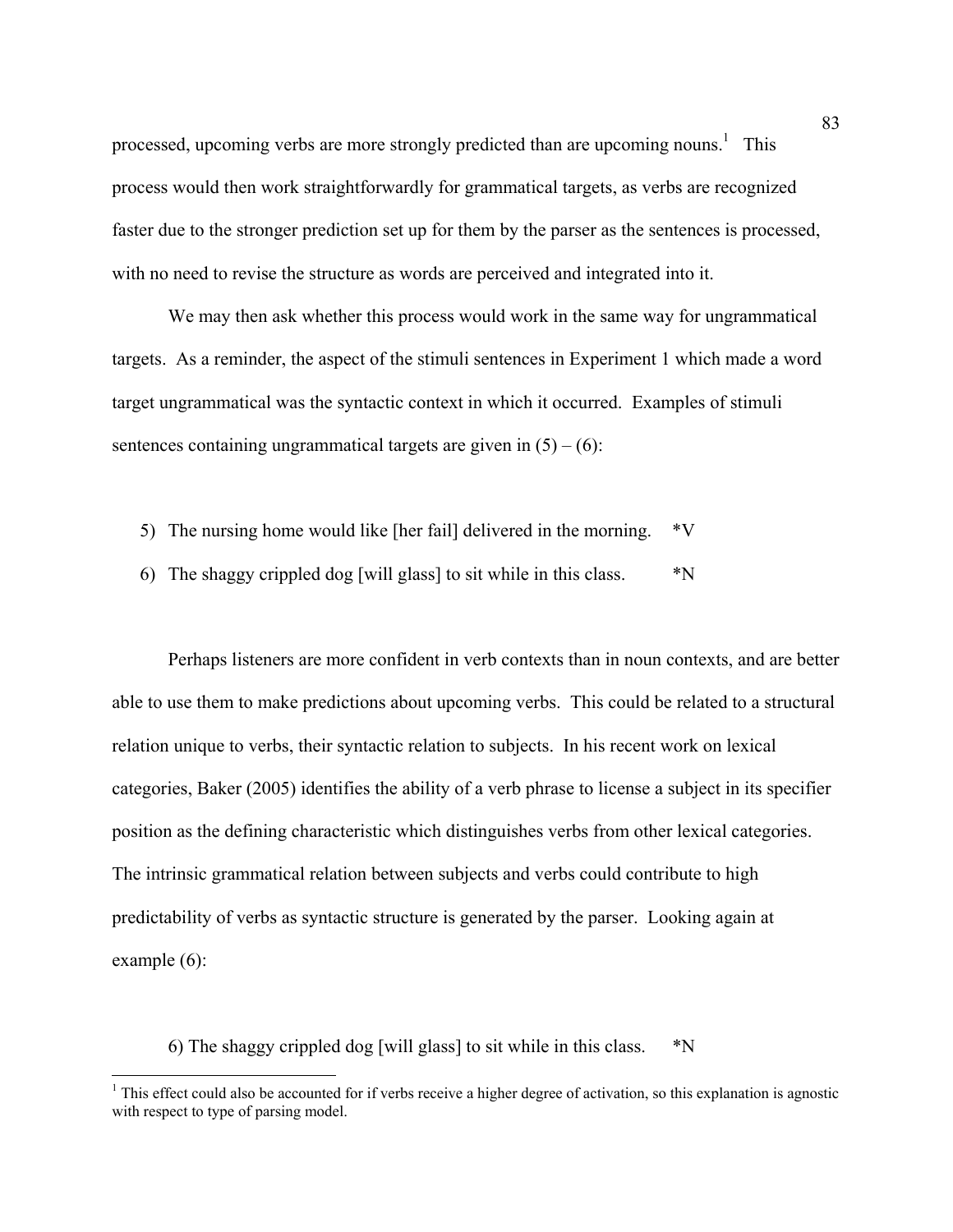processed, upcoming verbs are more strongly predicted than are upcoming nouns.[1] This process would then work straightforwardly for grammatical targets, as verbs are recognized faster due to the stronger prediction set up for them by the parser as the sentences is processed, with no need to revise the structure as words are perceived and integrated into it.

We may then ask whether this process would work in the same way for ungrammatical targets. As a reminder, the aspect of the stimuli sentences in Experiment 1 which made a word target ungrammatical was the syntactic context in which it occurred. Examples of stimuli sentences containing ungrammatical targets are given in (5) – (6):

5) The nursing home would like [her fail] delivered in the morning. *V

6) The shaggy crippled dog [will glass] to sit while in this class. *N

Perhaps listeners are more confident in verb contexts than in noun contexts, and are better able to use them to make predictions about upcoming verbs. This could be related to a structural relation unique to verbs, their syntactic relation to subjects. In his recent work on lexical categories, Baker (2005) identifies the ability of a verb phrase to license a subject in its specifier position as the defining characteristic which distinguishes verbs from other lexical categories. The intrinsic grammatical relation between subjects and verbs could contribute to high predictability of verbs as syntactic structure is generated by the parser. Looking again at example (6):

6) The shaggy crippled dog [will glass] to sit while in this class. *N

[1] This effect could also be accounted for if verbs receive a higher degree of activation, so this explanation is agnostic with respect to type of parsing model.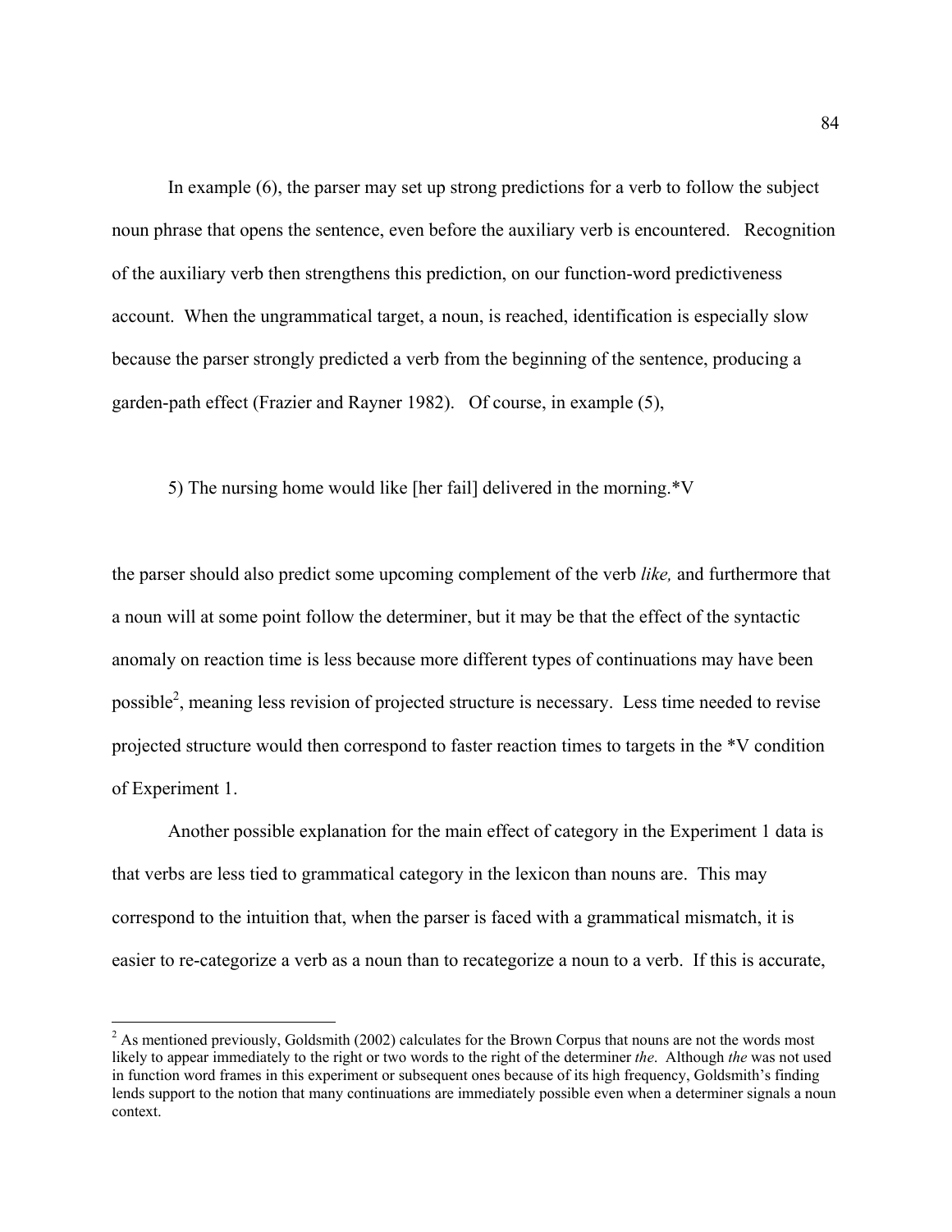In example (6), the parser may set up strong predictions for a verb to follow the subject noun phrase that opens the sentence, even before the auxiliary verb is encountered. Recognition of the auxiliary verb then strengthens this prediction, on our function-word predictiveness account. When the ungrammatical target, a noun, is reached, identification is especially slow because the parser strongly predicted a verb from the beginning of the sentence, producing a garden-path effect (Frazier and Rayner 1982). Of course, in example (5),

5) The nursing home would like [her fail] delivered in the morning.*V

the parser should also predict some upcoming complement of the verb *like,* and furthermore that a noun will at some point follow the determiner, but it may be that the effect of the syntactic anomaly on reaction time is less because more different types of continuations may have been possible[2], meaning less revision of projected structure is necessary. Less time needed to revise projected structure would then correspond to faster reaction times to targets in the *V condition of Experiment 1.

Another possible explanation for the main effect of category in the Experiment 1 data is that verbs are less tied to grammatical category in the lexicon than nouns are. This may correspond to the intuition that, when the parser is faced with a grammatical mismatch, it is easier to re-categorize a verb as a noun than to recategorize a noun to a verb. If this is accurate,

---

[2] As mentioned previously, Goldsmith (2002) calculates for the Brown Corpus that nouns are not the words most likely to appear immediately to the right or two words to the right of the determiner *the*. Although *the* was not used in function word frames in this experiment or subsequent ones because of its high frequency, Goldsmith's finding lends support to the notion that many continuations are immediately possible even when a determiner signals a noun context.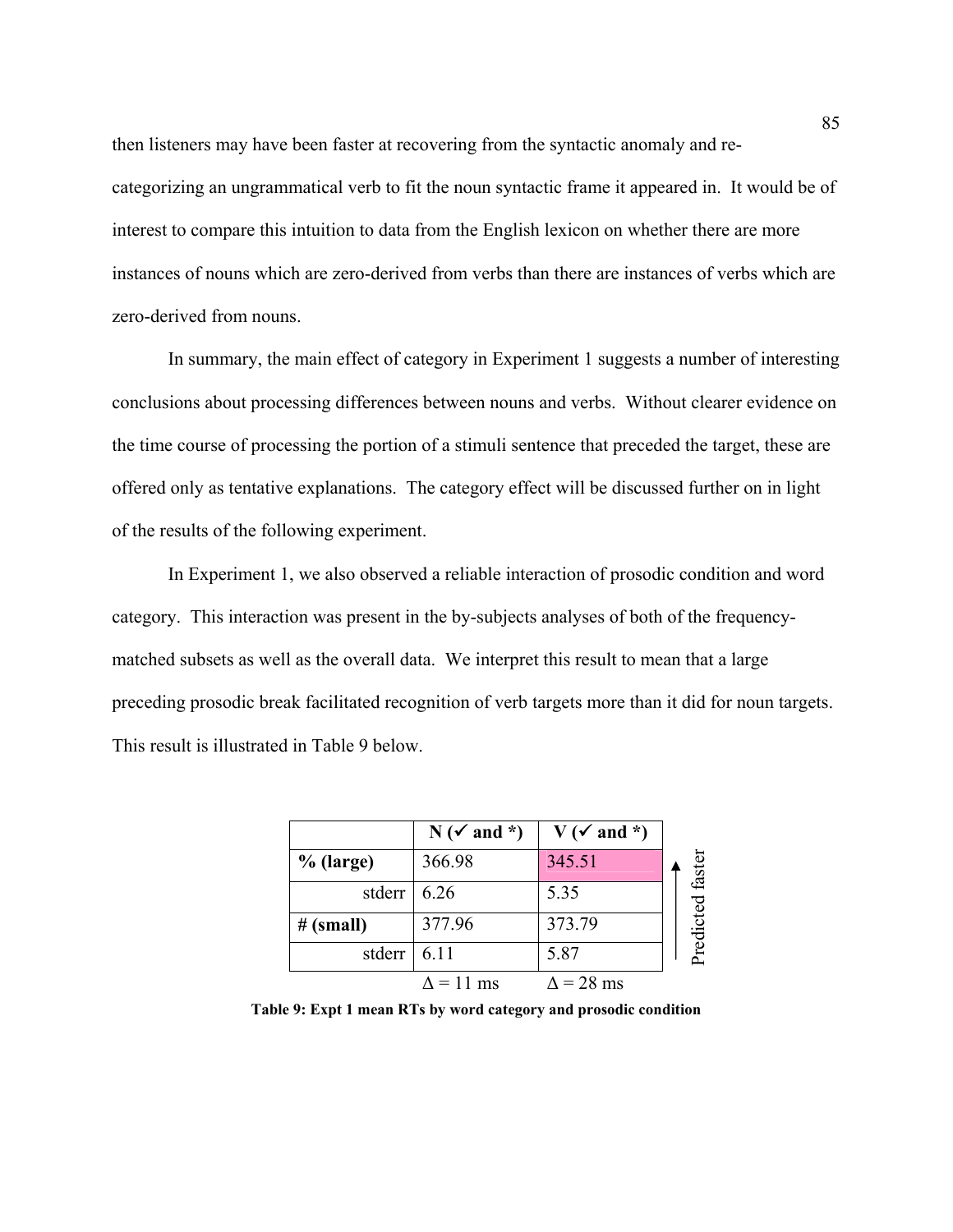then listeners may have been faster at recovering from the syntactic anomaly and re-categorizing an ungrammatical verb to fit the noun syntactic frame it appeared in. It would be of interest to compare this intuition to data from the English lexicon on whether there are more instances of nouns which are zero-derived from verbs than there are instances of verbs which are zero-derived from nouns.

In summary, the main effect of category in Experiment 1 suggests a number of interesting conclusions about processing differences between nouns and verbs. Without clearer evidence on the time course of processing the portion of a stimuli sentence that preceded the target, these are offered only as tentative explanations. The category effect will be discussed further on in light of the results of the following experiment.

In Experiment 1, we also observed a reliable interaction of prosodic condition and word category. This interaction was present in the by-subjects analyses of both of the frequency-matched subsets as well as the overall data. We interpret this result to mean that a large preceding prosodic break facilitated recognition of verb targets more than it did for noun targets. This result is illustrated in Table 9 below.

| | N (✓ and *) | V (✓ and *) |
|---|---|---|
| **% (large)** | 366.98 | 345.51 |
| stderr | 6.26 | 5.35 |
| **# (small)** | 377.96 | 373.79 |
| stderr | 6.11 | 5.87 |
| | Δ = 11 ms | Δ = 28 ms |

↑ Predicted faster

**Table 9: Expt 1 mean RTs by word category and prosodic condition**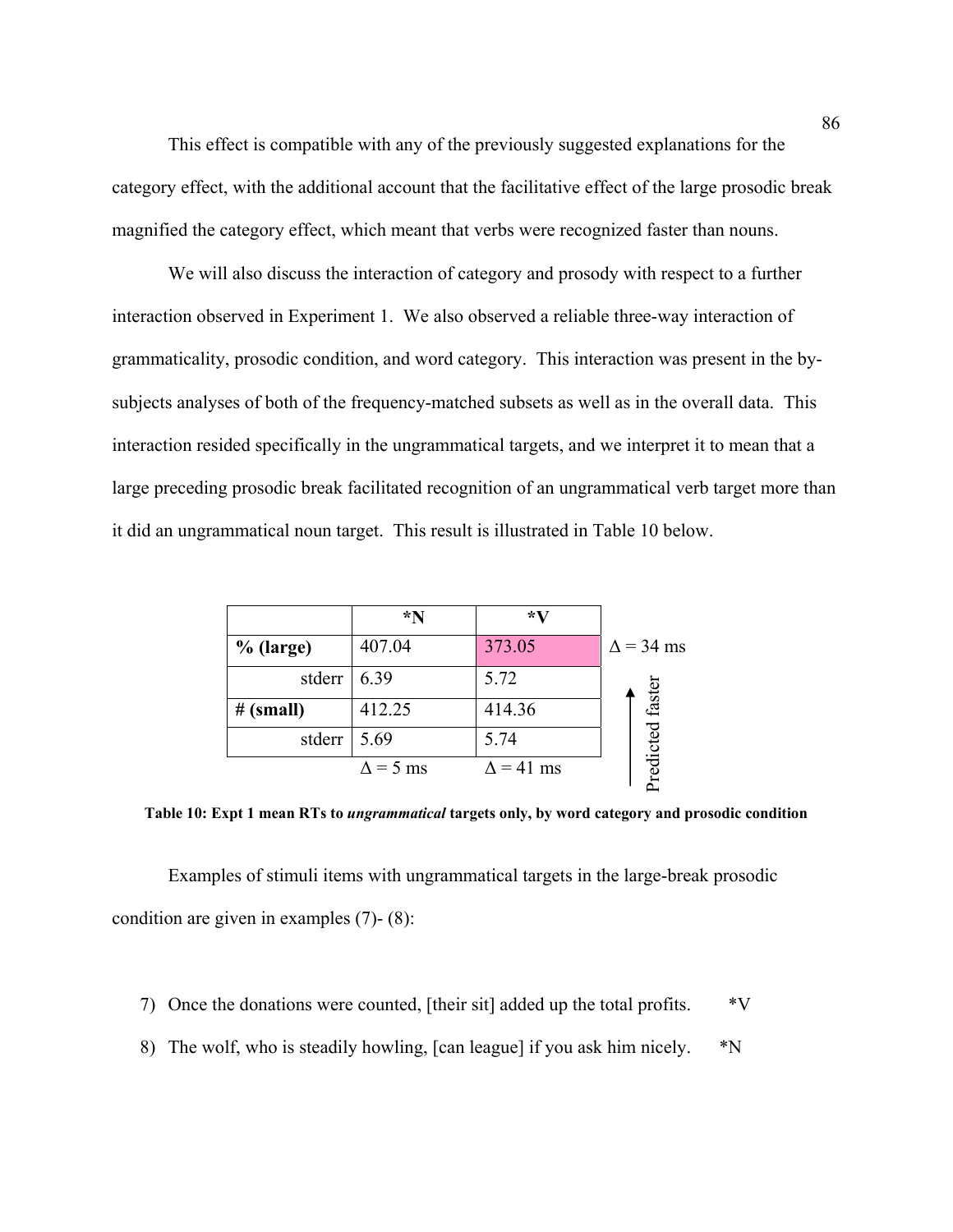This effect is compatible with any of the previously suggested explanations for the category effect, with the additional account that the facilitative effect of the large prosodic break magnified the category effect, which meant that verbs were recognized faster than nouns.

We will also discuss the interaction of category and prosody with respect to a further interaction observed in Experiment 1. We also observed a reliable three-way interaction of grammaticality, prosodic condition, and word category. This interaction was present in the by-subjects analyses of both of the frequency-matched subsets as well as in the overall data. This interaction resided specifically in the ungrammatical targets, and we interpret it to mean that a large preceding prosodic break facilitated recognition of an ungrammatical verb target more than it did an ungrammatical noun target. This result is illustrated in Table 10 below.

| | *N | *V | |
|---|---|---|---|
| **% (large)** | 407.04 | 373.05 | Δ = 34 ms |
| stderr | 6.39 | 5.72 | ↑ Predicted faster |
| **# (small)** | 412.25 | 414.36 | |
| stderr | 5.69 | 5.74 | |
| | Δ = 5 ms | Δ = 41 ms | |

**Table 10: Expt 1 mean RTs to *ungrammatical* targets only, by word category and prosodic condition**

Examples of stimuli items with ungrammatical targets in the large-break prosodic condition are given in examples (7)- (8):

7) Once the donations were counted, [their sit] added up the total profits. *V
8) The wolf, who is steadily howling, [can league] if you ask him nicely. *N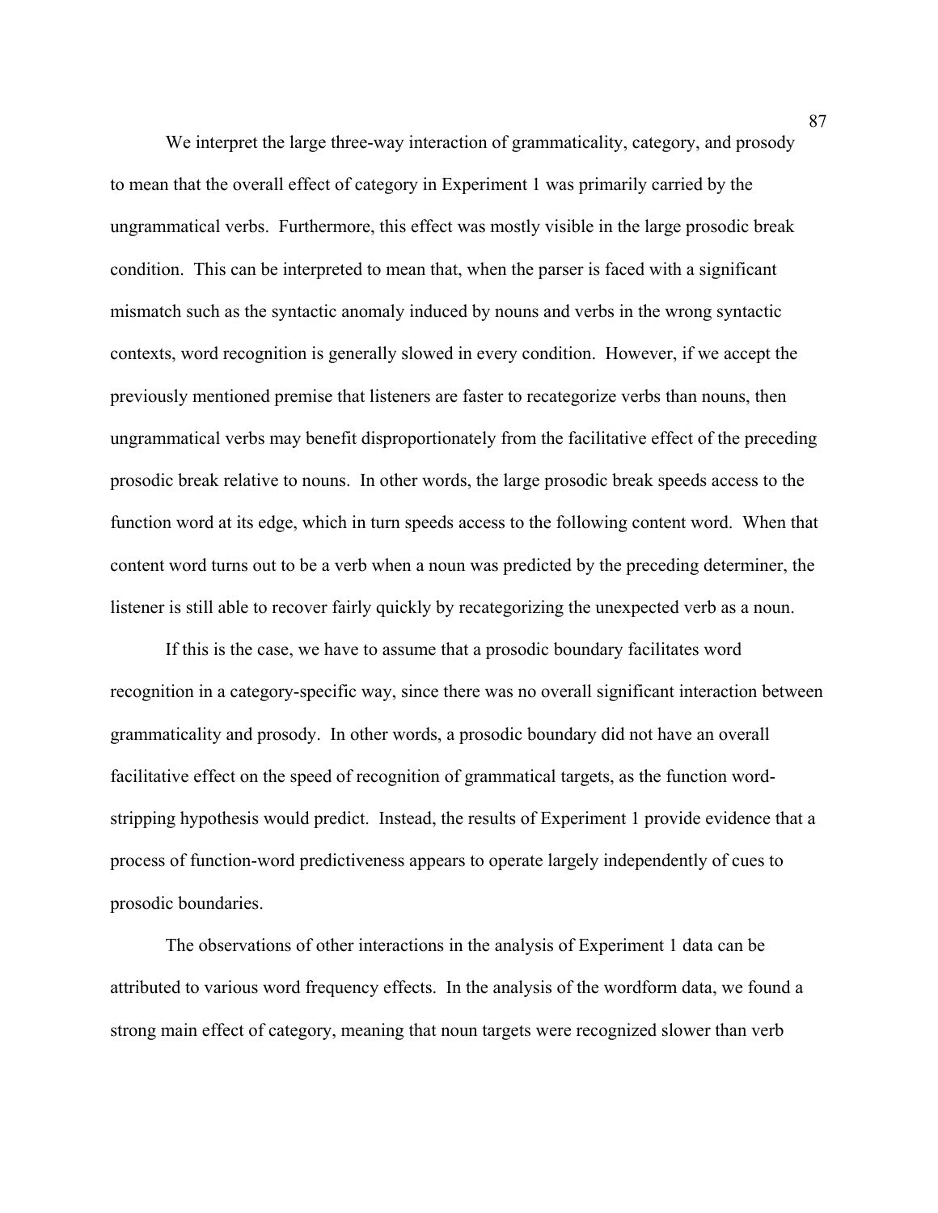We interpret the large three-way interaction of grammaticality, category, and prosody to mean that the overall effect of category in Experiment 1 was primarily carried by the ungrammatical verbs. Furthermore, this effect was mostly visible in the large prosodic break condition. This can be interpreted to mean that, when the parser is faced with a significant mismatch such as the syntactic anomaly induced by nouns and verbs in the wrong syntactic contexts, word recognition is generally slowed in every condition. However, if we accept the previously mentioned premise that listeners are faster to recategorize verbs than nouns, then ungrammatical verbs may benefit disproportionately from the facilitative effect of the preceding prosodic break relative to nouns. In other words, the large prosodic break speeds access to the function word at its edge, which in turn speeds access to the following content word. When that content word turns out to be a verb when a noun was predicted by the preceding determiner, the listener is still able to recover fairly quickly by recategorizing the unexpected verb as a noun.

If this is the case, we have to assume that a prosodic boundary facilitates word recognition in a category-specific way, since there was no overall significant interaction between grammaticality and prosody. In other words, a prosodic boundary did not have an overall facilitative effect on the speed of recognition of grammatical targets, as the function word-stripping hypothesis would predict. Instead, the results of Experiment 1 provide evidence that a process of function-word predictiveness appears to operate largely independently of cues to prosodic boundaries.

The observations of other interactions in the analysis of Experiment 1 data can be attributed to various word frequency effects. In the analysis of the wordform data, we found a strong main effect of category, meaning that noun targets were recognized slower than verb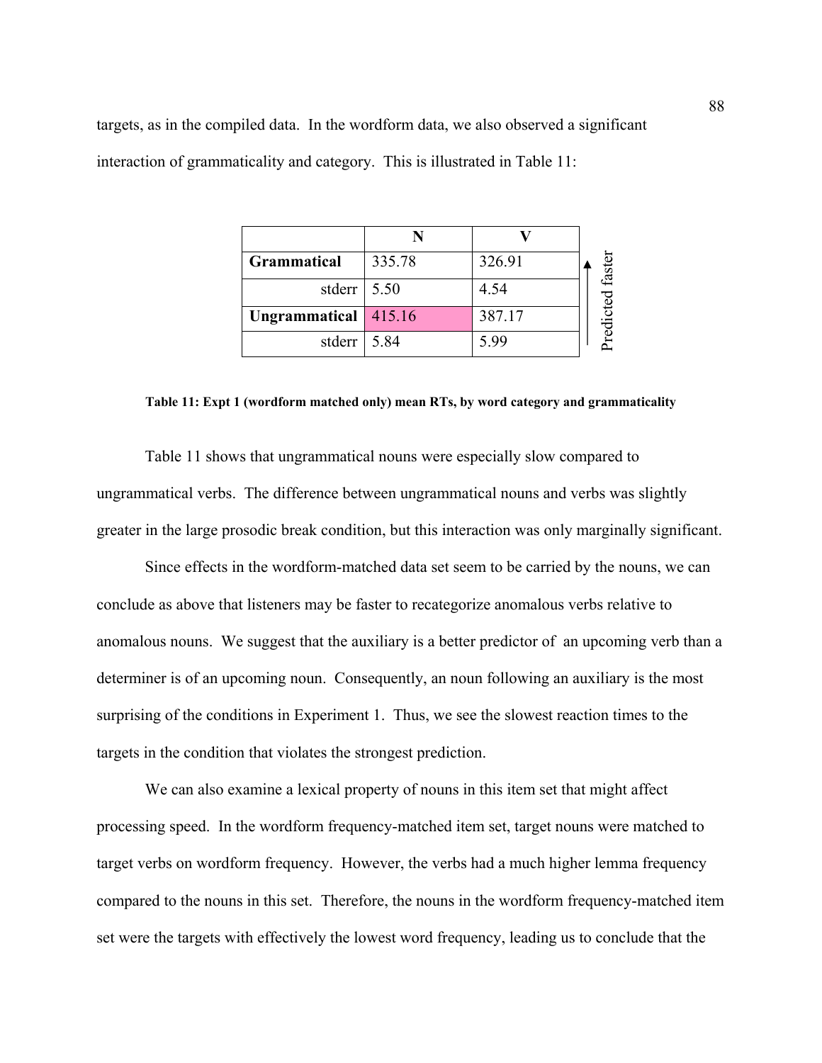targets, as in the compiled data. In the wordform data, we also observed a significant interaction of grammaticality and category. This is illustrated in Table 11:

| | N | V |
|---|---|---|
| **Grammatical** | 335.78 | 326.91 |
| stderr | 5.50 | 4.54 |
| **Ungrammatical** | 415.16 | 387.17 |
| stderr | 5.84 | 5.99 |

↑ Predicted faster

**Table 11: Expt 1 (wordform matched only) mean RTs, by word category and grammaticality**

Table 11 shows that ungrammatical nouns were especially slow compared to ungrammatical verbs. The difference between ungrammatical nouns and verbs was slightly greater in the large prosodic break condition, but this interaction was only marginally significant.

Since effects in the wordform-matched data set seem to be carried by the nouns, we can conclude as above that listeners may be faster to recategorize anomalous verbs relative to anomalous nouns. We suggest that the auxiliary is a better predictor of an upcoming verb than a determiner is of an upcoming noun. Consequently, an noun following an auxiliary is the most surprising of the conditions in Experiment 1. Thus, we see the slowest reaction times to the targets in the condition that violates the strongest prediction.

We can also examine a lexical property of nouns in this item set that might affect processing speed. In the wordform frequency-matched item set, target nouns were matched to target verbs on wordform frequency. However, the verbs had a much higher lemma frequency compared to the nouns in this set. Therefore, the nouns in the wordform frequency-matched item set were the targets with effectively the lowest word frequency, leading us to conclude that the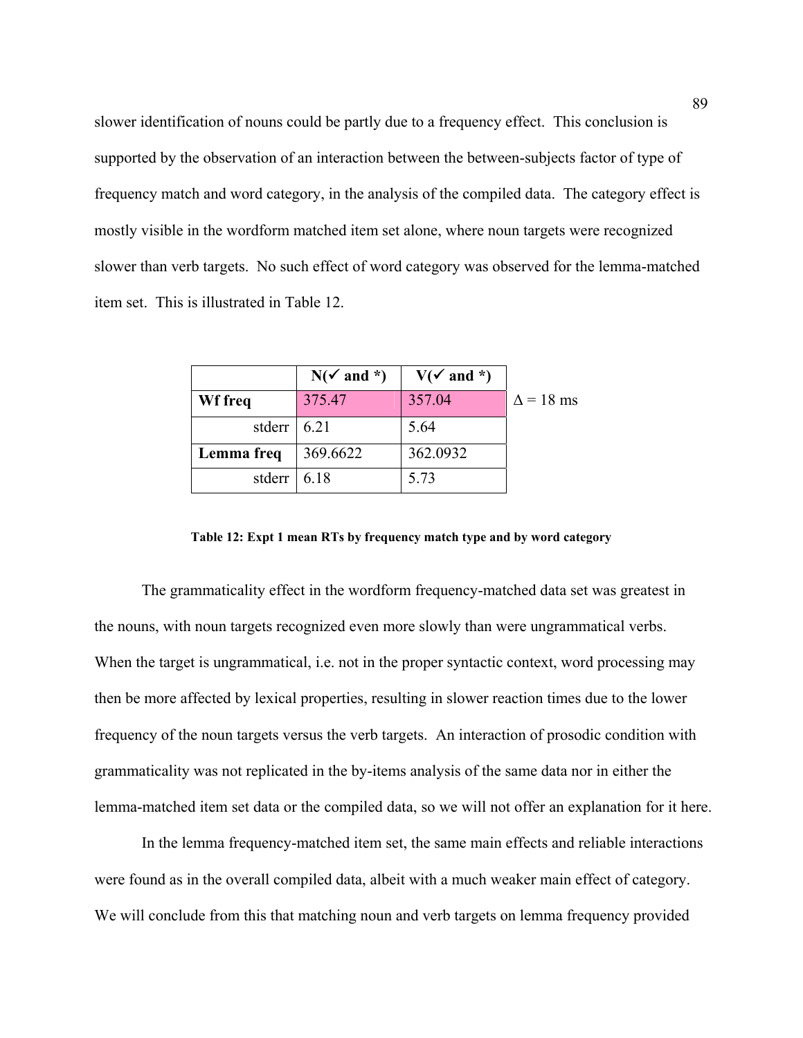slower identification of nouns could be partly due to a frequency effect. This conclusion is supported by the observation of an interaction between the between-subjects factor of type of frequency match and word category, in the analysis of the compiled data. The category effect is mostly visible in the wordform matched item set alone, where noun targets were recognized slower than verb targets. No such effect of word category was observed for the lemma-matched item set. This is illustrated in Table 12.

| | **N(✓ and *)** | **V(✓ and *)** | |
|---|---|---|---|
| **Wf freq** | 375.47 | 357.04 | $\Delta$ = 18 ms |
| stderr | 6.21 | 5.64 | |
| **Lemma freq** | 369.6622 | 362.0932 | |
| stderr | 6.18 | 5.73 | |

**Table 12: Expt 1 mean RTs by frequency match type and by word category**

The grammaticality effect in the wordform frequency-matched data set was greatest in the nouns, with noun targets recognized even more slowly than were ungrammatical verbs. When the target is ungrammatical, i.e. not in the proper syntactic context, word processing may then be more affected by lexical properties, resulting in slower reaction times due to the lower frequency of the noun targets versus the verb targets. An interaction of prosodic condition with grammaticality was not replicated in the by-items analysis of the same data nor in either the lemma-matched item set data or the compiled data, so we will not offer an explanation for it here.

In the lemma frequency-matched item set, the same main effects and reliable interactions were found as in the overall compiled data, albeit with a much weaker main effect of category. We will conclude from this that matching noun and verb targets on lemma frequency provided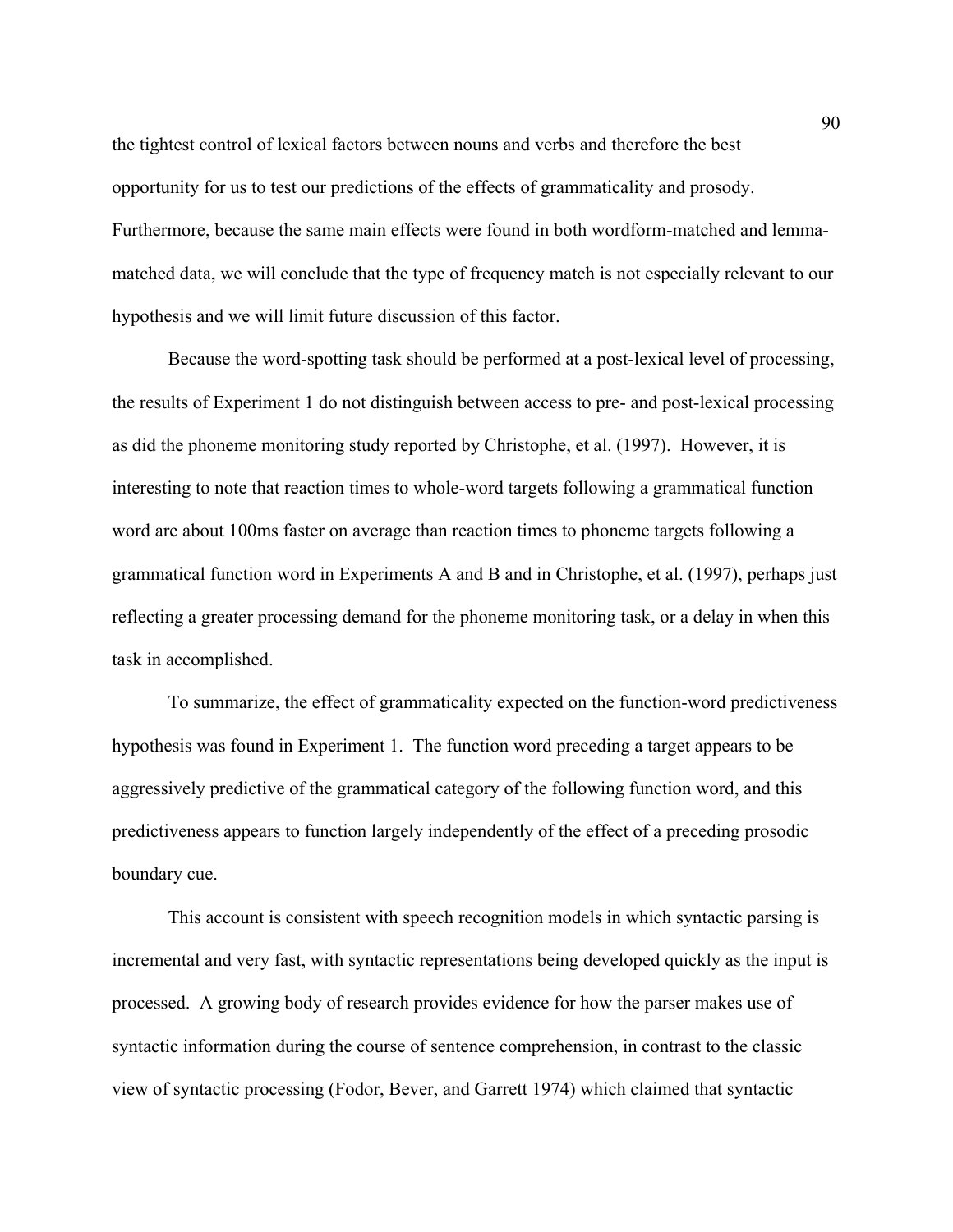the tightest control of lexical factors between nouns and verbs and therefore the best opportunity for us to test our predictions of the effects of grammaticality and prosody. Furthermore, because the same main effects were found in both wordform-matched and lemma-matched data, we will conclude that the type of frequency match is not especially relevant to our hypothesis and we will limit future discussion of this factor.

Because the word-spotting task should be performed at a post-lexical level of processing, the results of Experiment 1 do not distinguish between access to pre- and post-lexical processing as did the phoneme monitoring study reported by Christophe, et al. (1997). However, it is interesting to note that reaction times to whole-word targets following a grammatical function word are about 100ms faster on average than reaction times to phoneme targets following a grammatical function word in Experiments A and B and in Christophe, et al. (1997), perhaps just reflecting a greater processing demand for the phoneme monitoring task, or a delay in when this task in accomplished.

To summarize, the effect of grammaticality expected on the function-word predictiveness hypothesis was found in Experiment 1. The function word preceding a target appears to be aggressively predictive of the grammatical category of the following function word, and this predictiveness appears to function largely independently of the effect of a preceding prosodic boundary cue.

This account is consistent with speech recognition models in which syntactic parsing is incremental and very fast, with syntactic representations being developed quickly as the input is processed. A growing body of research provides evidence for how the parser makes use of syntactic information during the course of sentence comprehension, in contrast to the classic view of syntactic processing (Fodor, Bever, and Garrett 1974) which claimed that syntactic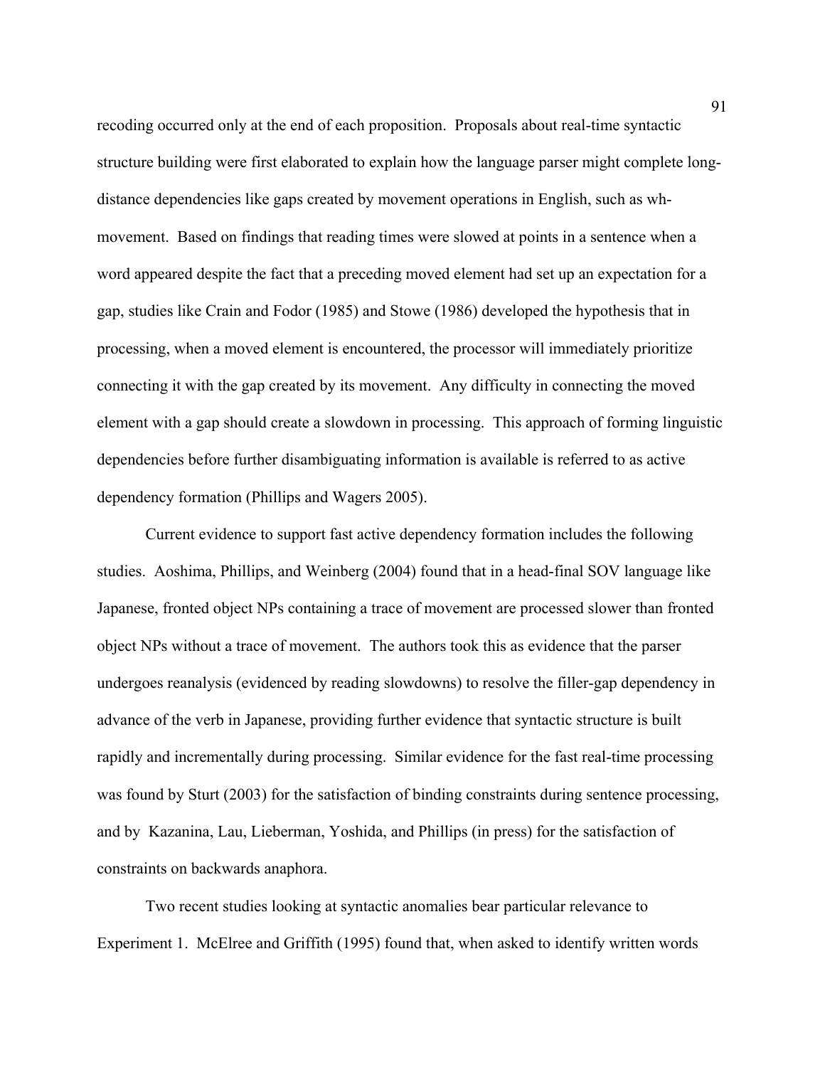recoding occurred only at the end of each proposition. Proposals about real-time syntactic structure building were first elaborated to explain how the language parser might complete long-distance dependencies like gaps created by movement operations in English, such as wh-movement. Based on findings that reading times were slowed at points in a sentence when a word appeared despite the fact that a preceding moved element had set up an expectation for a gap, studies like Crain and Fodor (1985) and Stowe (1986) developed the hypothesis that in processing, when a moved element is encountered, the processor will immediately prioritize connecting it with the gap created by its movement. Any difficulty in connecting the moved element with a gap should create a slowdown in processing. This approach of forming linguistic dependencies before further disambiguating information is available is referred to as active dependency formation (Phillips and Wagers 2005).

Current evidence to support fast active dependency formation includes the following studies. Aoshima, Phillips, and Weinberg (2004) found that in a head-final SOV language like Japanese, fronted object NPs containing a trace of movement are processed slower than fronted object NPs without a trace of movement. The authors took this as evidence that the parser undergoes reanalysis (evidenced by reading slowdowns) to resolve the filler-gap dependency in advance of the verb in Japanese, providing further evidence that syntactic structure is built rapidly and incrementally during processing. Similar evidence for the fast real-time processing was found by Sturt (2003) for the satisfaction of binding constraints during sentence processing, and by Kazanina, Lau, Lieberman, Yoshida, and Phillips (in press) for the satisfaction of constraints on backwards anaphora.

Two recent studies looking at syntactic anomalies bear particular relevance to Experiment 1. McElree and Griffith (1995) found that, when asked to identify written words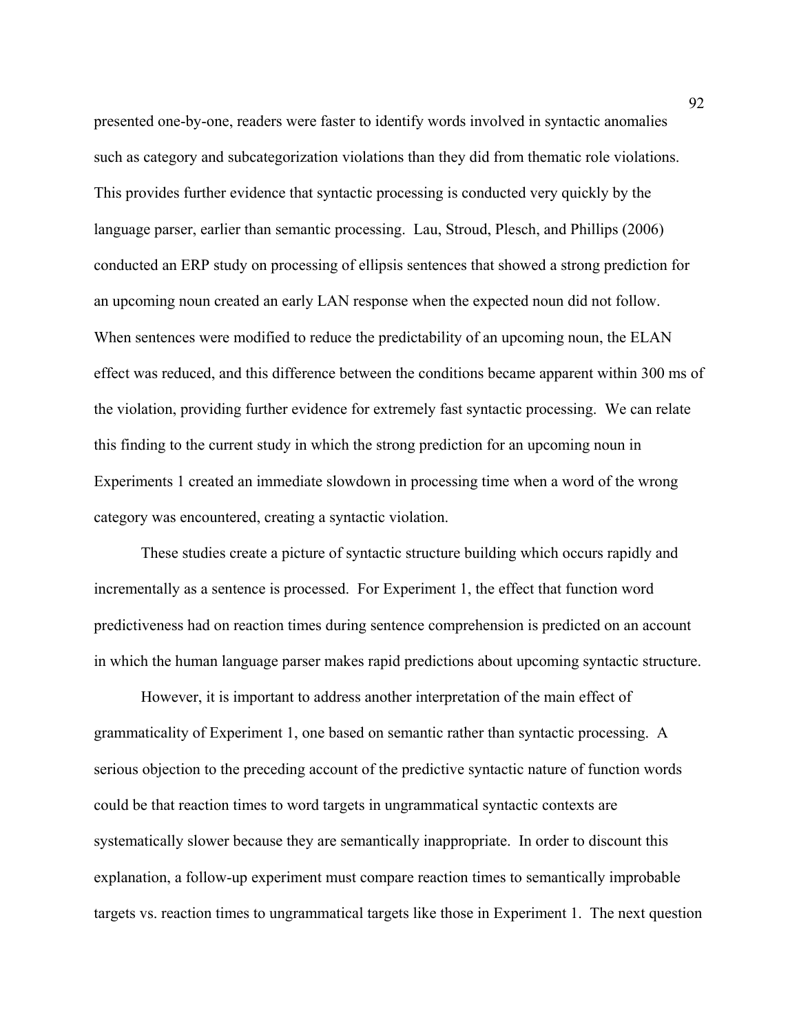presented one-by-one, readers were faster to identify words involved in syntactic anomalies such as category and subcategorization violations than they did from thematic role violations. This provides further evidence that syntactic processing is conducted very quickly by the language parser, earlier than semantic processing. Lau, Stroud, Plesch, and Phillips (2006) conducted an ERP study on processing of ellipsis sentences that showed a strong prediction for an upcoming noun created an early LAN response when the expected noun did not follow. When sentences were modified to reduce the predictability of an upcoming noun, the ELAN effect was reduced, and this difference between the conditions became apparent within 300 ms of the violation, providing further evidence for extremely fast syntactic processing. We can relate this finding to the current study in which the strong prediction for an upcoming noun in Experiments 1 created an immediate slowdown in processing time when a word of the wrong category was encountered, creating a syntactic violation.

These studies create a picture of syntactic structure building which occurs rapidly and incrementally as a sentence is processed. For Experiment 1, the effect that function word predictiveness had on reaction times during sentence comprehension is predicted on an account in which the human language parser makes rapid predictions about upcoming syntactic structure.

However, it is important to address another interpretation of the main effect of grammaticality of Experiment 1, one based on semantic rather than syntactic processing. A serious objection to the preceding account of the predictive syntactic nature of function words could be that reaction times to word targets in ungrammatical syntactic contexts are systematically slower because they are semantically inappropriate. In order to discount this explanation, a follow-up experiment must compare reaction times to semantically improbable targets vs. reaction times to ungrammatical targets like those in Experiment 1. The next question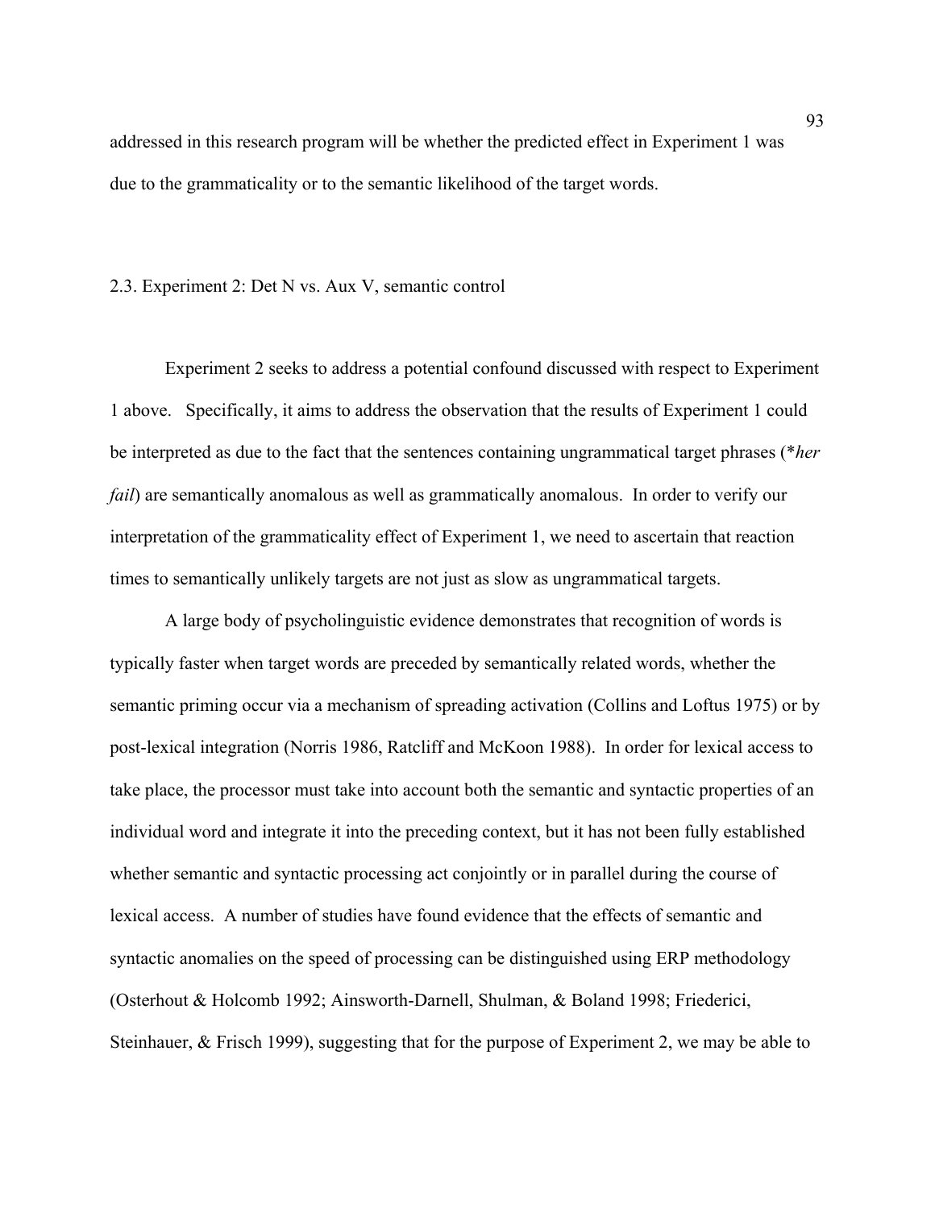addressed in this research program will be whether the predicted effect in Experiment 1 was due to the grammaticality or to the semantic likelihood of the target words.

### 2.3. Experiment 2: Det N vs. Aux V, semantic control

Experiment 2 seeks to address a potential confound discussed with respect to Experiment 1 above. Specifically, it aims to address the observation that the results of Experiment 1 could be interpreted as due to the fact that the sentences containing ungrammatical target phrases (\**her fail*) are semantically anomalous as well as grammatically anomalous. In order to verify our interpretation of the grammaticality effect of Experiment 1, we need to ascertain that reaction times to semantically unlikely targets are not just as slow as ungrammatical targets.

A large body of psycholinguistic evidence demonstrates that recognition of words is typically faster when target words are preceded by semantically related words, whether the semantic priming occur via a mechanism of spreading activation (Collins and Loftus 1975) or by post-lexical integration (Norris 1986, Ratcliff and McKoon 1988). In order for lexical access to take place, the processor must take into account both the semantic and syntactic properties of an individual word and integrate it into the preceding context, but it has not been fully established whether semantic and syntactic processing act conjointly or in parallel during the course of lexical access. A number of studies have found evidence that the effects of semantic and syntactic anomalies on the speed of processing can be distinguished using ERP methodology (Osterhout & Holcomb 1992; Ainsworth-Darnell, Shulman, & Boland 1998; Friederici, Steinhauer, & Frisch 1999), suggesting that for the purpose of Experiment 2, we may be able to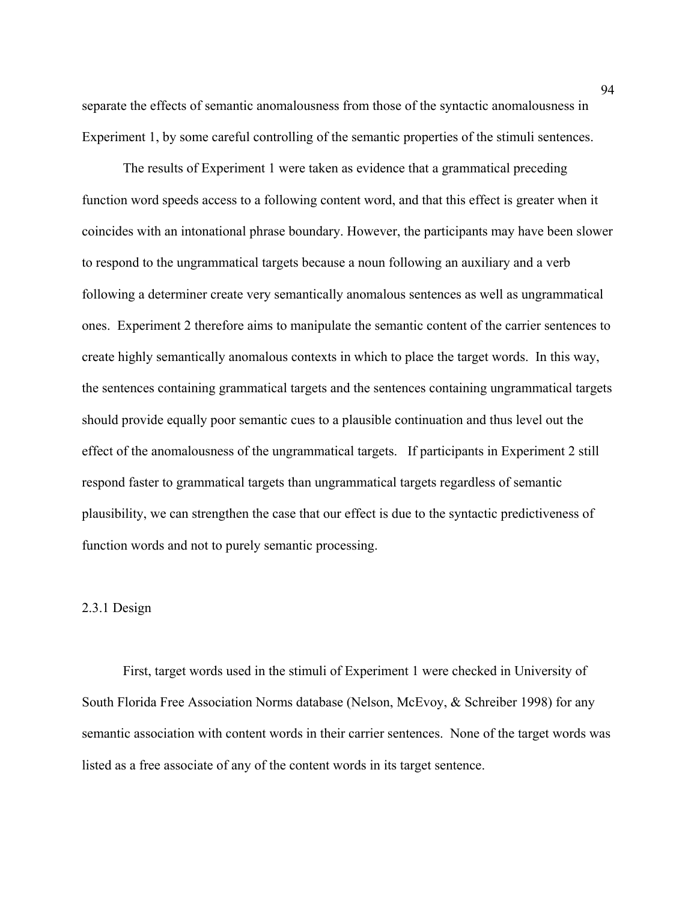separate the effects of semantic anomalousness from those of the syntactic anomalousness in Experiment 1, by some careful controlling of the semantic properties of the stimuli sentences.

The results of Experiment 1 were taken as evidence that a grammatical preceding function word speeds access to a following content word, and that this effect is greater when it coincides with an intonational phrase boundary. However, the participants may have been slower to respond to the ungrammatical targets because a noun following an auxiliary and a verb following a determiner create very semantically anomalous sentences as well as ungrammatical ones. Experiment 2 therefore aims to manipulate the semantic content of the carrier sentences to create highly semantically anomalous contexts in which to place the target words. In this way, the sentences containing grammatical targets and the sentences containing ungrammatical targets should provide equally poor semantic cues to a plausible continuation and thus level out the effect of the anomalousness of the ungrammatical targets. If participants in Experiment 2 still respond faster to grammatical targets than ungrammatical targets regardless of semantic plausibility, we can strengthen the case that our effect is due to the syntactic predictiveness of function words and not to purely semantic processing.

### 2.3.1 Design

First, target words used in the stimuli of Experiment 1 were checked in University of South Florida Free Association Norms database (Nelson, McEvoy, & Schreiber 1998) for any semantic association with content words in their carrier sentences. None of the target words was listed as a free associate of any of the content words in its target sentence.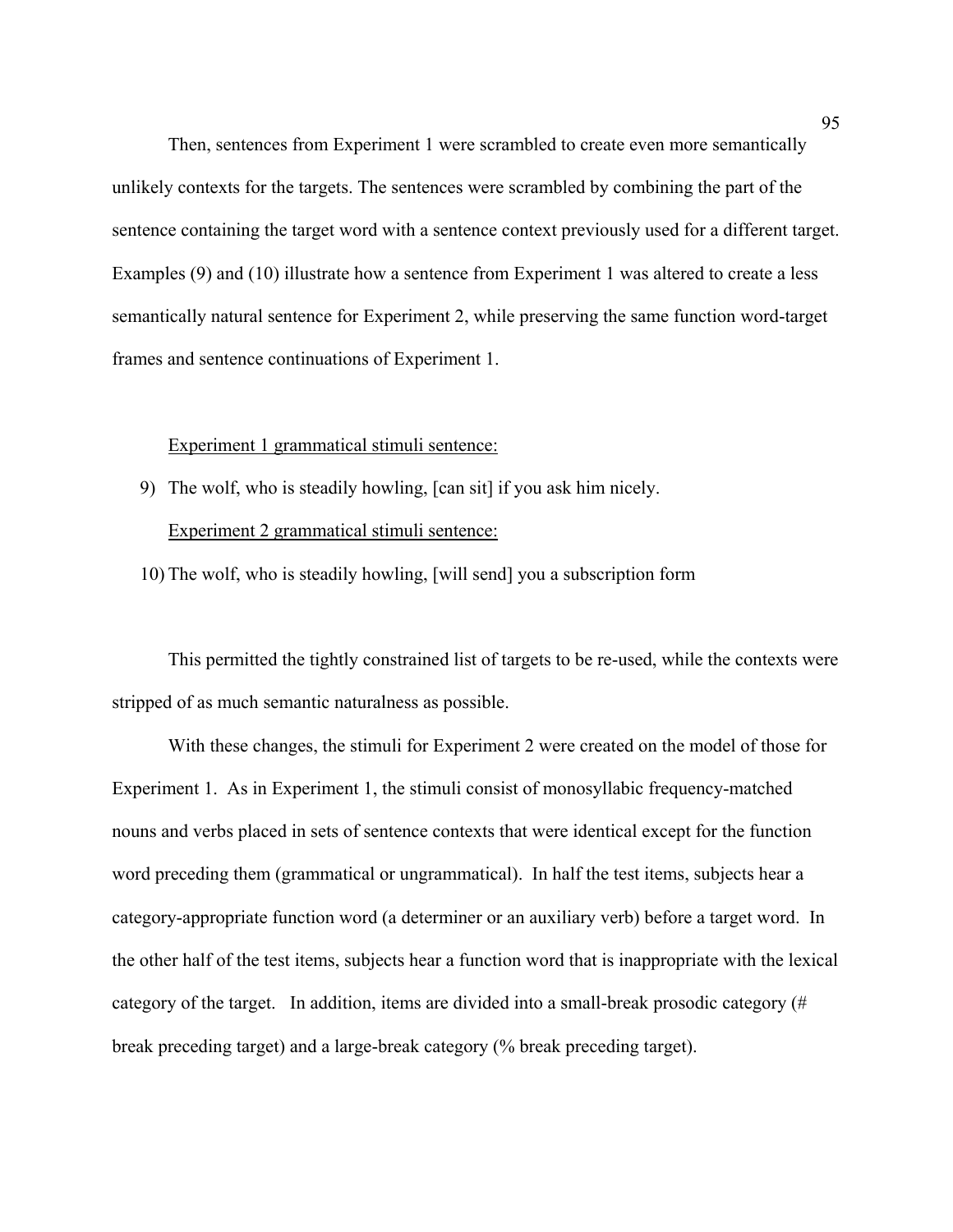Then, sentences from Experiment 1 were scrambled to create even more semantically unlikely contexts for the targets. The sentences were scrambled by combining the part of the sentence containing the target word with a sentence context previously used for a different target. Examples (9) and (10) illustrate how a sentence from Experiment 1 was altered to create a less semantically natural sentence for Experiment 2, while preserving the same function word-target frames and sentence continuations of Experiment 1.

<u>Experiment 1 grammatical stimuli sentence:</u>

9) The wolf, who is steadily howling, [can sit] if you ask him nicely.

<u>Experiment 2 grammatical stimuli sentence:</u>

10) The wolf, who is steadily howling, [will send] you a subscription form

This permitted the tightly constrained list of targets to be re-used, while the contexts were stripped of as much semantic naturalness as possible.

With these changes, the stimuli for Experiment 2 were created on the model of those for Experiment 1. As in Experiment 1, the stimuli consist of monosyllabic frequency-matched nouns and verbs placed in sets of sentence contexts that were identical except for the function word preceding them (grammatical or ungrammatical). In half the test items, subjects hear a category-appropriate function word (a determiner or an auxiliary verb) before a target word. In the other half of the test items, subjects hear a function word that is inappropriate with the lexical category of the target. In addition, items are divided into a small-break prosodic category (# break preceding target) and a large-break category (% break preceding target).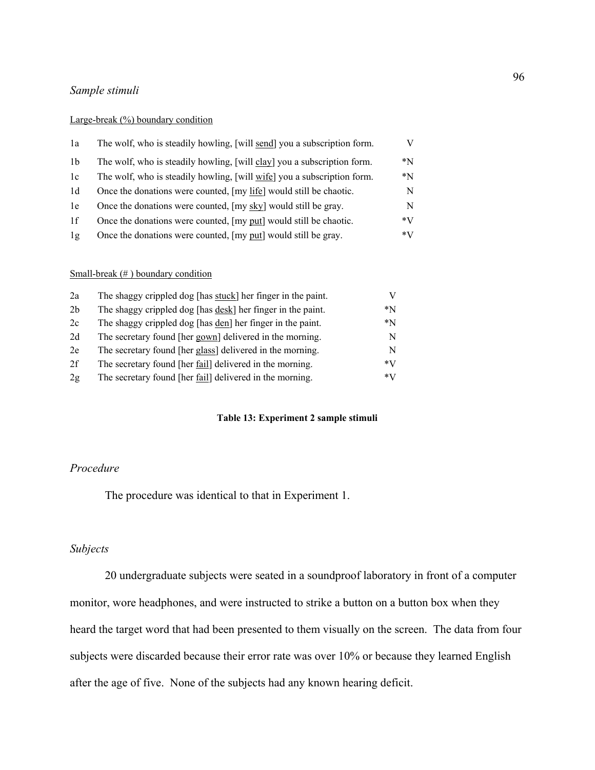*Sample stimuli*

Large-break (%) boundary condition

| | | |
|---|---|---|
| 1a | The wolf, who is steadily howling, [will <u>send</u>] you a subscription form. | V |
| 1b | The wolf, who is steadily howling, [will <u>clay</u>] you a subscription form. | *N |
| 1c | The wolf, who is steadily howling, [will <u>wife</u>] you a subscription form. | *N |
| 1d | Once the donations were counted, [my <u>life</u>] would still be chaotic. | N |
| 1e | Once the donations were counted, [my <u>sky</u>] would still be gray. | N |
| 1f | Once the donations were counted, [my <u>put</u>] would still be chaotic. | *V |
| 1g | Once the donations were counted, [my <u>put</u>] would still be gray. | *V |

Small-break (# ) boundary condition

| | | |
|---|---|---|
| 2a | The shaggy crippled dog [has <u>stuck</u>] her finger in the paint. | V |
| 2b | The shaggy crippled dog [has <u>desk</u>] her finger in the paint. | *N |
| 2c | The shaggy crippled dog [has <u>den</u>] her finger in the paint. | *N |
| 2d | The secretary found [her <u>gown</u>] delivered in the morning. | N |
| 2e | The secretary found [her <u>glass</u>] delivered in the morning. | N |
| 2f | The secretary found [her <u>fail</u>] delivered in the morning. | *V |
| 2g | The secretary found [her <u>fail</u>] delivered in the morning. | *V |

**Table 13: Experiment 2 sample stimuli**

*Procedure*

The procedure was identical to that in Experiment 1.

*Subjects*

20 undergraduate subjects were seated in a soundproof laboratory in front of a computer monitor, wore headphones, and were instructed to strike a button on a button box when they heard the target word that had been presented to them visually on the screen. The data from four subjects were discarded because their error rate was over 10% or because they learned English after the age of five. None of the subjects had any known hearing deficit.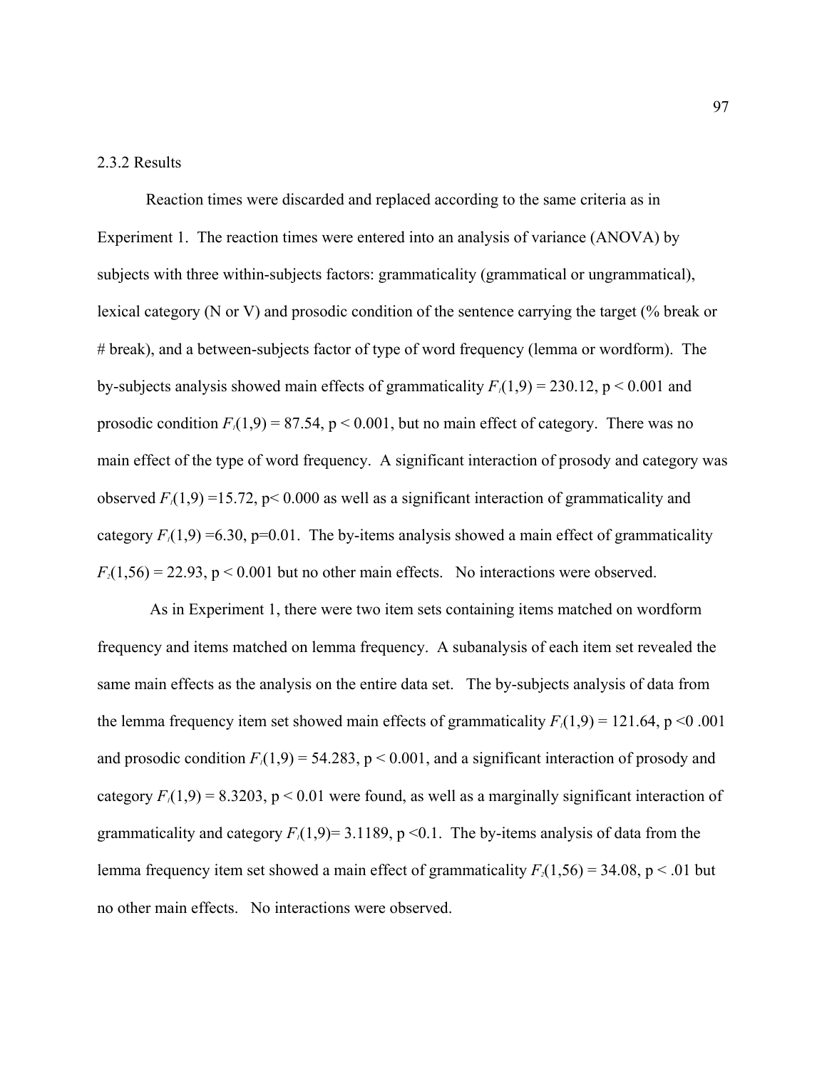2.3.2 Results

Reaction times were discarded and replaced according to the same criteria as in Experiment 1. The reaction times were entered into an analysis of variance (ANOVA) by subjects with three within-subjects factors: grammaticality (grammatical or ungrammatical), lexical category (N or V) and prosodic condition of the sentence carrying the target (% break or # break), and a between-subjects factor of type of word frequency (lemma or wordform). The by-subjects analysis showed main effects of grammaticality $F_1(1,9) = 230.12$, $p < 0.001$ and prosodic condition $F_1(1,9) = 87.54$, $p < 0.001$, but no main effect of category. There was no main effect of the type of word frequency. A significant interaction of prosody and category was observed $F_1(1,9) = 15.72$, $p < 0.000$ as well as a significant interaction of grammaticality and category $F_1(1,9) = 6.30$, $p = 0.01$. The by-items analysis showed a main effect of grammaticality $F_2(1,56) = 22.93$, $p < 0.001$ but no other main effects. No interactions were observed.

As in Experiment 1, there were two item sets containing items matched on wordform frequency and items matched on lemma frequency. A subanalysis of each item set revealed the same main effects as the analysis on the entire data set. The by-subjects analysis of data from the lemma frequency item set showed main effects of grammaticality $F_1(1,9) = 121.64$, $p < 0 .001$ and prosodic condition $F_1(1,9) = 54.283$, $p < 0.001$, and a significant interaction of prosody and category $F_1(1,9) = 8.3203$, $p < 0.01$ were found, as well as a marginally significant interaction of grammaticality and category $F_1(1,9) = 3.1189$, $p < 0.1$. The by-items analysis of data from the lemma frequency item set showed a main effect of grammaticality $F_2(1,56) = 34.08$, $p < .01$ but no other main effects. No interactions were observed.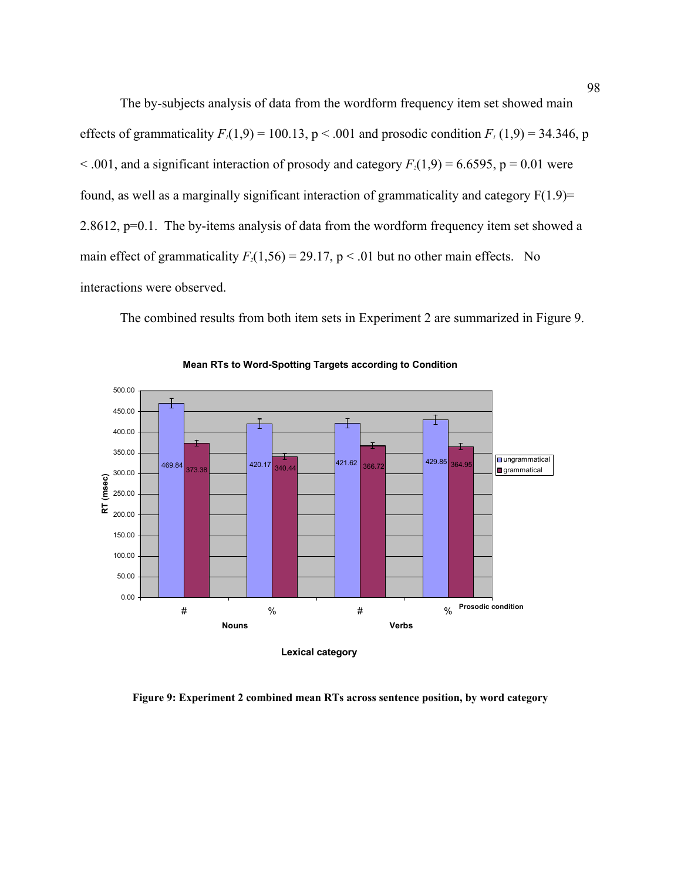The by-subjects analysis of data from the wordform frequency item set showed main effects of grammaticality $F_1(1,9) = 100.13$, $p < .001$ and prosodic condition $F_1(1,9) = 34.346$, $p < .001$, and a significant interaction of prosody and category $F_2(1,9) = 6.6595$, $p = 0.01$ were found, as well as a marginally significant interaction of grammaticality and category $F(1.9)= 2.8612$, $p=0.1$. The by-items analysis of data from the wordform frequency item set showed a main effect of grammaticality $F_2(1,56) = 29.17$, $p < .01$ but no other main effects. No interactions were observed.

The combined results from both item sets in Experiment 2 are summarized in Figure 9.

**Mean RTs to Word-Spotting Targets according to Condition**

| Lexical category | Prosodic condition | ungrammatical RT (msec) | grammatical RT (msec) |
|---|---|---|---|
| Nouns | # | 469.84 | 373.38 |
| Nouns | % | 420.17 | 340.44 |
| Verbs | # | 421.62 | 366.72 |
| Verbs | % | 429.85 | 364.95 |

**Figure 9: Experiment 2 combined mean RTs across sentence position, by word category**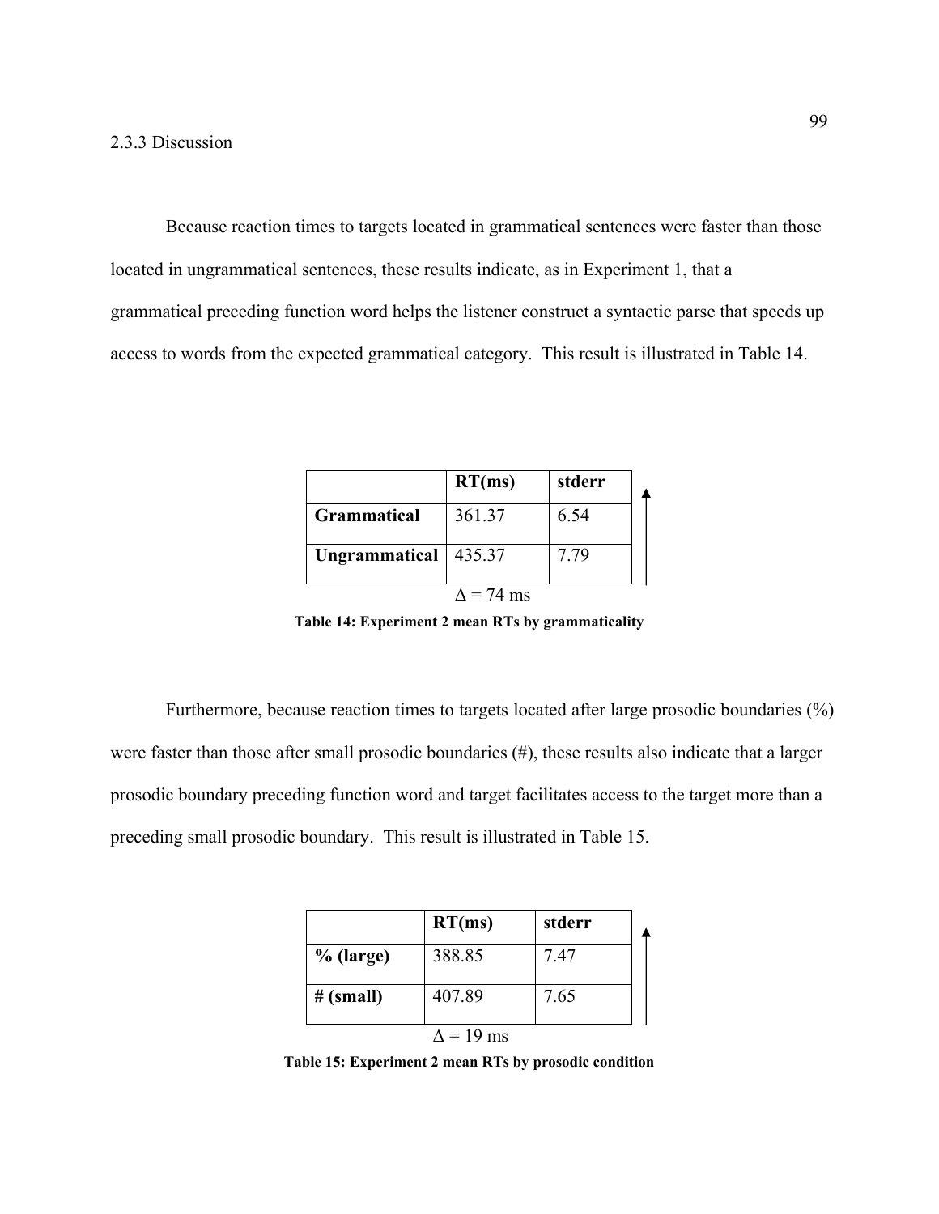### 2.3.3 Discussion

Because reaction times to targets located in grammatical sentences were faster than those located in ungrammatical sentences, these results indicate, as in Experiment 1, that a grammatical preceding function word helps the listener construct a syntactic parse that speeds up access to words from the expected grammatical category. This result is illustrated in Table 14.

| | **RT(ms)** | **stderr** |
|---|---|---|
| **Grammatical** | 361.37 | 6.54 |
| **Ungrammatical** | 435.37 | 7.79 |

$\Delta$ = 74 ms

**Table 14: Experiment 2 mean RTs by grammaticality**

Furthermore, because reaction times to targets located after large prosodic boundaries (%) were faster than those after small prosodic boundaries (#), these results also indicate that a larger prosodic boundary preceding function word and target facilitates access to the target more than a preceding small prosodic boundary. This result is illustrated in Table 15.

| | **RT(ms)** | **stderr** |
|---|---|---|
| **% (large)** | 388.85 | 7.47 |
| **# (small)** | 407.89 | 7.65 |

$\Delta$ = 19 ms

**Table 15: Experiment 2 mean RTs by prosodic condition**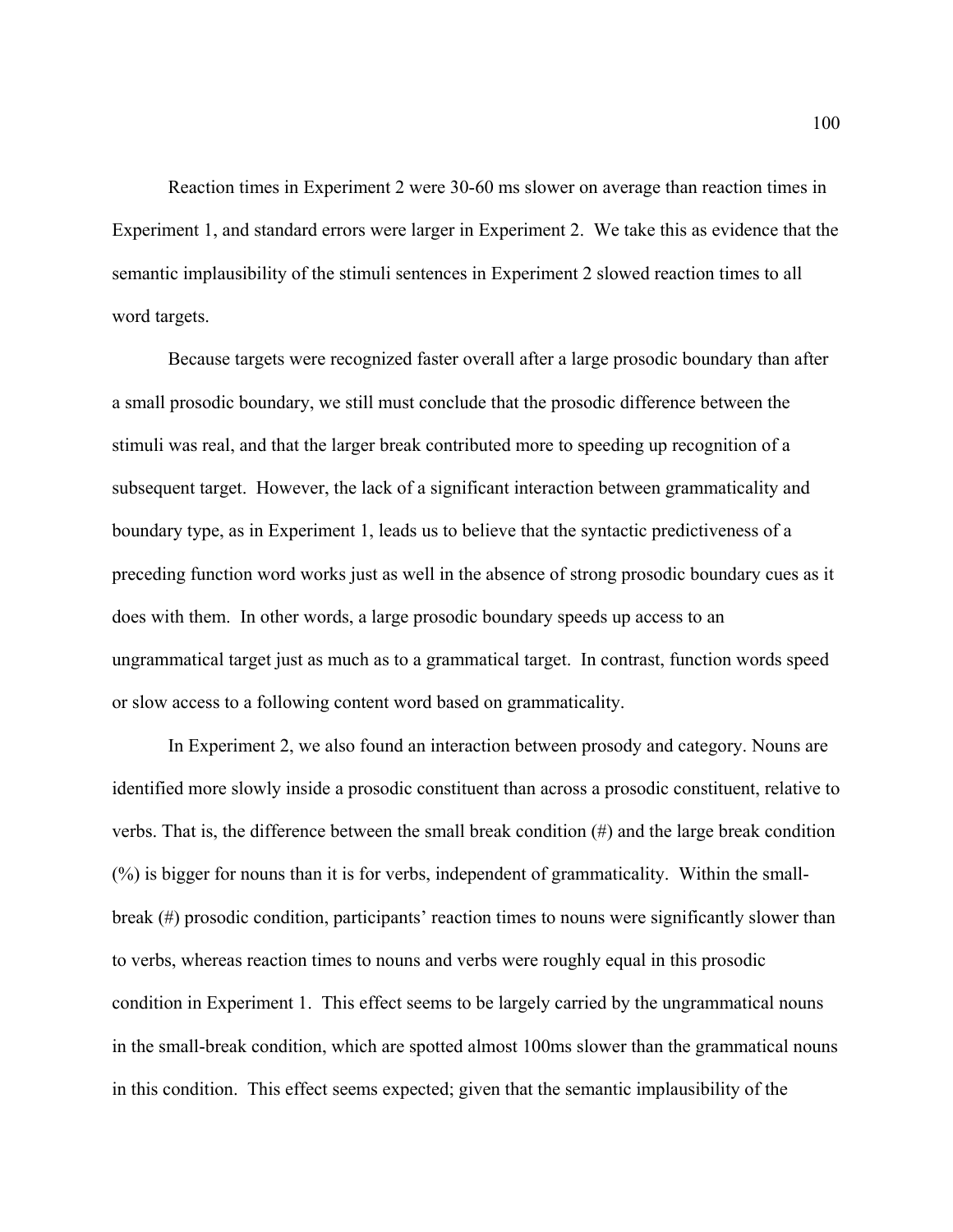Reaction times in Experiment 2 were 30-60 ms slower on average than reaction times in Experiment 1, and standard errors were larger in Experiment 2. We take this as evidence that the semantic implausibility of the stimuli sentences in Experiment 2 slowed reaction times to all word targets.

Because targets were recognized faster overall after a large prosodic boundary than after a small prosodic boundary, we still must conclude that the prosodic difference between the stimuli was real, and that the larger break contributed more to speeding up recognition of a subsequent target. However, the lack of a significant interaction between grammaticality and boundary type, as in Experiment 1, leads us to believe that the syntactic predictiveness of a preceding function word works just as well in the absence of strong prosodic boundary cues as it does with them. In other words, a large prosodic boundary speeds up access to an ungrammatical target just as much as to a grammatical target. In contrast, function words speed or slow access to a following content word based on grammaticality.

In Experiment 2, we also found an interaction between prosody and category. Nouns are identified more slowly inside a prosodic constituent than across a prosodic constituent, relative to verbs. That is, the difference between the small break condition (#) and the large break condition (%) is bigger for nouns than it is for verbs, independent of grammaticality. Within the small-break (#) prosodic condition, participants' reaction times to nouns were significantly slower than to verbs, whereas reaction times to nouns and verbs were roughly equal in this prosodic condition in Experiment 1. This effect seems to be largely carried by the ungrammatical nouns in the small-break condition, which are spotted almost 100ms slower than the grammatical nouns in this condition. This effect seems expected; given that the semantic implausibility of the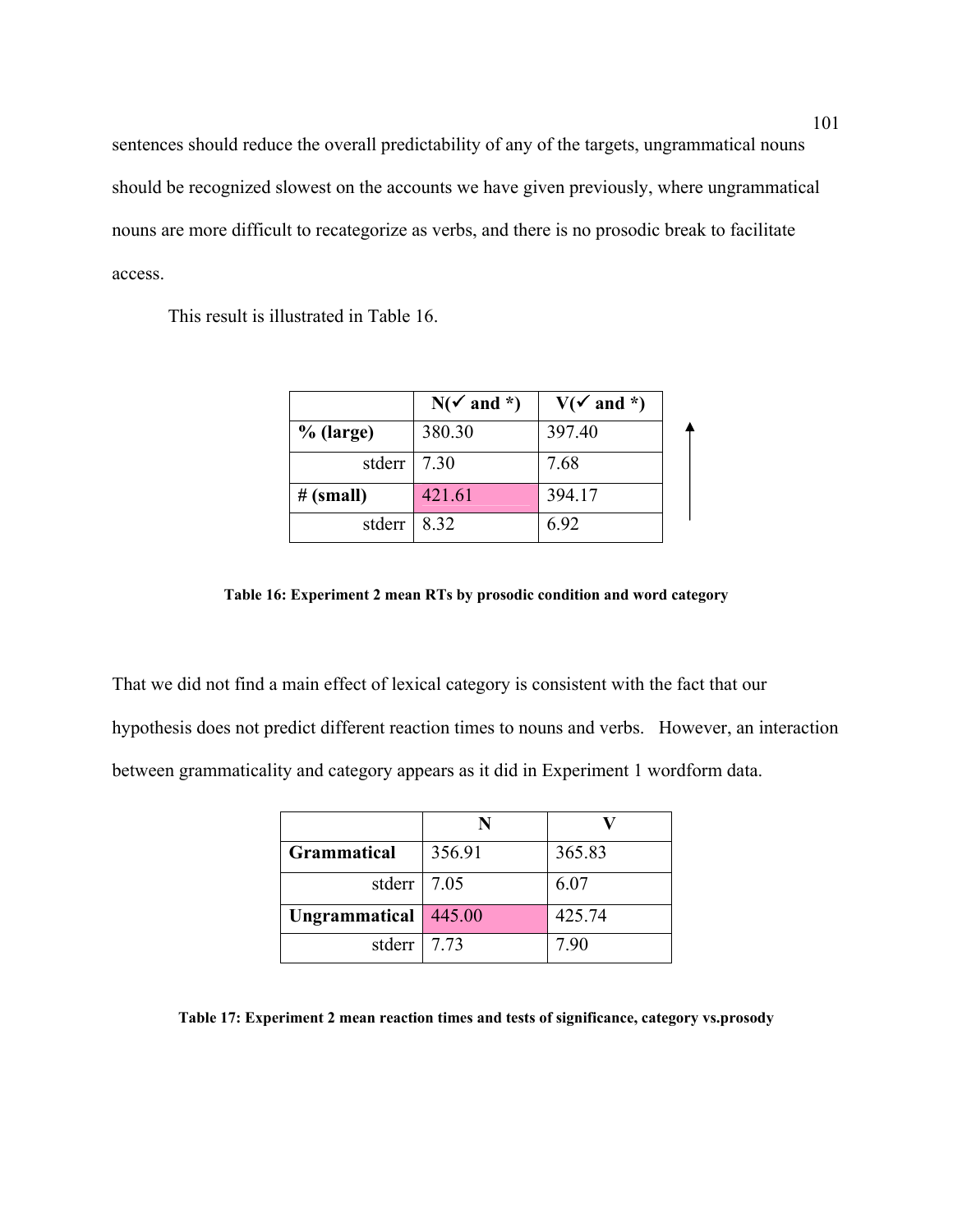sentences should reduce the overall predictability of any of the targets, ungrammatical nouns should be recognized slowest on the accounts we have given previously, where ungrammatical nouns are more difficult to recategorize as verbs, and there is no prosodic break to facilitate access.

This result is illustrated in Table 16.

| | N(✓ and *) | V(✓ and *) |
|---|---|---|
| **% (large)** | 380.30 | 397.40 |
| stderr | 7.30 | 7.68 |
| **# (small)** | 421.61 | 394.17 |
| stderr | 8.32 | 6.92 |

**Table 16: Experiment 2 mean RTs by prosodic condition and word category**

That we did not find a main effect of lexical category is consistent with the fact that our hypothesis does not predict different reaction times to nouns and verbs. However, an interaction between grammaticality and category appears as it did in Experiment 1 wordform data.

| | N | V |
|---|---|---|
| **Grammatical** | 356.91 | 365.83 |
| stderr | 7.05 | 6.07 |
| **Ungrammatical** | 445.00 | 425.74 |
| stderr | 7.73 | 7.90 |

**Table 17: Experiment 2 mean reaction times and tests of significance, category vs.prosody**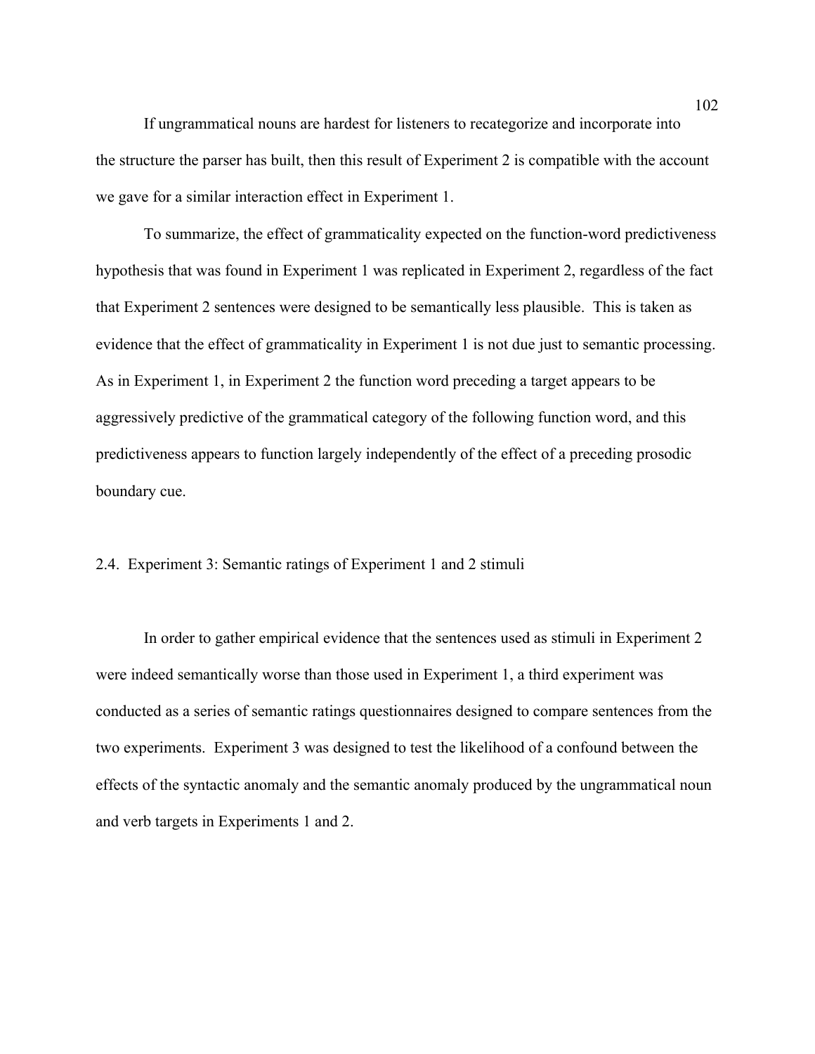If ungrammatical nouns are hardest for listeners to recategorize and incorporate into the structure the parser has built, then this result of Experiment 2 is compatible with the account we gave for a similar interaction effect in Experiment 1.

To summarize, the effect of grammaticality expected on the function-word predictiveness hypothesis that was found in Experiment 1 was replicated in Experiment 2, regardless of the fact that Experiment 2 sentences were designed to be semantically less plausible. This is taken as evidence that the effect of grammaticality in Experiment 1 is not due just to semantic processing. As in Experiment 1, in Experiment 2 the function word preceding a target appears to be aggressively predictive of the grammatical category of the following function word, and this predictiveness appears to function largely independently of the effect of a preceding prosodic boundary cue.

## 2.4. Experiment 3: Semantic ratings of Experiment 1 and 2 stimuli

In order to gather empirical evidence that the sentences used as stimuli in Experiment 2 were indeed semantically worse than those used in Experiment 1, a third experiment was conducted as a series of semantic ratings questionnaires designed to compare sentences from the two experiments. Experiment 3 was designed to test the likelihood of a confound between the effects of the syntactic anomaly and the semantic anomaly produced by the ungrammatical noun and verb targets in Experiments 1 and 2.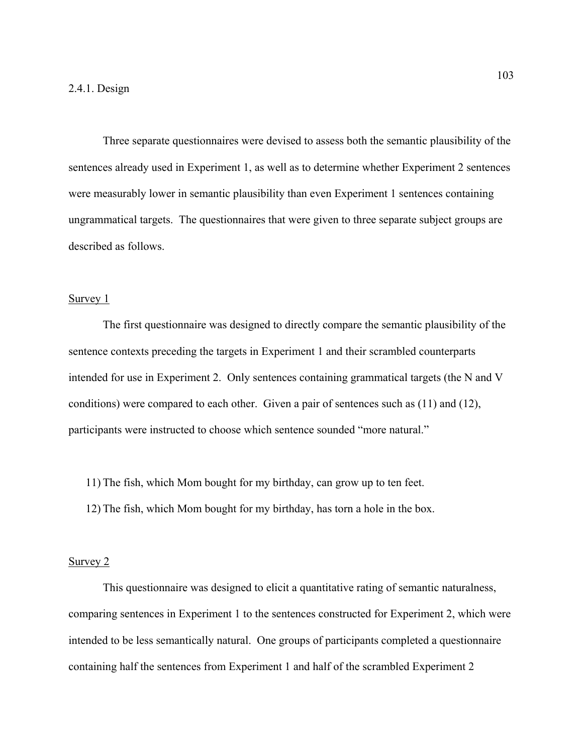### 2.4.1. Design

Three separate questionnaires were devised to assess both the semantic plausibility of the sentences already used in Experiment 1, as well as to determine whether Experiment 2 sentences were measurably lower in semantic plausibility than even Experiment 1 sentences containing ungrammatical targets. The questionnaires that were given to three separate subject groups are described as follows.

Survey 1

The first questionnaire was designed to directly compare the semantic plausibility of the sentence contexts preceding the targets in Experiment 1 and their scrambled counterparts intended for use in Experiment 2. Only sentences containing grammatical targets (the N and V conditions) were compared to each other. Given a pair of sentences such as (11) and (12), participants were instructed to choose which sentence sounded "more natural."

11) The fish, which Mom bought for my birthday, can grow up to ten feet.

12) The fish, which Mom bought for my birthday, has torn a hole in the box.

Survey 2

This questionnaire was designed to elicit a quantitative rating of semantic naturalness, comparing sentences in Experiment 1 to the sentences constructed for Experiment 2, which were intended to be less semantically natural. One groups of participants completed a questionnaire containing half the sentences from Experiment 1 and half of the scrambled Experiment 2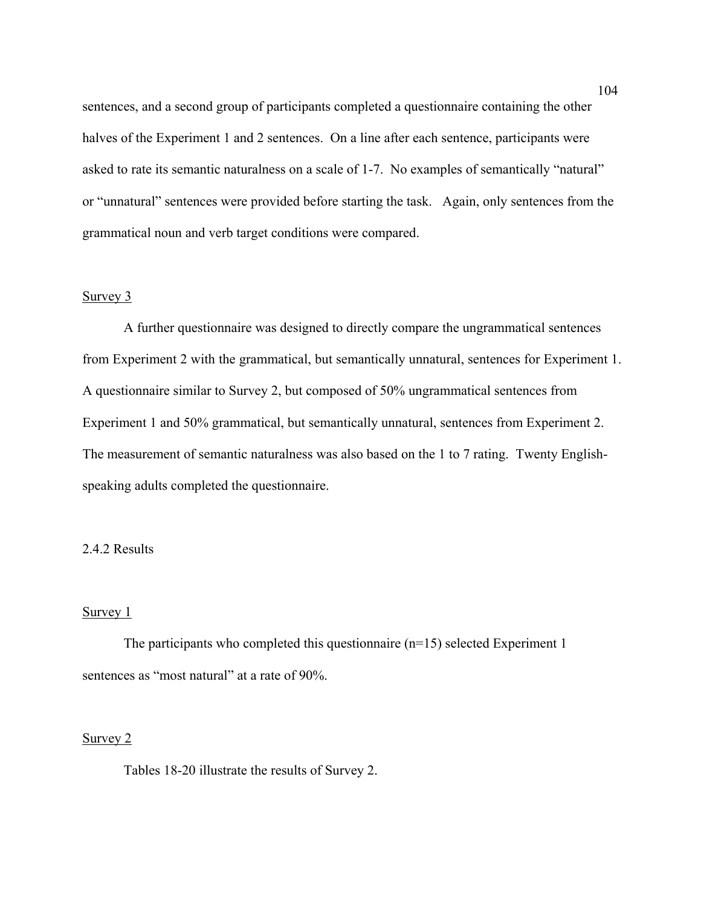sentences, and a second group of participants completed a questionnaire containing the other halves of the Experiment 1 and 2 sentences. On a line after each sentence, participants were asked to rate its semantic naturalness on a scale of 1-7. No examples of semantically "natural" or "unnatural" sentences were provided before starting the task. Again, only sentences from the grammatical noun and verb target conditions were compared.

<u>Survey 3</u>

A further questionnaire was designed to directly compare the ungrammatical sentences from Experiment 2 with the grammatical, but semantically unnatural, sentences for Experiment 1. A questionnaire similar to Survey 2, but composed of 50% ungrammatical sentences from Experiment 1 and 50% grammatical, but semantically unnatural, sentences from Experiment 2. The measurement of semantic naturalness was also based on the 1 to 7 rating. Twenty English-speaking adults completed the questionnaire.

2.4.2 Results

<u>Survey 1</u>

The participants who completed this questionnaire (n=15) selected Experiment 1 sentences as "most natural" at a rate of 90%.

<u>Survey 2</u>

Tables 18-20 illustrate the results of Survey 2.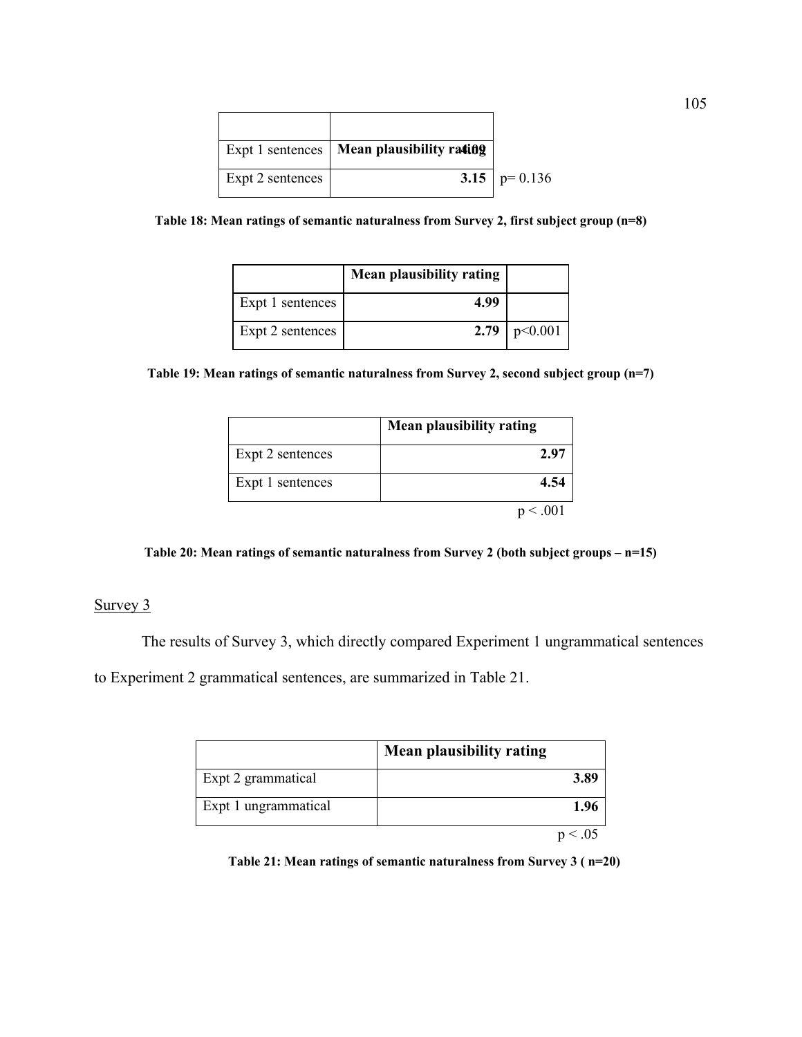| | | |
|---|---|---|
| Expt 1 sentences | Mean plausibility rating 4.09 | |
| Expt 2 sentences | **3.15** | p= 0.136 |

**Table 18: Mean ratings of semantic naturalness from Survey 2, first subject group (n=8)**

| | Mean plausibility rating | |
|---|---|---|
| Expt 1 sentences | **4.99** | |
| Expt 2 sentences | **2.79** | p<0.001 |

**Table 19: Mean ratings of semantic naturalness from Survey 2, second subject group (n=7)**

| | Mean plausibility rating |
|---|---|
| Expt 2 sentences | **2.97** |
| Expt 1 sentences | **4.54** |
| | p < .001 |

**Table 20: Mean ratings of semantic naturalness from Survey 2 (both subject groups – n=15)**

Survey 3

The results of Survey 3, which directly compared Experiment 1 ungrammatical sentences to Experiment 2 grammatical sentences, are summarized in Table 21.

| | Mean plausibility rating |
|---|---|
| Expt 2 grammatical | **3.89** |
| Expt 1 ungrammatical | **1.96** |
| | p < .05 |

**Table 21: Mean ratings of semantic naturalness from Survey 3 ( n=20)**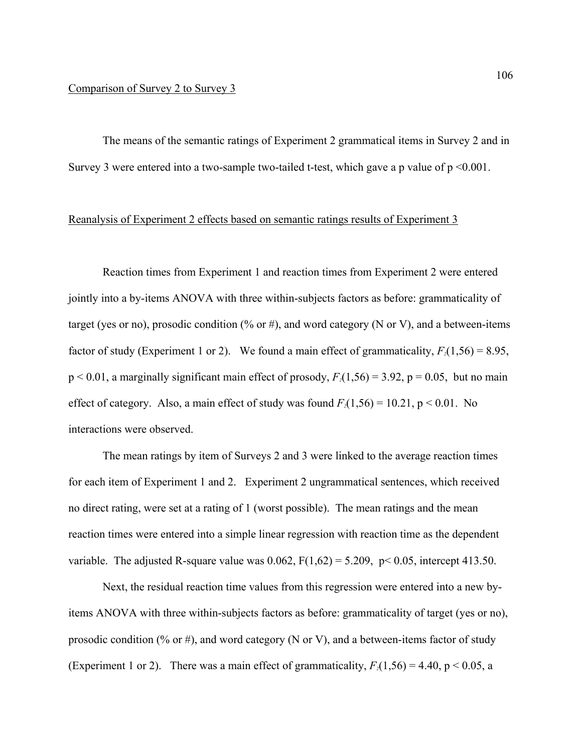Comparison of Survey 2 to Survey 3

The means of the semantic ratings of Experiment 2 grammatical items in Survey 2 and in Survey 3 were entered into a two-sample two-tailed t-test, which gave a p value of $p < 0.001$.

Reanalysis of Experiment 2 effects based on semantic ratings results of Experiment 3

Reaction times from Experiment 1 and reaction times from Experiment 2 were entered jointly into a by-items ANOVA with three within-subjects factors as before: grammaticality of target (yes or no), prosodic condition (% or #), and word category (N or V), and a between-items factor of study (Experiment 1 or 2). We found a main effect of grammaticality, $F_2(1,56) = 8.95$, $p < 0.01$, a marginally significant main effect of prosody, $F_2(1,56) = 3.92$, $p = 0.05$, but no main effect of category. Also, a main effect of study was found $F_2(1,56) = 10.21$, $p < 0.01$. No interactions were observed.

The mean ratings by item of Surveys 2 and 3 were linked to the average reaction times for each item of Experiment 1 and 2. Experiment 2 ungrammatical sentences, which received no direct rating, were set at a rating of 1 (worst possible). The mean ratings and the mean reaction times were entered into a simple linear regression with reaction time as the dependent variable. The adjusted R-square value was 0.062, $F(1,62) = 5.209$, $p < 0.05$, intercept 413.50.

Next, the residual reaction time values from this regression were entered into a new by-items ANOVA with three within-subjects factors as before: grammaticality of target (yes or no), prosodic condition (% or #), and word category (N or V), and a between-items factor of study (Experiment 1 or 2). There was a main effect of grammaticality, $F_2(1,56) = 4.40$, $p < 0.05$, a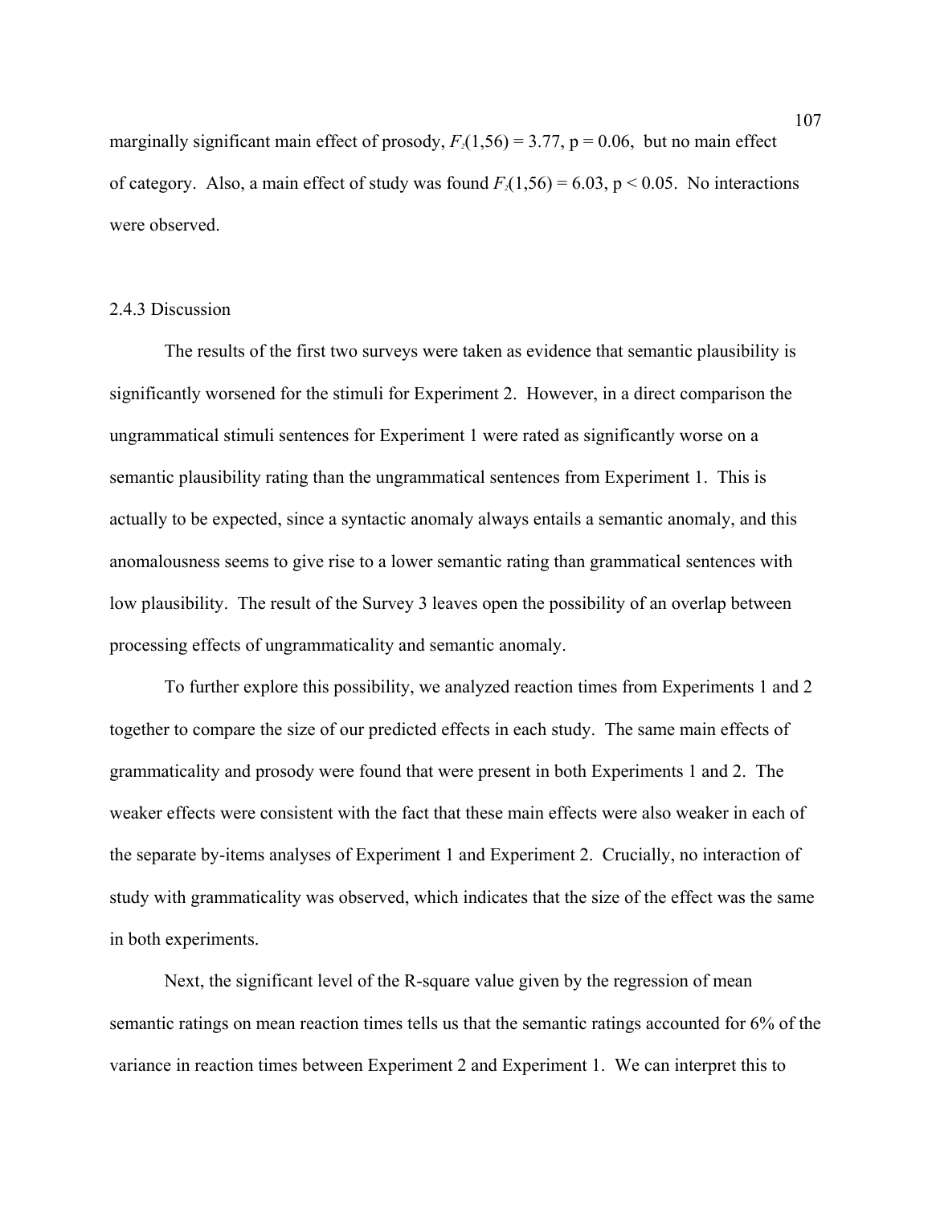marginally significant main effect of prosody, $F_2(1,56) = 3.77$, $p = 0.06$, but no main effect of category. Also, a main effect of study was found $F_2(1,56) = 6.03$, $p < 0.05$. No interactions were observed.

### 2.4.3 Discussion

The results of the first two surveys were taken as evidence that semantic plausibility is significantly worsened for the stimuli for Experiment 2. However, in a direct comparison the ungrammatical stimuli sentences for Experiment 1 were rated as significantly worse on a semantic plausibility rating than the ungrammatical sentences from Experiment 1. This is actually to be expected, since a syntactic anomaly always entails a semantic anomaly, and this anomalousness seems to give rise to a lower semantic rating than grammatical sentences with low plausibility. The result of the Survey 3 leaves open the possibility of an overlap between processing effects of ungrammaticality and semantic anomaly.

To further explore this possibility, we analyzed reaction times from Experiments 1 and 2 together to compare the size of our predicted effects in each study. The same main effects of grammaticality and prosody were found that were present in both Experiments 1 and 2. The weaker effects were consistent with the fact that these main effects were also weaker in each of the separate by-items analyses of Experiment 1 and Experiment 2. Crucially, no interaction of study with grammaticality was observed, which indicates that the size of the effect was the same in both experiments.

Next, the significant level of the R-square value given by the regression of mean semantic ratings on mean reaction times tells us that the semantic ratings accounted for 6% of the variance in reaction times between Experiment 2 and Experiment 1. We can interpret this to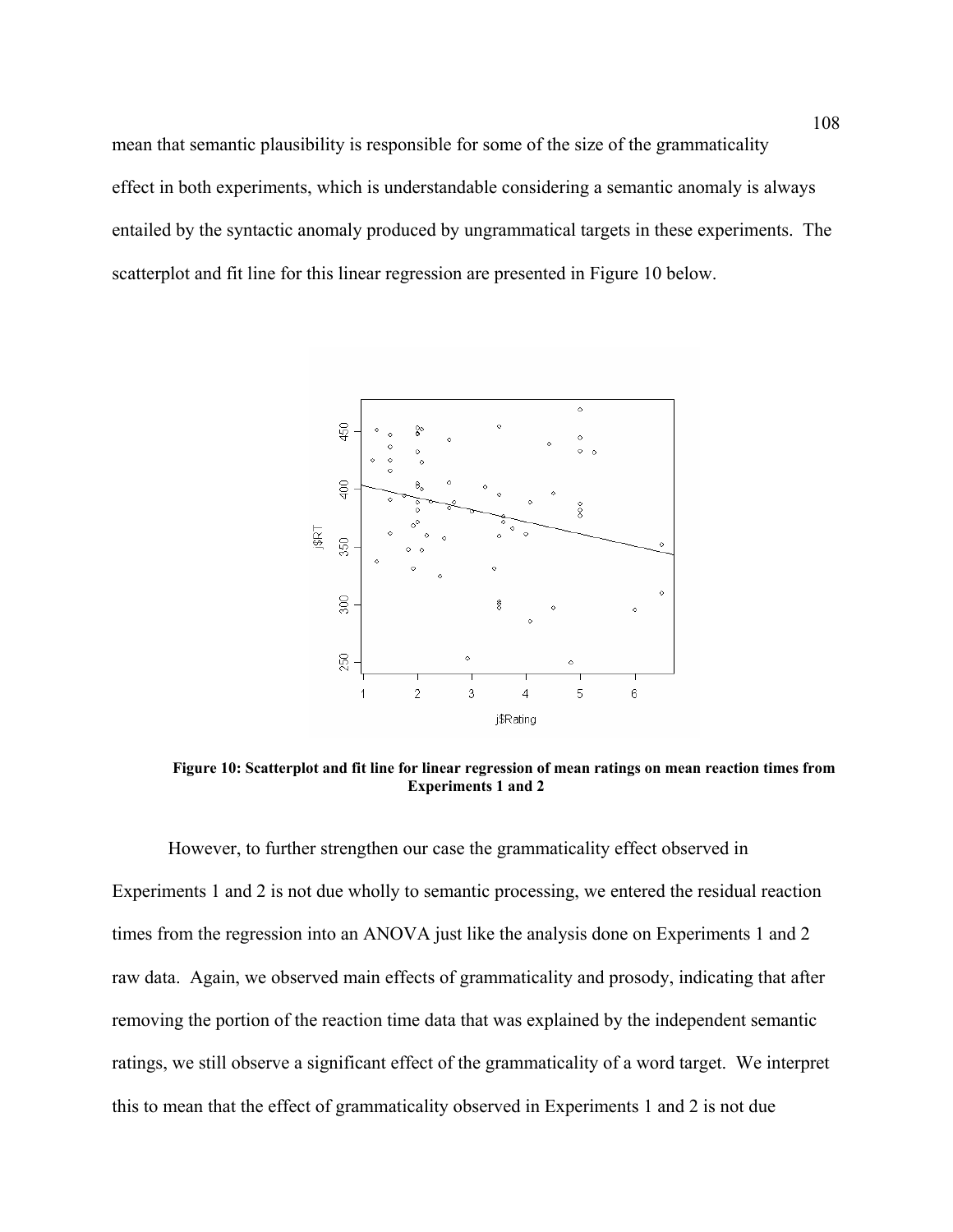mean that semantic plausibility is responsible for some of the size of the grammaticality effect in both experiments, which is understandable considering a semantic anomaly is always entailed by the syntactic anomaly produced by ungrammatical targets in these experiments. The scatterplot and fit line for this linear regression are presented in Figure 10 below.

**Figure 10: Scatterplot and fit line for linear regression of mean ratings on mean reaction times from Experiments 1 and 2**

However, to further strengthen our case the grammaticality effect observed in Experiments 1 and 2 is not due wholly to semantic processing, we entered the residual reaction times from the regression into an ANOVA just like the analysis done on Experiments 1 and 2 raw data. Again, we observed main effects of grammaticality and prosody, indicating that after removing the portion of the reaction time data that was explained by the independent semantic ratings, we still observe a significant effect of the grammaticality of a word target. We interpret this to mean that the effect of grammaticality observed in Experiments 1 and 2 is not due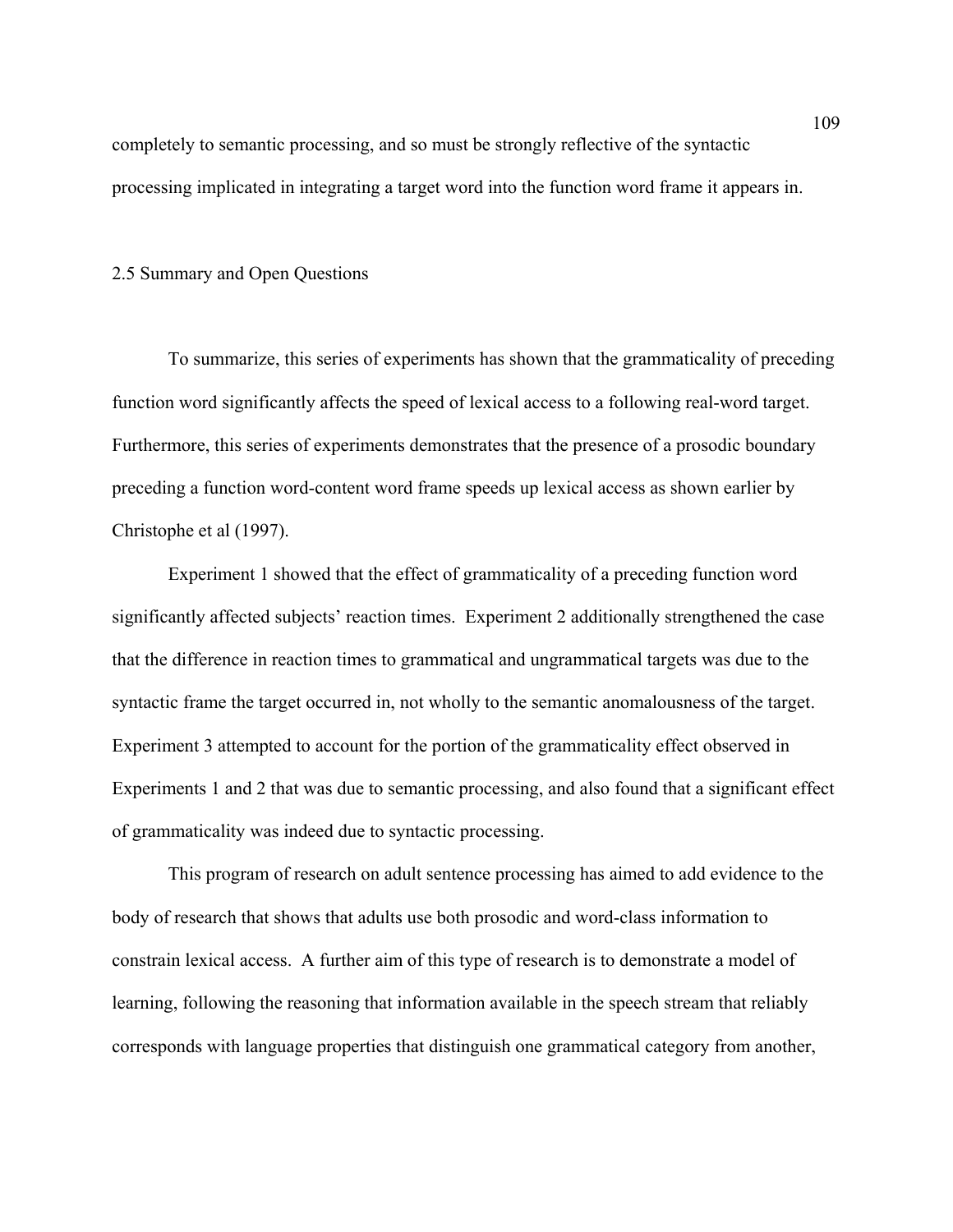completely to semantic processing, and so must be strongly reflective of the syntactic processing implicated in integrating a target word into the function word frame it appears in.

## 2.5 Summary and Open Questions

To summarize, this series of experiments has shown that the grammaticality of preceding function word significantly affects the speed of lexical access to a following real-word target. Furthermore, this series of experiments demonstrates that the presence of a prosodic boundary preceding a function word-content word frame speeds up lexical access as shown earlier by Christophe et al (1997).

Experiment 1 showed that the effect of grammaticality of a preceding function word significantly affected subjects' reaction times. Experiment 2 additionally strengthened the case that the difference in reaction times to grammatical and ungrammatical targets was due to the syntactic frame the target occurred in, not wholly to the semantic anomalousness of the target. Experiment 3 attempted to account for the portion of the grammaticality effect observed in Experiments 1 and 2 that was due to semantic processing, and also found that a significant effect of grammaticality was indeed due to syntactic processing.

This program of research on adult sentence processing has aimed to add evidence to the body of research that shows that adults use both prosodic and word-class information to constrain lexical access. A further aim of this type of research is to demonstrate a model of learning, following the reasoning that information available in the speech stream that reliably corresponds with language properties that distinguish one grammatical category from another,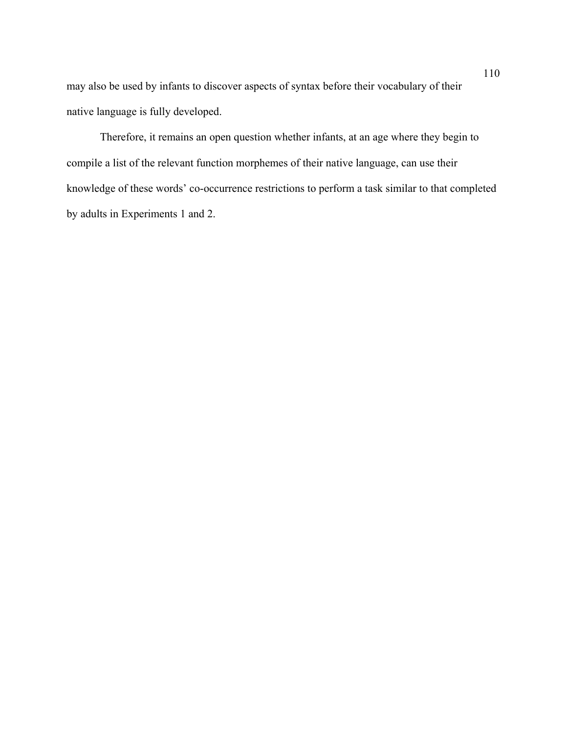may also be used by infants to discover aspects of syntax before their vocabulary of their native language is fully developed.

Therefore, it remains an open question whether infants, at an age where they begin to compile a list of the relevant function morphemes of their native language, can use their knowledge of these words' co-occurrence restrictions to perform a task similar to that completed by adults in Experiments 1 and 2.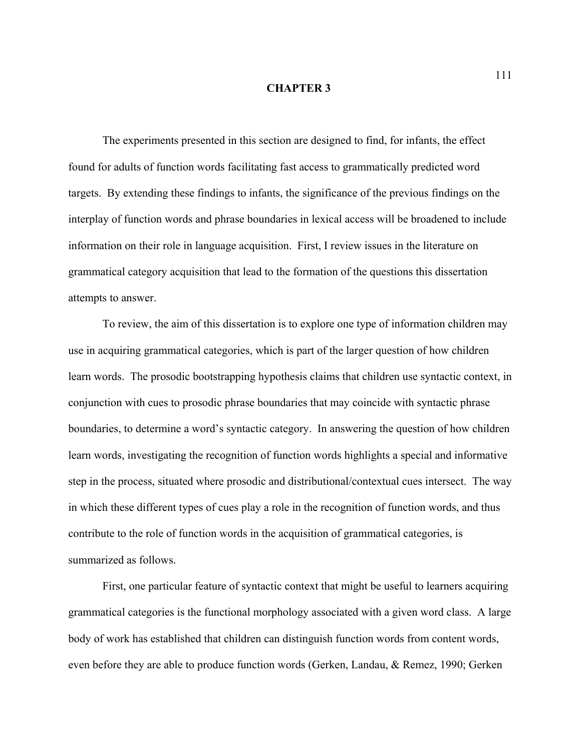# CHAPTER 3

The experiments presented in this section are designed to find, for infants, the effect found for adults of function words facilitating fast access to grammatically predicted word targets. By extending these findings to infants, the significance of the previous findings on the interplay of function words and phrase boundaries in lexical access will be broadened to include information on their role in language acquisition. First, I review issues in the literature on grammatical category acquisition that lead to the formation of the questions this dissertation attempts to answer.

To review, the aim of this dissertation is to explore one type of information children may use in acquiring grammatical categories, which is part of the larger question of how children learn words. The prosodic bootstrapping hypothesis claims that children use syntactic context, in conjunction with cues to prosodic phrase boundaries that may coincide with syntactic phrase boundaries, to determine a word's syntactic category. In answering the question of how children learn words, investigating the recognition of function words highlights a special and informative step in the process, situated where prosodic and distributional/contextual cues intersect. The way in which these different types of cues play a role in the recognition of function words, and thus contribute to the role of function words in the acquisition of grammatical categories, is summarized as follows.

First, one particular feature of syntactic context that might be useful to learners acquiring grammatical categories is the functional morphology associated with a given word class. A large body of work has established that children can distinguish function words from content words, even before they are able to produce function words (Gerken, Landau, & Remez, 1990; Gerken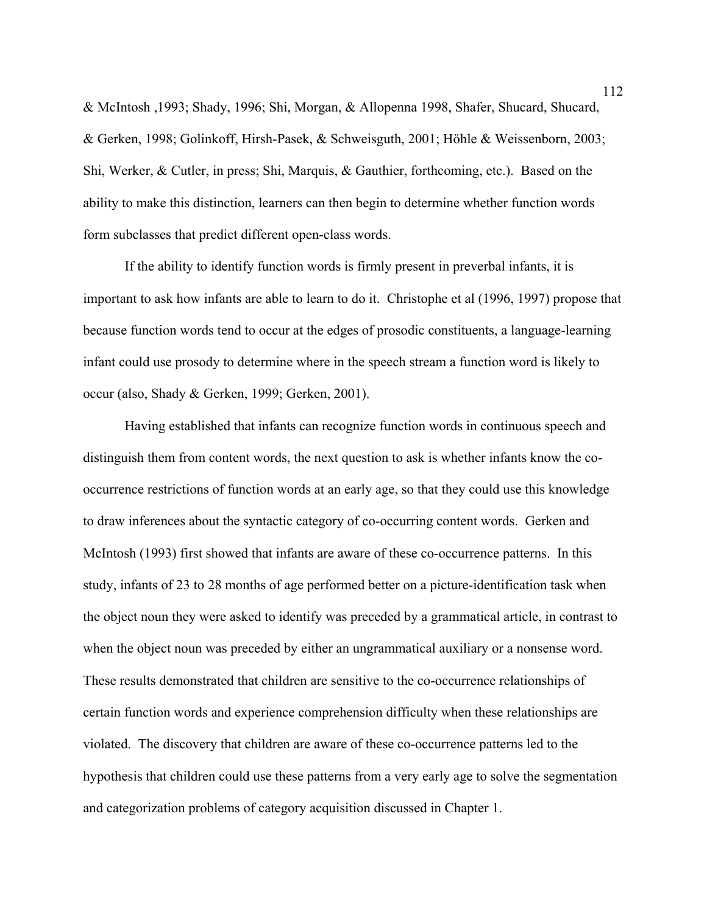& McIntosh ,1993; Shady, 1996; Shi, Morgan, & Allopenna 1998, Shafer, Shucard, Shucard, & Gerken, 1998; Golinkoff, Hirsh-Pasek, & Schweisguth, 2001; Höhle & Weissenborn, 2003; Shi, Werker, & Cutler, in press; Shi, Marquis, & Gauthier, forthcoming, etc.). Based on the ability to make this distinction, learners can then begin to determine whether function words form subclasses that predict different open-class words.

If the ability to identify function words is firmly present in preverbal infants, it is important to ask how infants are able to learn to do it. Christophe et al (1996, 1997) propose that because function words tend to occur at the edges of prosodic constituents, a language-learning infant could use prosody to determine where in the speech stream a function word is likely to occur (also, Shady & Gerken, 1999; Gerken, 2001).

Having established that infants can recognize function words in continuous speech and distinguish them from content words, the next question to ask is whether infants know the co-occurrence restrictions of function words at an early age, so that they could use this knowledge to draw inferences about the syntactic category of co-occurring content words. Gerken and McIntosh (1993) first showed that infants are aware of these co-occurrence patterns. In this study, infants of 23 to 28 months of age performed better on a picture-identification task when the object noun they were asked to identify was preceded by a grammatical article, in contrast to when the object noun was preceded by either an ungrammatical auxiliary or a nonsense word. These results demonstrated that children are sensitive to the co-occurrence relationships of certain function words and experience comprehension difficulty when these relationships are violated. The discovery that children are aware of these co-occurrence patterns led to the hypothesis that children could use these patterns from a very early age to solve the segmentation and categorization problems of category acquisition discussed in Chapter 1.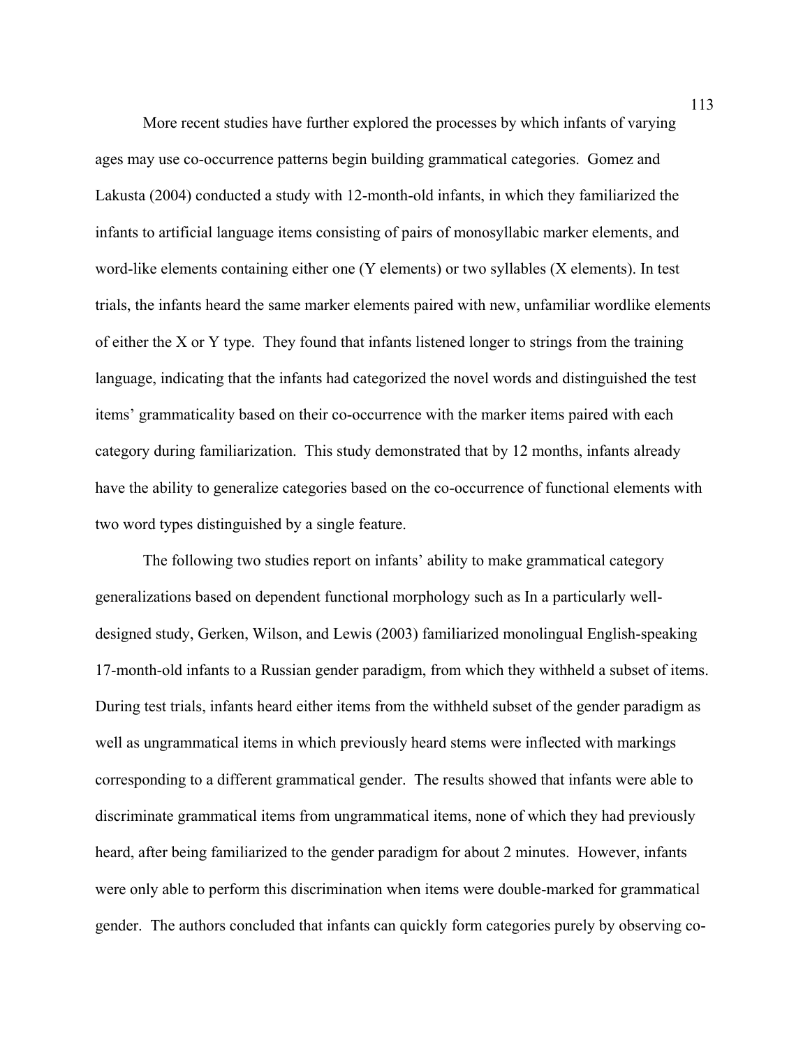More recent studies have further explored the processes by which infants of varying ages may use co-occurrence patterns begin building grammatical categories. Gomez and Lakusta (2004) conducted a study with 12-month-old infants, in which they familiarized the infants to artificial language items consisting of pairs of monosyllabic marker elements, and word-like elements containing either one (Y elements) or two syllables (X elements). In test trials, the infants heard the same marker elements paired with new, unfamiliar wordlike elements of either the X or Y type. They found that infants listened longer to strings from the training language, indicating that the infants had categorized the novel words and distinguished the test items' grammaticality based on their co-occurrence with the marker items paired with each category during familiarization. This study demonstrated that by 12 months, infants already have the ability to generalize categories based on the co-occurrence of functional elements with two word types distinguished by a single feature.

The following two studies report on infants' ability to make grammatical category generalizations based on dependent functional morphology such as In a particularly well-designed study, Gerken, Wilson, and Lewis (2003) familiarized monolingual English-speaking 17-month-old infants to a Russian gender paradigm, from which they withheld a subset of items. During test trials, infants heard either items from the withheld subset of the gender paradigm as well as ungrammatical items in which previously heard stems were inflected with markings corresponding to a different grammatical gender. The results showed that infants were able to discriminate grammatical items from ungrammatical items, none of which they had previously heard, after being familiarized to the gender paradigm for about 2 minutes. However, infants were only able to perform this discrimination when items were double-marked for grammatical gender. The authors concluded that infants can quickly form categories purely by observing co-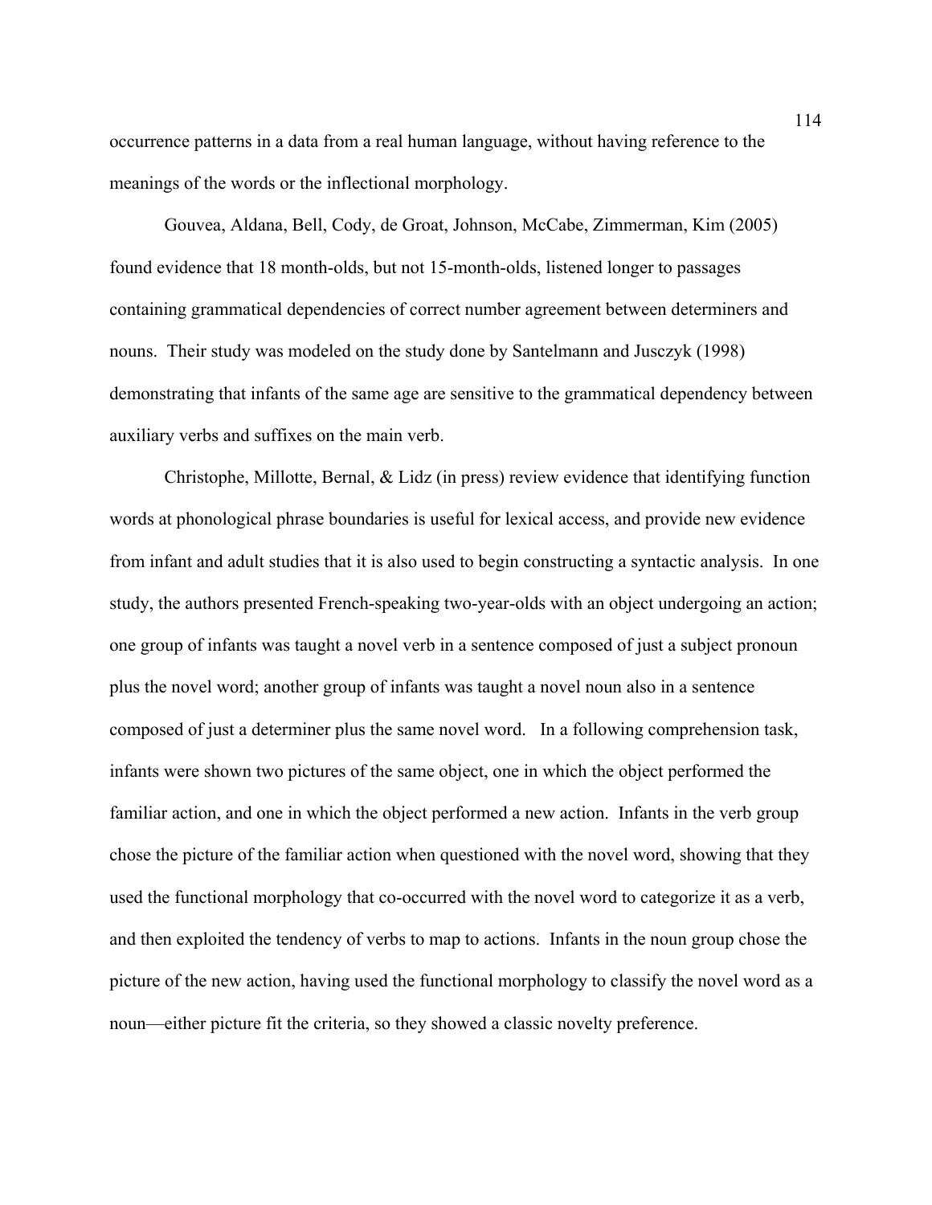occurrence patterns in a data from a real human language, without having reference to the meanings of the words or the inflectional morphology.

Gouvea, Aldana, Bell, Cody, de Groat, Johnson, McCabe, Zimmerman, Kim (2005) found evidence that 18 month-olds, but not 15-month-olds, listened longer to passages containing grammatical dependencies of correct number agreement between determiners and nouns. Their study was modeled on the study done by Santelmann and Jusczyk (1998) demonstrating that infants of the same age are sensitive to the grammatical dependency between auxiliary verbs and suffixes on the main verb.

Christophe, Millotte, Bernal, & Lidz (in press) review evidence that identifying function words at phonological phrase boundaries is useful for lexical access, and provide new evidence from infant and adult studies that it is also used to begin constructing a syntactic analysis. In one study, the authors presented French-speaking two-year-olds with an object undergoing an action; one group of infants was taught a novel verb in a sentence composed of just a subject pronoun plus the novel word; another group of infants was taught a novel noun also in a sentence composed of just a determiner plus the same novel word. In a following comprehension task, infants were shown two pictures of the same object, one in which the object performed the familiar action, and one in which the object performed a new action. Infants in the verb group chose the picture of the familiar action when questioned with the novel word, showing that they used the functional morphology that co-occurred with the novel word to categorize it as a verb, and then exploited the tendency of verbs to map to actions. Infants in the noun group chose the picture of the new action, having used the functional morphology to classify the novel word as a noun—either picture fit the criteria, so they showed a classic novelty preference.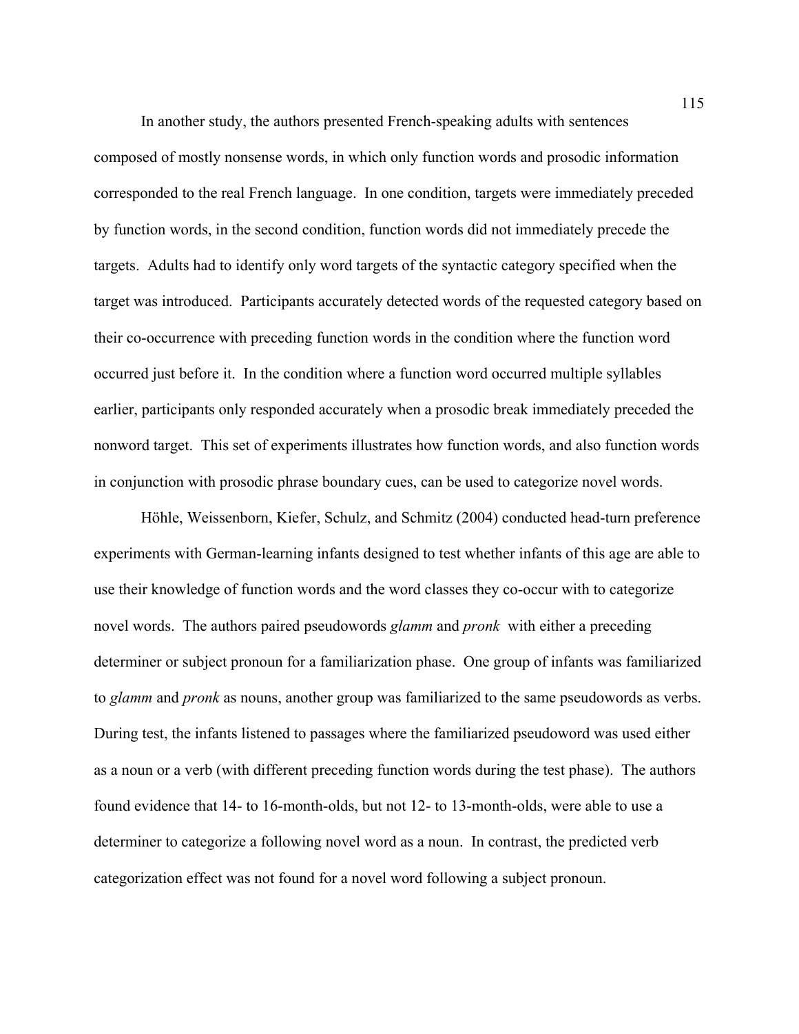In another study, the authors presented French-speaking adults with sentences composed of mostly nonsense words, in which only function words and prosodic information corresponded to the real French language. In one condition, targets were immediately preceded by function words, in the second condition, function words did not immediately precede the targets. Adults had to identify only word targets of the syntactic category specified when the target was introduced. Participants accurately detected words of the requested category based on their co-occurrence with preceding function words in the condition where the function word occurred just before it. In the condition where a function word occurred multiple syllables earlier, participants only responded accurately when a prosodic break immediately preceded the nonword target. This set of experiments illustrates how function words, and also function words in conjunction with prosodic phrase boundary cues, can be used to categorize novel words.

Höhle, Weissenborn, Kiefer, Schulz, and Schmitz (2004) conducted head-turn preference experiments with German-learning infants designed to test whether infants of this age are able to use their knowledge of function words and the word classes they co-occur with to categorize novel words. The authors paired pseudowords *glamm* and *pronk* with either a preceding determiner or subject pronoun for a familiarization phase. One group of infants was familiarized to *glamm* and *pronk* as nouns, another group was familiarized to the same pseudowords as verbs. During test, the infants listened to passages where the familiarized pseudoword was used either as a noun or a verb (with different preceding function words during the test phase). The authors found evidence that 14- to 16-month-olds, but not 12- to 13-month-olds, were able to use a determiner to categorize a following novel word as a noun. In contrast, the predicted verb categorization effect was not found for a novel word following a subject pronoun.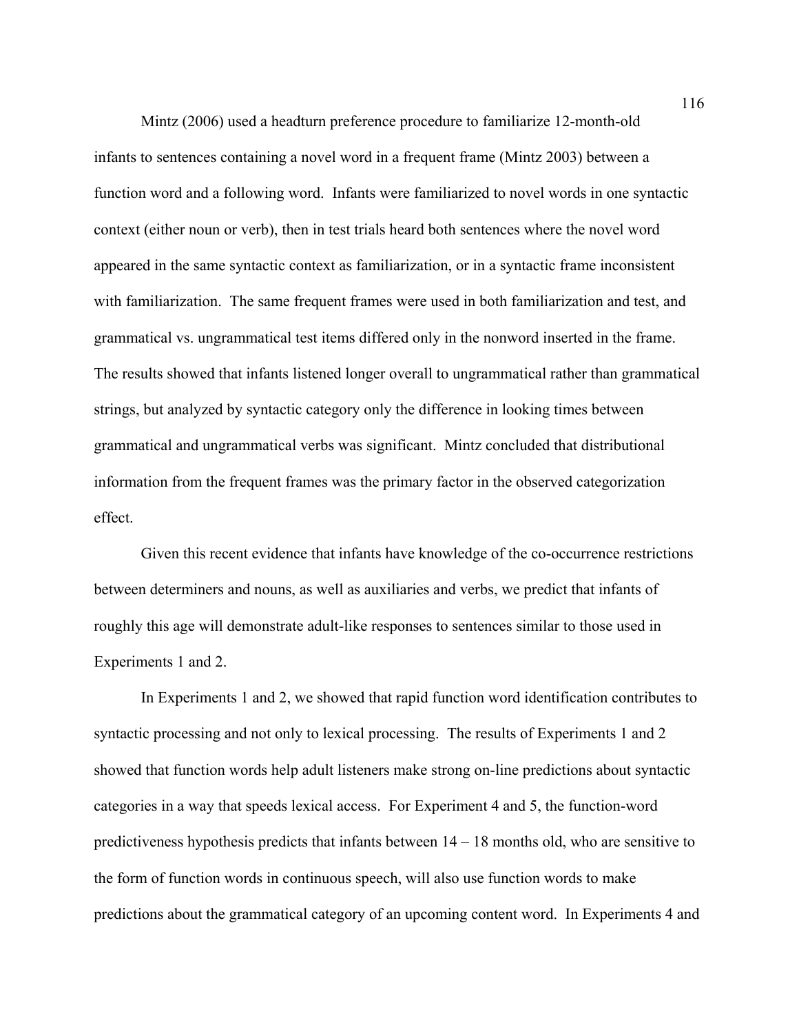Mintz (2006) used a headturn preference procedure to familiarize 12-month-old infants to sentences containing a novel word in a frequent frame (Mintz 2003) between a function word and a following word. Infants were familiarized to novel words in one syntactic context (either noun or verb), then in test trials heard both sentences where the novel word appeared in the same syntactic context as familiarization, or in a syntactic frame inconsistent with familiarization. The same frequent frames were used in both familiarization and test, and grammatical vs. ungrammatical test items differed only in the nonword inserted in the frame. The results showed that infants listened longer overall to ungrammatical rather than grammatical strings, but analyzed by syntactic category only the difference in looking times between grammatical and ungrammatical verbs was significant. Mintz concluded that distributional information from the frequent frames was the primary factor in the observed categorization effect.

Given this recent evidence that infants have knowledge of the co-occurrence restrictions between determiners and nouns, as well as auxiliaries and verbs, we predict that infants of roughly this age will demonstrate adult-like responses to sentences similar to those used in Experiments 1 and 2.

In Experiments 1 and 2, we showed that rapid function word identification contributes to syntactic processing and not only to lexical processing. The results of Experiments 1 and 2 showed that function words help adult listeners make strong on-line predictions about syntactic categories in a way that speeds lexical access. For Experiment 4 and 5, the function-word predictiveness hypothesis predicts that infants between 14 – 18 months old, who are sensitive to the form of function words in continuous speech, will also use function words to make predictions about the grammatical category of an upcoming content word. In Experiments 4 and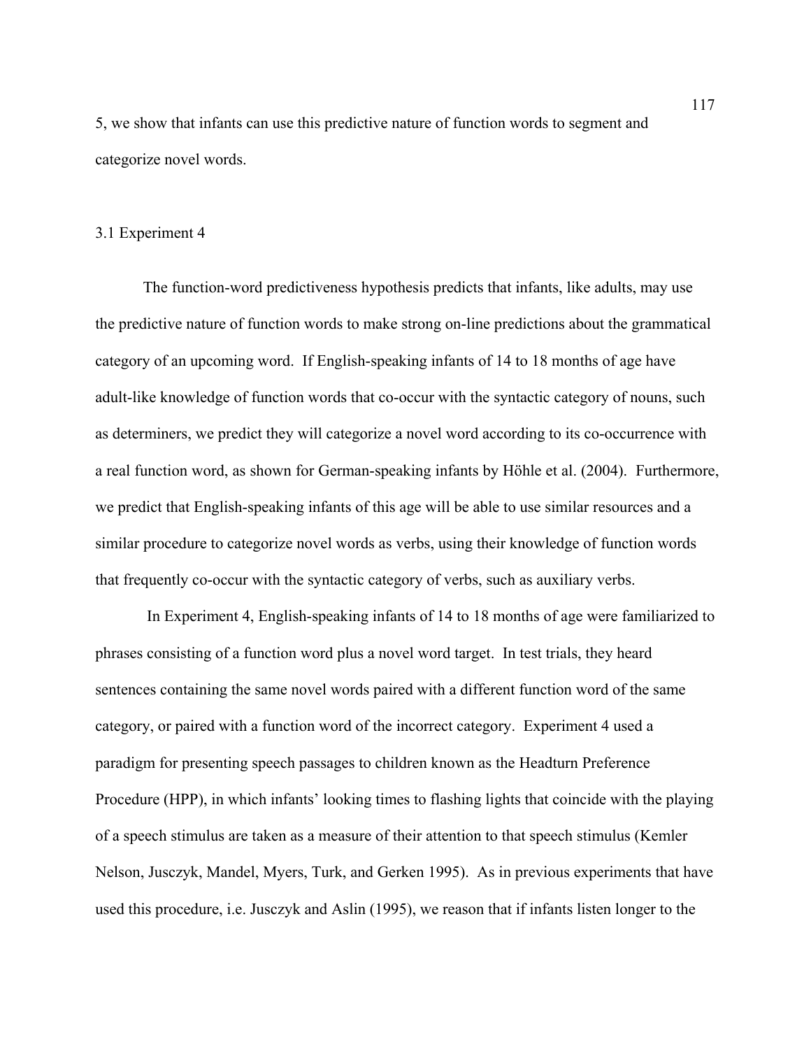5, we show that infants can use this predictive nature of function words to segment and categorize novel words.

### 3.1 Experiment 4

The function-word predictiveness hypothesis predicts that infants, like adults, may use the predictive nature of function words to make strong on-line predictions about the grammatical category of an upcoming word. If English-speaking infants of 14 to 18 months of age have adult-like knowledge of function words that co-occur with the syntactic category of nouns, such as determiners, we predict they will categorize a novel word according to its co-occurrence with a real function word, as shown for German-speaking infants by Höhle et al. (2004). Furthermore, we predict that English-speaking infants of this age will be able to use similar resources and a similar procedure to categorize novel words as verbs, using their knowledge of function words that frequently co-occur with the syntactic category of verbs, such as auxiliary verbs.

In Experiment 4, English-speaking infants of 14 to 18 months of age were familiarized to phrases consisting of a function word plus a novel word target. In test trials, they heard sentences containing the same novel words paired with a different function word of the same category, or paired with a function word of the incorrect category. Experiment 4 used a paradigm for presenting speech passages to children known as the Headturn Preference Procedure (HPP), in which infants' looking times to flashing lights that coincide with the playing of a speech stimulus are taken as a measure of their attention to that speech stimulus (Kemler Nelson, Jusczyk, Mandel, Myers, Turk, and Gerken 1995). As in previous experiments that have used this procedure, i.e. Jusczyk and Aslin (1995), we reason that if infants listen longer to the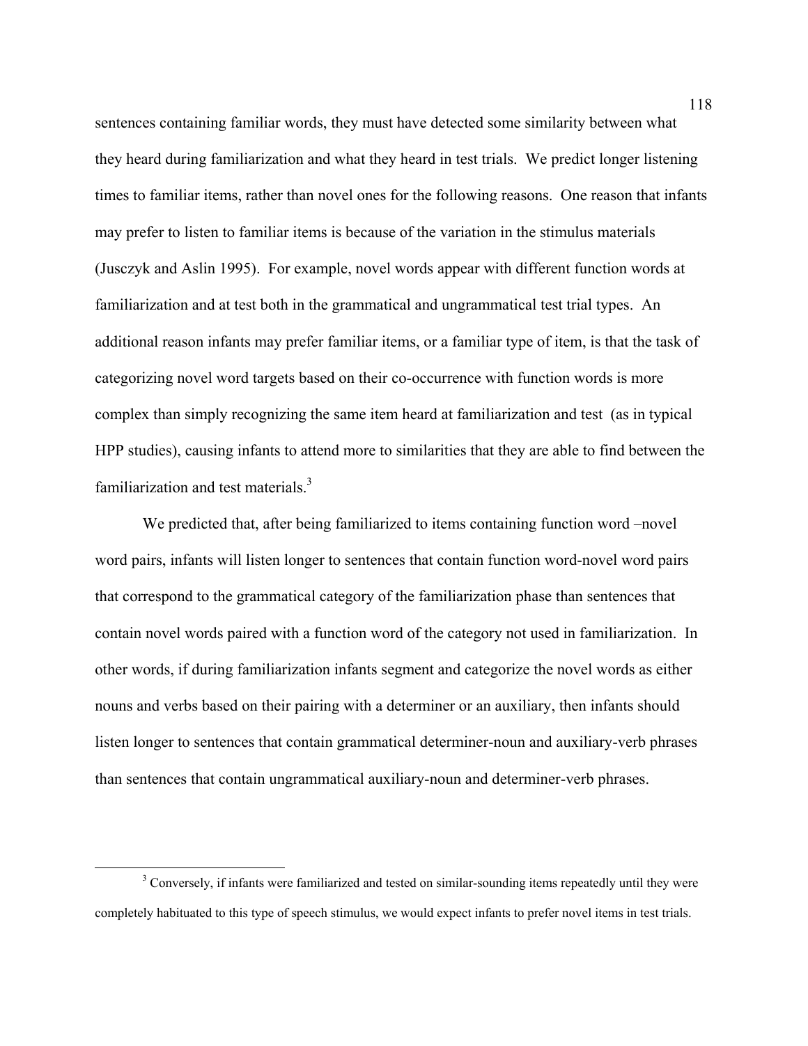sentences containing familiar words, they must have detected some similarity between what they heard during familiarization and what they heard in test trials. We predict longer listening times to familiar items, rather than novel ones for the following reasons. One reason that infants may prefer to listen to familiar items is because of the variation in the stimulus materials (Jusczyk and Aslin 1995). For example, novel words appear with different function words at familiarization and at test both in the grammatical and ungrammatical test trial types. An additional reason infants may prefer familiar items, or a familiar type of item, is that the task of categorizing novel word targets based on their co-occurrence with function words is more complex than simply recognizing the same item heard at familiarization and test (as in typical HPP studies), causing infants to attend more to similarities that they are able to find between the familiarization and test materials.[3]

We predicted that, after being familiarized to items containing function word –novel word pairs, infants will listen longer to sentences that contain function word-novel word pairs that correspond to the grammatical category of the familiarization phase than sentences that contain novel words paired with a function word of the category not used in familiarization. In other words, if during familiarization infants segment and categorize the novel words as either nouns and verbs based on their pairing with a determiner or an auxiliary, then infants should listen longer to sentences that contain grammatical determiner-noun and auxiliary-verb phrases than sentences that contain ungrammatical auxiliary-noun and determiner-verb phrases.

[3] Conversely, if infants were familiarized and tested on similar-sounding items repeatedly until they were completely habituated to this type of speech stimulus, we would expect infants to prefer novel items in test trials.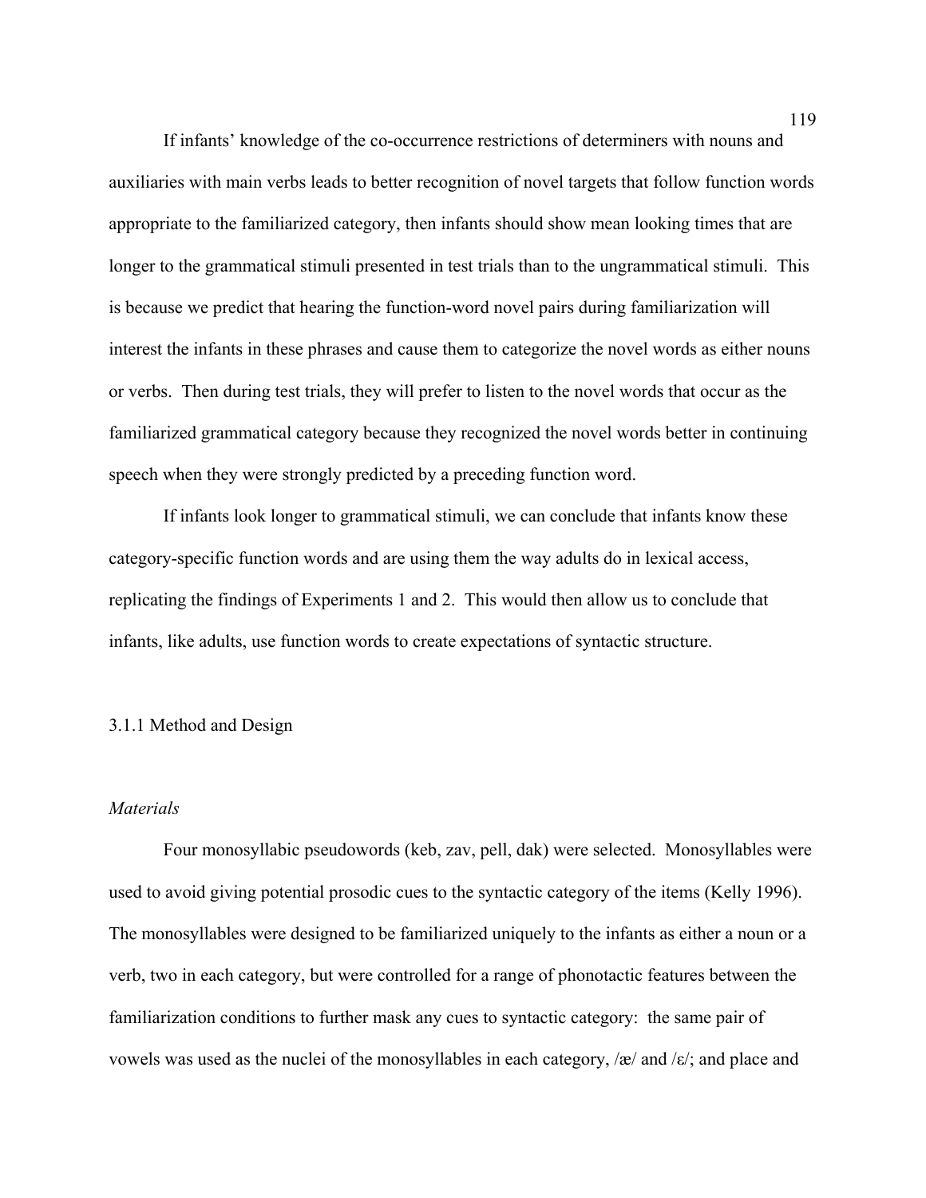If infants' knowledge of the co-occurrence restrictions of determiners with nouns and auxiliaries with main verbs leads to better recognition of novel targets that follow function words appropriate to the familiarized category, then infants should show mean looking times that are longer to the grammatical stimuli presented in test trials than to the ungrammatical stimuli. This is because we predict that hearing the function-word novel pairs during familiarization will interest the infants in these phrases and cause them to categorize the novel words as either nouns or verbs. Then during test trials, they will prefer to listen to the novel words that occur as the familiarized grammatical category because they recognized the novel words better in continuing speech when they were strongly predicted by a preceding function word.

If infants look longer to grammatical stimuli, we can conclude that infants know these category-specific function words and are using them the way adults do in lexical access, replicating the findings of Experiments 1 and 2. This would then allow us to conclude that infants, like adults, use function words to create expectations of syntactic structure.

### 3.1.1 Method and Design

#### *Materials*

Four monosyllabic pseudowords (keb, zav, pell, dak) were selected. Monosyllables were used to avoid giving potential prosodic cues to the syntactic category of the items (Kelly 1996). The monosyllables were designed to be familiarized uniquely to the infants as either a noun or a verb, two in each category, but were controlled for a range of phonotactic features between the familiarization conditions to further mask any cues to syntactic category: the same pair of vowels was used as the nuclei of the monosyllables in each category, /æ/ and /ɛ/; and place and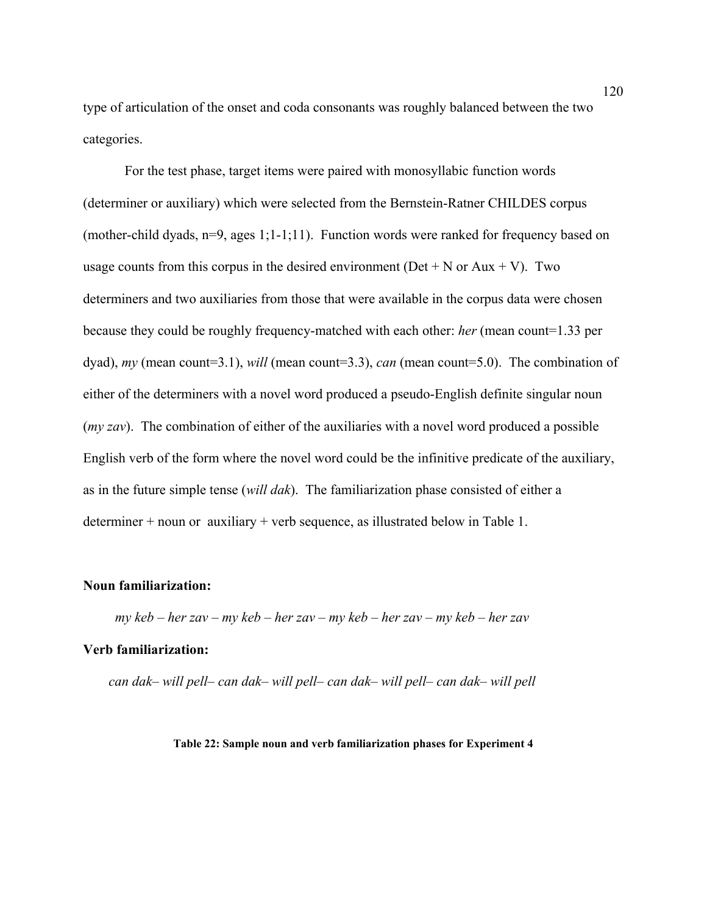type of articulation of the onset and coda consonants was roughly balanced between the two categories.

For the test phase, target items were paired with monosyllabic function words (determiner or auxiliary) which were selected from the Bernstein-Ratner CHILDES corpus (mother-child dyads, n=9, ages 1;1-1;11). Function words were ranked for frequency based on usage counts from this corpus in the desired environment (Det + N or Aux + V). Two determiners and two auxiliaries from those that were available in the corpus data were chosen because they could be roughly frequency-matched with each other: *her* (mean count=1.33 per dyad), *my* (mean count=3.1), *will* (mean count=3.3), *can* (mean count=5.0). The combination of either of the determiners with a novel word produced a pseudo-English definite singular noun (*my zav*). The combination of either of the auxiliaries with a novel word produced a possible English verb of the form where the novel word could be the infinitive predicate of the auxiliary, as in the future simple tense (*will dak*). The familiarization phase consisted of either a determiner + noun or auxiliary + verb sequence, as illustrated below in Table 1.

**Noun familiarization:**

*my keb – her zav – my keb – her zav – my keb – her zav – my keb – her zav*

**Verb familiarization:**

*can dak– will pell– can dak– will pell– can dak– will pell– can dak– will pell*

**Table 22: Sample noun and verb familiarization phases for Experiment 4**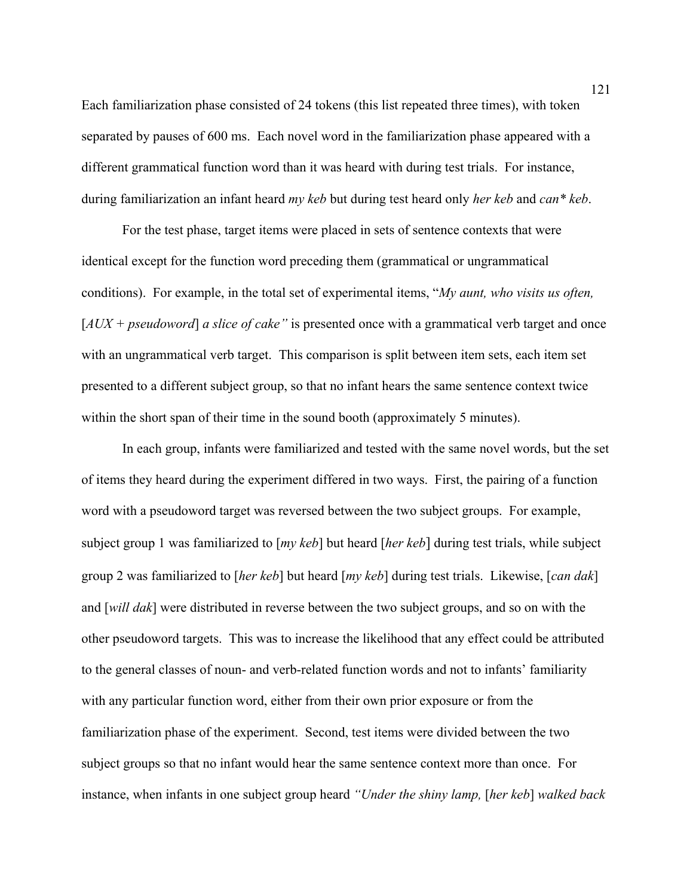Each familiarization phase consisted of 24 tokens (this list repeated three times), with token separated by pauses of 600 ms. Each novel word in the familiarization phase appeared with a different grammatical function word than it was heard with during test trials. For instance, during familiarization an infant heard *my keb* but during test heard only *her keb* and *can* keb*.

For the test phase, target items were placed in sets of sentence contexts that were identical except for the function word preceding them (grammatical or ungrammatical conditions). For example, in the total set of experimental items, "*My aunt, who visits us often,* [*AUX + pseudoword*] *a slice of cake"* is presented once with a grammatical verb target and once with an ungrammatical verb target. This comparison is split between item sets, each item set presented to a different subject group, so that no infant hears the same sentence context twice within the short span of their time in the sound booth (approximately 5 minutes).

In each group, infants were familiarized and tested with the same novel words, but the set of items they heard during the experiment differed in two ways. First, the pairing of a function word with a pseudoword target was reversed between the two subject groups. For example, subject group 1 was familiarized to [*my keb*] but heard [*her keb*] during test trials, while subject group 2 was familiarized to [*her keb*] but heard [*my keb*] during test trials. Likewise, [*can dak*] and [*will dak*] were distributed in reverse between the two subject groups, and so on with the other pseudoword targets. This was to increase the likelihood that any effect could be attributed to the general classes of noun- and verb-related function words and not to infants' familiarity with any particular function word, either from their own prior exposure or from the familiarization phase of the experiment. Second, test items were divided between the two subject groups so that no infant would hear the same sentence context more than once. For instance, when infants in one subject group heard *"Under the shiny lamp,* [*her keb*] *walked back*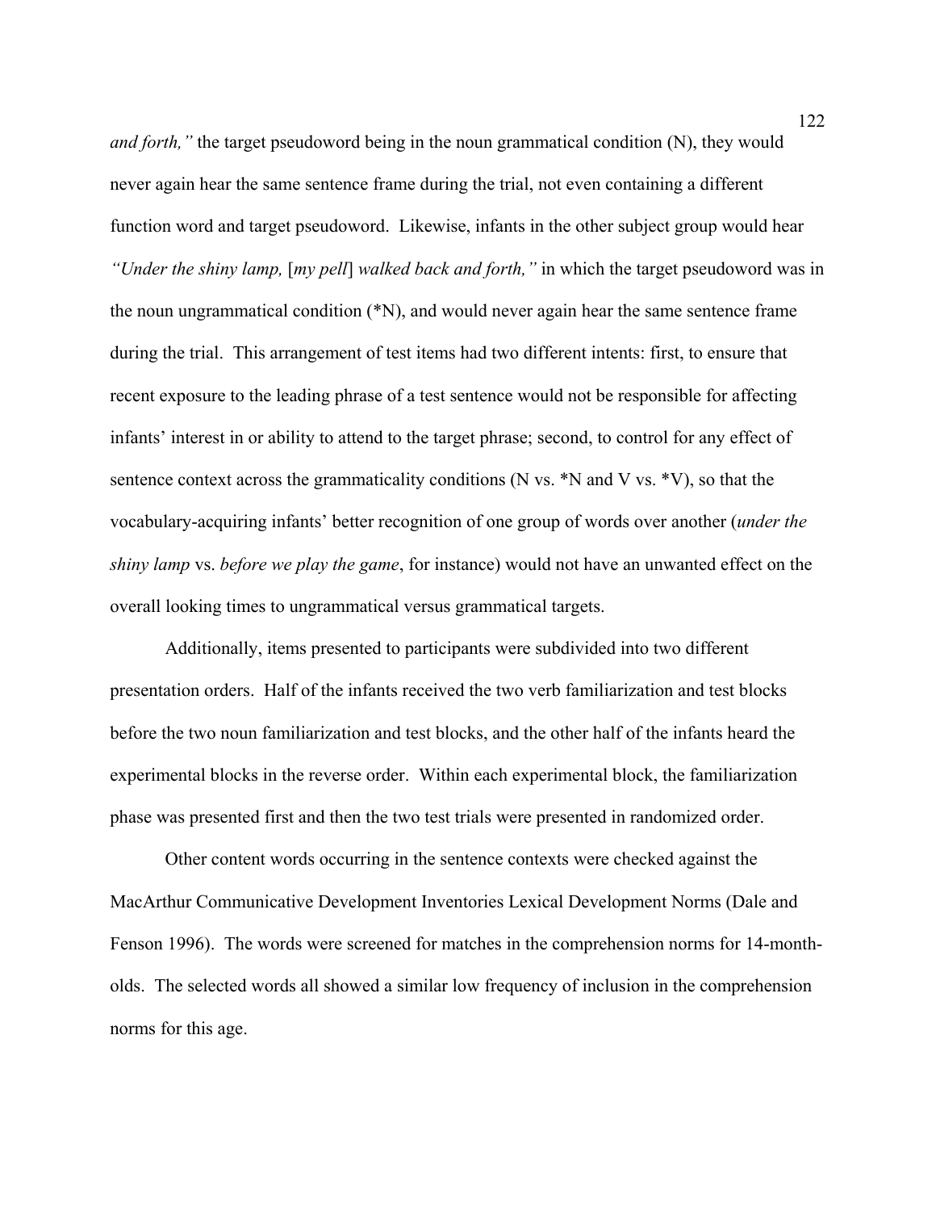*and forth,"* the target pseudoword being in the noun grammatical condition (N), they would never again hear the same sentence frame during the trial, not even containing a different function word and target pseudoword. Likewise, infants in the other subject group would hear *"Under the shiny lamp,* [*my pell*] *walked back and forth,"* in which the target pseudoword was in the noun ungrammatical condition (*N), and would never again hear the same sentence frame during the trial. This arrangement of test items had two different intents: first, to ensure that recent exposure to the leading phrase of a test sentence would not be responsible for affecting infants' interest in or ability to attend to the target phrase; second, to control for any effect of sentence context across the grammaticality conditions (N vs. *N and V vs. *V), so that the vocabulary-acquiring infants' better recognition of one group of words over another (*under the shiny lamp* vs. *before we play the game*, for instance) would not have an unwanted effect on the overall looking times to ungrammatical versus grammatical targets.

Additionally, items presented to participants were subdivided into two different presentation orders. Half of the infants received the two verb familiarization and test blocks before the two noun familiarization and test blocks, and the other half of the infants heard the experimental blocks in the reverse order. Within each experimental block, the familiarization phase was presented first and then the two test trials were presented in randomized order.

Other content words occurring in the sentence contexts were checked against the MacArthur Communicative Development Inventories Lexical Development Norms (Dale and Fenson 1996). The words were screened for matches in the comprehension norms for 14-month-olds. The selected words all showed a similar low frequency of inclusion in the comprehension norms for this age.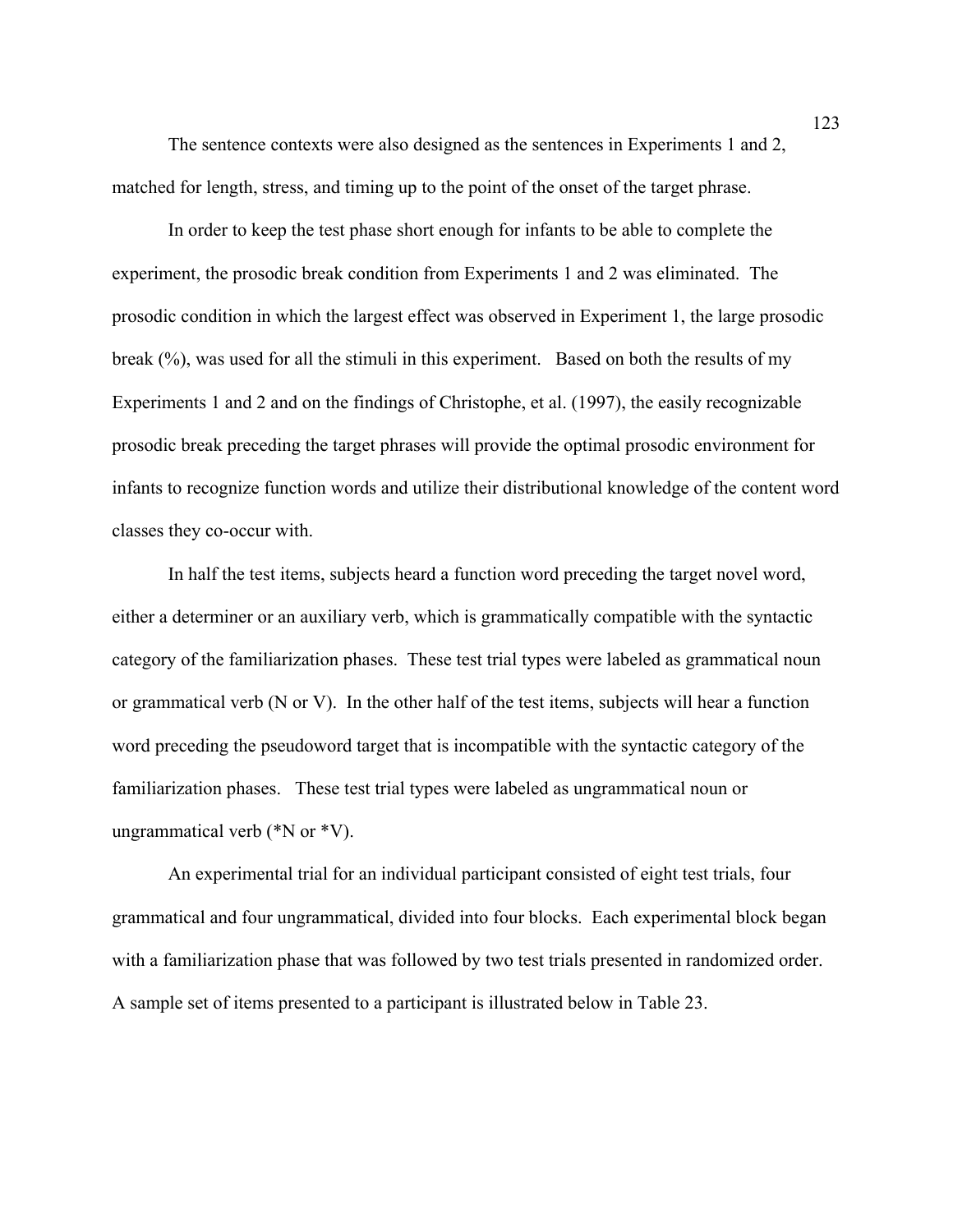The sentence contexts were also designed as the sentences in Experiments 1 and 2, matched for length, stress, and timing up to the point of the onset of the target phrase.

In order to keep the test phase short enough for infants to be able to complete the experiment, the prosodic break condition from Experiments 1 and 2 was eliminated. The prosodic condition in which the largest effect was observed in Experiment 1, the large prosodic break (%), was used for all the stimuli in this experiment. Based on both the results of my Experiments 1 and 2 and on the findings of Christophe, et al. (1997), the easily recognizable prosodic break preceding the target phrases will provide the optimal prosodic environment for infants to recognize function words and utilize their distributional knowledge of the content word classes they co-occur with.

In half the test items, subjects heard a function word preceding the target novel word, either a determiner or an auxiliary verb, which is grammatically compatible with the syntactic category of the familiarization phases. These test trial types were labeled as grammatical noun or grammatical verb (N or V). In the other half of the test items, subjects will hear a function word preceding the pseudoword target that is incompatible with the syntactic category of the familiarization phases. These test trial types were labeled as ungrammatical noun or ungrammatical verb (*N or *V).

An experimental trial for an individual participant consisted of eight test trials, four grammatical and four ungrammatical, divided into four blocks. Each experimental block began with a familiarization phase that was followed by two test trials presented in randomized order. A sample set of items presented to a participant is illustrated below in Table 23.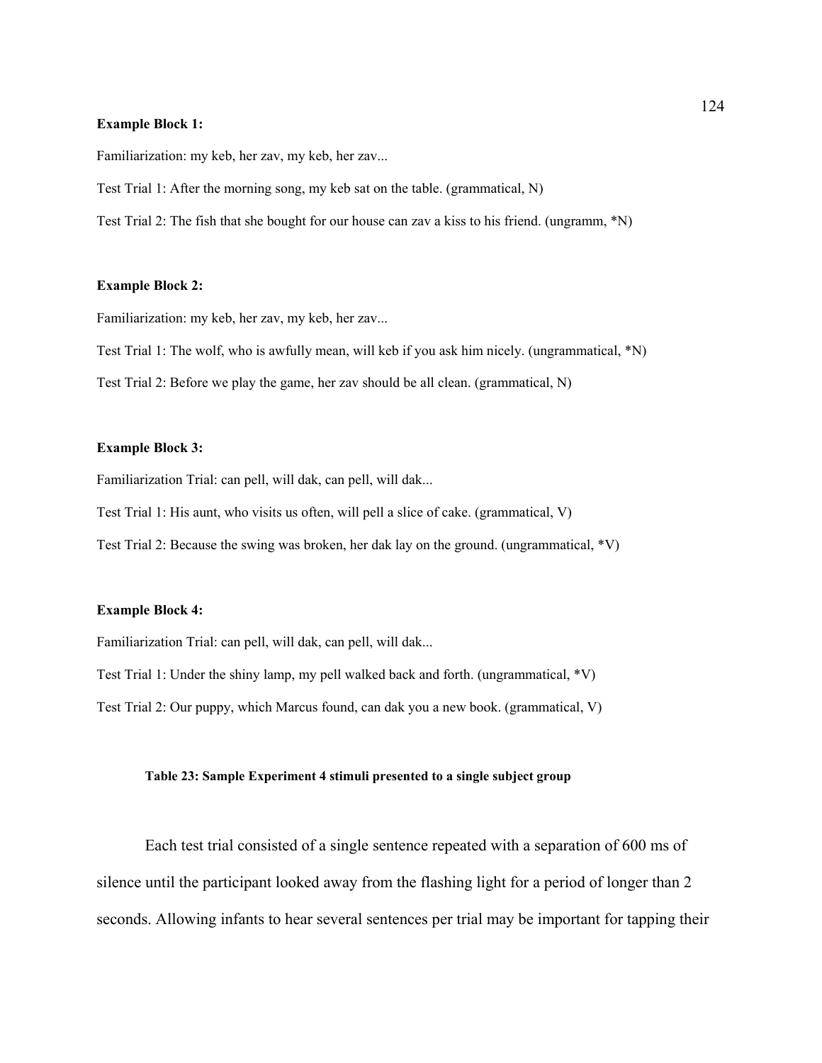**Example Block 1:**

Familiarization: my keb, her zav, my keb, her zav...

Test Trial 1: After the morning song, my keb sat on the table. (grammatical, N)

Test Trial 2: The fish that she bought for our house can zav a kiss to his friend. (ungramm, *N)

**Example Block 2:**

Familiarization: my keb, her zav, my keb, her zav...

Test Trial 1: The wolf, who is awfully mean, will keb if you ask him nicely. (ungrammatical, *N)

Test Trial 2: Before we play the game, her zav should be all clean. (grammatical, N)

**Example Block 3:**

Familiarization Trial: can pell, will dak, can pell, will dak...

Test Trial 1: His aunt, who visits us often, will pell a slice of cake. (grammatical, V)

Test Trial 2: Because the swing was broken, her dak lay on the ground. (ungrammatical, *V)

**Example Block 4:**

Familiarization Trial: can pell, will dak, can pell, will dak...

Test Trial 1: Under the shiny lamp, my pell walked back and forth. (ungrammatical, *V)

Test Trial 2: Our puppy, which Marcus found, can dak you a new book. (grammatical, V)

**Table 23: Sample Experiment 4 stimuli presented to a single subject group**

Each test trial consisted of a single sentence repeated with a separation of 600 ms of silence until the participant looked away from the flashing light for a period of longer than 2 seconds. Allowing infants to hear several sentences per trial may be important for tapping their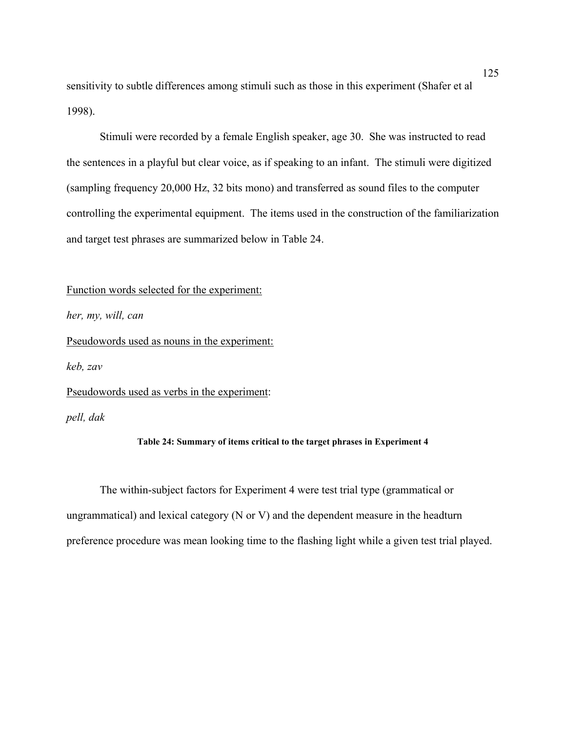sensitivity to subtle differences among stimuli such as those in this experiment (Shafer et al 1998).

Stimuli were recorded by a female English speaker, age 30. She was instructed to read the sentences in a playful but clear voice, as if speaking to an infant. The stimuli were digitized (sampling frequency 20,000 Hz, 32 bits mono) and transferred as sound files to the computer controlling the experimental equipment. The items used in the construction of the familiarization and target test phrases are summarized below in Table 24.

<u>Function words selected for the experiment:</u>

*her, my, will, can*

<u>Pseudowords used as nouns in the experiment:</u>

*keb, zav*

<u>Pseudowords used as verbs in the experiment</u>:

*pell, dak*

**Table 24: Summary of items critical to the target phrases in Experiment 4**

The within-subject factors for Experiment 4 were test trial type (grammatical or ungrammatical) and lexical category (N or V) and the dependent measure in the headturn preference procedure was mean looking time to the flashing light while a given test trial played.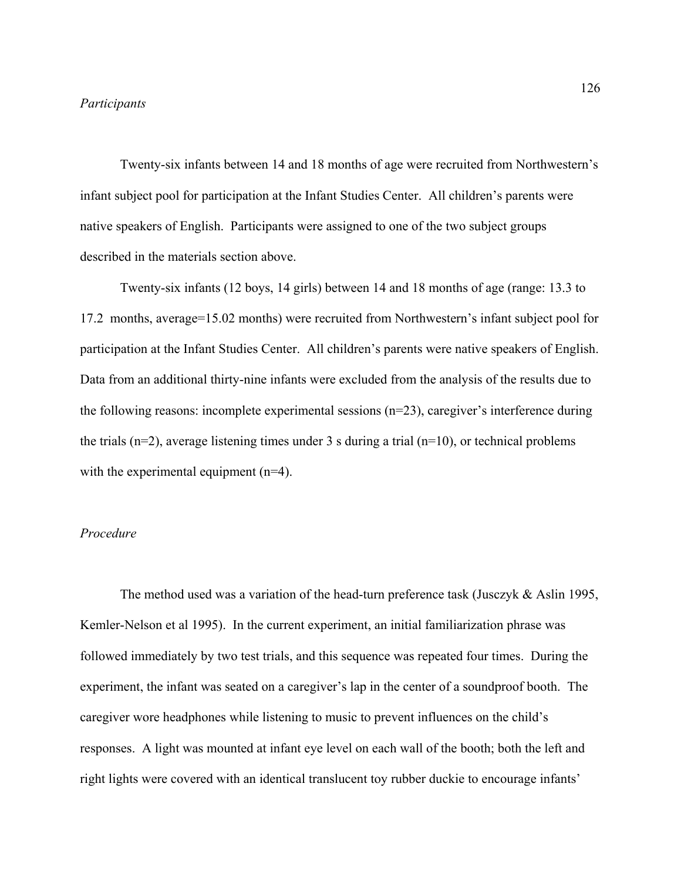*Participants*

Twenty-six infants between 14 and 18 months of age were recruited from Northwestern's infant subject pool for participation at the Infant Studies Center. All children's parents were native speakers of English. Participants were assigned to one of the two subject groups described in the materials section above.

Twenty-six infants (12 boys, 14 girls) between 14 and 18 months of age (range: 13.3 to 17.2 months, average=15.02 months) were recruited from Northwestern's infant subject pool for participation at the Infant Studies Center. All children's parents were native speakers of English. Data from an additional thirty-nine infants were excluded from the analysis of the results due to the following reasons: incomplete experimental sessions (n=23), caregiver's interference during the trials (n=2), average listening times under 3 s during a trial (n=10), or technical problems with the experimental equipment (n=4).

*Procedure*

The method used was a variation of the head-turn preference task (Jusczyk & Aslin 1995, Kemler-Nelson et al 1995). In the current experiment, an initial familiarization phrase was followed immediately by two test trials, and this sequence was repeated four times. During the experiment, the infant was seated on a caregiver's lap in the center of a soundproof booth. The caregiver wore headphones while listening to music to prevent influences on the child's responses. A light was mounted at infant eye level on each wall of the booth; both the left and right lights were covered with an identical translucent toy rubber duckie to encourage infants'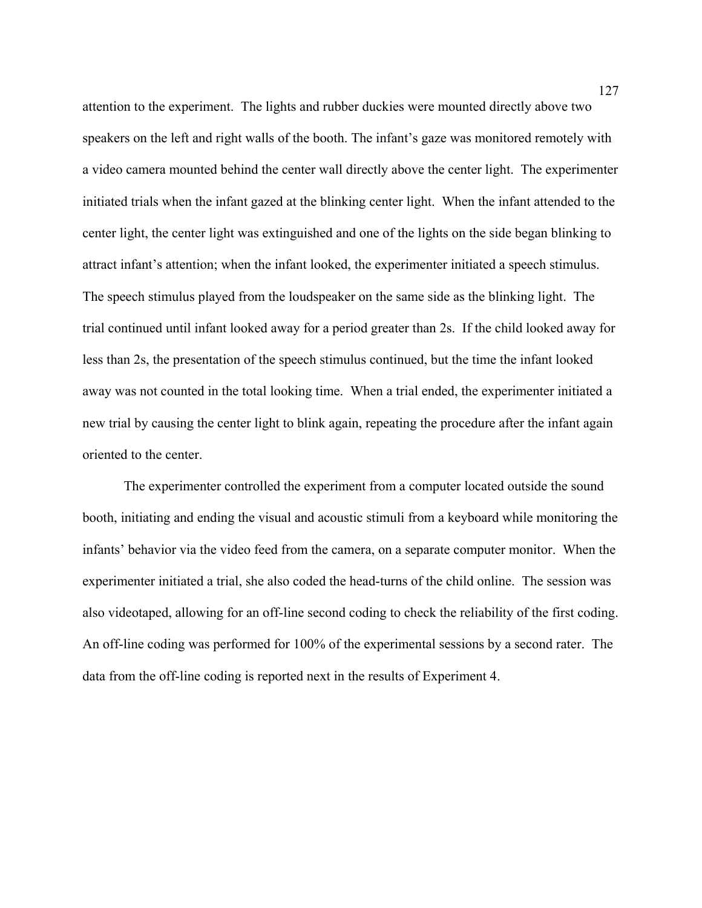attention to the experiment. The lights and rubber duckies were mounted directly above two speakers on the left and right walls of the booth. The infant's gaze was monitored remotely with a video camera mounted behind the center wall directly above the center light. The experimenter initiated trials when the infant gazed at the blinking center light. When the infant attended to the center light, the center light was extinguished and one of the lights on the side began blinking to attract infant's attention; when the infant looked, the experimenter initiated a speech stimulus. The speech stimulus played from the loudspeaker on the same side as the blinking light. The trial continued until infant looked away for a period greater than 2s. If the child looked away for less than 2s, the presentation of the speech stimulus continued, but the time the infant looked away was not counted in the total looking time. When a trial ended, the experimenter initiated a new trial by causing the center light to blink again, repeating the procedure after the infant again oriented to the center.

The experimenter controlled the experiment from a computer located outside the sound booth, initiating and ending the visual and acoustic stimuli from a keyboard while monitoring the infants' behavior via the video feed from the camera, on a separate computer monitor. When the experimenter initiated a trial, she also coded the head-turns of the child online. The session was also videotaped, allowing for an off-line second coding to check the reliability of the first coding. An off-line coding was performed for 100% of the experimental sessions by a second rater. The data from the off-line coding is reported next in the results of Experiment 4.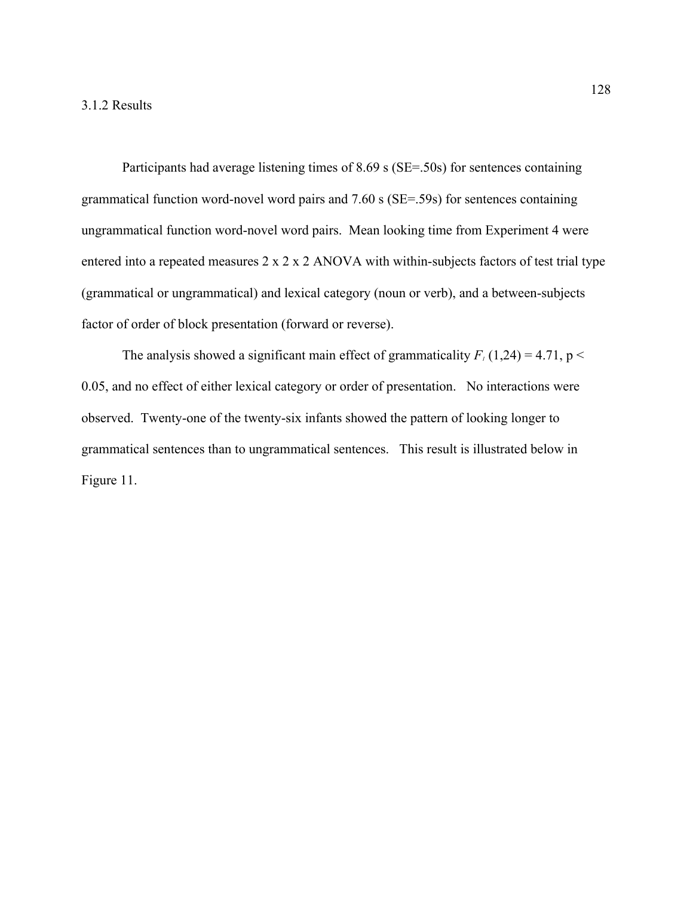### 3.1.2 Results

Participants had average listening times of 8.69 s (SE=.50s) for sentences containing grammatical function word-novel word pairs and 7.60 s (SE=.59s) for sentences containing ungrammatical function word-novel word pairs. Mean looking time from Experiment 4 were entered into a repeated measures 2 x 2 x 2 ANOVA with within-subjects factors of test trial type (grammatical or ungrammatical) and lexical category (noun or verb), and a between-subjects factor of order of block presentation (forward or reverse).

The analysis showed a significant main effect of grammaticality $F_{1}(1,24) = 4.71$, $p < 0.05$, and no effect of either lexical category or order of presentation. No interactions were observed. Twenty-one of the twenty-six infants showed the pattern of looking longer to grammatical sentences than to ungrammatical sentences. This result is illustrated below in Figure 11.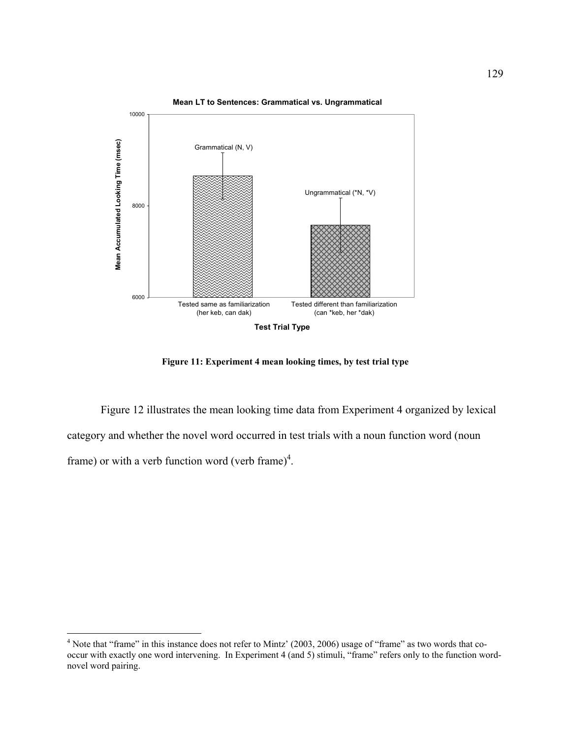**Figure 11: Experiment 4 mean looking times, by test trial type**

Figure 12 illustrates the mean looking time data from Experiment 4 organized by lexical category and whether the novel word occurred in test trials with a noun function word (noun frame) or with a verb function word (verb frame)[4].

---

[4] Note that "frame" in this instance does not refer to Mintz' (2003, 2006) usage of "frame" as two words that co-occur with exactly one word intervening. In Experiment 4 (and 5) stimuli, "frame" refers only to the function word-novel word pairing.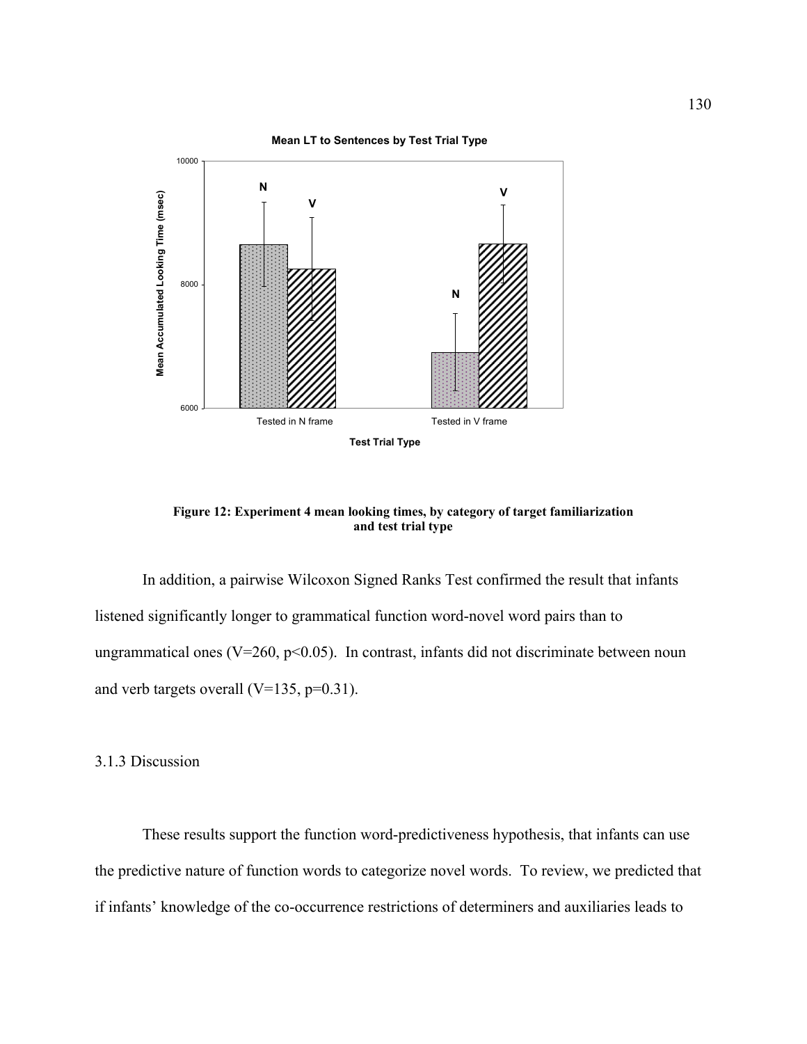**Figure 12: Experiment 4 mean looking times, by category of target familiarization and test trial type**

In addition, a pairwise Wilcoxon Signed Ranks Test confirmed the result that infants listened significantly longer to grammatical function word-novel word pairs than to ungrammatical ones ($V=260$, $p<0.05$). In contrast, infants did not discriminate between noun and verb targets overall ($V=135$, $p=0.31$).

3.1.3 Discussion

These results support the function word-predictiveness hypothesis, that infants can use the predictive nature of function words to categorize novel words. To review, we predicted that if infants' knowledge of the co-occurrence restrictions of determiners and auxiliaries leads to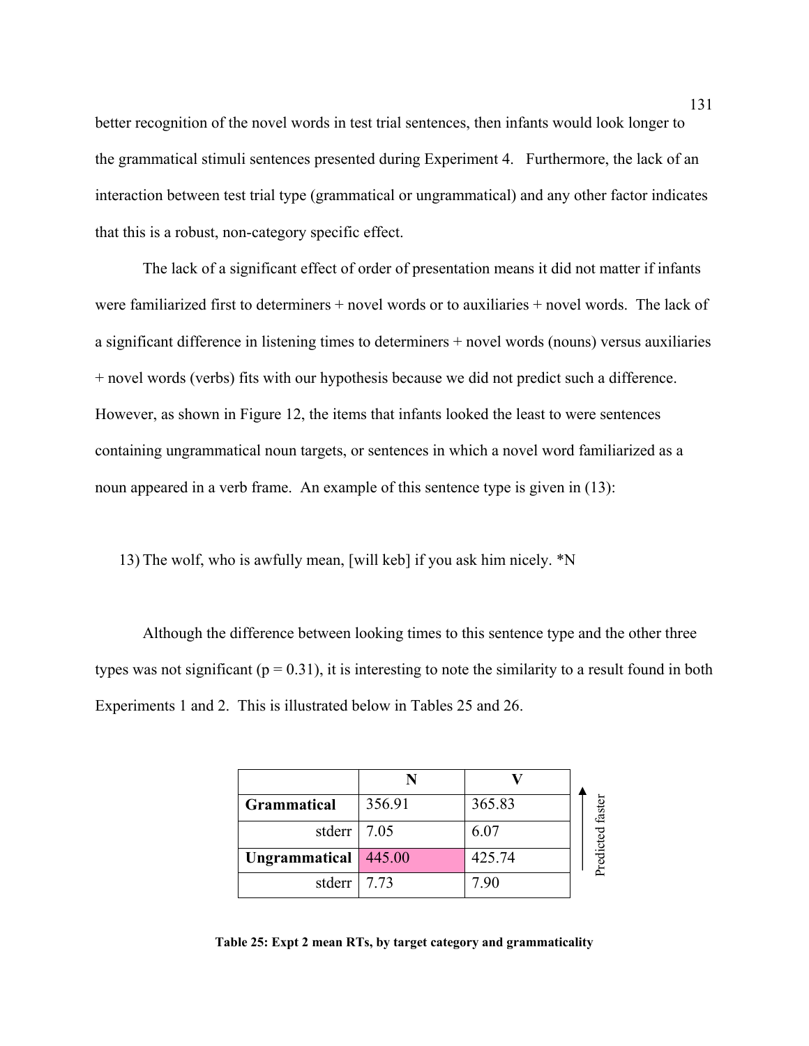better recognition of the novel words in test trial sentences, then infants would look longer to the grammatical stimuli sentences presented during Experiment 4. Furthermore, the lack of an interaction between test trial type (grammatical or ungrammatical) and any other factor indicates that this is a robust, non-category specific effect.

The lack of a significant effect of order of presentation means it did not matter if infants were familiarized first to determiners + novel words or to auxiliaries + novel words. The lack of a significant difference in listening times to determiners + novel words (nouns) versus auxiliaries + novel words (verbs) fits with our hypothesis because we did not predict such a difference. However, as shown in Figure 12, the items that infants looked the least to were sentences containing ungrammatical noun targets, or sentences in which a novel word familiarized as a noun appeared in a verb frame. An example of this sentence type is given in (13):

13) The wolf, who is awfully mean, [will keb] if you ask him nicely. *N

Although the difference between looking times to this sentence type and the other three types was not significant ($p = 0.31$), it is interesting to note the similarity to a result found in both Experiments 1 and 2. This is illustrated below in Tables 25 and 26.

| | **N** | **V** |
|---|---|---|
| **Grammatical** | 356.91 | 365.83 |
| stderr | 7.05 | 6.07 |
| **Ungrammatical** | 445.00 | 425.74 |
| stderr | 7.73 | 7.90 |

↑ Predicted faster

**Table 25: Expt 2 mean RTs, by target category and grammaticality**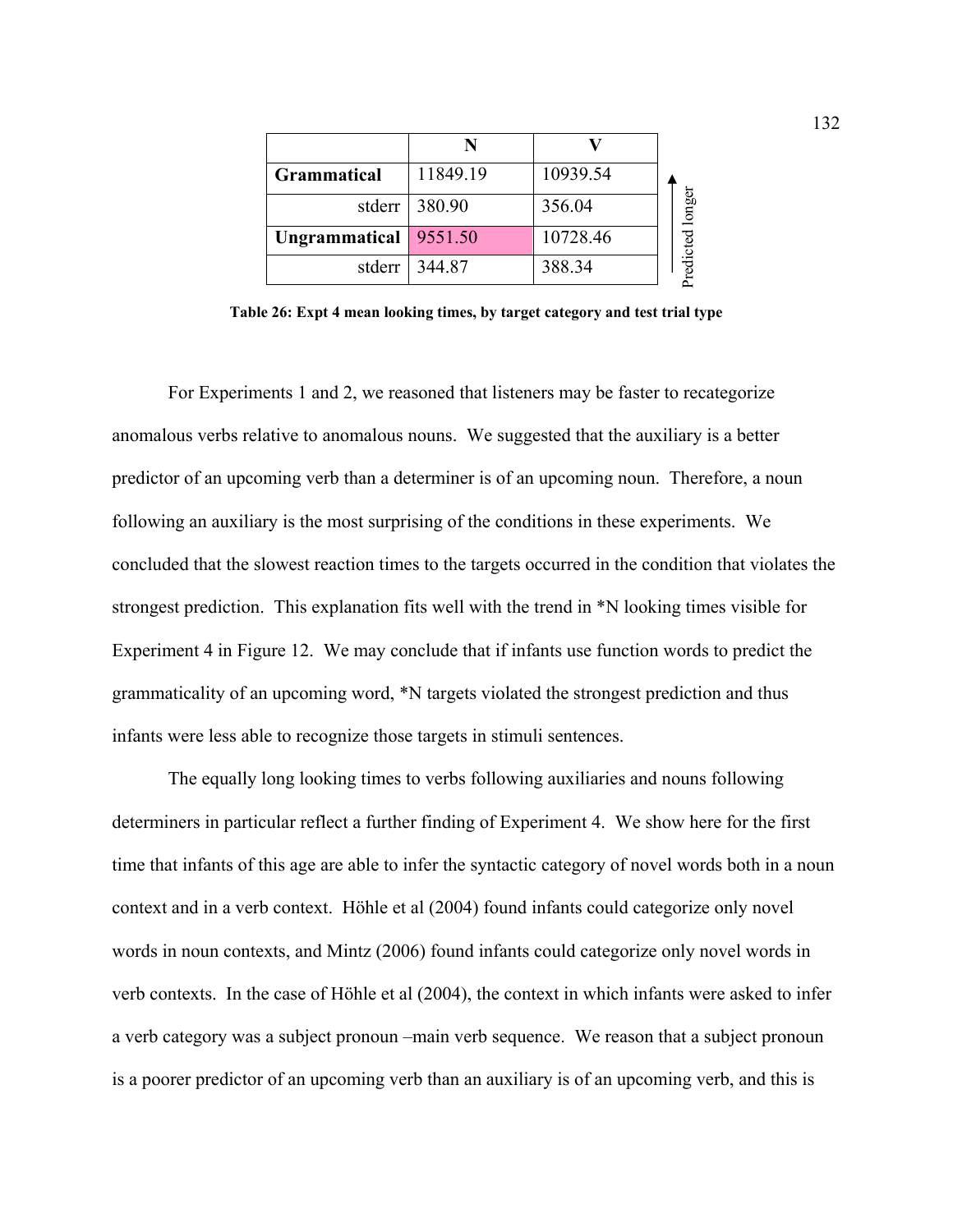| | N | V |
|---|---|---|
| **Grammatical** | 11849.19 | 10939.54 |
| stderr | 380.90 | 356.04 |
| **Ungrammatical** | 9551.50 | 10728.46 |
| stderr | 344.87 | 388.34 |

Predicted longer ↑

**Table 26: Expt 4 mean looking times, by target category and test trial type**

For Experiments 1 and 2, we reasoned that listeners may be faster to recategorize anomalous verbs relative to anomalous nouns. We suggested that the auxiliary is a better predictor of an upcoming verb than a determiner is of an upcoming noun. Therefore, a noun following an auxiliary is the most surprising of the conditions in these experiments. We concluded that the slowest reaction times to the targets occurred in the condition that violates the strongest prediction. This explanation fits well with the trend in *N looking times visible for Experiment 4 in Figure 12. We may conclude that if infants use function words to predict the grammaticality of an upcoming word, *N targets violated the strongest prediction and thus infants were less able to recognize those targets in stimuli sentences.

The equally long looking times to verbs following auxiliaries and nouns following determiners in particular reflect a further finding of Experiment 4. We show here for the first time that infants of this age are able to infer the syntactic category of novel words both in a noun context and in a verb context. Höhle et al (2004) found infants could categorize only novel words in noun contexts, and Mintz (2006) found infants could categorize only novel words in verb contexts. In the case of Höhle et al (2004), the context in which infants were asked to infer a verb category was a subject pronoun –main verb sequence. We reason that a subject pronoun is a poorer predictor of an upcoming verb than an auxiliary is of an upcoming verb, and this is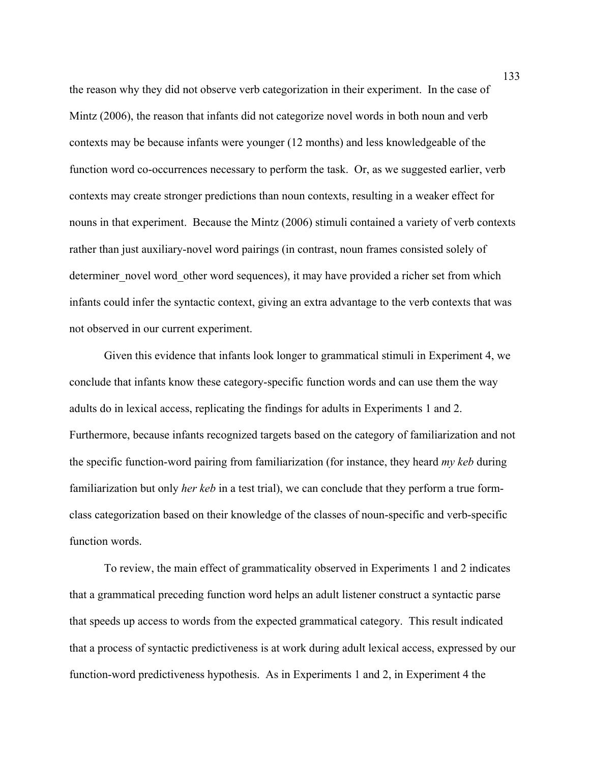the reason why they did not observe verb categorization in their experiment. In the case of Mintz (2006), the reason that infants did not categorize novel words in both noun and verb contexts may be because infants were younger (12 months) and less knowledgeable of the function word co-occurrences necessary to perform the task. Or, as we suggested earlier, verb contexts may create stronger predictions than noun contexts, resulting in a weaker effect for nouns in that experiment. Because the Mintz (2006) stimuli contained a variety of verb contexts rather than just auxiliary-novel word pairings (in contrast, noun frames consisted solely of determiner_novel word_other word sequences), it may have provided a richer set from which infants could infer the syntactic context, giving an extra advantage to the verb contexts that was not observed in our current experiment.

Given this evidence that infants look longer to grammatical stimuli in Experiment 4, we conclude that infants know these category-specific function words and can use them the way adults do in lexical access, replicating the findings for adults in Experiments 1 and 2. Furthermore, because infants recognized targets based on the category of familiarization and not the specific function-word pairing from familiarization (for instance, they heard *my keb* during familiarization but only *her keb* in a test trial), we can conclude that they perform a true form-class categorization based on their knowledge of the classes of noun-specific and verb-specific function words.

To review, the main effect of grammaticality observed in Experiments 1 and 2 indicates that a grammatical preceding function word helps an adult listener construct a syntactic parse that speeds up access to words from the expected grammatical category. This result indicated that a process of syntactic predictiveness is at work during adult lexical access, expressed by our function-word predictiveness hypothesis. As in Experiments 1 and 2, in Experiment 4 the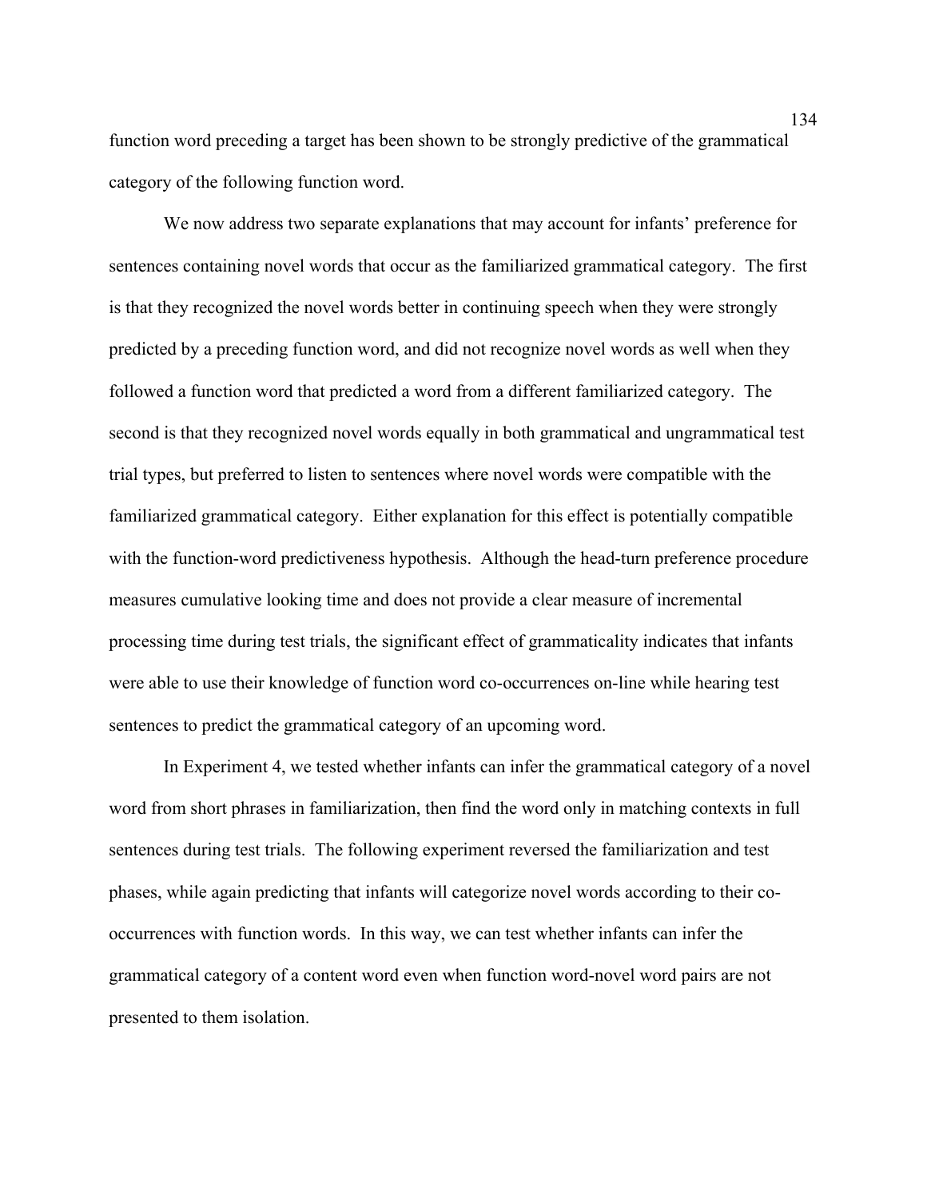function word preceding a target has been shown to be strongly predictive of the grammatical category of the following function word.

We now address two separate explanations that may account for infants' preference for sentences containing novel words that occur as the familiarized grammatical category. The first is that they recognized the novel words better in continuing speech when they were strongly predicted by a preceding function word, and did not recognize novel words as well when they followed a function word that predicted a word from a different familiarized category. The second is that they recognized novel words equally in both grammatical and ungrammatical test trial types, but preferred to listen to sentences where novel words were compatible with the familiarized grammatical category. Either explanation for this effect is potentially compatible with the function-word predictiveness hypothesis. Although the head-turn preference procedure measures cumulative looking time and does not provide a clear measure of incremental processing time during test trials, the significant effect of grammaticality indicates that infants were able to use their knowledge of function word co-occurrences on-line while hearing test sentences to predict the grammatical category of an upcoming word.

In Experiment 4, we tested whether infants can infer the grammatical category of a novel word from short phrases in familiarization, then find the word only in matching contexts in full sentences during test trials. The following experiment reversed the familiarization and test phases, while again predicting that infants will categorize novel words according to their co-occurrences with function words. In this way, we can test whether infants can infer the grammatical category of a content word even when function word-novel word pairs are not presented to them isolation.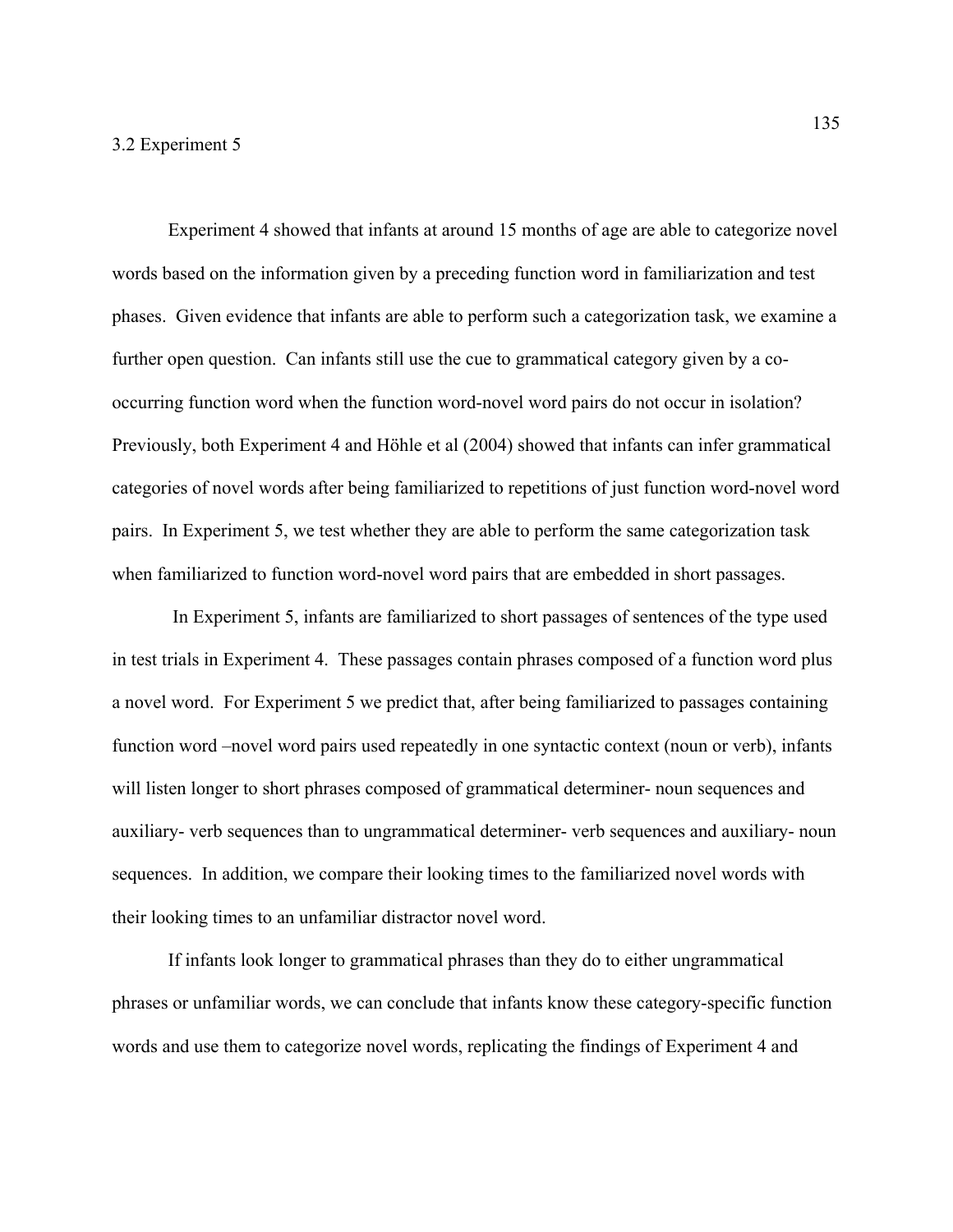## 3.2 Experiment 5

Experiment 4 showed that infants at around 15 months of age are able to categorize novel words based on the information given by a preceding function word in familiarization and test phases. Given evidence that infants are able to perform such a categorization task, we examine a further open question. Can infants still use the cue to grammatical category given by a co-occurring function word when the function word-novel word pairs do not occur in isolation? Previously, both Experiment 4 and Höhle et al (2004) showed that infants can infer grammatical categories of novel words after being familiarized to repetitions of just function word-novel word pairs. In Experiment 5, we test whether they are able to perform the same categorization task when familiarized to function word-novel word pairs that are embedded in short passages.

In Experiment 5, infants are familiarized to short passages of sentences of the type used in test trials in Experiment 4. These passages contain phrases composed of a function word plus a novel word. For Experiment 5 we predict that, after being familiarized to passages containing function word –novel word pairs used repeatedly in one syntactic context (noun or verb), infants will listen longer to short phrases composed of grammatical determiner- noun sequences and auxiliary- verb sequences than to ungrammatical determiner- verb sequences and auxiliary- noun sequences. In addition, we compare their looking times to the familiarized novel words with their looking times to an unfamiliar distractor novel word.

If infants look longer to grammatical phrases than they do to either ungrammatical phrases or unfamiliar words, we can conclude that infants know these category-specific function words and use them to categorize novel words, replicating the findings of Experiment 4 and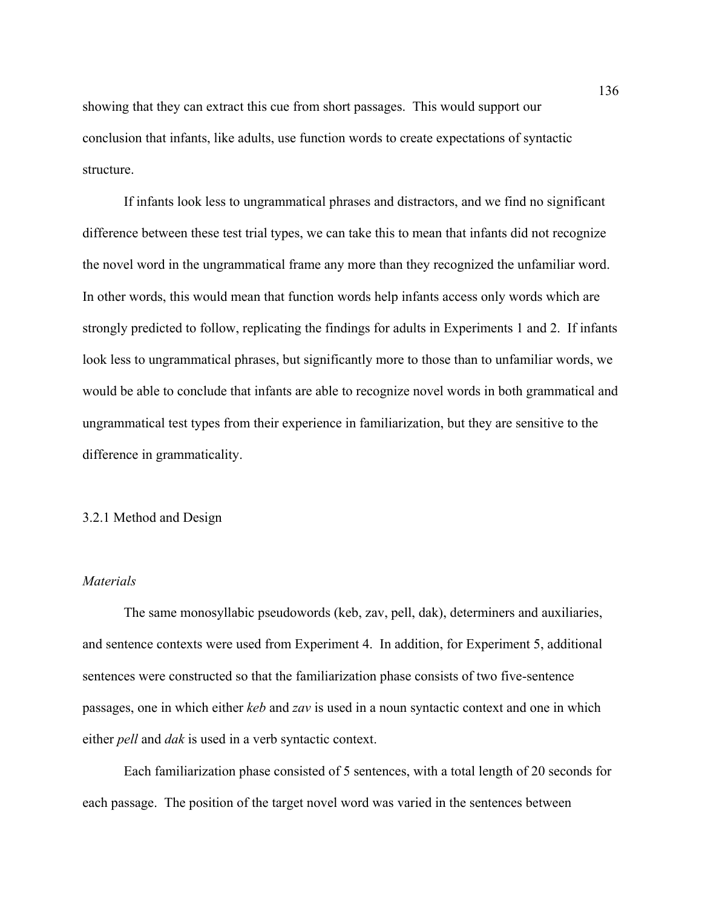showing that they can extract this cue from short passages. This would support our conclusion that infants, like adults, use function words to create expectations of syntactic structure.

If infants look less to ungrammatical phrases and distractors, and we find no significant difference between these test trial types, we can take this to mean that infants did not recognize the novel word in the ungrammatical frame any more than they recognized the unfamiliar word. In other words, this would mean that function words help infants access only words which are strongly predicted to follow, replicating the findings for adults in Experiments 1 and 2. If infants look less to ungrammatical phrases, but significantly more to those than to unfamiliar words, we would be able to conclude that infants are able to recognize novel words in both grammatical and ungrammatical test types from their experience in familiarization, but they are sensitive to the difference in grammaticality.

### 3.2.1 Method and Design

#### *Materials*

The same monosyllabic pseudowords (keb, zav, pell, dak), determiners and auxiliaries, and sentence contexts were used from Experiment 4. In addition, for Experiment 5, additional sentences were constructed so that the familiarization phase consists of two five-sentence passages, one in which either *keb* and *zav* is used in a noun syntactic context and one in which either *pell* and *dak* is used in a verb syntactic context.

Each familiarization phase consisted of 5 sentences, with a total length of 20 seconds for each passage. The position of the target novel word was varied in the sentences between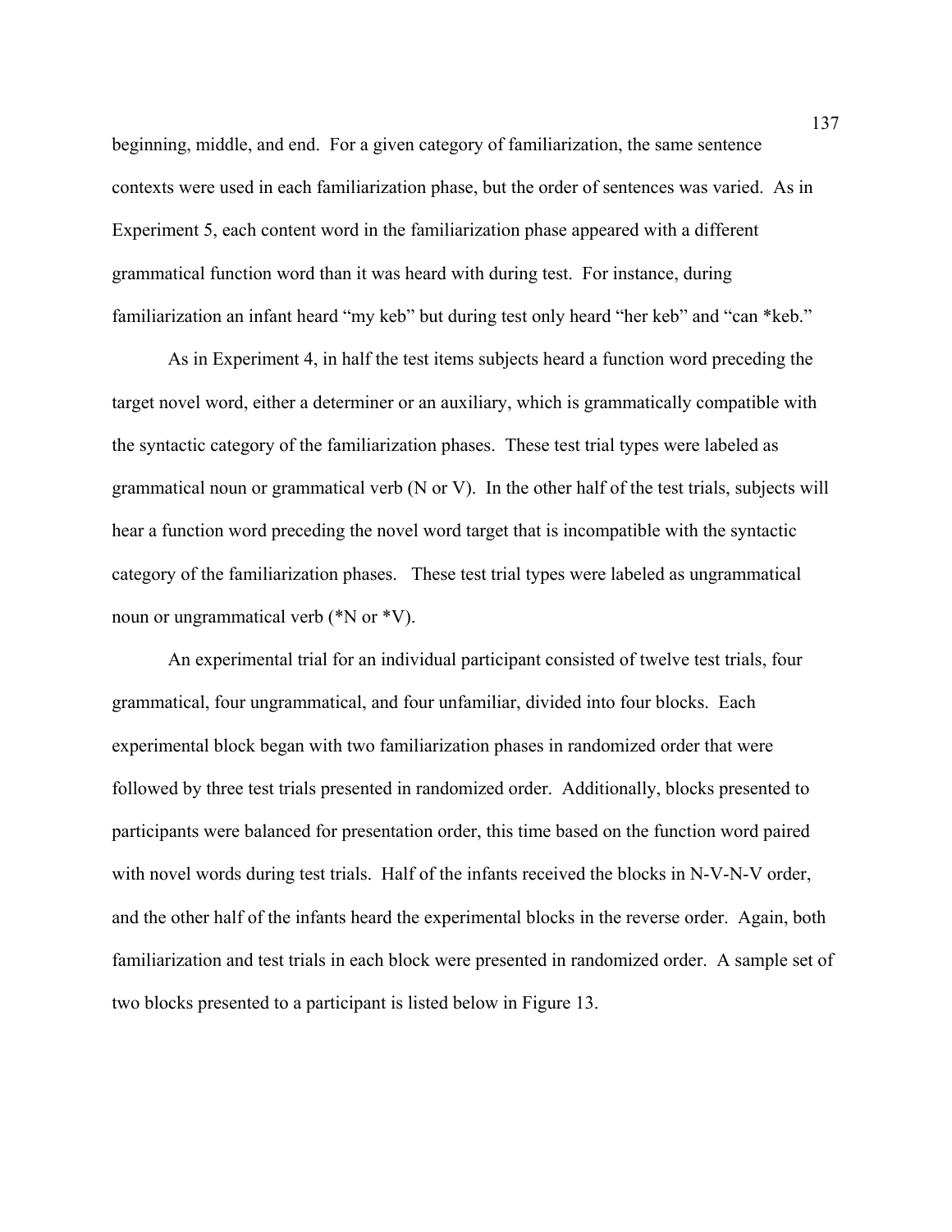beginning, middle, and end. For a given category of familiarization, the same sentence contexts were used in each familiarization phase, but the order of sentences was varied. As in Experiment 5, each content word in the familiarization phase appeared with a different grammatical function word than it was heard with during test. For instance, during familiarization an infant heard "my keb" but during test only heard "her keb" and "can *keb."

As in Experiment 4, in half the test items subjects heard a function word preceding the target novel word, either a determiner or an auxiliary, which is grammatically compatible with the syntactic category of the familiarization phases. These test trial types were labeled as grammatical noun or grammatical verb (N or V). In the other half of the test trials, subjects will hear a function word preceding the novel word target that is incompatible with the syntactic category of the familiarization phases. These test trial types were labeled as ungrammatical noun or ungrammatical verb (*N or *V).

An experimental trial for an individual participant consisted of twelve test trials, four grammatical, four ungrammatical, and four unfamiliar, divided into four blocks. Each experimental block began with two familiarization phases in randomized order that were followed by three test trials presented in randomized order. Additionally, blocks presented to participants were balanced for presentation order, this time based on the function word paired with novel words during test trials. Half of the infants received the blocks in N-V-N-V order, and the other half of the infants heard the experimental blocks in the reverse order. Again, both familiarization and test trials in each block were presented in randomized order. A sample set of two blocks presented to a participant is listed below in Figure 13.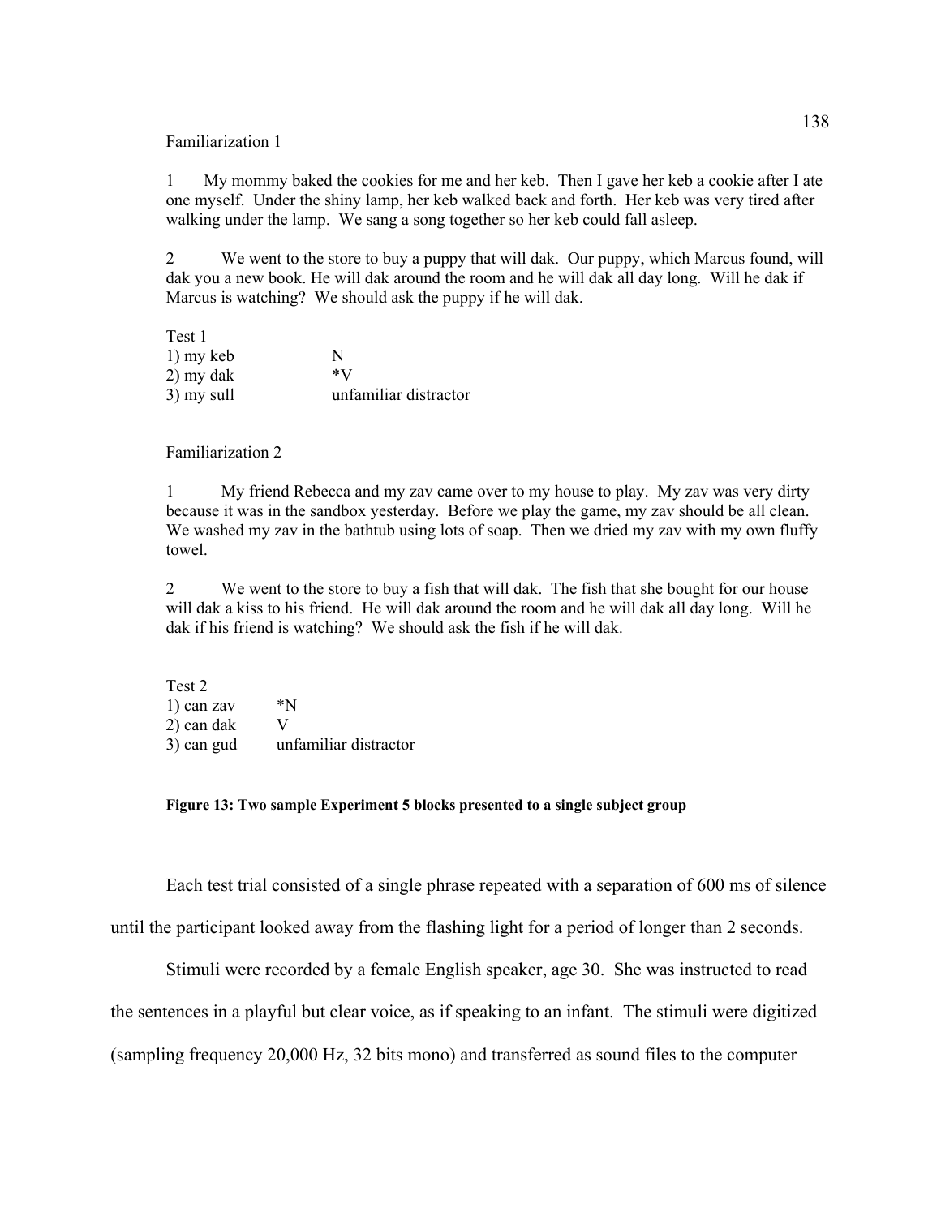Familiarization 1

1 My mommy baked the cookies for me and her keb. Then I gave her keb a cookie after I ate one myself. Under the shiny lamp, her keb walked back and forth. Her keb was very tired after walking under the lamp. We sang a song together so her keb could fall asleep.

2 We went to the store to buy a puppy that will dak. Our puppy, which Marcus found, will dak you a new book. He will dak around the room and he will dak all day long. Will he dak if Marcus is watching? We should ask the puppy if he will dak.

Test 1

| | |
|---|---|
| 1) my keb | N |
| 2) my dak | *V |
| 3) my sull | unfamiliar distractor |

Familiarization 2

1 My friend Rebecca and my zav came over to my house to play. My zav was very dirty because it was in the sandbox yesterday. Before we play the game, my zav should be all clean. We washed my zav in the bathtub using lots of soap. Then we dried my zav with my own fluffy towel.

2 We went to the store to buy a fish that will dak. The fish that she bought for our house will dak a kiss to his friend. He will dak around the room and he will dak all day long. Will he dak if his friend is watching? We should ask the fish if he will dak.

Test 2

| | |
|---|---|
| 1) can zav | *N |
| 2) can dak | V |
| 3) can gud | unfamiliar distractor |

**Figure 13: Two sample Experiment 5 blocks presented to a single subject group**

Each test trial consisted of a single phrase repeated with a separation of 600 ms of silence until the participant looked away from the flashing light for a period of longer than 2 seconds.

Stimuli were recorded by a female English speaker, age 30. She was instructed to read the sentences in a playful but clear voice, as if speaking to an infant. The stimuli were digitized (sampling frequency 20,000 Hz, 32 bits mono) and transferred as sound files to the computer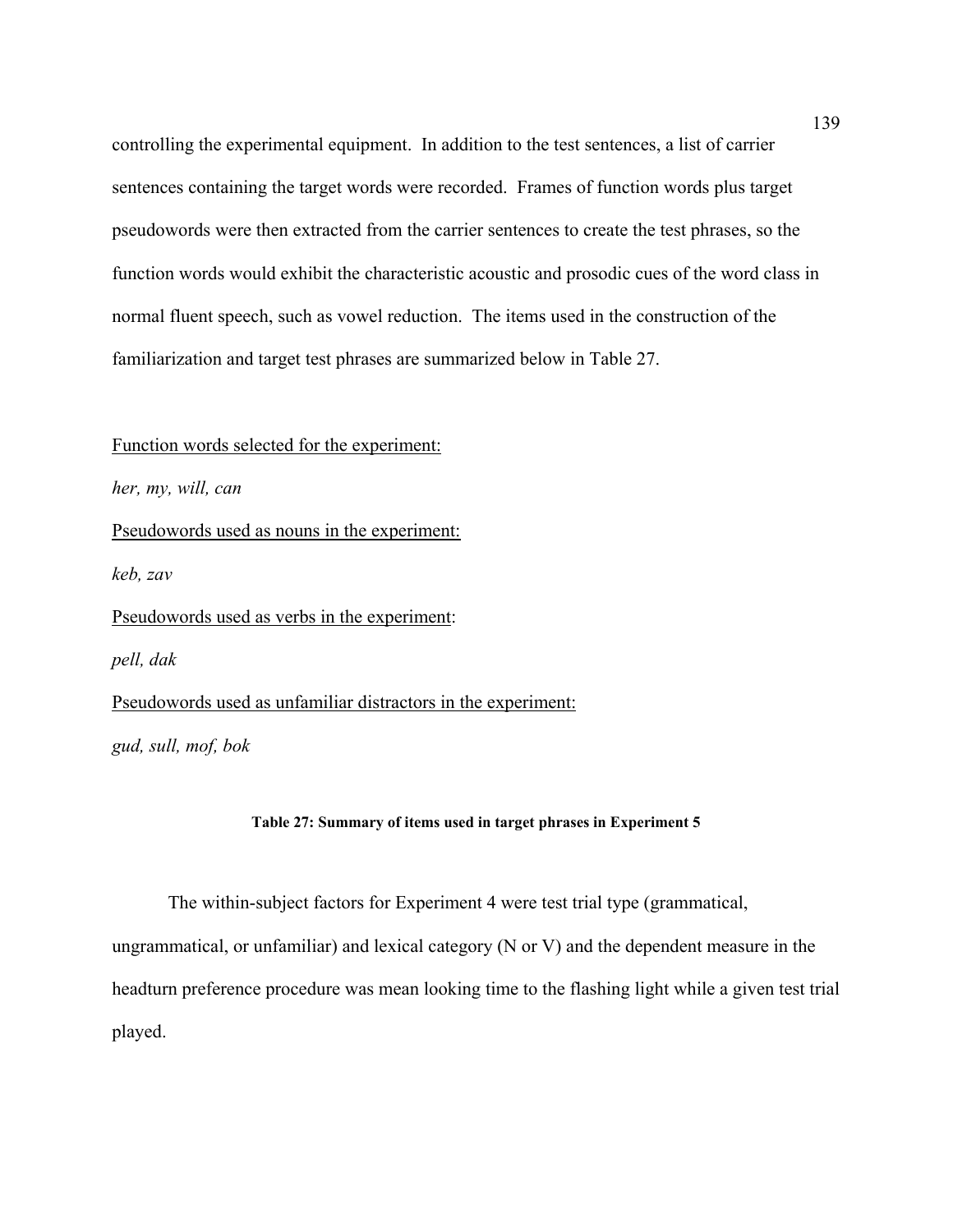controlling the experimental equipment. In addition to the test sentences, a list of carrier sentences containing the target words were recorded. Frames of function words plus target pseudowords were then extracted from the carrier sentences to create the test phrases, so the function words would exhibit the characteristic acoustic and prosodic cues of the word class in normal fluent speech, such as vowel reduction. The items used in the construction of the familiarization and target test phrases are summarized below in Table 27.

<u>Function words selected for the experiment:</u>

*her, my, will, can*

<u>Pseudowords used as nouns in the experiment:</u>

*keb, zav*

<u>Pseudowords used as verbs in the experiment</u>:

*pell, dak*

<u>Pseudowords used as unfamiliar distractors in the experiment:</u>

*gud, sull, mof, bok*

**Table 27: Summary of items used in target phrases in Experiment 5**

The within-subject factors for Experiment 4 were test trial type (grammatical, ungrammatical, or unfamiliar) and lexical category (N or V) and the dependent measure in the headturn preference procedure was mean looking time to the flashing light while a given test trial played.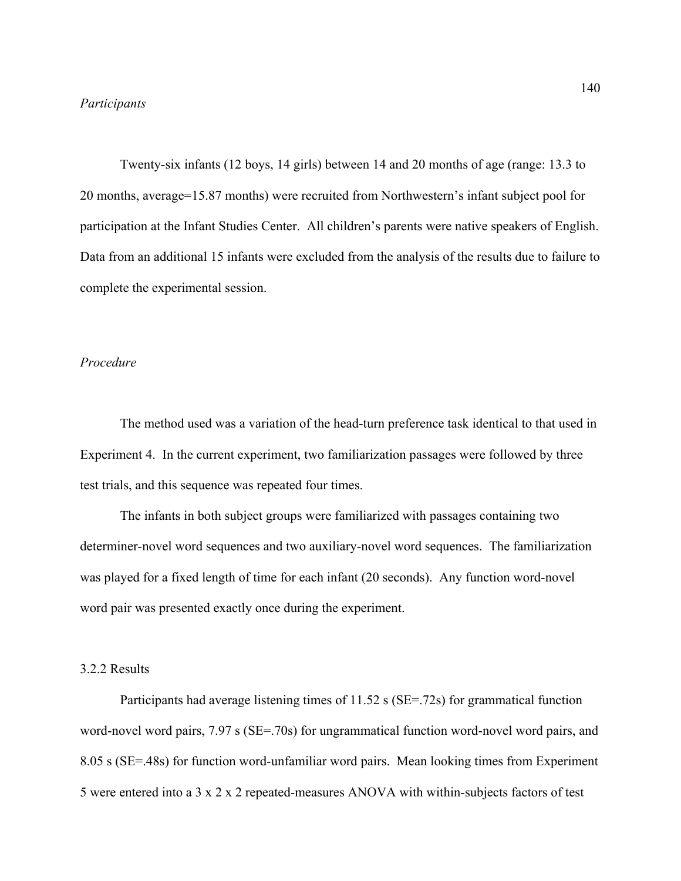*Participants*

Twenty-six infants (12 boys, 14 girls) between 14 and 20 months of age (range: 13.3 to 20 months, average=15.87 months) were recruited from Northwestern's infant subject pool for participation at the Infant Studies Center. All children's parents were native speakers of English. Data from an additional 15 infants were excluded from the analysis of the results due to failure to complete the experimental session.

*Procedure*

The method used was a variation of the head-turn preference task identical to that used in Experiment 4. In the current experiment, two familiarization passages were followed by three test trials, and this sequence was repeated four times.

The infants in both subject groups were familiarized with passages containing two determiner-novel word sequences and two auxiliary-novel word sequences. The familiarization was played for a fixed length of time for each infant (20 seconds). Any function word-novel word pair was presented exactly once during the experiment.

3.2.2 Results

Participants had average listening times of 11.52 s (SE=.72s) for grammatical function word-novel word pairs, 7.97 s (SE=.70s) for ungrammatical function word-novel word pairs, and 8.05 s (SE=.48s) for function word-unfamiliar word pairs. Mean looking times from Experiment 5 were entered into a 3 x 2 x 2 repeated-measures ANOVA with within-subjects factors of test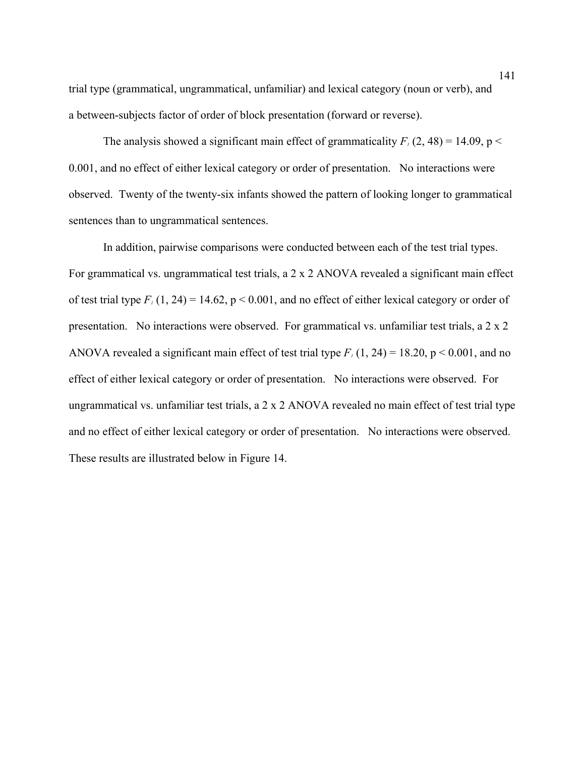trial type (grammatical, ungrammatical, unfamiliar) and lexical category (noun or verb), and a between-subjects factor of order of block presentation (forward or reverse).

The analysis showed a significant main effect of grammaticality $F_1$ (2, 48) = 14.09, $p < 0.001$, and no effect of either lexical category or order of presentation. No interactions were observed. Twenty of the twenty-six infants showed the pattern of looking longer to grammatical sentences than to ungrammatical sentences.

In addition, pairwise comparisons were conducted between each of the test trial types. For grammatical vs. ungrammatical test trials, a 2 x 2 ANOVA revealed a significant main effect of test trial type $F_1$ (1, 24) = 14.62, $p < 0.001$, and no effect of either lexical category or order of presentation. No interactions were observed. For grammatical vs. unfamiliar test trials, a 2 x 2 ANOVA revealed a significant main effect of test trial type $F_1$ (1, 24) = 18.20, $p < 0.001$, and no effect of either lexical category or order of presentation. No interactions were observed. For ungrammatical vs. unfamiliar test trials, a 2 x 2 ANOVA revealed no main effect of test trial type and no effect of either lexical category or order of presentation. No interactions were observed. These results are illustrated below in Figure 14.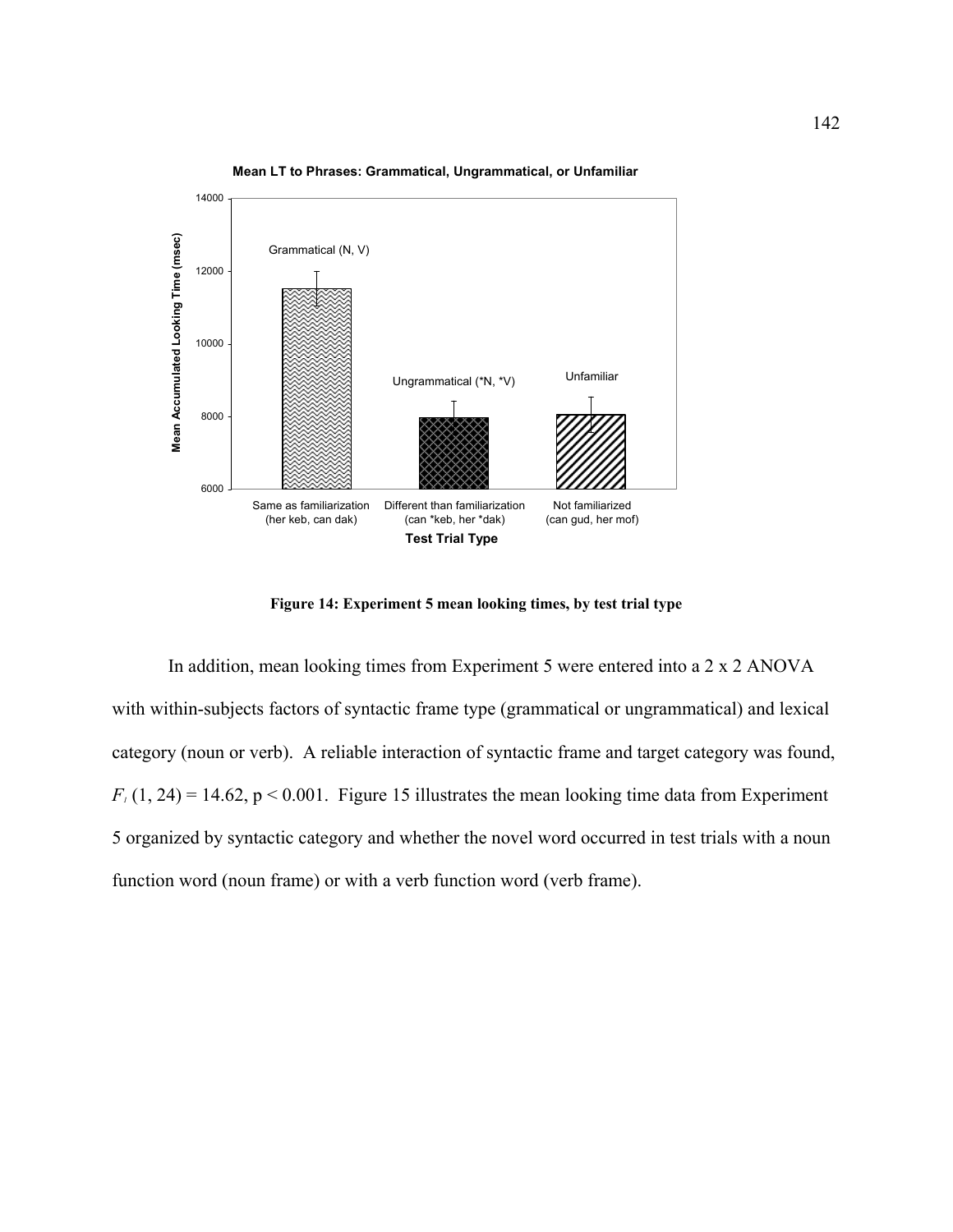Mean LT to Phrases: Grammatical, Ungrammatical, or Unfamiliar

**Figure 14: Experiment 5 mean looking times, by test trial type**

In addition, mean looking times from Experiment 5 were entered into a 2 x 2 ANOVA with within-subjects factors of syntactic frame type (grammatical or ungrammatical) and lexical category (noun or verb). A reliable interaction of syntactic frame and target category was found, $F_1(1, 24) = 14.62$, $p < 0.001$. Figure 15 illustrates the mean looking time data from Experiment 5 organized by syntactic category and whether the novel word occurred in test trials with a noun function word (noun frame) or with a verb function word (verb frame).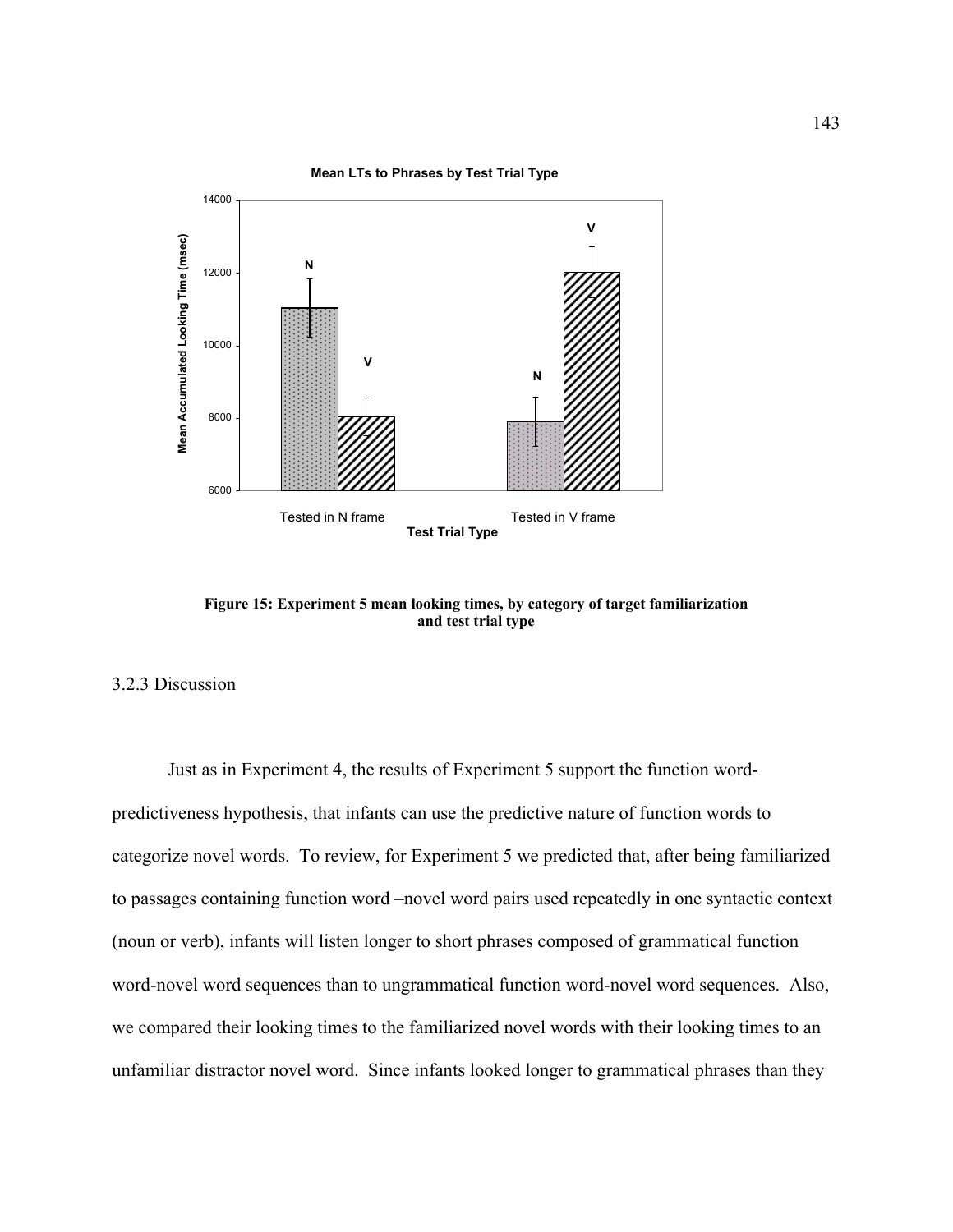**Figure 15: Experiment 5 mean looking times, by category of target familiarization and test trial type**

3.2.3 Discussion

Just as in Experiment 4, the results of Experiment 5 support the function word-predictiveness hypothesis, that infants can use the predictive nature of function words to categorize novel words. To review, for Experiment 5 we predicted that, after being familiarized to passages containing function word –novel word pairs used repeatedly in one syntactic context (noun or verb), infants will listen longer to short phrases composed of grammatical function word-novel word sequences than to ungrammatical function word-novel word sequences. Also, we compared their looking times to the familiarized novel words with their looking times to an unfamiliar distractor novel word. Since infants looked longer to grammatical phrases than they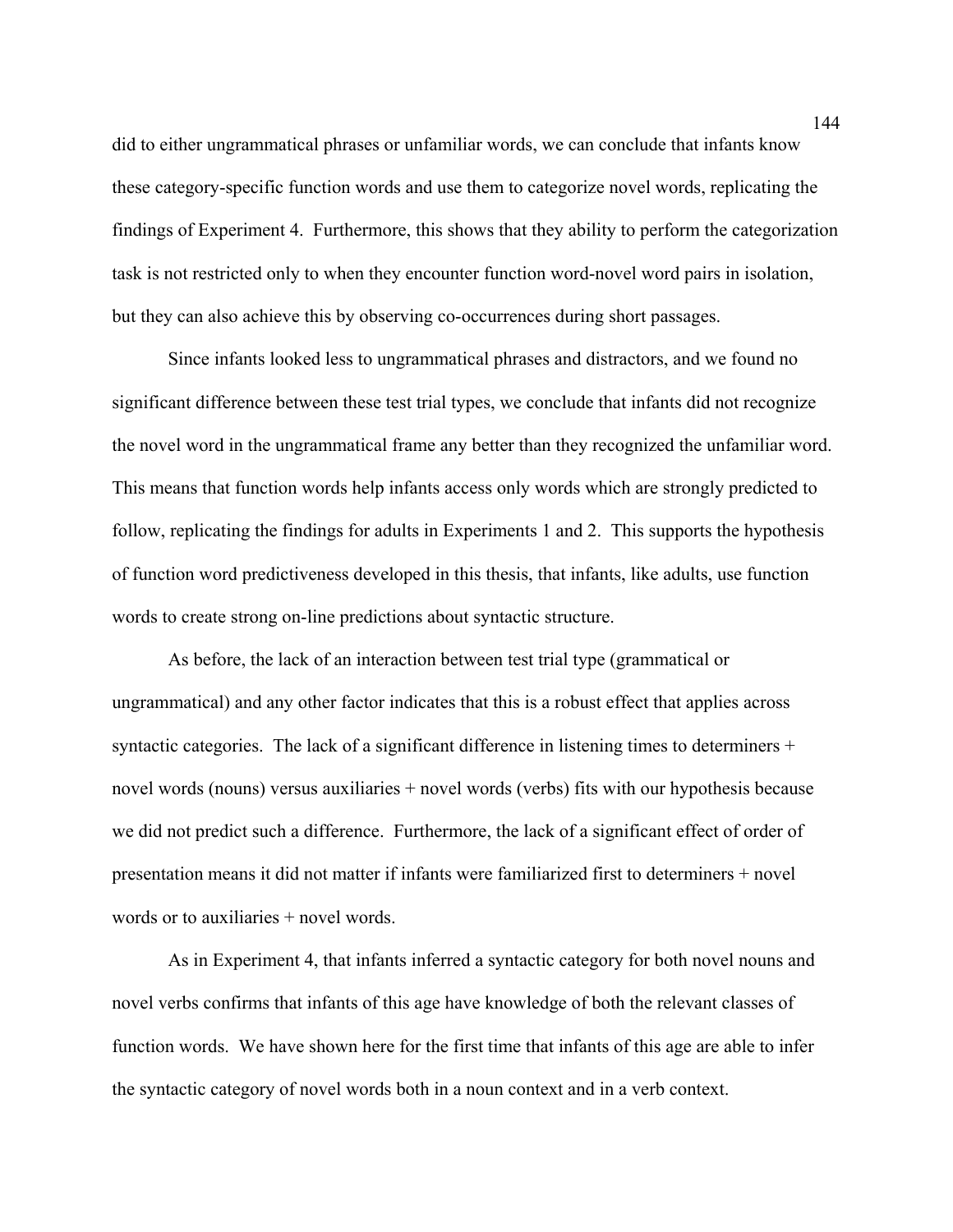did to either ungrammatical phrases or unfamiliar words, we can conclude that infants know these category-specific function words and use them to categorize novel words, replicating the findings of Experiment 4. Furthermore, this shows that they ability to perform the categorization task is not restricted only to when they encounter function word-novel word pairs in isolation, but they can also achieve this by observing co-occurrences during short passages.

Since infants looked less to ungrammatical phrases and distractors, and we found no significant difference between these test trial types, we conclude that infants did not recognize the novel word in the ungrammatical frame any better than they recognized the unfamiliar word. This means that function words help infants access only words which are strongly predicted to follow, replicating the findings for adults in Experiments 1 and 2. This supports the hypothesis of function word predictiveness developed in this thesis, that infants, like adults, use function words to create strong on-line predictions about syntactic structure.

As before, the lack of an interaction between test trial type (grammatical or ungrammatical) and any other factor indicates that this is a robust effect that applies across syntactic categories. The lack of a significant difference in listening times to determiners + novel words (nouns) versus auxiliaries + novel words (verbs) fits with our hypothesis because we did not predict such a difference. Furthermore, the lack of a significant effect of order of presentation means it did not matter if infants were familiarized first to determiners + novel words or to auxiliaries + novel words.

As in Experiment 4, that infants inferred a syntactic category for both novel nouns and novel verbs confirms that infants of this age have knowledge of both the relevant classes of function words. We have shown here for the first time that infants of this age are able to infer the syntactic category of novel words both in a noun context and in a verb context.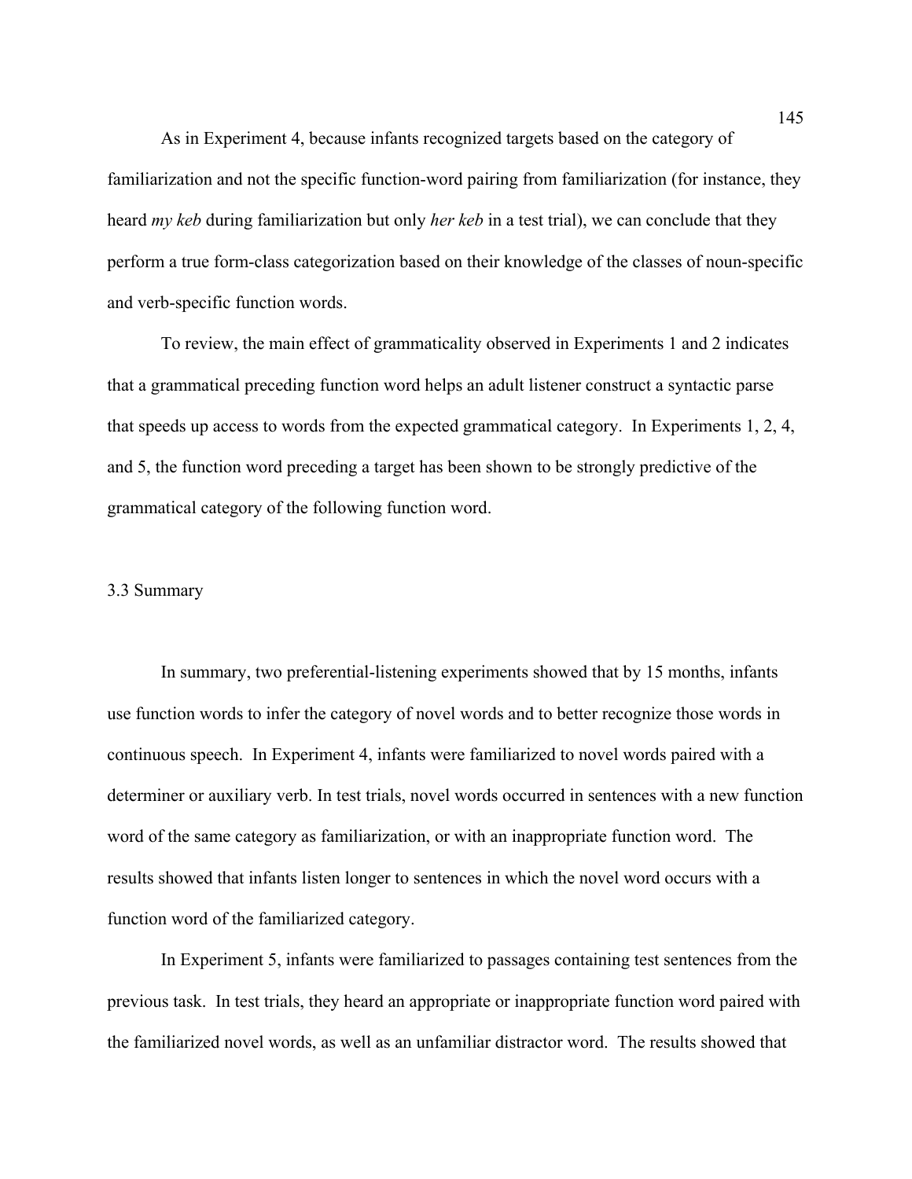As in Experiment 4, because infants recognized targets based on the category of familiarization and not the specific function-word pairing from familiarization (for instance, they heard *my keb* during familiarization but only *her keb* in a test trial), we can conclude that they perform a true form-class categorization based on their knowledge of the classes of noun-specific and verb-specific function words.

To review, the main effect of grammaticality observed in Experiments 1 and 2 indicates that a grammatical preceding function word helps an adult listener construct a syntactic parse that speeds up access to words from the expected grammatical category. In Experiments 1, 2, 4, and 5, the function word preceding a target has been shown to be strongly predictive of the grammatical category of the following function word.

## 3.3 Summary

In summary, two preferential-listening experiments showed that by 15 months, infants use function words to infer the category of novel words and to better recognize those words in continuous speech. In Experiment 4, infants were familiarized to novel words paired with a determiner or auxiliary verb. In test trials, novel words occurred in sentences with a new function word of the same category as familiarization, or with an inappropriate function word. The results showed that infants listen longer to sentences in which the novel word occurs with a function word of the familiarized category.

In Experiment 5, infants were familiarized to passages containing test sentences from the previous task. In test trials, they heard an appropriate or inappropriate function word paired with the familiarized novel words, as well as an unfamiliar distractor word. The results showed that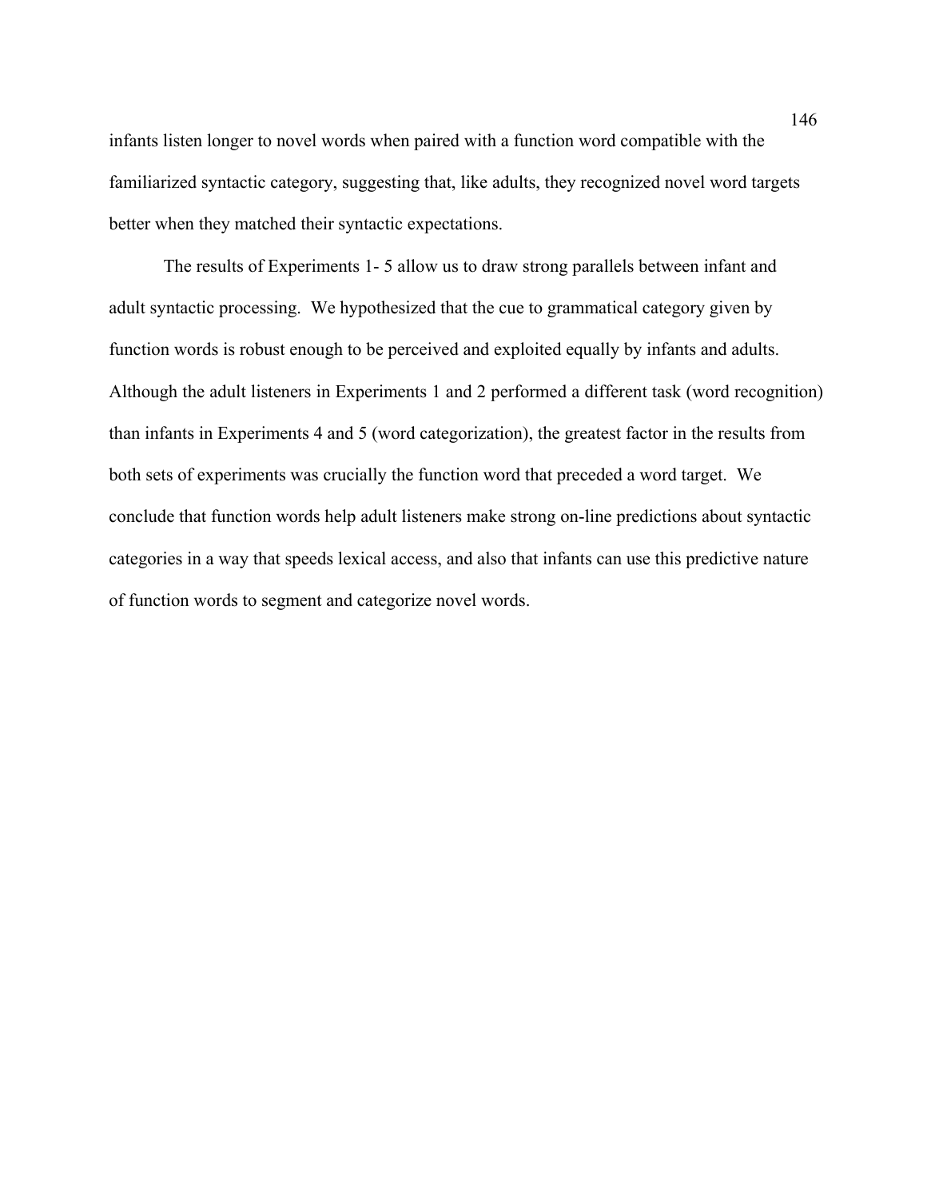infants listen longer to novel words when paired with a function word compatible with the familiarized syntactic category, suggesting that, like adults, they recognized novel word targets better when they matched their syntactic expectations.

The results of Experiments 1- 5 allow us to draw strong parallels between infant and adult syntactic processing. We hypothesized that the cue to grammatical category given by function words is robust enough to be perceived and exploited equally by infants and adults. Although the adult listeners in Experiments 1 and 2 performed a different task (word recognition) than infants in Experiments 4 and 5 (word categorization), the greatest factor in the results from both sets of experiments was crucially the function word that preceded a word target. We conclude that function words help adult listeners make strong on-line predictions about syntactic categories in a way that speeds lexical access, and also that infants can use this predictive nature of function words to segment and categorize novel words.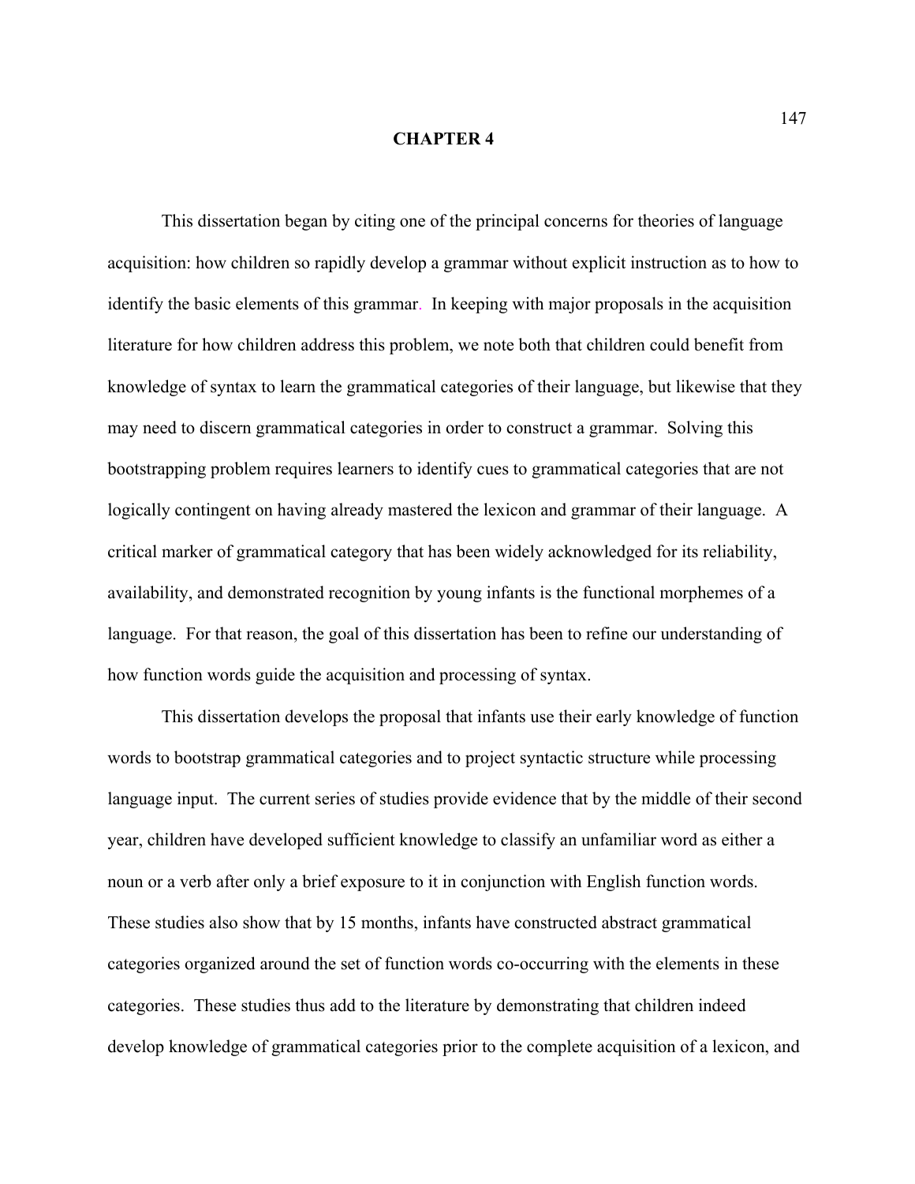# CHAPTER 4

This dissertation began by citing one of the principal concerns for theories of language acquisition: how children so rapidly develop a grammar without explicit instruction as to how to identify the basic elements of this grammar. In keeping with major proposals in the acquisition literature for how children address this problem, we note both that children could benefit from knowledge of syntax to learn the grammatical categories of their language, but likewise that they may need to discern grammatical categories in order to construct a grammar. Solving this bootstrapping problem requires learners to identify cues to grammatical categories that are not logically contingent on having already mastered the lexicon and grammar of their language. A critical marker of grammatical category that has been widely acknowledged for its reliability, availability, and demonstrated recognition by young infants is the functional morphemes of a language. For that reason, the goal of this dissertation has been to refine our understanding of how function words guide the acquisition and processing of syntax.

This dissertation develops the proposal that infants use their early knowledge of function words to bootstrap grammatical categories and to project syntactic structure while processing language input. The current series of studies provide evidence that by the middle of their second year, children have developed sufficient knowledge to classify an unfamiliar word as either a noun or a verb after only a brief exposure to it in conjunction with English function words. These studies also show that by 15 months, infants have constructed abstract grammatical categories organized around the set of function words co-occurring with the elements in these categories. These studies thus add to the literature by demonstrating that children indeed develop knowledge of grammatical categories prior to the complete acquisition of a lexicon, and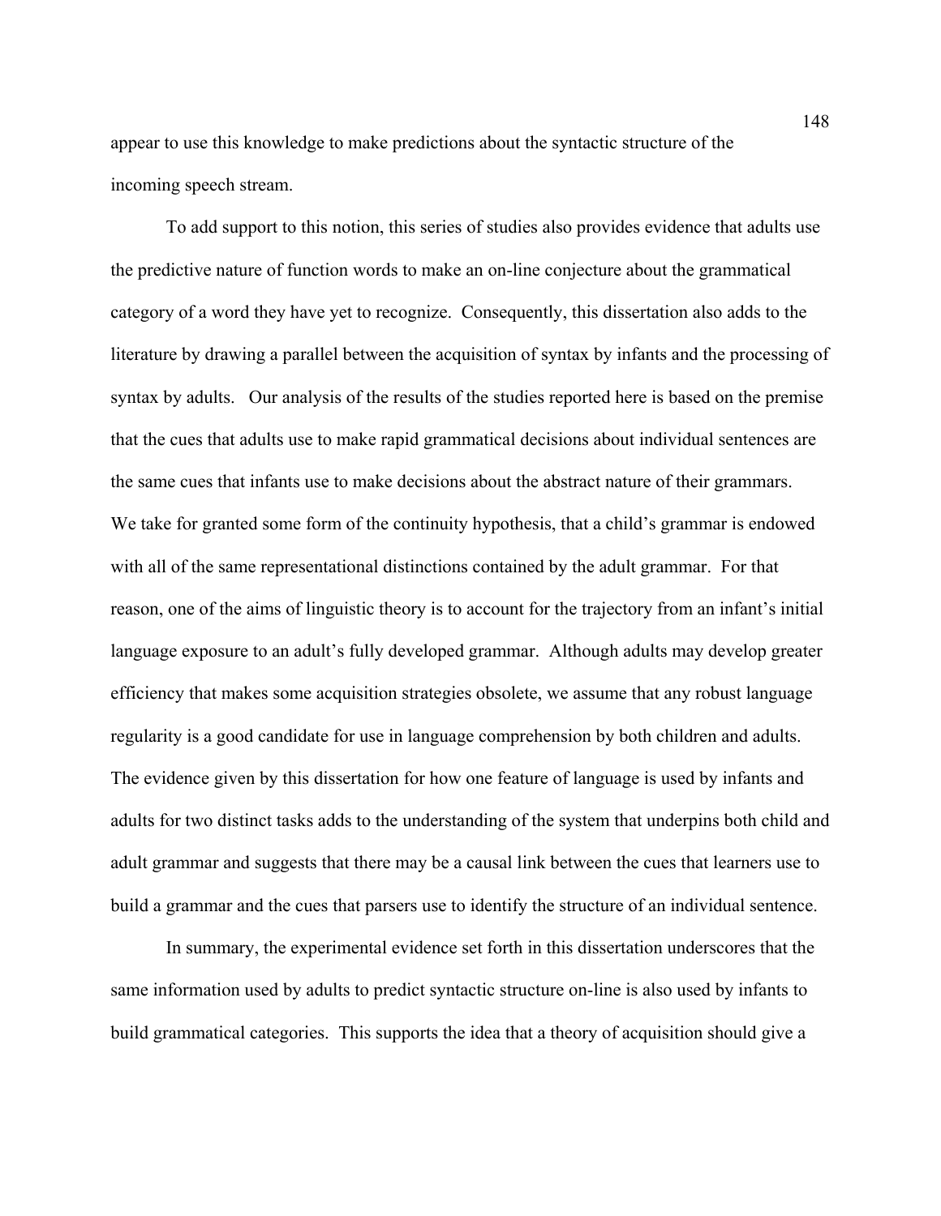appear to use this knowledge to make predictions about the syntactic structure of the incoming speech stream.

To add support to this notion, this series of studies also provides evidence that adults use the predictive nature of function words to make an on-line conjecture about the grammatical category of a word they have yet to recognize. Consequently, this dissertation also adds to the literature by drawing a parallel between the acquisition of syntax by infants and the processing of syntax by adults. Our analysis of the results of the studies reported here is based on the premise that the cues that adults use to make rapid grammatical decisions about individual sentences are the same cues that infants use to make decisions about the abstract nature of their grammars. We take for granted some form of the continuity hypothesis, that a child's grammar is endowed with all of the same representational distinctions contained by the adult grammar. For that reason, one of the aims of linguistic theory is to account for the trajectory from an infant's initial language exposure to an adult's fully developed grammar. Although adults may develop greater efficiency that makes some acquisition strategies obsolete, we assume that any robust language regularity is a good candidate for use in language comprehension by both children and adults. The evidence given by this dissertation for how one feature of language is used by infants and adults for two distinct tasks adds to the understanding of the system that underpins both child and adult grammar and suggests that there may be a causal link between the cues that learners use to build a grammar and the cues that parsers use to identify the structure of an individual sentence.

In summary, the experimental evidence set forth in this dissertation underscores that the same information used by adults to predict syntactic structure on-line is also used by infants to build grammatical categories. This supports the idea that a theory of acquisition should give a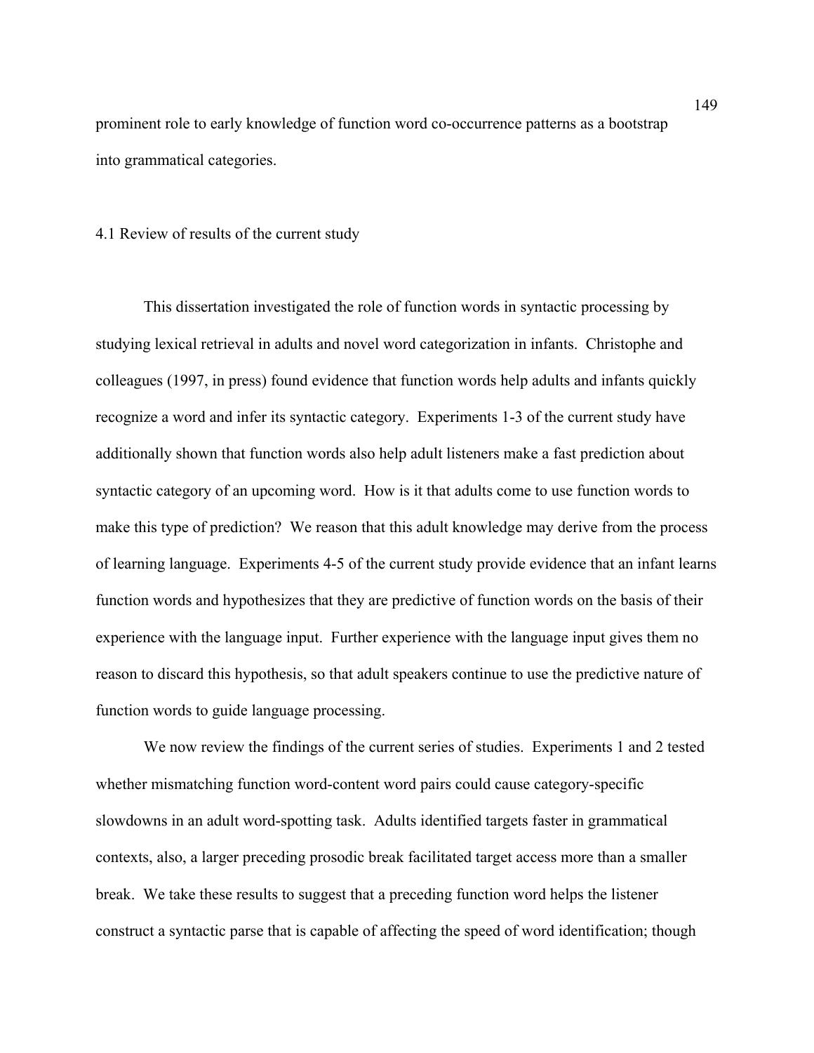prominent role to early knowledge of function word co-occurrence patterns as a bootstrap into grammatical categories.

## 4.1 Review of results of the current study

This dissertation investigated the role of function words in syntactic processing by studying lexical retrieval in adults and novel word categorization in infants. Christophe and colleagues (1997, in press) found evidence that function words help adults and infants quickly recognize a word and infer its syntactic category. Experiments 1-3 of the current study have additionally shown that function words also help adult listeners make a fast prediction about syntactic category of an upcoming word. How is it that adults come to use function words to make this type of prediction? We reason that this adult knowledge may derive from the process of learning language. Experiments 4-5 of the current study provide evidence that an infant learns function words and hypothesizes that they are predictive of function words on the basis of their experience with the language input. Further experience with the language input gives them no reason to discard this hypothesis, so that adult speakers continue to use the predictive nature of function words to guide language processing.

We now review the findings of the current series of studies. Experiments 1 and 2 tested whether mismatching function word-content word pairs could cause category-specific slowdowns in an adult word-spotting task. Adults identified targets faster in grammatical contexts, also, a larger preceding prosodic break facilitated target access more than a smaller break. We take these results to suggest that a preceding function word helps the listener construct a syntactic parse that is capable of affecting the speed of word identification; though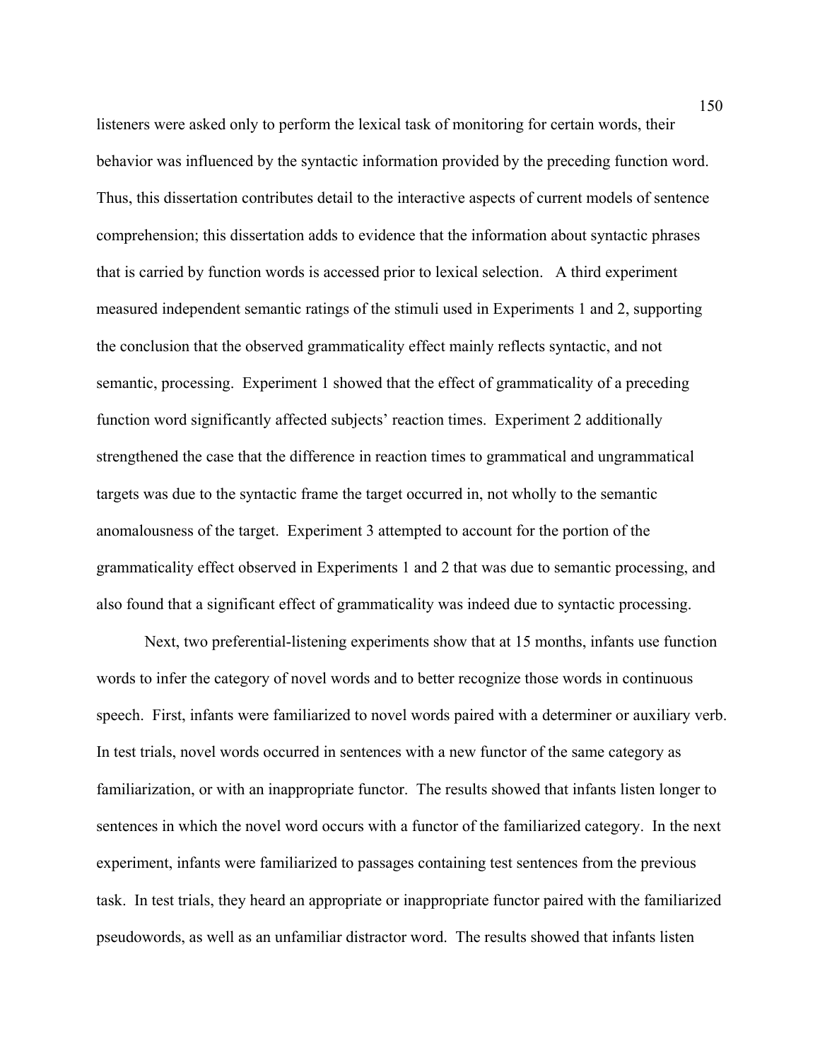listeners were asked only to perform the lexical task of monitoring for certain words, their behavior was influenced by the syntactic information provided by the preceding function word. Thus, this dissertation contributes detail to the interactive aspects of current models of sentence comprehension; this dissertation adds to evidence that the information about syntactic phrases that is carried by function words is accessed prior to lexical selection. A third experiment measured independent semantic ratings of the stimuli used in Experiments 1 and 2, supporting the conclusion that the observed grammaticality effect mainly reflects syntactic, and not semantic, processing. Experiment 1 showed that the effect of grammaticality of a preceding function word significantly affected subjects' reaction times. Experiment 2 additionally strengthened the case that the difference in reaction times to grammatical and ungrammatical targets was due to the syntactic frame the target occurred in, not wholly to the semantic anomalousness of the target. Experiment 3 attempted to account for the portion of the grammaticality effect observed in Experiments 1 and 2 that was due to semantic processing, and also found that a significant effect of grammaticality was indeed due to syntactic processing.

Next, two preferential-listening experiments show that at 15 months, infants use function words to infer the category of novel words and to better recognize those words in continuous speech. First, infants were familiarized to novel words paired with a determiner or auxiliary verb. In test trials, novel words occurred in sentences with a new functor of the same category as familiarization, or with an inappropriate functor. The results showed that infants listen longer to sentences in which the novel word occurs with a functor of the familiarized category. In the next experiment, infants were familiarized to passages containing test sentences from the previous task. In test trials, they heard an appropriate or inappropriate functor paired with the familiarized pseudowords, as well as an unfamiliar distractor word. The results showed that infants listen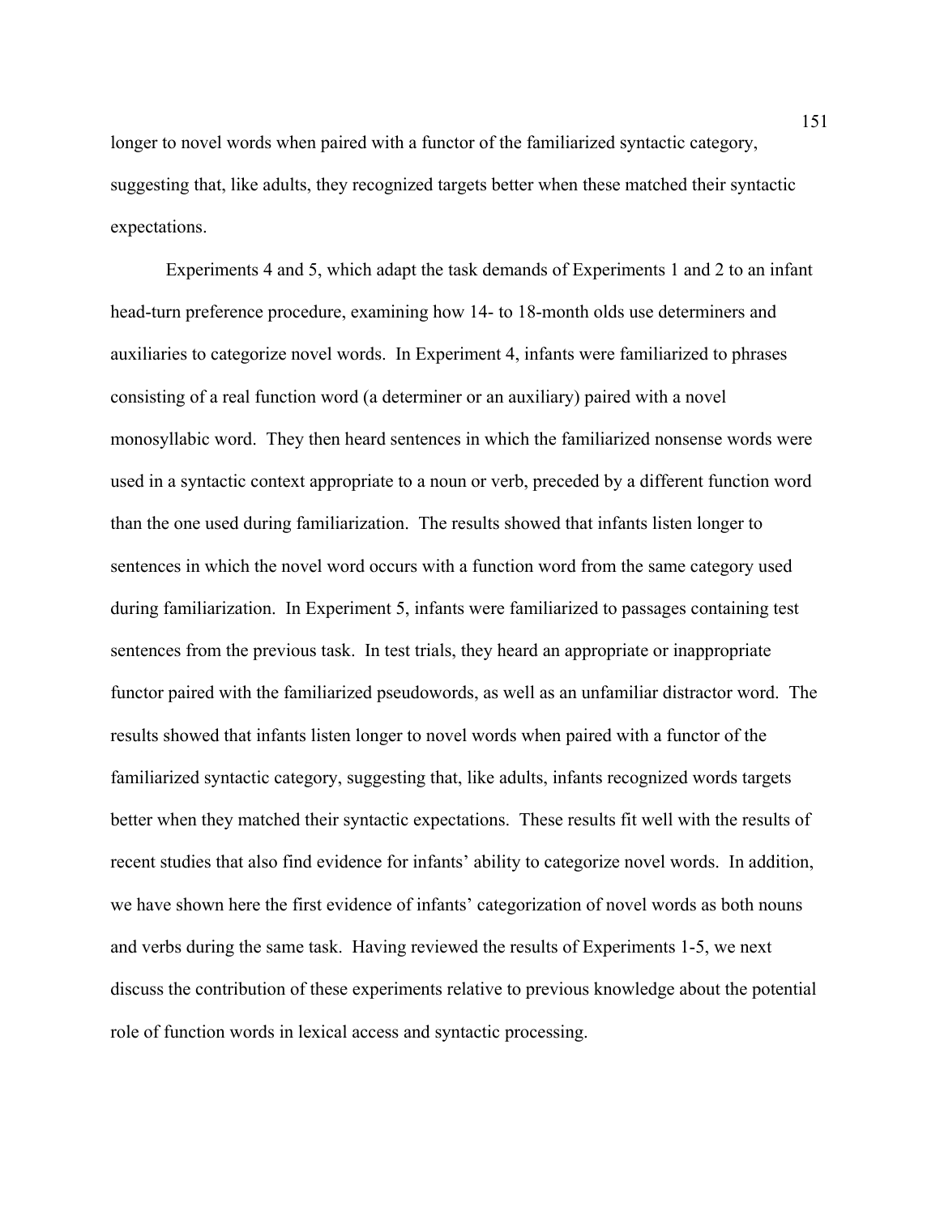longer to novel words when paired with a functor of the familiarized syntactic category, suggesting that, like adults, they recognized targets better when these matched their syntactic expectations.

Experiments 4 and 5, which adapt the task demands of Experiments 1 and 2 to an infant head-turn preference procedure, examining how 14- to 18-month olds use determiners and auxiliaries to categorize novel words. In Experiment 4, infants were familiarized to phrases consisting of a real function word (a determiner or an auxiliary) paired with a novel monosyllabic word. They then heard sentences in which the familiarized nonsense words were used in a syntactic context appropriate to a noun or verb, preceded by a different function word than the one used during familiarization. The results showed that infants listen longer to sentences in which the novel word occurs with a function word from the same category used during familiarization. In Experiment 5, infants were familiarized to passages containing test sentences from the previous task. In test trials, they heard an appropriate or inappropriate functor paired with the familiarized pseudowords, as well as an unfamiliar distractor word. The results showed that infants listen longer to novel words when paired with a functor of the familiarized syntactic category, suggesting that, like adults, infants recognized words targets better when they matched their syntactic expectations. These results fit well with the results of recent studies that also find evidence for infants' ability to categorize novel words. In addition, we have shown here the first evidence of infants' categorization of novel words as both nouns and verbs during the same task. Having reviewed the results of Experiments 1-5, we next discuss the contribution of these experiments relative to previous knowledge about the potential role of function words in lexical access and syntactic processing.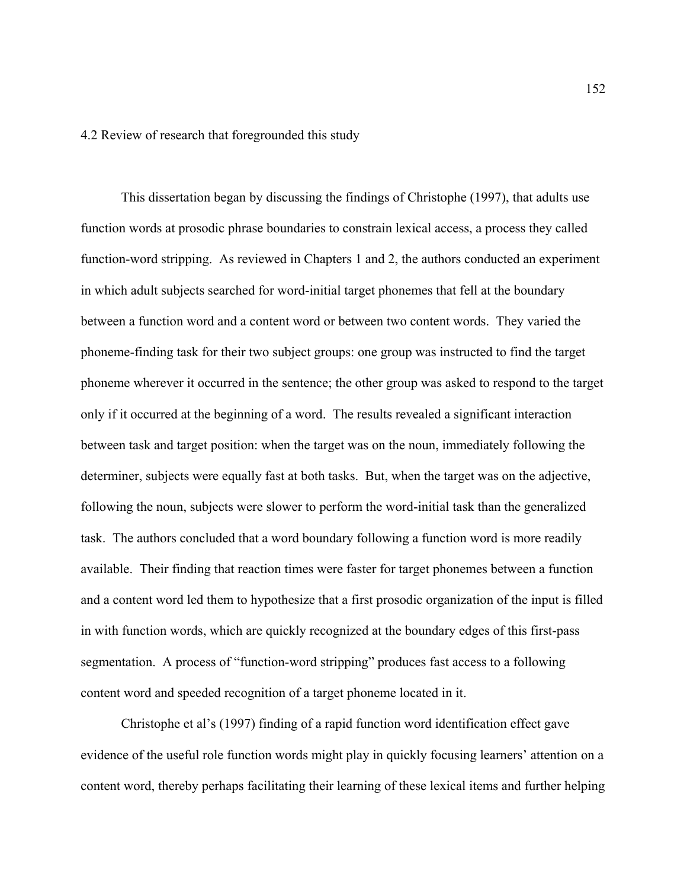## 4.2 Review of research that foregrounded this study

This dissertation began by discussing the findings of Christophe (1997), that adults use function words at prosodic phrase boundaries to constrain lexical access, a process they called function-word stripping. As reviewed in Chapters 1 and 2, the authors conducted an experiment in which adult subjects searched for word-initial target phonemes that fell at the boundary between a function word and a content word or between two content words. They varied the phoneme-finding task for their two subject groups: one group was instructed to find the target phoneme wherever it occurred in the sentence; the other group was asked to respond to the target only if it occurred at the beginning of a word. The results revealed a significant interaction between task and target position: when the target was on the noun, immediately following the determiner, subjects were equally fast at both tasks. But, when the target was on the adjective, following the noun, subjects were slower to perform the word-initial task than the generalized task. The authors concluded that a word boundary following a function word is more readily available. Their finding that reaction times were faster for target phonemes between a function and a content word led them to hypothesize that a first prosodic organization of the input is filled in with function words, which are quickly recognized at the boundary edges of this first-pass segmentation. A process of "function-word stripping" produces fast access to a following content word and speeded recognition of a target phoneme located in it.

Christophe et al's (1997) finding of a rapid function word identification effect gave evidence of the useful role function words might play in quickly focusing learners' attention on a content word, thereby perhaps facilitating their learning of these lexical items and further helping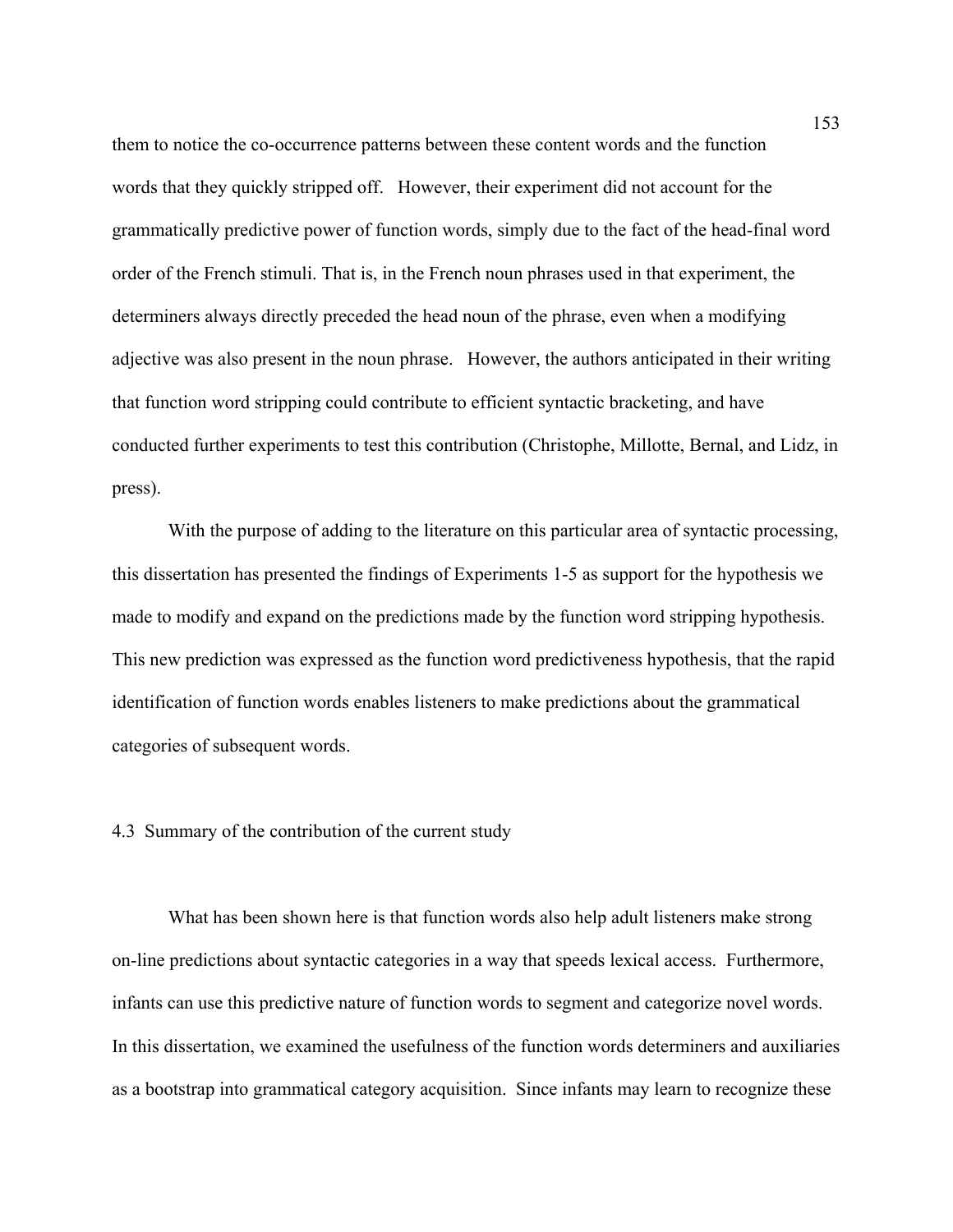them to notice the co-occurrence patterns between these content words and the function words that they quickly stripped off. However, their experiment did not account for the grammatically predictive power of function words, simply due to the fact of the head-final word order of the French stimuli. That is, in the French noun phrases used in that experiment, the determiners always directly preceded the head noun of the phrase, even when a modifying adjective was also present in the noun phrase. However, the authors anticipated in their writing that function word stripping could contribute to efficient syntactic bracketing, and have conducted further experiments to test this contribution (Christophe, Millotte, Bernal, and Lidz, in press).

With the purpose of adding to the literature on this particular area of syntactic processing, this dissertation has presented the findings of Experiments 1-5 as support for the hypothesis we made to modify and expand on the predictions made by the function word stripping hypothesis. This new prediction was expressed as the function word predictiveness hypothesis, that the rapid identification of function words enables listeners to make predictions about the grammatical categories of subsequent words.

## 4.3 Summary of the contribution of the current study

What has been shown here is that function words also help adult listeners make strong on-line predictions about syntactic categories in a way that speeds lexical access. Furthermore, infants can use this predictive nature of function words to segment and categorize novel words. In this dissertation, we examined the usefulness of the function words determiners and auxiliaries as a bootstrap into grammatical category acquisition. Since infants may learn to recognize these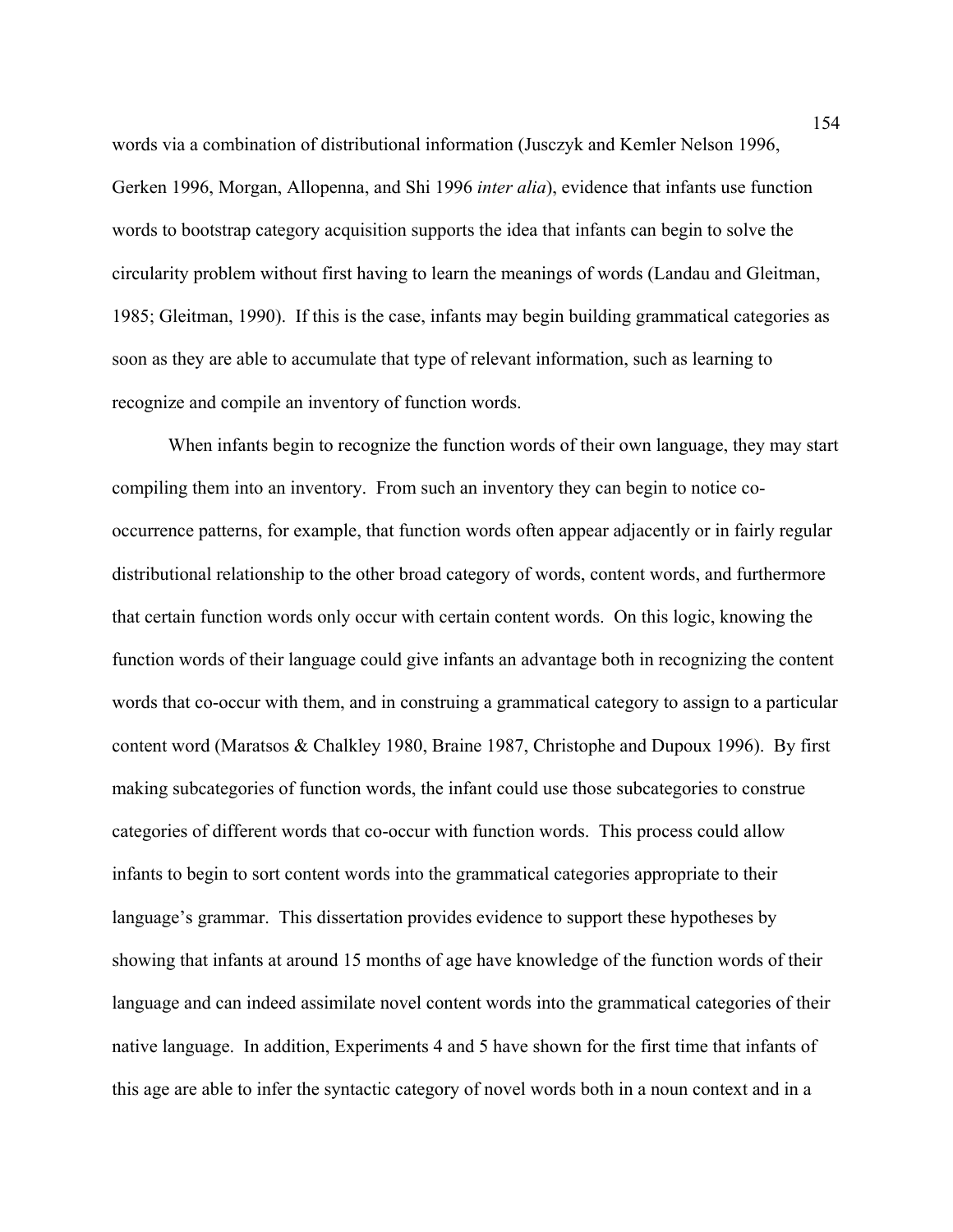words via a combination of distributional information (Jusczyk and Kemler Nelson 1996, Gerken 1996, Morgan, Allopenna, and Shi 1996 *inter alia*), evidence that infants use function words to bootstrap category acquisition supports the idea that infants can begin to solve the circularity problem without first having to learn the meanings of words (Landau and Gleitman, 1985; Gleitman, 1990). If this is the case, infants may begin building grammatical categories as soon as they are able to accumulate that type of relevant information, such as learning to recognize and compile an inventory of function words.

When infants begin to recognize the function words of their own language, they may start compiling them into an inventory. From such an inventory they can begin to notice co-occurrence patterns, for example, that function words often appear adjacently or in fairly regular distributional relationship to the other broad category of words, content words, and furthermore that certain function words only occur with certain content words. On this logic, knowing the function words of their language could give infants an advantage both in recognizing the content words that co-occur with them, and in construing a grammatical category to assign to a particular content word (Maratsos & Chalkley 1980, Braine 1987, Christophe and Dupoux 1996). By first making subcategories of function words, the infant could use those subcategories to construe categories of different words that co-occur with function words. This process could allow infants to begin to sort content words into the grammatical categories appropriate to their language's grammar. This dissertation provides evidence to support these hypotheses by showing that infants at around 15 months of age have knowledge of the function words of their language and can indeed assimilate novel content words into the grammatical categories of their native language. In addition, Experiments 4 and 5 have shown for the first time that infants of this age are able to infer the syntactic category of novel words both in a noun context and in a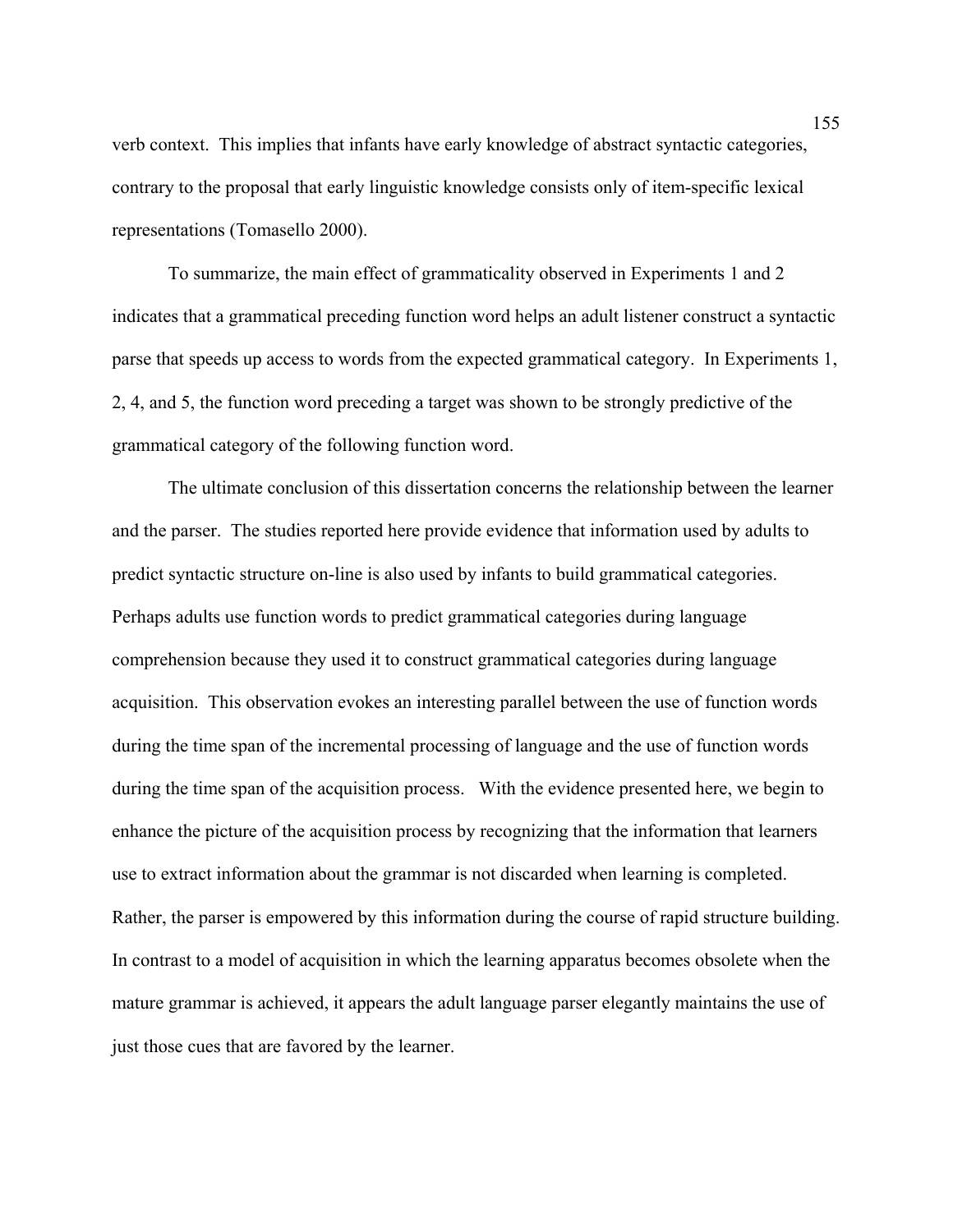verb context. This implies that infants have early knowledge of abstract syntactic categories, contrary to the proposal that early linguistic knowledge consists only of item-specific lexical representations (Tomasello 2000).

To summarize, the main effect of grammaticality observed in Experiments 1 and 2 indicates that a grammatical preceding function word helps an adult listener construct a syntactic parse that speeds up access to words from the expected grammatical category. In Experiments 1, 2, 4, and 5, the function word preceding a target was shown to be strongly predictive of the grammatical category of the following function word.

The ultimate conclusion of this dissertation concerns the relationship between the learner and the parser. The studies reported here provide evidence that information used by adults to predict syntactic structure on-line is also used by infants to build grammatical categories. Perhaps adults use function words to predict grammatical categories during language comprehension because they used it to construct grammatical categories during language acquisition. This observation evokes an interesting parallel between the use of function words during the time span of the incremental processing of language and the use of function words during the time span of the acquisition process. With the evidence presented here, we begin to enhance the picture of the acquisition process by recognizing that the information that learners use to extract information about the grammar is not discarded when learning is completed. Rather, the parser is empowered by this information during the course of rapid structure building. In contrast to a model of acquisition in which the learning apparatus becomes obsolete when the mature grammar is achieved, it appears the adult language parser elegantly maintains the use of just those cues that are favored by the learner.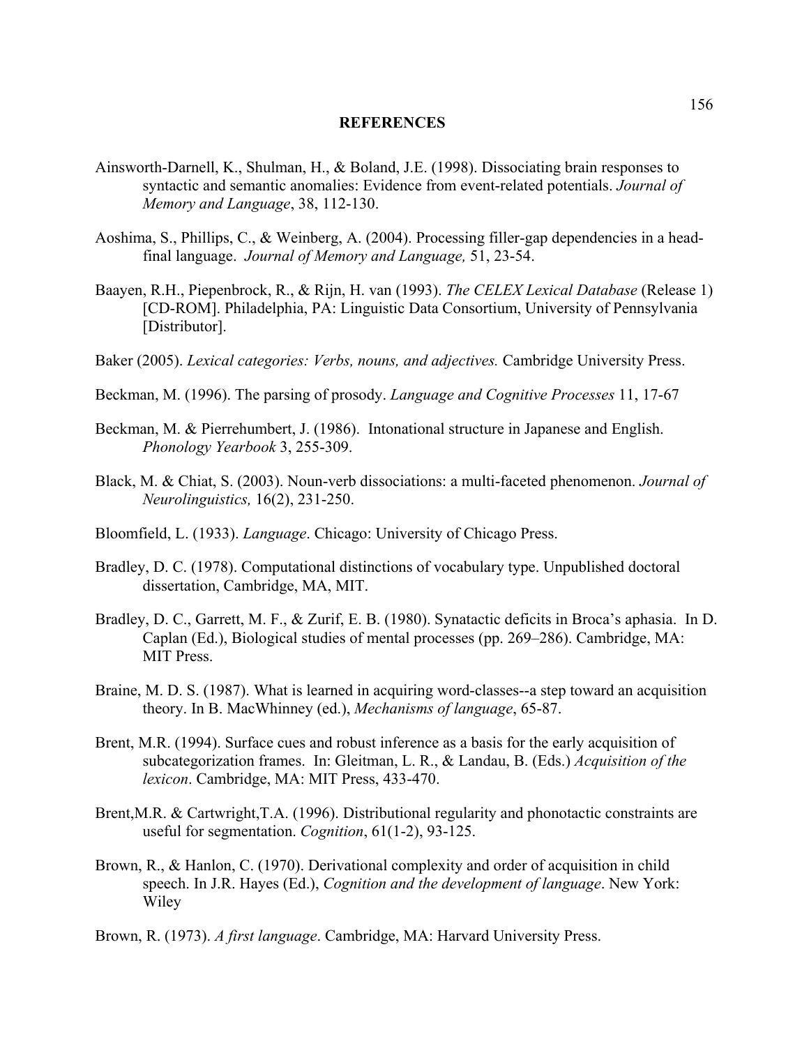# REFERENCES

Ainsworth-Darnell, K., Shulman, H., & Boland, J.E. (1998). Dissociating brain responses to syntactic and semantic anomalies: Evidence from event-related potentials. *Journal of Memory and Language*, 38, 112-130.

Aoshima, S., Phillips, C., & Weinberg, A. (2004). Processing filler-gap dependencies in a head-final language. *Journal of Memory and Language,* 51, 23-54.

Baayen, R.H., Piepenbrock, R., & Rijn, H. van (1993). *The CELEX Lexical Database* (Release 1) [CD-ROM]. Philadelphia, PA: Linguistic Data Consortium, University of Pennsylvania [Distributor].

Baker (2005). *Lexical categories: Verbs, nouns, and adjectives.* Cambridge University Press.

Beckman, M. (1996). The parsing of prosody. *Language and Cognitive Processes* 11, 17-67

Beckman, M. & Pierrehumbert, J. (1986). Intonational structure in Japanese and English. *Phonology Yearbook* 3, 255-309.

Black, M. & Chiat, S. (2003). Noun-verb dissociations: a multi-faceted phenomenon. *Journal of Neurolinguistics,* 16(2), 231-250.

Bloomfield, L. (1933). *Language*. Chicago: University of Chicago Press.

Bradley, D. C. (1978). Computational distinctions of vocabulary type. Unpublished doctoral dissertation, Cambridge, MA, MIT.

Bradley, D. C., Garrett, M. F., & Zurif, E. B. (1980). Synatactic deficits in Broca's aphasia. In D. Caplan (Ed.), Biological studies of mental processes (pp. 269–286). Cambridge, MA: MIT Press.

Braine, M. D. S. (1987). What is learned in acquiring word-classes--a step toward an acquisition theory. In B. MacWhinney (ed.), *Mechanisms of language*, 65-87.

Brent, M.R. (1994). Surface cues and robust inference as a basis for the early acquisition of subcategorization frames. In: Gleitman, L. R., & Landau, B. (Eds.) *Acquisition of the lexicon*. Cambridge, MA: MIT Press, 433-470.

Brent,M.R. & Cartwright,T.A. (1996). Distributional regularity and phonotactic constraints are useful for segmentation. *Cognition*, 61(1-2), 93-125.

Brown, R., & Hanlon, C. (1970). Derivational complexity and order of acquisition in child speech. In J.R. Hayes (Ed.), *Cognition and the development of language*. New York: Wiley

Brown, R. (1973). *A first language*. Cambridge, MA: Harvard University Press.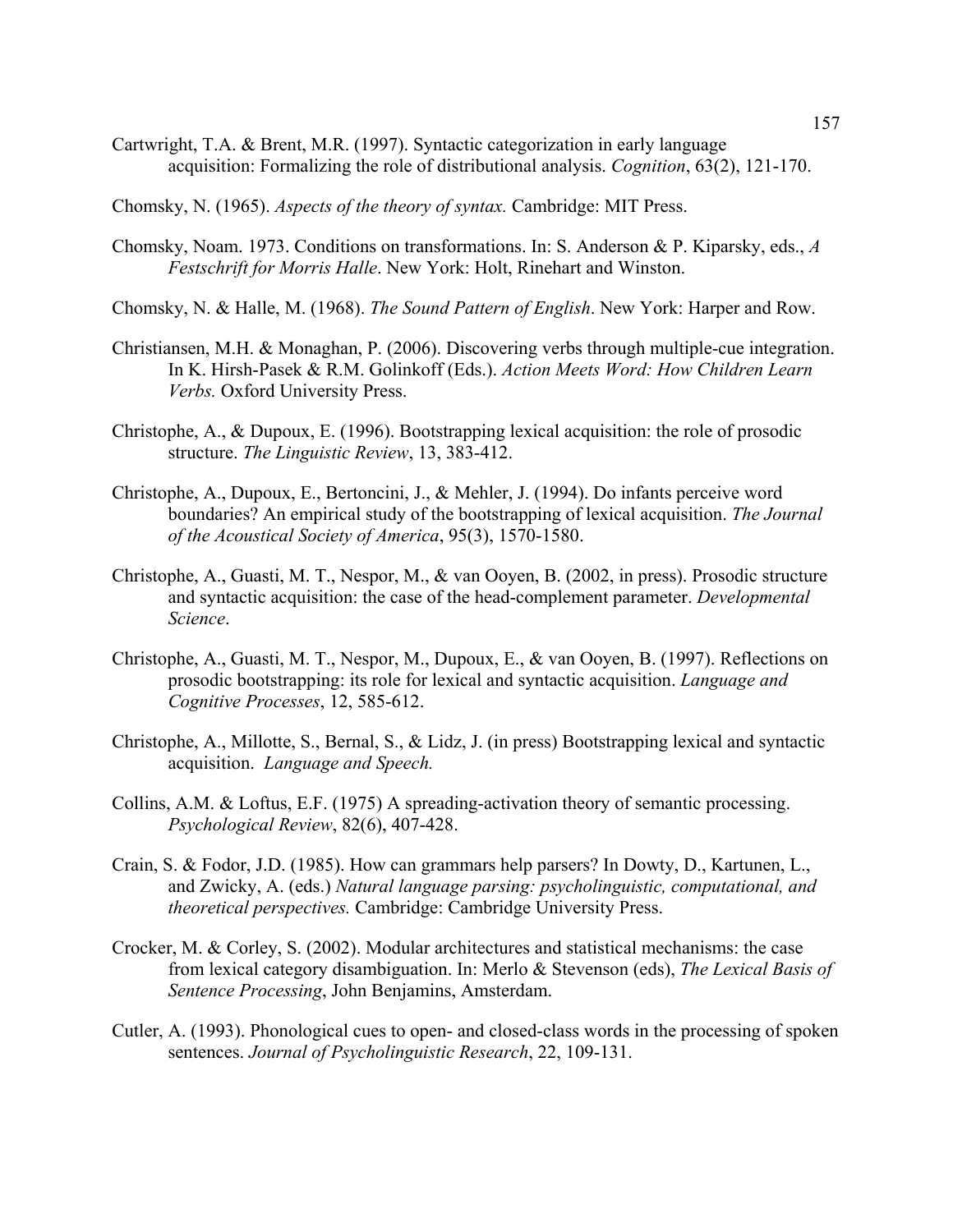Cartwright, T.A. & Brent, M.R. (1997). Syntactic categorization in early language acquisition: Formalizing the role of distributional analysis. *Cognition*, 63(2), 121-170.

Chomsky, N. (1965). *Aspects of the theory of syntax.* Cambridge: MIT Press.

Chomsky, Noam. 1973. Conditions on transformations. In: S. Anderson & P. Kiparsky, eds., *A Festschrift for Morris Halle*. New York: Holt, Rinehart and Winston.

Chomsky, N. & Halle, M. (1968). *The Sound Pattern of English*. New York: Harper and Row.

Christiansen, M.H. & Monaghan, P. (2006). Discovering verbs through multiple-cue integration. In K. Hirsh-Pasek & R.M. Golinkoff (Eds.). *Action Meets Word: How Children Learn Verbs.* Oxford University Press.

Christophe, A., & Dupoux, E. (1996). Bootstrapping lexical acquisition: the role of prosodic structure. *The Linguistic Review*, 13, 383-412.

Christophe, A., Dupoux, E., Bertoncini, J., & Mehler, J. (1994). Do infants perceive word boundaries? An empirical study of the bootstrapping of lexical acquisition. *The Journal of the Acoustical Society of America*, 95(3), 1570-1580.

Christophe, A., Guasti, M. T., Nespor, M., & van Ooyen, B. (2002, in press). Prosodic structure and syntactic acquisition: the case of the head-complement parameter. *Developmental Science*.

Christophe, A., Guasti, M. T., Nespor, M., Dupoux, E., & van Ooyen, B. (1997). Reflections on prosodic bootstrapping: its role for lexical and syntactic acquisition. *Language and Cognitive Processes*, 12, 585-612.

Christophe, A., Millotte, S., Bernal, S., & Lidz, J. (in press) Bootstrapping lexical and syntactic acquisition. *Language and Speech.*

Collins, A.M. & Loftus, E.F. (1975) A spreading-activation theory of semantic processing. *Psychological Review*, 82(6), 407-428.

Crain, S. & Fodor, J.D. (1985). How can grammars help parsers? In Dowty, D., Kartunen, L., and Zwicky, A. (eds.) *Natural language parsing: psycholinguistic, computational, and theoretical perspectives.* Cambridge: Cambridge University Press.

Crocker, M. & Corley, S. (2002). Modular architectures and statistical mechanisms: the case from lexical category disambiguation. In: Merlo & Stevenson (eds), *The Lexical Basis of Sentence Processing*, John Benjamins, Amsterdam.

Cutler, A. (1993). Phonological cues to open- and closed-class words in the processing of spoken sentences. *Journal of Psycholinguistic Research*, 22, 109-131.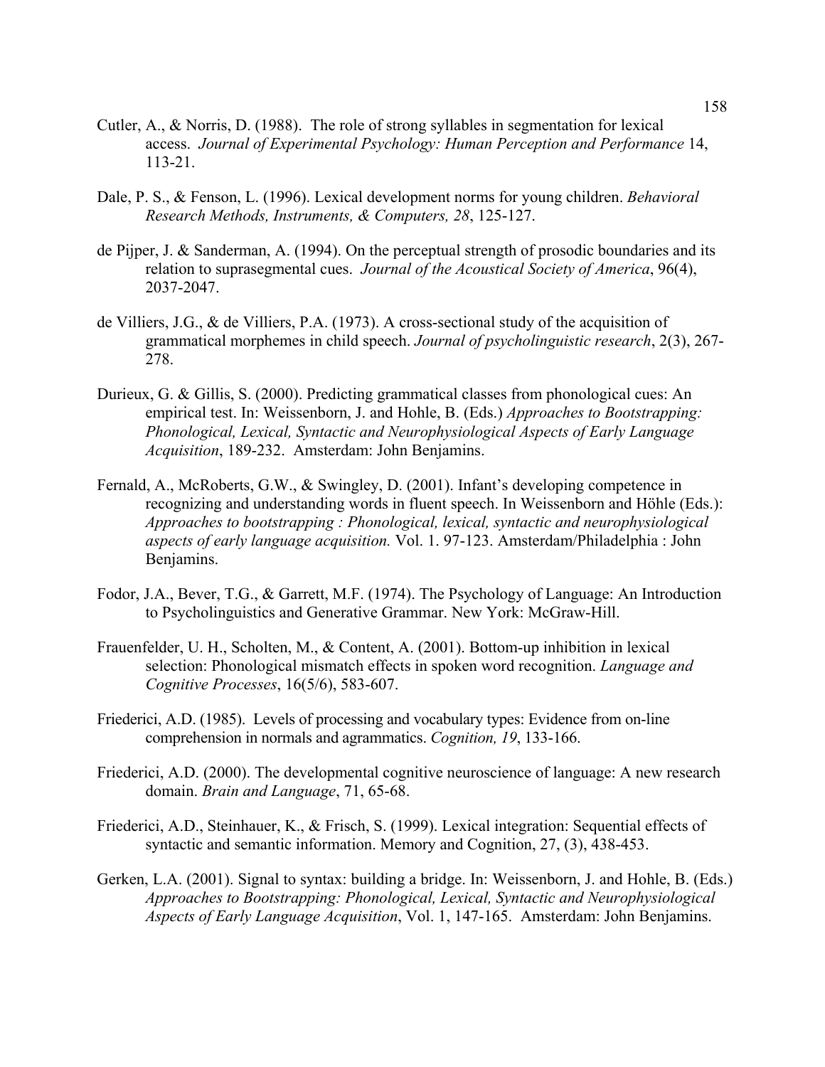Cutler, A., & Norris, D. (1988). The role of strong syllables in segmentation for lexical access. *Journal of Experimental Psychology: Human Perception and Performance* 14, 113-21.

Dale, P. S., & Fenson, L. (1996). Lexical development norms for young children. *Behavioral Research Methods, Instruments, & Computers, 28*, 125-127.

de Pijper, J. & Sanderman, A. (1994). On the perceptual strength of prosodic boundaries and its relation to suprasegmental cues. *Journal of the Acoustical Society of America*, 96(4), 2037-2047.

de Villiers, J.G., & de Villiers, P.A. (1973). A cross-sectional study of the acquisition of grammatical morphemes in child speech. *Journal of psycholinguistic research*, 2(3), 267-278.

Durieux, G. & Gillis, S. (2000). Predicting grammatical classes from phonological cues: An empirical test. In: Weissenborn, J. and Hohle, B. (Eds.) *Approaches to Bootstrapping: Phonological, Lexical, Syntactic and Neurophysiological Aspects of Early Language Acquisition*, 189-232. Amsterdam: John Benjamins.

Fernald, A., McRoberts, G.W., & Swingley, D. (2001). Infant's developing competence in recognizing and understanding words in fluent speech. In Weissenborn and Höhle (Eds.): *Approaches to bootstrapping : Phonological, lexical, syntactic and neurophysiological aspects of early language acquisition.* Vol. 1. 97-123. Amsterdam/Philadelphia : John Benjamins.

Fodor, J.A., Bever, T.G., & Garrett, M.F. (1974). The Psychology of Language: An Introduction to Psycholinguistics and Generative Grammar. New York: McGraw-Hill.

Frauenfelder, U. H., Scholten, M., & Content, A. (2001). Bottom-up inhibition in lexical selection: Phonological mismatch effects in spoken word recognition. *Language and Cognitive Processes*, 16(5/6), 583-607.

Friederici, A.D. (1985). Levels of processing and vocabulary types: Evidence from on-line comprehension in normals and agrammatics. *Cognition, 19*, 133-166.

Friederici, A.D. (2000). The developmental cognitive neuroscience of language: A new research domain. *Brain and Language*, 71, 65-68.

Friederici, A.D., Steinhauer, K., & Frisch, S. (1999). Lexical integration: Sequential effects of syntactic and semantic information. Memory and Cognition, 27, (3), 438-453.

Gerken, L.A. (2001). Signal to syntax: building a bridge. In: Weissenborn, J. and Hohle, B. (Eds.) *Approaches to Bootstrapping: Phonological, Lexical, Syntactic and Neurophysiological Aspects of Early Language Acquisition*, Vol. 1, 147-165. Amsterdam: John Benjamins.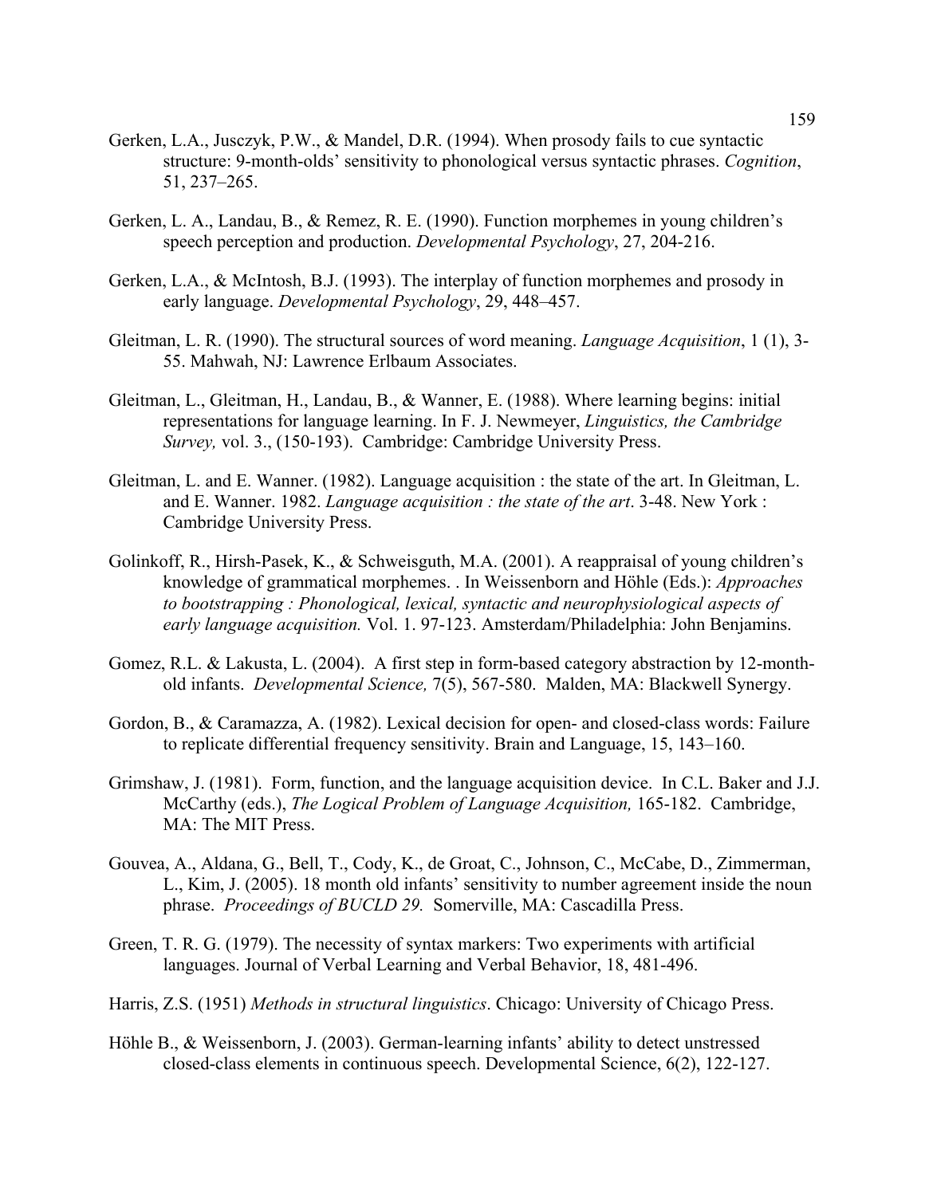Gerken, L.A., Jusczyk, P.W., & Mandel, D.R. (1994). When prosody fails to cue syntactic structure: 9-month-olds' sensitivity to phonological versus syntactic phrases. *Cognition*, 51, 237–265.

Gerken, L. A., Landau, B., & Remez, R. E. (1990). Function morphemes in young children's speech perception and production. *Developmental Psychology*, 27, 204-216.

Gerken, L.A., & McIntosh, B.J. (1993). The interplay of function morphemes and prosody in early language. *Developmental Psychology*, 29, 448–457.

Gleitman, L. R. (1990). The structural sources of word meaning. *Language Acquisition*, 1 (1), 3-55. Mahwah, NJ: Lawrence Erlbaum Associates.

Gleitman, L., Gleitman, H., Landau, B., & Wanner, E. (1988). Where learning begins: initial representations for language learning. In F. J. Newmeyer, *Linguistics, the Cambridge Survey,* vol. 3., (150-193). Cambridge: Cambridge University Press.

Gleitman, L. and E. Wanner. (1982). Language acquisition : the state of the art. In Gleitman, L. and E. Wanner. 1982. *Language acquisition : the state of the art*. 3-48. New York : Cambridge University Press.

Golinkoff, R., Hirsh-Pasek, K., & Schweisguth, M.A. (2001). A reappraisal of young children's knowledge of grammatical morphemes. . In Weissenborn and Höhle (Eds.): *Approaches to bootstrapping : Phonological, lexical, syntactic and neurophysiological aspects of early language acquisition.* Vol. 1. 97-123. Amsterdam/Philadelphia: John Benjamins.

Gomez, R.L. & Lakusta, L. (2004). A first step in form-based category abstraction by 12-month-old infants. *Developmental Science,* 7(5), 567-580. Malden, MA: Blackwell Synergy.

Gordon, B., & Caramazza, A. (1982). Lexical decision for open- and closed-class words: Failure to replicate differential frequency sensitivity. Brain and Language, 15, 143–160.

Grimshaw, J. (1981). Form, function, and the language acquisition device. In C.L. Baker and J.J. McCarthy (eds.), *The Logical Problem of Language Acquisition,* 165-182. Cambridge, MA: The MIT Press.

Gouvea, A., Aldana, G., Bell, T., Cody, K., de Groat, C., Johnson, C., McCabe, D., Zimmerman, L., Kim, J. (2005). 18 month old infants' sensitivity to number agreement inside the noun phrase. *Proceedings of BUCLD 29.* Somerville, MA: Cascadilla Press.

Green, T. R. G. (1979). The necessity of syntax markers: Two experiments with artificial languages. Journal of Verbal Learning and Verbal Behavior, 18, 481-496.

Harris, Z.S. (1951) *Methods in structural linguistics*. Chicago: University of Chicago Press.

Höhle B., & Weissenborn, J. (2003). German-learning infants' ability to detect unstressed closed-class elements in continuous speech. Developmental Science, 6(2), 122-127.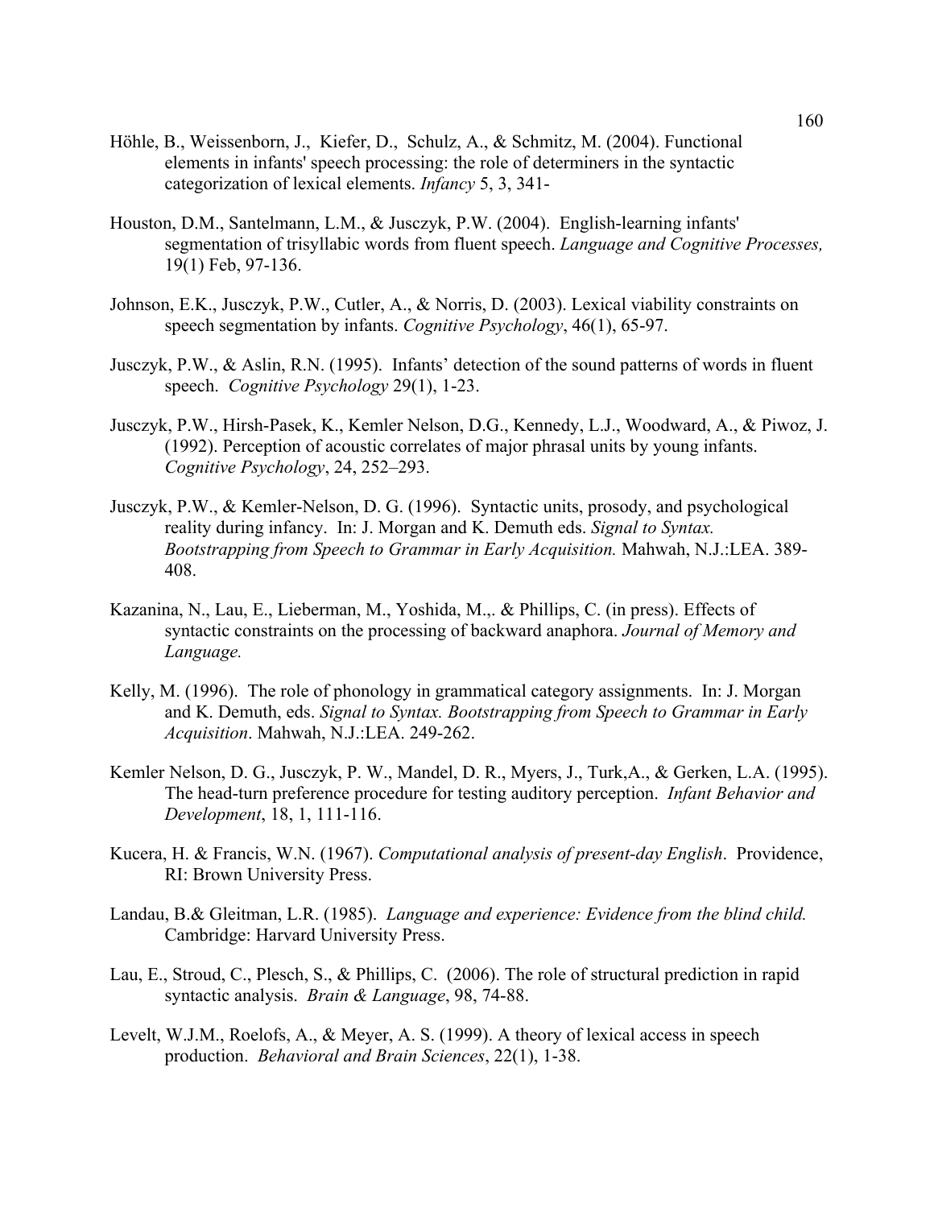Höhle, B., Weissenborn, J., Kiefer, D., Schulz, A., & Schmitz, M. (2004). Functional elements in infants' speech processing: the role of determiners in the syntactic categorization of lexical elements. *Infancy* 5, 3, 341-

Houston, D.M., Santelmann, L.M., & Jusczyk, P.W. (2004). English-learning infants' segmentation of trisyllabic words from fluent speech. *Language and Cognitive Processes,* 19(1) Feb, 97-136.

Johnson, E.K., Jusczyk, P.W., Cutler, A., & Norris, D. (2003). Lexical viability constraints on speech segmentation by infants. *Cognitive Psychology*, 46(1), 65-97.

Jusczyk, P.W., & Aslin, R.N. (1995). Infants' detection of the sound patterns of words in fluent speech. *Cognitive Psychology* 29(1), 1-23.

Jusczyk, P.W., Hirsh-Pasek, K., Kemler Nelson, D.G., Kennedy, L.J., Woodward, A., & Piwoz, J. (1992). Perception of acoustic correlates of major phrasal units by young infants. *Cognitive Psychology*, 24, 252–293.

Jusczyk, P.W., & Kemler-Nelson, D. G. (1996). Syntactic units, prosody, and psychological reality during infancy. In: J. Morgan and K. Demuth eds. *Signal to Syntax. Bootstrapping from Speech to Grammar in Early Acquisition.* Mahwah, N.J.:LEA. 389-408.

Kazanina, N., Lau, E., Lieberman, M., Yoshida, M.,. & Phillips, C. (in press). Effects of syntactic constraints on the processing of backward anaphora. *Journal of Memory and Language.*

Kelly, M. (1996). The role of phonology in grammatical category assignments. In: J. Morgan and K. Demuth, eds. *Signal to Syntax. Bootstrapping from Speech to Grammar in Early Acquisition*. Mahwah, N.J.:LEA. 249-262.

Kemler Nelson, D. G., Jusczyk, P. W., Mandel, D. R., Myers, J., Turk,A., & Gerken, L.A. (1995). The head-turn preference procedure for testing auditory perception. *Infant Behavior and Development*, 18, 1, 111-116.

Kucera, H. & Francis, W.N. (1967). *Computational analysis of present-day English*. Providence, RI: Brown University Press.

Landau, B.& Gleitman, L.R. (1985). *Language and experience: Evidence from the blind child.* Cambridge: Harvard University Press.

Lau, E., Stroud, C., Plesch, S., & Phillips, C. (2006). The role of structural prediction in rapid syntactic analysis. *Brain & Language*, 98, 74-88.

Levelt, W.J.M., Roelofs, A., & Meyer, A. S. (1999). A theory of lexical access in speech production. *Behavioral and Brain Sciences*, 22(1), 1-38.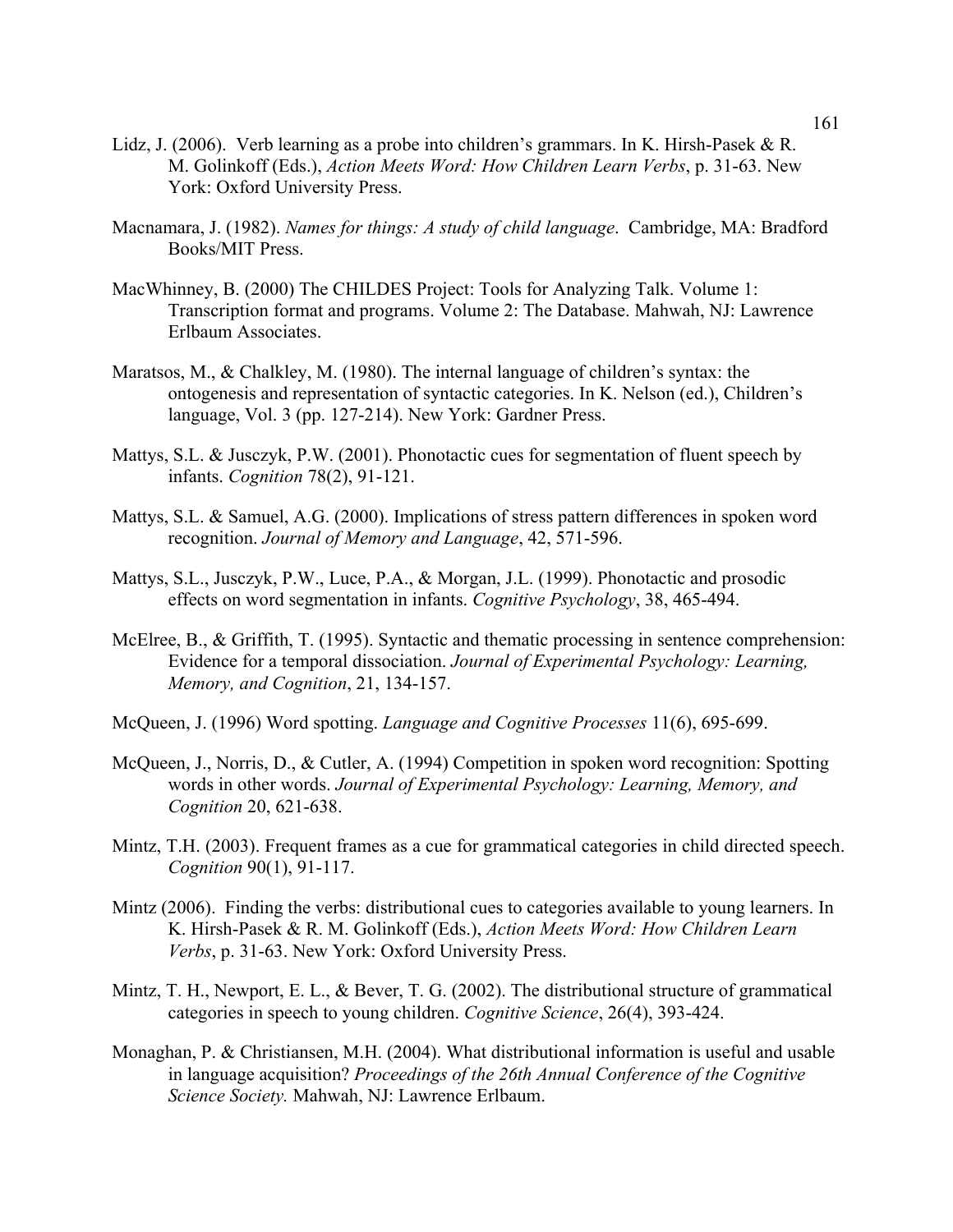Lidz, J. (2006). Verb learning as a probe into children's grammars. In K. Hirsh-Pasek & R. M. Golinkoff (Eds.), *Action Meets Word: How Children Learn Verbs*, p. 31-63. New York: Oxford University Press.

Macnamara, J. (1982). *Names for things: A study of child language*. Cambridge, MA: Bradford Books/MIT Press.

MacWhinney, B. (2000) The CHILDES Project: Tools for Analyzing Talk. Volume 1: Transcription format and programs. Volume 2: The Database. Mahwah, NJ: Lawrence Erlbaum Associates.

Maratsos, M., & Chalkley, M. (1980). The internal language of children's syntax: the ontogenesis and representation of syntactic categories. In K. Nelson (ed.), Children's language, Vol. 3 (pp. 127-214). New York: Gardner Press.

Mattys, S.L. & Jusczyk, P.W. (2001). Phonotactic cues for segmentation of fluent speech by infants. *Cognition* 78(2), 91-121.

Mattys, S.L. & Samuel, A.G. (2000). Implications of stress pattern differences in spoken word recognition. *Journal of Memory and Language*, 42, 571-596.

Mattys, S.L., Jusczyk, P.W., Luce, P.A., & Morgan, J.L. (1999). Phonotactic and prosodic effects on word segmentation in infants. *Cognitive Psychology*, 38, 465-494.

McElree, B., & Griffith, T. (1995). Syntactic and thematic processing in sentence comprehension: Evidence for a temporal dissociation. *Journal of Experimental Psychology: Learning, Memory, and Cognition*, 21, 134-157.

McQueen, J. (1996) Word spotting. *Language and Cognitive Processes* 11(6), 695-699.

McQueen, J., Norris, D., & Cutler, A. (1994) Competition in spoken word recognition: Spotting words in other words. *Journal of Experimental Psychology: Learning, Memory, and Cognition* 20, 621-638.

Mintz, T.H. (2003). Frequent frames as a cue for grammatical categories in child directed speech. *Cognition* 90(1), 91-117.

Mintz (2006). Finding the verbs: distributional cues to categories available to young learners. In K. Hirsh-Pasek & R. M. Golinkoff (Eds.), *Action Meets Word: How Children Learn Verbs*, p. 31-63. New York: Oxford University Press.

Mintz, T. H., Newport, E. L., & Bever, T. G. (2002). The distributional structure of grammatical categories in speech to young children. *Cognitive Science*, 26(4), 393-424.

Monaghan, P. & Christiansen, M.H. (2004). What distributional information is useful and usable in language acquisition? *Proceedings of the 26th Annual Conference of the Cognitive Science Society.* Mahwah, NJ: Lawrence Erlbaum.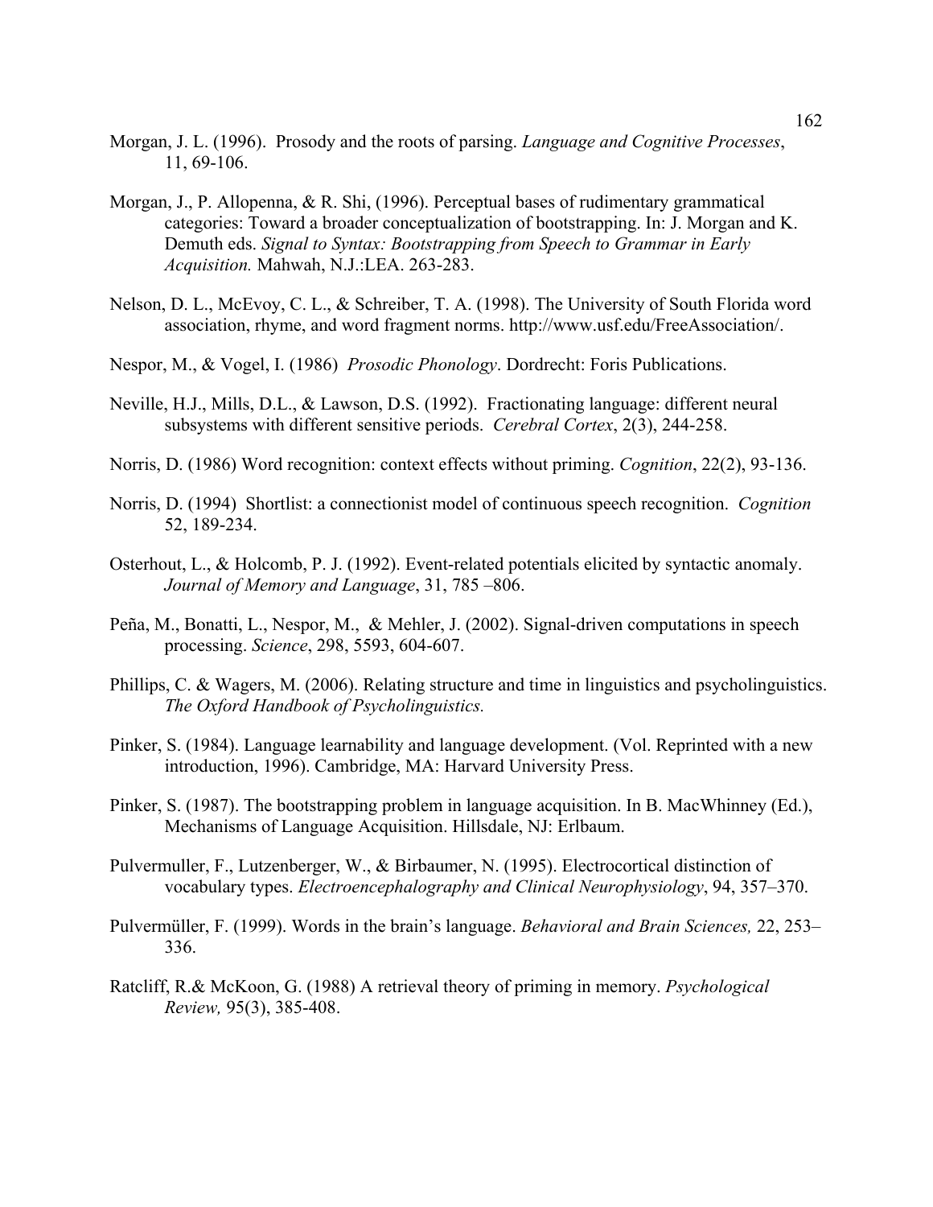Morgan, J. L. (1996). Prosody and the roots of parsing. *Language and Cognitive Processes*, 11, 69-106.

Morgan, J., P. Allopenna, & R. Shi, (1996). Perceptual bases of rudimentary grammatical categories: Toward a broader conceptualization of bootstrapping. In: J. Morgan and K. Demuth eds. *Signal to Syntax: Bootstrapping from Speech to Grammar in Early Acquisition.* Mahwah, N.J.:LEA. 263-283.

Nelson, D. L., McEvoy, C. L., & Schreiber, T. A. (1998). The University of South Florida word association, rhyme, and word fragment norms. http://www.usf.edu/FreeAssociation/.

Nespor, M., & Vogel, I. (1986) *Prosodic Phonology*. Dordrecht: Foris Publications.

Neville, H.J., Mills, D.L., & Lawson, D.S. (1992). Fractionating language: different neural subsystems with different sensitive periods. *Cerebral Cortex*, 2(3), 244-258.

Norris, D. (1986) Word recognition: context effects without priming. *Cognition*, 22(2), 93-136.

Norris, D. (1994) Shortlist: a connectionist model of continuous speech recognition. *Cognition* 52, 189-234.

Osterhout, L., & Holcomb, P. J. (1992). Event-related potentials elicited by syntactic anomaly. *Journal of Memory and Language*, 31, 785 –806.

Peña, M., Bonatti, L., Nespor, M., & Mehler, J. (2002). Signal-driven computations in speech processing. *Science*, 298, 5593, 604-607.

Phillips, C. & Wagers, M. (2006). Relating structure and time in linguistics and psycholinguistics. *The Oxford Handbook of Psycholinguistics.*

Pinker, S. (1984). Language learnability and language development. (Vol. Reprinted with a new introduction, 1996). Cambridge, MA: Harvard University Press.

Pinker, S. (1987). The bootstrapping problem in language acquisition. In B. MacWhinney (Ed.), Mechanisms of Language Acquisition. Hillsdale, NJ: Erlbaum.

Pulvermuller, F., Lutzenberger, W., & Birbaumer, N. (1995). Electrocortical distinction of vocabulary types. *Electroencephalography and Clinical Neurophysiology*, 94, 357–370.

Pulvermüller, F. (1999). Words in the brain's language. *Behavioral and Brain Sciences,* 22, 253–336.

Ratcliff, R.& McKoon, G. (1988) A retrieval theory of priming in memory. *Psychological Review,* 95(3), 385-408.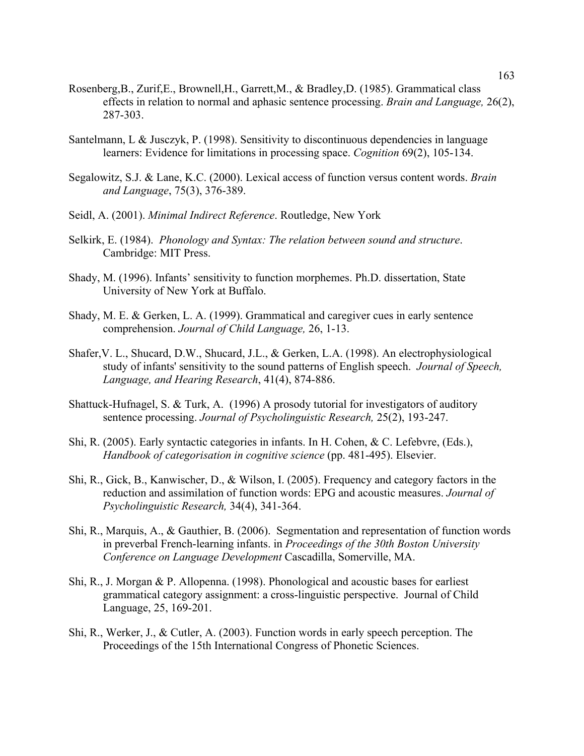Rosenberg,B., Zurif,E., Brownell,H., Garrett,M., & Bradley,D. (1985). Grammatical class effects in relation to normal and aphasic sentence processing. *Brain and Language,* 26(2), 287-303.

Santelmann, L & Jusczyk, P. (1998). Sensitivity to discontinuous dependencies in language learners: Evidence for limitations in processing space. *Cognition* 69(2), 105-134.

Segalowitz, S.J. & Lane, K.C. (2000). Lexical access of function versus content words. *Brain and Language*, 75(3), 376-389.

Seidl, A. (2001). *Minimal Indirect Reference*. Routledge, New York

Selkirk, E. (1984). *Phonology and Syntax: The relation between sound and structure*. Cambridge: MIT Press.

Shady, M. (1996). Infants' sensitivity to function morphemes. Ph.D. dissertation, State University of New York at Buffalo.

Shady, M. E. & Gerken, L. A. (1999). Grammatical and caregiver cues in early sentence comprehension. *Journal of Child Language,* 26, 1-13.

Shafer,V. L., Shucard, D.W., Shucard, J.L., & Gerken, L.A. (1998). An electrophysiological study of infants' sensitivity to the sound patterns of English speech. *Journal of Speech, Language, and Hearing Research*, 41(4), 874-886.

Shattuck-Hufnagel, S. & Turk, A. (1996) A prosody tutorial for investigators of auditory sentence processing. *Journal of Psycholinguistic Research,* 25(2), 193-247.

Shi, R. (2005). Early syntactic categories in infants. In H. Cohen, & C. Lefebvre, (Eds.), *Handbook of categorisation in cognitive science* (pp. 481-495). Elsevier.

Shi, R., Gick, B., Kanwischer, D., & Wilson, I. (2005). Frequency and category factors in the reduction and assimilation of function words: EPG and acoustic measures. *Journal of Psycholinguistic Research,* 34(4), 341-364.

Shi, R., Marquis, A., & Gauthier, B. (2006). Segmentation and representation of function words in preverbal French-learning infants. in *Proceedings of the 30th Boston University Conference on Language Development* Cascadilla, Somerville, MA.

Shi, R., J. Morgan & P. Allopenna. (1998). Phonological and acoustic bases for earliest grammatical category assignment: a cross-linguistic perspective. Journal of Child Language, 25, 169-201.

Shi, R., Werker, J., & Cutler, A. (2003). Function words in early speech perception. The Proceedings of the 15th International Congress of Phonetic Sciences.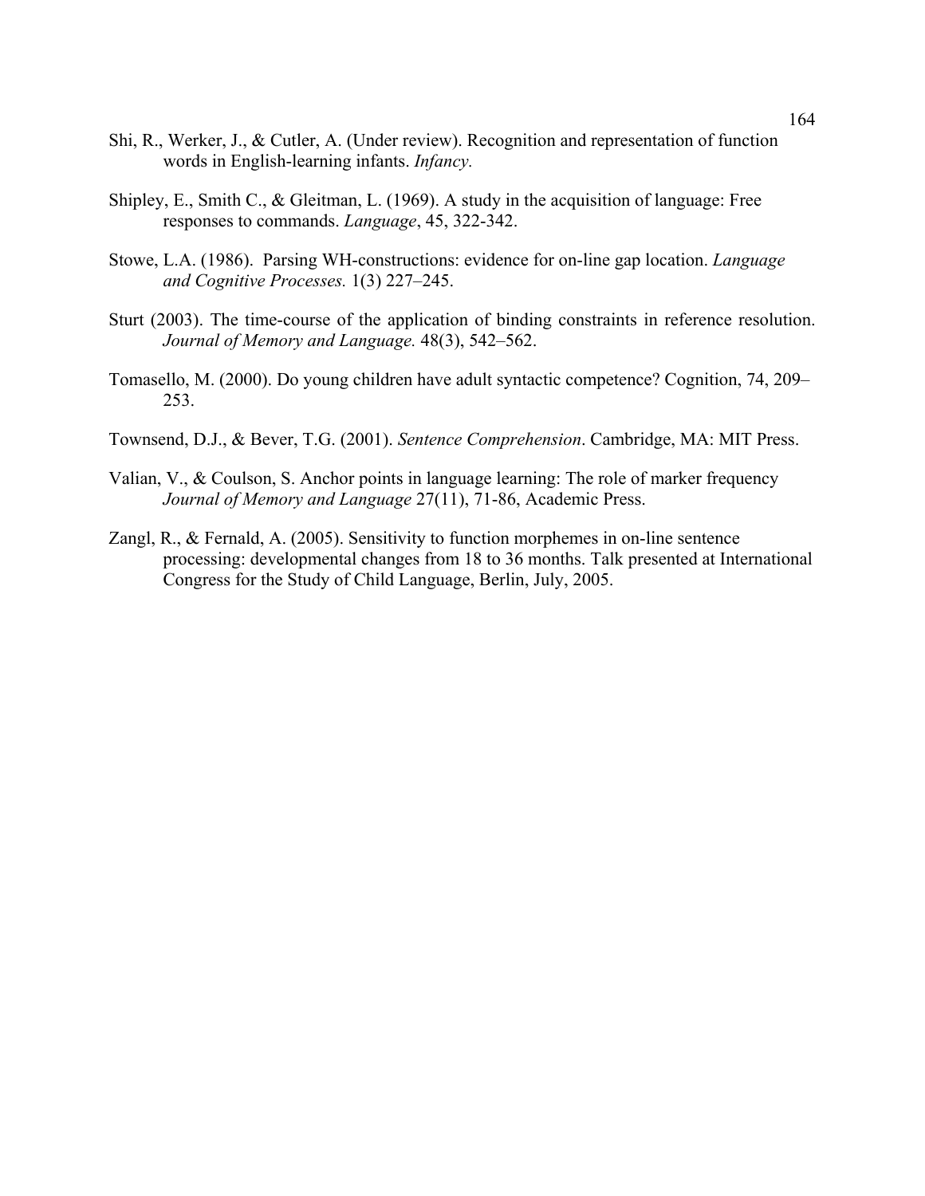Shi, R., Werker, J., & Cutler, A. (Under review). Recognition and representation of function words in English-learning infants. *Infancy.*

Shipley, E., Smith C., & Gleitman, L. (1969). A study in the acquisition of language: Free responses to commands. *Language*, 45, 322-342.

Stowe, L.A. (1986). Parsing WH-constructions: evidence for on-line gap location. *Language and Cognitive Processes.* 1(3) 227–245.

Sturt (2003). The time-course of the application of binding constraints in reference resolution. *Journal of Memory and Language.* 48(3), 542–562.

Tomasello, M. (2000). Do young children have adult syntactic competence? Cognition, 74, 209–253.

Townsend, D.J., & Bever, T.G. (2001). *Sentence Comprehension*. Cambridge, MA: MIT Press.

Valian, V., & Coulson, S. Anchor points in language learning: The role of marker frequency *Journal of Memory and Language* 27(11), 71-86, Academic Press.

Zangl, R., & Fernald, A. (2005). Sensitivity to function morphemes in on-line sentence processing: developmental changes from 18 to 36 months. Talk presented at International Congress for the Study of Child Language, Berlin, July, 2005.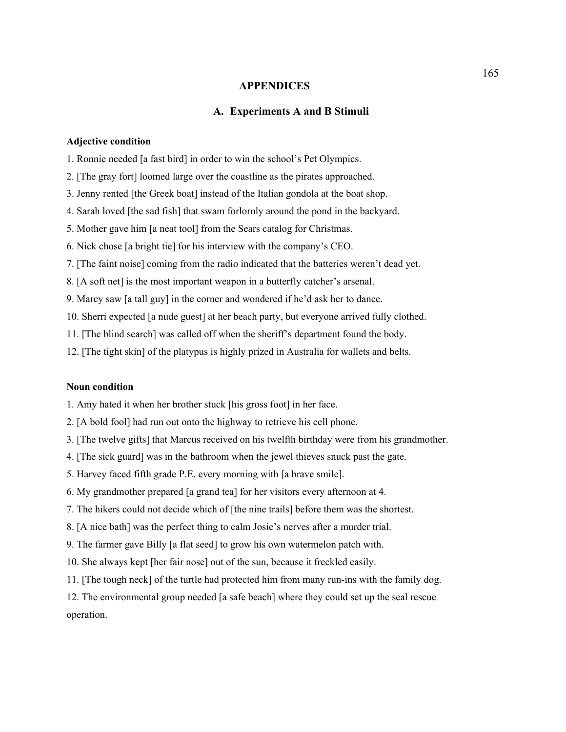# APPENDICES

## A. Experiments A and B Stimuli

**Adjective condition**

1. Ronnie needed [a fast bird] in order to win the school's Pet Olympics.
2. [The gray fort] loomed large over the coastline as the pirates approached.
3. Jenny rented [the Greek boat] instead of the Italian gondola at the boat shop.
4. Sarah loved [the sad fish] that swam forlornly around the pond in the backyard.
5. Mother gave him [a neat tool] from the Sears catalog for Christmas.
6. Nick chose [a bright tie] for his interview with the company's CEO.
7. [The faint noise] coming from the radio indicated that the batteries weren't dead yet.
8. [A soft net] is the most important weapon in a butterfly catcher's arsenal.
9. Marcy saw [a tall guy] in the corner and wondered if he'd ask her to dance.
10. Sherri expected [a nude guest] at her beach party, but everyone arrived fully clothed.
11. [The blind search] was called off when the sheriff's department found the body.
12. [The tight skin] of the platypus is highly prized in Australia for wallets and belts.

**Noun condition**

1. Amy hated it when her brother stuck [his gross foot] in her face.
2. [A bold fool] had run out onto the highway to retrieve his cell phone.
3. [The twelve gifts] that Marcus received on his twelfth birthday were from his grandmother.
4. [The sick guard] was in the bathroom when the jewel thieves snuck past the gate.
5. Harvey faced fifth grade P.E. every morning with [a brave smile].
6. My grandmother prepared [a grand tea] for her visitors every afternoon at 4.
7. The hikers could not decide which of [the nine trails] before them was the shortest.
8. [A nice bath] was the perfect thing to calm Josie's nerves after a murder trial.
9. The farmer gave Billy [a flat seed] to grow his own watermelon patch with.
10. She always kept [her fair nose] out of the sun, because it freckled easily.
11. [The tough neck] of the turtle had protected him from many run-ins with the family dog.
12. The environmental group needed [a safe beach] where they could set up the seal rescue operation.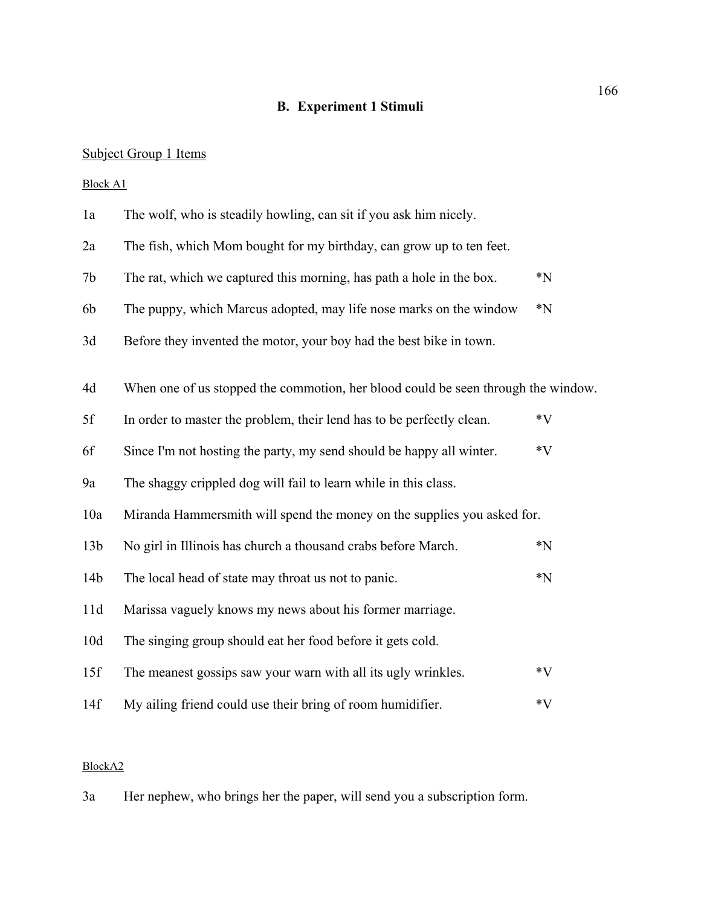## B. Experiment 1 Stimuli

<u>Subject Group 1 Items</u>

<u>Block A1</u>

| | | |
|---|---|---|
| 1a | The wolf, who is steadily howling, can sit if you ask him nicely. | |
| 2a | The fish, which Mom bought for my birthday, can grow up to ten feet. | |
| 7b | The rat, which we captured this morning, has path a hole in the box. | *N |
| 6b | The puppy, which Marcus adopted, may life nose marks on the window | *N |
| 3d | Before they invented the motor, your boy had the best bike in town. | |
| 4d | When one of us stopped the commotion, her blood could be seen through the window. | |
| 5f | In order to master the problem, their lend has to be perfectly clean. | *V |
| 6f | Since I'm not hosting the party, my send should be happy all winter. | *V |
| 9a | The shaggy crippled dog will fail to learn while in this class. | |
| 10a | Miranda Hammersmith will spend the money on the supplies you asked for. | |
| 13b | No girl in Illinois has church a thousand crabs before March. | *N |
| 14b | The local head of state may throat us not to panic. | *N |
| 11d | Marissa vaguely knows my news about his former marriage. | |
| 10d | The singing group should eat her food before it gets cold. | |
| 15f | The meanest gossips saw your warn with all its ugly wrinkles. | *V |
| 14f | My ailing friend could use their bring of room humidifier. | *V |

<u>BlockA2</u>

| | | |
|---|---|---|
| 3a | Her nephew, who brings her the paper, will send you a subscription form. | |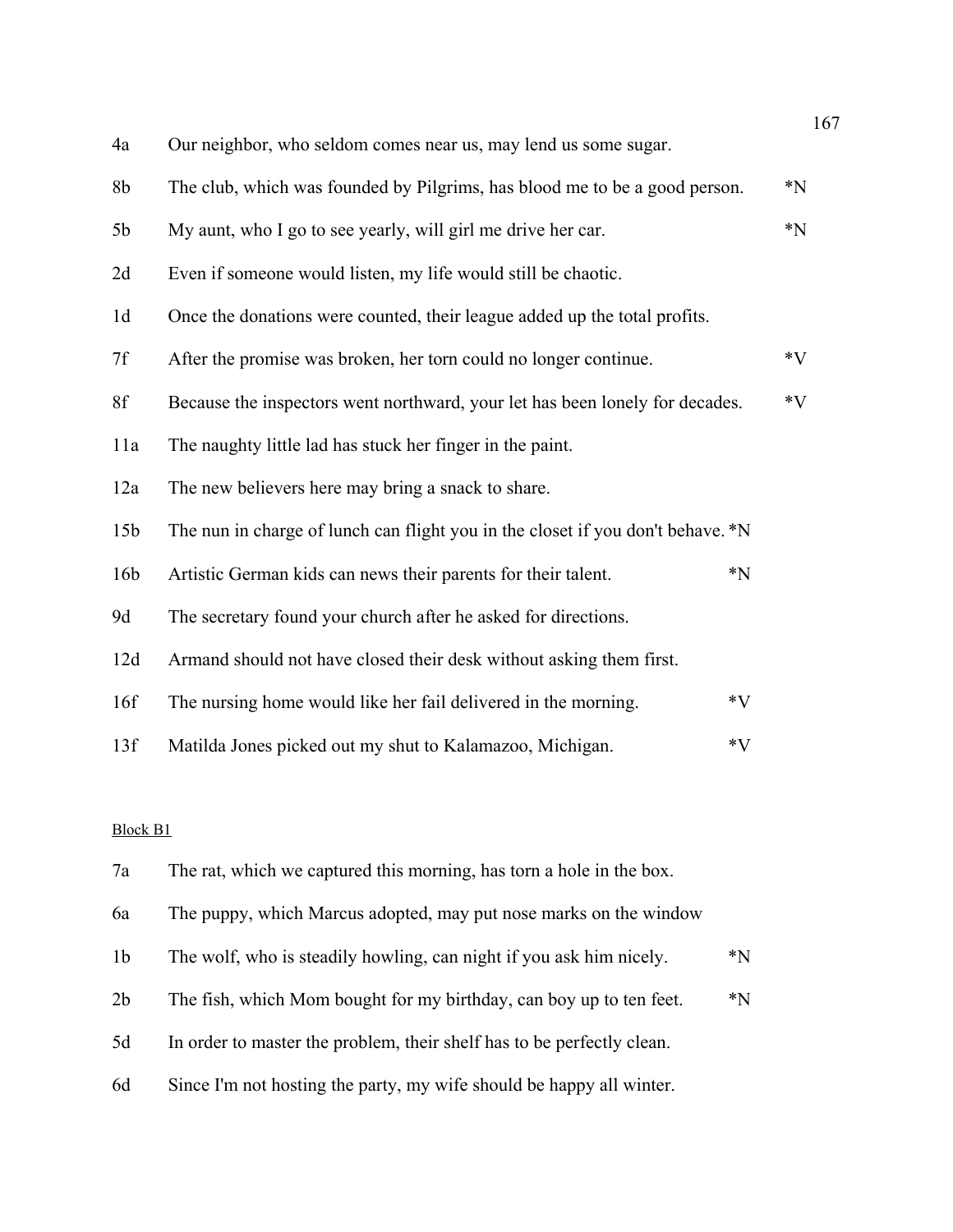| | | |
|---|---|---|
| 4a | Our neighbor, who seldom comes near us, may lend us some sugar. | |
| 8b | The club, which was founded by Pilgrims, has blood me to be a good person. | *N |
| 5b | My aunt, who I go to see yearly, will girl me drive her car. | *N |
| 2d | Even if someone would listen, my life would still be chaotic. | |
| 1d | Once the donations were counted, their league added up the total profits. | |
| 7f | After the promise was broken, her torn could no longer continue. | *V |
| 8f | Because the inspectors went northward, your let has been lonely for decades. | *V |
| 11a | The naughty little lad has stuck her finger in the paint. | |
| 12a | The new believers here may bring a snack to share. | |
| 15b | The nun in charge of lunch can flight you in the closet if you don't behave. | *N |
| 16b | Artistic German kids can news their parents for their talent. | *N |
| 9d | The secretary found your church after he asked for directions. | |
| 12d | Armand should not have closed their desk without asking them first. | |
| 16f | The nursing home would like her fail delivered in the morning. | *V |
| 13f | Matilda Jones picked out my shut to Kalamazoo, Michigan. | *V |

<u>Block B1</u>

| | | |
|---|---|---|
| 7a | The rat, which we captured this morning, has torn a hole in the box. | |
| 6a | The puppy, which Marcus adopted, may put nose marks on the window | |
| 1b | The wolf, who is steadily howling, can night if you ask him nicely. | *N |
| 2b | The fish, which Mom bought for my birthday, can boy up to ten feet. | *N |
| 5d | In order to master the problem, their shelf has to be perfectly clean. | |
| 6d | Since I'm not hosting the party, my wife should be happy all winter. | |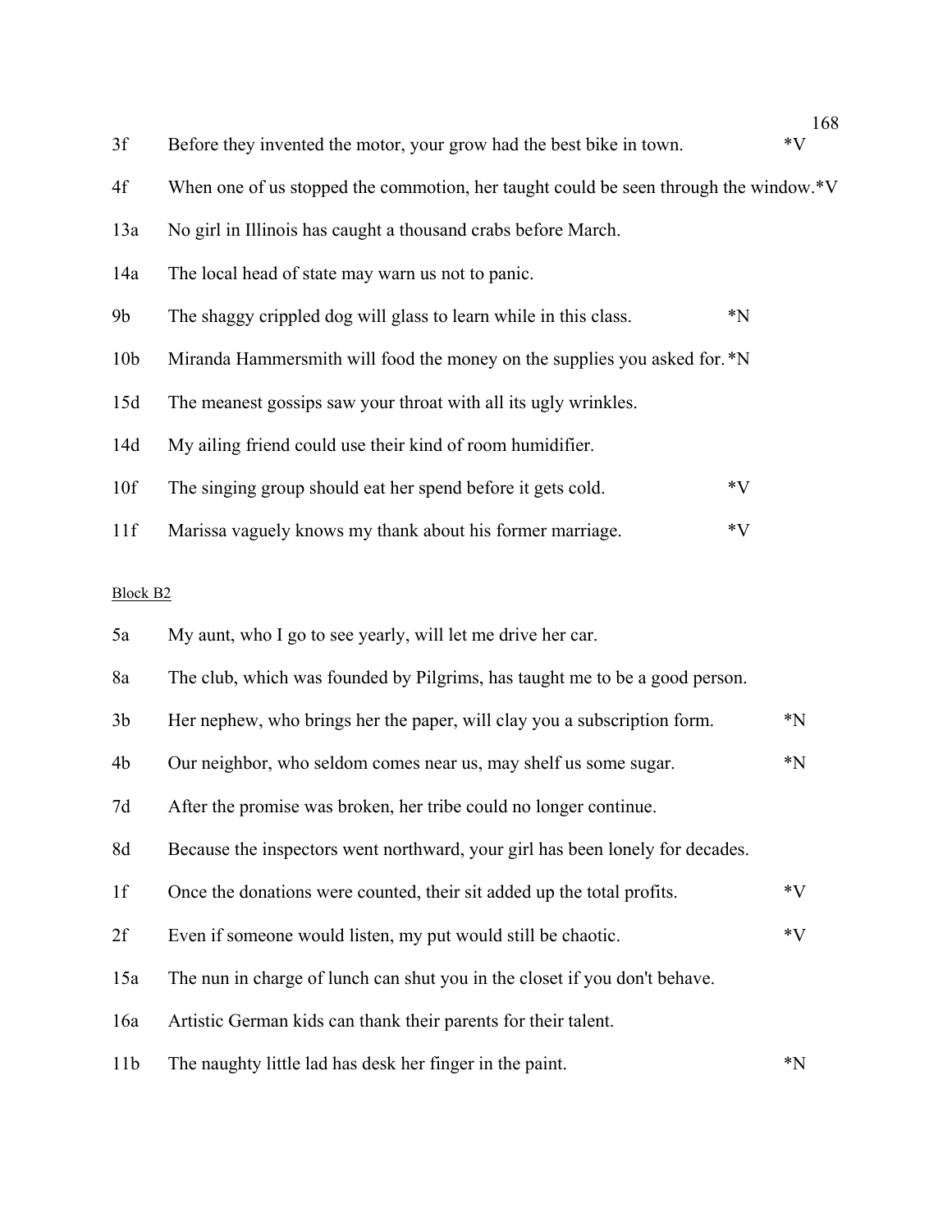| | | |
|---|---|---|
| 3f | Before they invented the motor, your grow had the best bike in town. | *V |
| 4f | When one of us stopped the commotion, her taught could be seen through the window. | *V |
| 13a | No girl in Illinois has caught a thousand crabs before March. | |
| 14a | The local head of state may warn us not to panic. | |
| 9b | The shaggy crippled dog will glass to learn while in this class. | *N |
| 10b | Miranda Hammersmith will food the money on the supplies you asked for. | *N |
| 15d | The meanest gossips saw your throat with all its ugly wrinkles. | |
| 14d | My ailing friend could use their kind of room humidifier. | |
| 10f | The singing group should eat her spend before it gets cold. | *V |
| 11f | Marissa vaguely knows my thank about his former marriage. | *V |

Block B2

| | | |
|---|---|---|
| 5a | My aunt, who I go to see yearly, will let me drive her car. | |
| 8a | The club, which was founded by Pilgrims, has taught me to be a good person. | |
| 3b | Her nephew, who brings her the paper, will clay you a subscription form. | *N |
| 4b | Our neighbor, who seldom comes near us, may shelf us some sugar. | *N |
| 7d | After the promise was broken, her tribe could no longer continue. | |
| 8d | Because the inspectors went northward, your girl has been lonely for decades. | |
| 1f | Once the donations were counted, their sit added up the total profits. | *V |
| 2f | Even if someone would listen, my put would still be chaotic. | *V |
| 15a | The nun in charge of lunch can shut you in the closet if you don't behave. | |
| 16a | Artistic German kids can thank their parents for their talent. | |
| 11b | The naughty little lad has desk her finger in the paint. | *N |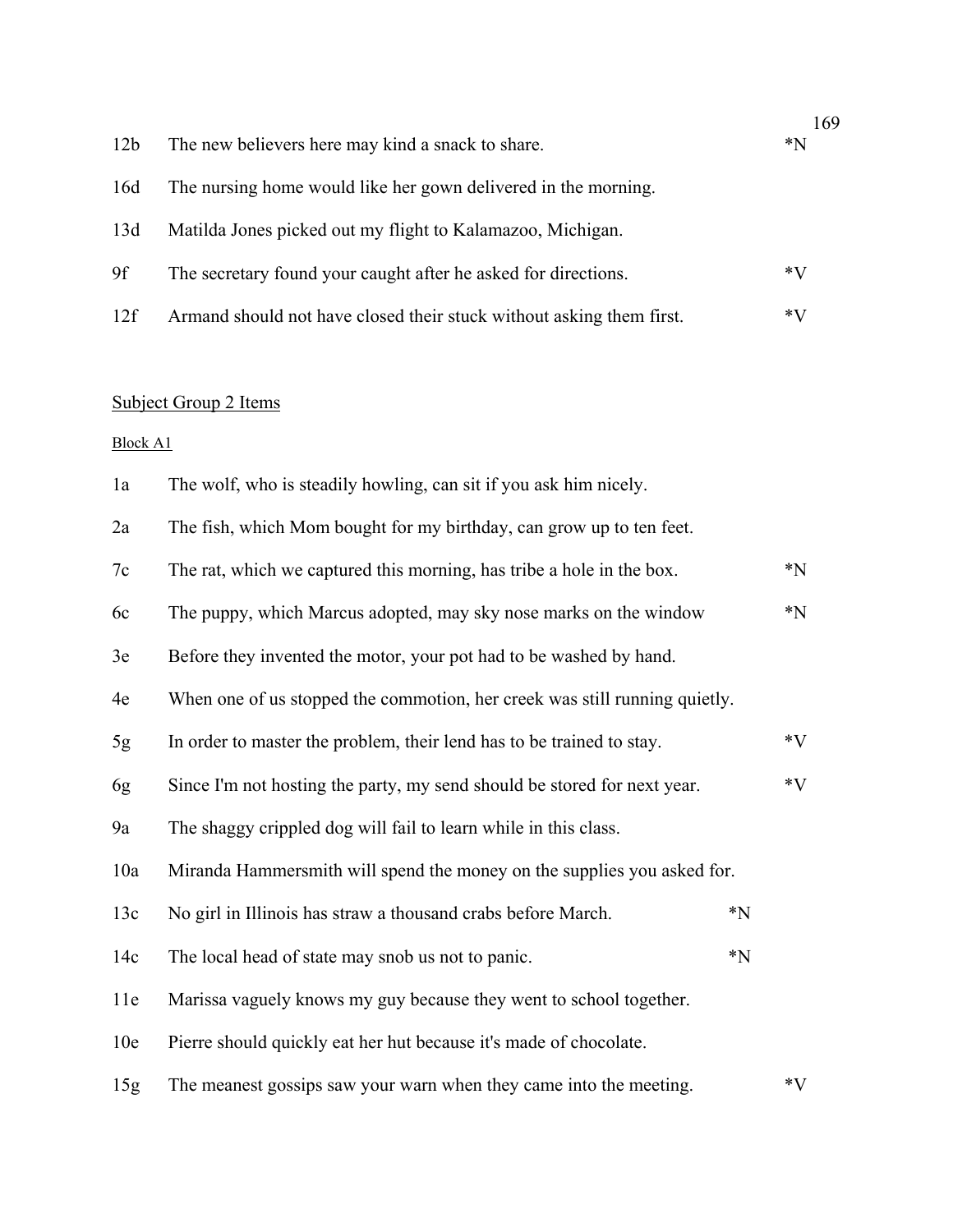| | | |
|---|---|---|
| 12b | The new believers here may kind a snack to share. | *N |
| 16d | The nursing home would like her gown delivered in the morning. | |
| 13d | Matilda Jones picked out my flight to Kalamazoo, Michigan. | |
| 9f | The secretary found your caught after he asked for directions. | *V |
| 12f | Armand should not have closed their stuck without asking them first. | *V |

<u>Subject Group 2 Items</u>

<u>Block A1</u>

| | | |
|---|---|---|
| 1a | The wolf, who is steadily howling, can sit if you ask him nicely. | |
| 2a | The fish, which Mom bought for my birthday, can grow up to ten feet. | |
| 7c | The rat, which we captured this morning, has tribe a hole in the box. | *N |
| 6c | The puppy, which Marcus adopted, may sky nose marks on the window | *N |
| 3e | Before they invented the motor, your pot had to be washed by hand. | |
| 4e | When one of us stopped the commotion, her creek was still running quietly. | |
| 5g | In order to master the problem, their lend has to be trained to stay. | *V |
| 6g | Since I'm not hosting the party, my send should be stored for next year. | *V |
| 9a | The shaggy crippled dog will fail to learn while in this class. | |
| 10a | Miranda Hammersmith will spend the money on the supplies you asked for. | |
| 13c | No girl in Illinois has straw a thousand crabs before March. | *N |
| 14c | The local head of state may snob us not to panic. | *N |
| 11e | Marissa vaguely knows my guy because they went to school together. | |
| 10e | Pierre should quickly eat her hut because it's made of chocolate. | |
| 15g | The meanest gossips saw your warn when they came into the meeting. | *V |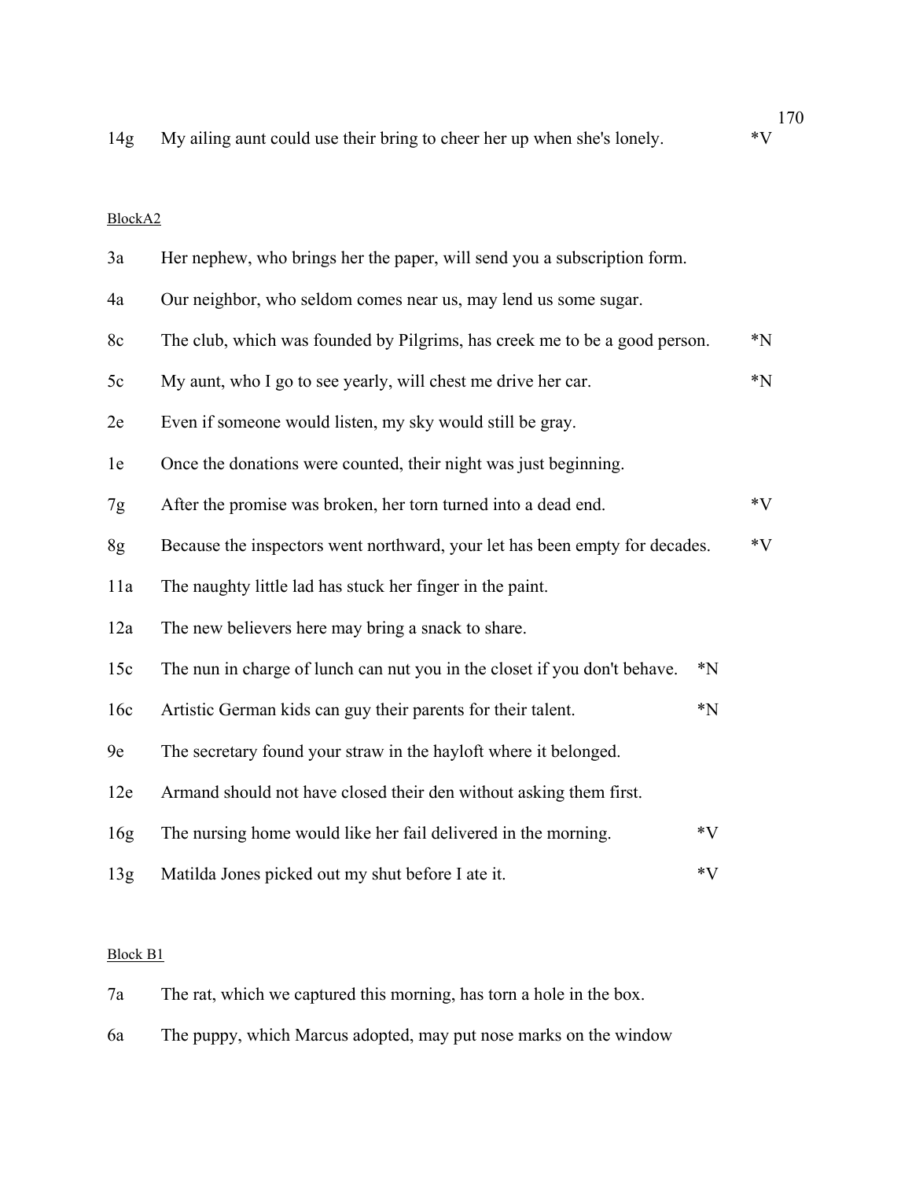| | | |
|---|---|---|
| 14g | My ailing aunt could use their bring to cheer her up when she's lonely. | *V |

Block A2

| | | |
|---|---|---|
| 3a | Her nephew, who brings her the paper, will send you a subscription form. | |
| 4a | Our neighbor, who seldom comes near us, may lend us some sugar. | |
| 8c | The club, which was founded by Pilgrims, has creek me to be a good person. | *N |
| 5c | My aunt, who I go to see yearly, will chest me drive her car. | *N |
| 2e | Even if someone would listen, my sky would still be gray. | |
| 1e | Once the donations were counted, their night was just beginning. | |
| 7g | After the promise was broken, her torn turned into a dead end. | *V |
| 8g | Because the inspectors went northward, your let has been empty for decades. | *V |
| 11a | The naughty little lad has stuck her finger in the paint. | |
| 12a | The new believers here may bring a snack to share. | |
| 15c | The nun in charge of lunch can nut you in the closet if you don't behave. | *N |
| 16c | Artistic German kids can guy their parents for their talent. | *N |
| 9e | The secretary found your straw in the hayloft where it belonged. | |
| 12e | Armand should not have closed their den without asking them first. | |
| 16g | The nursing home would like her fail delivered in the morning. | *V |
| 13g | Matilda Jones picked out my shut before I ate it. | *V |

Block B1

| | | |
|---|---|---|
| 7a | The rat, which we captured this morning, has torn a hole in the box. | |
| 6a | The puppy, which Marcus adopted, may put nose marks on the window | |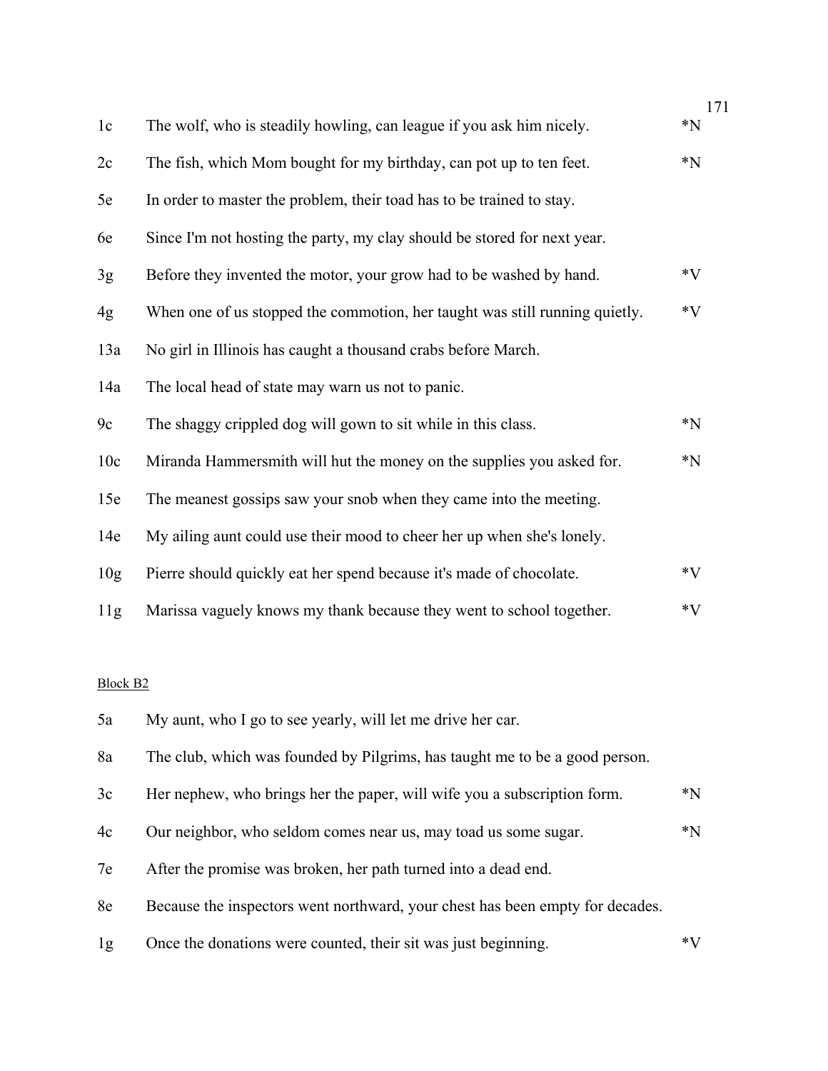| | | |
|---|---|---|
| 1c | The wolf, who is steadily howling, can league if you ask him nicely. | *N |
| 2c | The fish, which Mom bought for my birthday, can pot up to ten feet. | *N |
| 5e | In order to master the problem, their toad has to be trained to stay. | |
| 6e | Since I'm not hosting the party, my clay should be stored for next year. | |
| 3g | Before they invented the motor, your grow had to be washed by hand. | *V |
| 4g | When one of us stopped the commotion, her taught was still running quietly. | *V |
| 13a | No girl in Illinois has caught a thousand crabs before March. | |
| 14a | The local head of state may warn us not to panic. | |
| 9c | The shaggy crippled dog will gown to sit while in this class. | *N |
| 10c | Miranda Hammersmith will hut the money on the supplies you asked for. | *N |
| 15e | The meanest gossips saw your snob when they came into the meeting. | |
| 14e | My ailing aunt could use their mood to cheer her up when she's lonely. | |
| 10g | Pierre should quickly eat her spend because it's made of chocolate. | *V |
| 11g | Marissa vaguely knows my thank because they went to school together. | *V |

<u>Block B2</u>

| | | |
|---|---|---|
| 5a | My aunt, who I go to see yearly, will let me drive her car. | |
| 8a | The club, which was founded by Pilgrims, has taught me to be a good person. | |
| 3c | Her nephew, who brings her the paper, will wife you a subscription form. | *N |
| 4c | Our neighbor, who seldom comes near us, may toad us some sugar. | *N |
| 7e | After the promise was broken, her path turned into a dead end. | |
| 8e | Because the inspectors went northward, your chest has been empty for decades. | |
| 1g | Once the donations were counted, their sit was just beginning. | *V |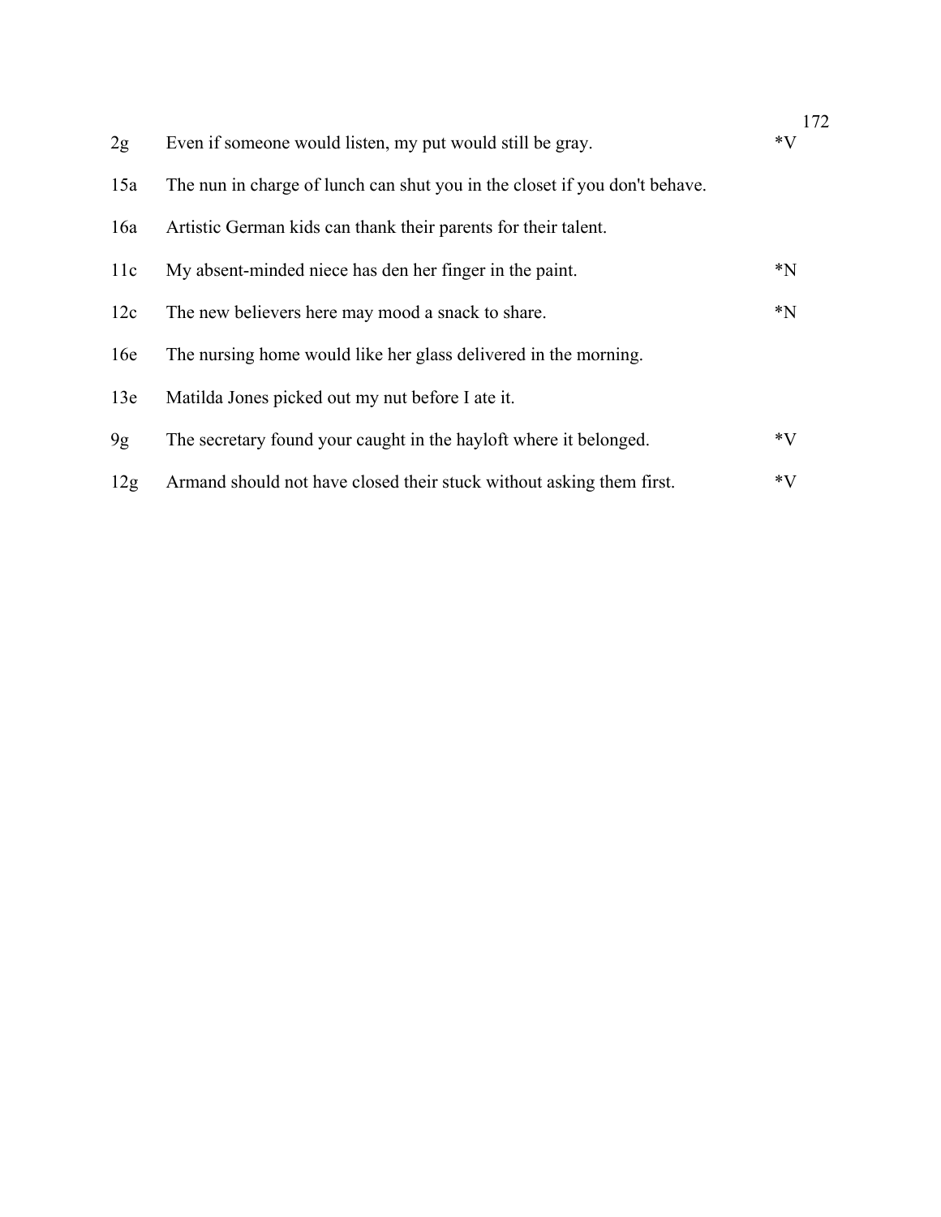| | | |
|---|---|---|
| 2g | Even if someone would listen, my put would still be gray. | *V |
| 15a | The nun in charge of lunch can shut you in the closet if you don't behave. | |
| 16a | Artistic German kids can thank their parents for their talent. | |
| 11c | My absent-minded niece has den her finger in the paint. | *N |
| 12c | The new believers here may mood a snack to share. | *N |
| 16e | The nursing home would like her glass delivered in the morning. | |
| 13e | Matilda Jones picked out my nut before I ate it. | |
| 9g | The secretary found your caught in the hayloft where it belonged. | *V |
| 12g | Armand should not have closed their stuck without asking them first. | *V |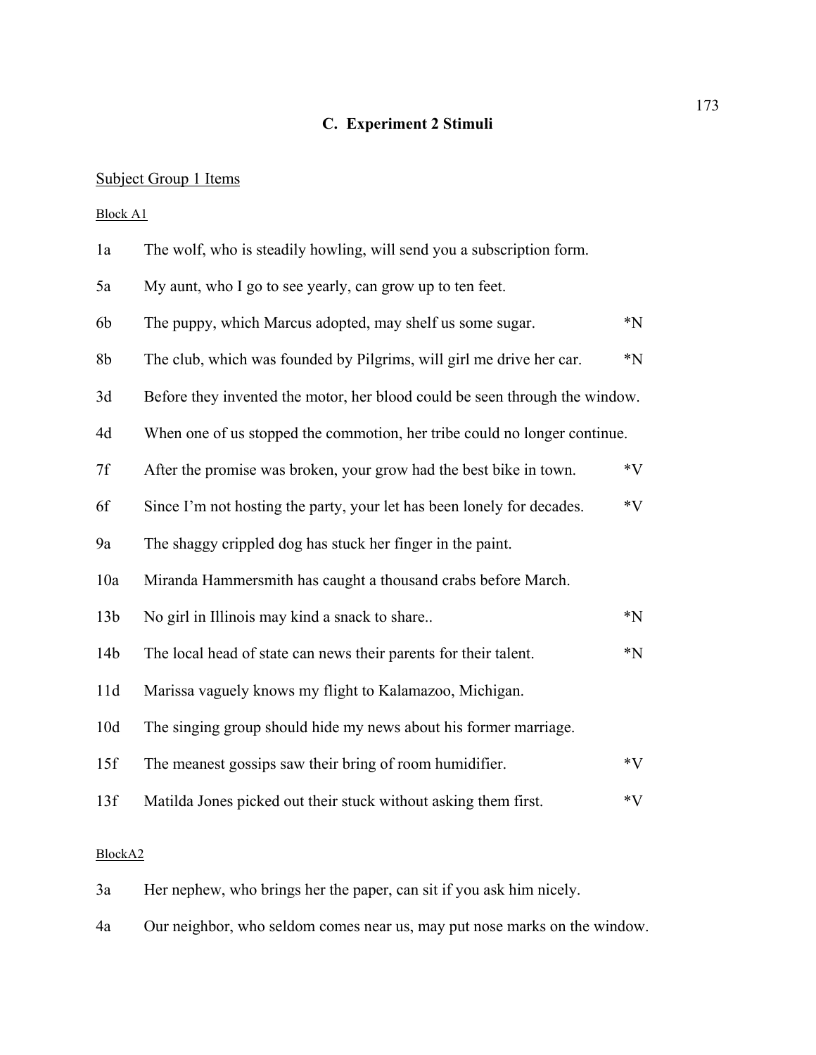## C. Experiment 2 Stimuli

Subject Group 1 Items

Block A1

| | | |
|---|---|---|
| 1a | The wolf, who is steadily howling, will send you a subscription form. | |
| 5a | My aunt, who I go to see yearly, can grow up to ten feet. | |
| 6b | The puppy, which Marcus adopted, may shelf us some sugar. | *N |
| 8b | The club, which was founded by Pilgrims, will girl me drive her car. | *N |
| 3d | Before they invented the motor, her blood could be seen through the window. | |
| 4d | When one of us stopped the commotion, her tribe could no longer continue. | |
| 7f | After the promise was broken, your grow had the best bike in town. | *V |
| 6f | Since I'm not hosting the party, your let has been lonely for decades. | *V |
| 9a | The shaggy crippled dog has stuck her finger in the paint. | |
| 10a | Miranda Hammersmith has caught a thousand crabs before March. | |
| 13b | No girl in Illinois may kind a snack to share.. | *N |
| 14b | The local head of state can news their parents for their talent. | *N |
| 11d | Marissa vaguely knows my flight to Kalamazoo, Michigan. | |
| 10d | The singing group should hide my news about his former marriage. | |
| 15f | The meanest gossips saw their bring of room humidifier. | *V |
| 13f | Matilda Jones picked out their stuck without asking them first. | *V |

BlockA2

| | | |
|---|---|---|
| 3a | Her nephew, who brings her the paper, can sit if you ask him nicely. | |
| 4a | Our neighbor, who seldom comes near us, may put nose marks on the window. | |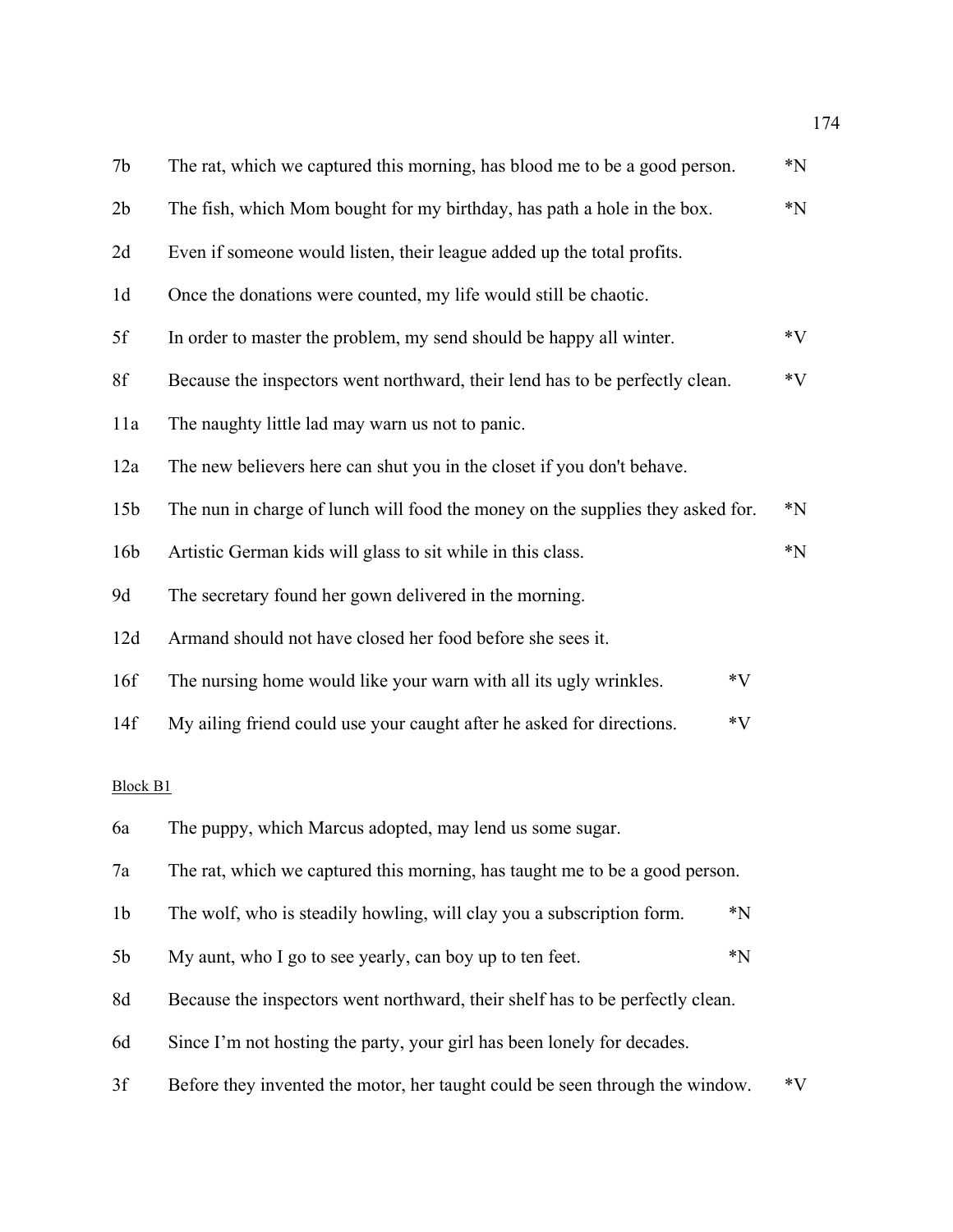| | | |
|---|---|---|
| 7b | The rat, which we captured this morning, has blood me to be a good person. | *N |
| 2b | The fish, which Mom bought for my birthday, has path a hole in the box. | *N |
| 2d | Even if someone would listen, their league added up the total profits. | |
| 1d | Once the donations were counted, my life would still be chaotic. | |
| 5f | In order to master the problem, my send should be happy all winter. | *V |
| 8f | Because the inspectors went northward, their lend has to be perfectly clean. | *V |
| 11a | The naughty little lad may warn us not to panic. | |
| 12a | The new believers here can shut you in the closet if you don't behave. | |
| 15b | The nun in charge of lunch will food the money on the supplies they asked for. | *N |
| 16b | Artistic German kids will glass to sit while in this class. | *N |
| 9d | The secretary found her gown delivered in the morning. | |
| 12d | Armand should not have closed her food before she sees it. | |
| 16f | The nursing home would like your warn with all its ugly wrinkles. | *V |
| 14f | My ailing friend could use your caught after he asked for directions. | *V |

Block B1

| | | |
|---|---|---|
| 6a | The puppy, which Marcus adopted, may lend us some sugar. | |
| 7a | The rat, which we captured this morning, has taught me to be a good person. | |
| 1b | The wolf, who is steadily howling, will clay you a subscription form. | *N |
| 5b | My aunt, who I go to see yearly, can boy up to ten feet. | *N |
| 8d | Because the inspectors went northward, their shelf has to be perfectly clean. | |
| 6d | Since I'm not hosting the party, your girl has been lonely for decades. | |
| 3f | Before they invented the motor, her taught could be seen through the window. | *V |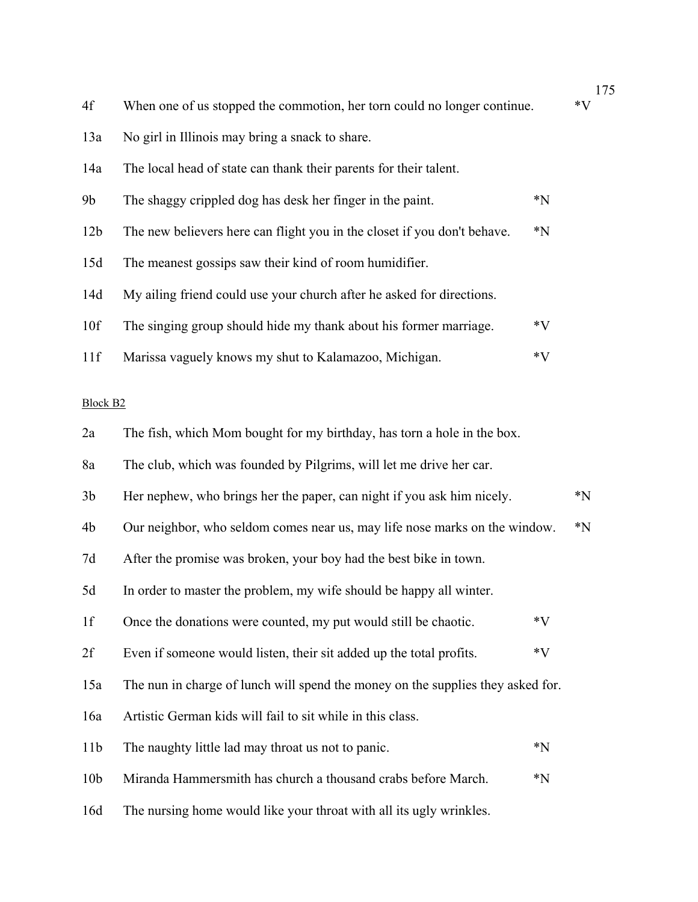| | | |
|---|---|---|
| 4f | When one of us stopped the commotion, her torn could no longer continue. | *V |
| 13a | No girl in Illinois may bring a snack to share. | |
| 14a | The local head of state can thank their parents for their talent. | |
| 9b | The shaggy crippled dog has desk her finger in the paint. | *N |
| 12b | The new believers here can flight you in the closet if you don't behave. | *N |
| 15d | The meanest gossips saw their kind of room humidifier. | |
| 14d | My ailing friend could use your church after he asked for directions. | |
| 10f | The singing group should hide my thank about his former marriage. | *V |
| 11f | Marissa vaguely knows my shut to Kalamazoo, Michigan. | *V |

Block B2

| | | |
|---|---|---|
| 2a | The fish, which Mom bought for my birthday, has torn a hole in the box. | |
| 8a | The club, which was founded by Pilgrims, will let me drive her car. | |
| 3b | Her nephew, who brings her the paper, can night if you ask him nicely. | *N |
| 4b | Our neighbor, who seldom comes near us, may life nose marks on the window. | *N |
| 7d | After the promise was broken, your boy had the best bike in town. | |
| 5d | In order to master the problem, my wife should be happy all winter. | |
| 1f | Once the donations were counted, my put would still be chaotic. | *V |
| 2f | Even if someone would listen, their sit added up the total profits. | *V |
| 15a | The nun in charge of lunch will spend the money on the supplies they asked for. | |
| 16a | Artistic German kids will fail to sit while in this class. | |
| 11b | The naughty little lad may throat us not to panic. | *N |
| 10b | Miranda Hammersmith has church a thousand crabs before March. | *N |
| 16d | The nursing home would like your throat with all its ugly wrinkles. | |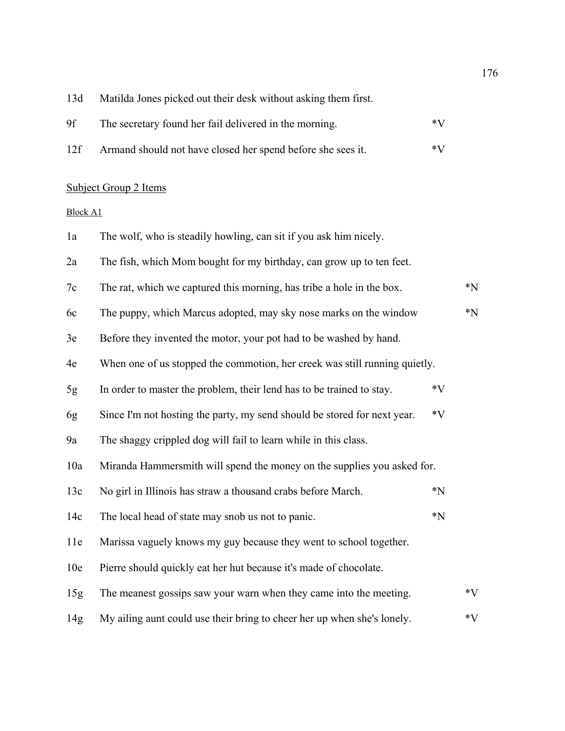13d Matilda Jones picked out their desk without asking them first.

9f The secretary found her fail delivered in the morning. *V

12f Armand should not have closed her spend before she sees it. *V

Subject Group 2 Items

Block A1

1a The wolf, who is steadily howling, can sit if you ask him nicely.

2a The fish, which Mom bought for my birthday, can grow up to ten feet.

7c The rat, which we captured this morning, has tribe a hole in the box. *N

6c The puppy, which Marcus adopted, may sky nose marks on the window *N

3e Before they invented the motor, your pot had to be washed by hand.

4e When one of us stopped the commotion, her creek was still running quietly.

5g In order to master the problem, their lend has to be trained to stay. *V

6g Since I'm not hosting the party, my send should be stored for next year. *V

9a The shaggy crippled dog will fail to learn while in this class.

10a Miranda Hammersmith will spend the money on the supplies you asked for.

13c No girl in Illinois has straw a thousand crabs before March. *N

14c The local head of state may snob us not to panic. *N

11e Marissa vaguely knows my guy because they went to school together.

10e Pierre should quickly eat her hut because it's made of chocolate.

15g The meanest gossips saw your warn when they came into the meeting. *V

14g My ailing aunt could use their bring to cheer her up when she's lonely. *V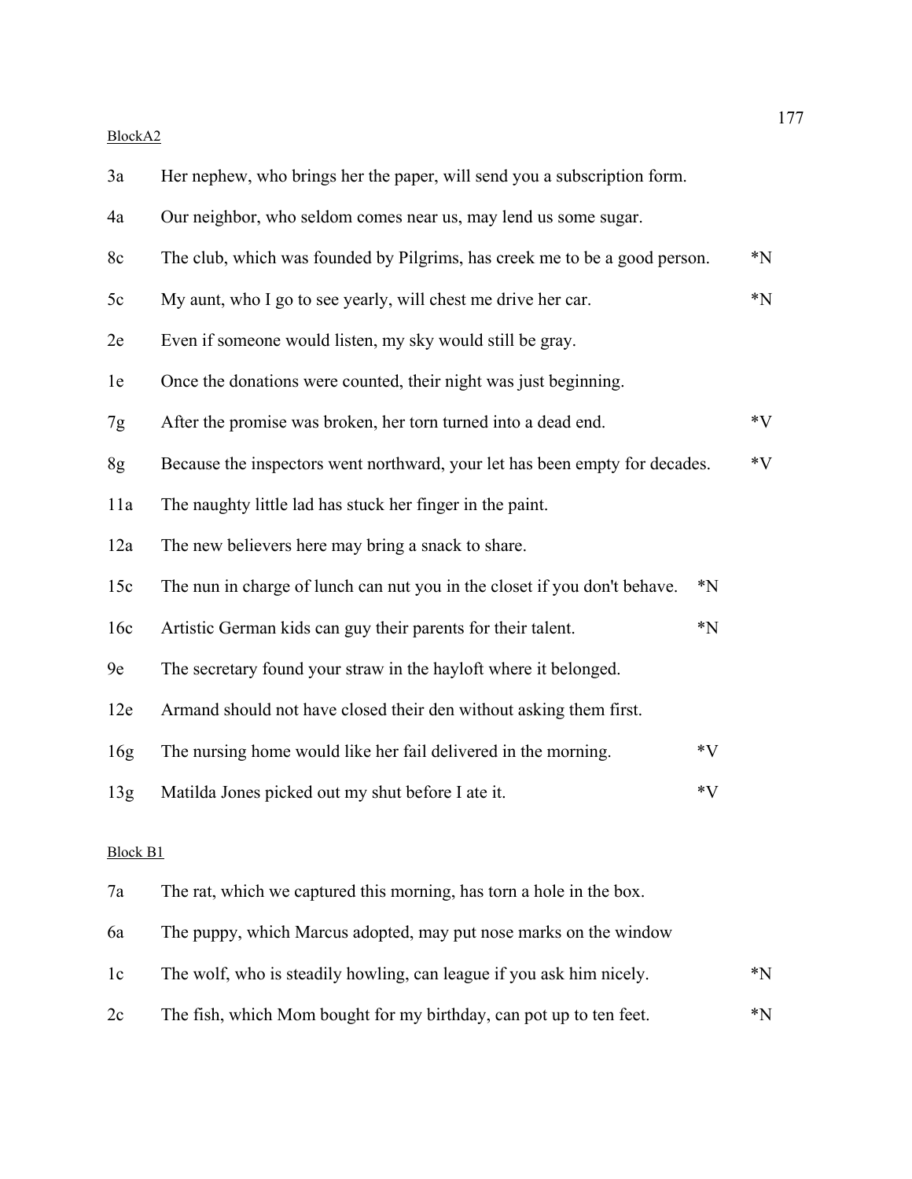Block A2

| | | |
|---|---|---|
| 3a | Her nephew, who brings her the paper, will send you a subscription form. | |
| 4a | Our neighbor, who seldom comes near us, may lend us some sugar. | |
| 8c | The club, which was founded by Pilgrims, has creek me to be a good person. | *N |
| 5c | My aunt, who I go to see yearly, will chest me drive her car. | *N |
| 2e | Even if someone would listen, my sky would still be gray. | |
| 1e | Once the donations were counted, their night was just beginning. | |
| 7g | After the promise was broken, her torn turned into a dead end. | *V |
| 8g | Because the inspectors went northward, your let has been empty for decades. | *V |
| 11a | The naughty little lad has stuck her finger in the paint. | |
| 12a | The new believers here may bring a snack to share. | |
| 15c | The nun in charge of lunch can nut you in the closet if you don't behave. | *N |
| 16c | Artistic German kids can guy their parents for their talent. | *N |
| 9e | The secretary found your straw in the hayloft where it belonged. | |
| 12e | Armand should not have closed their den without asking them first. | |
| 16g | The nursing home would like her fail delivered in the morning. | *V |
| 13g | Matilda Jones picked out my shut before I ate it. | *V |

Block B1

| | | |
|---|---|---|
| 7a | The rat, which we captured this morning, has torn a hole in the box. | |
| 6a | The puppy, which Marcus adopted, may put nose marks on the window | |
| 1c | The wolf, who is steadily howling, can league if you ask him nicely. | *N |
| 2c | The fish, which Mom bought for my birthday, can pot up to ten feet. | *N |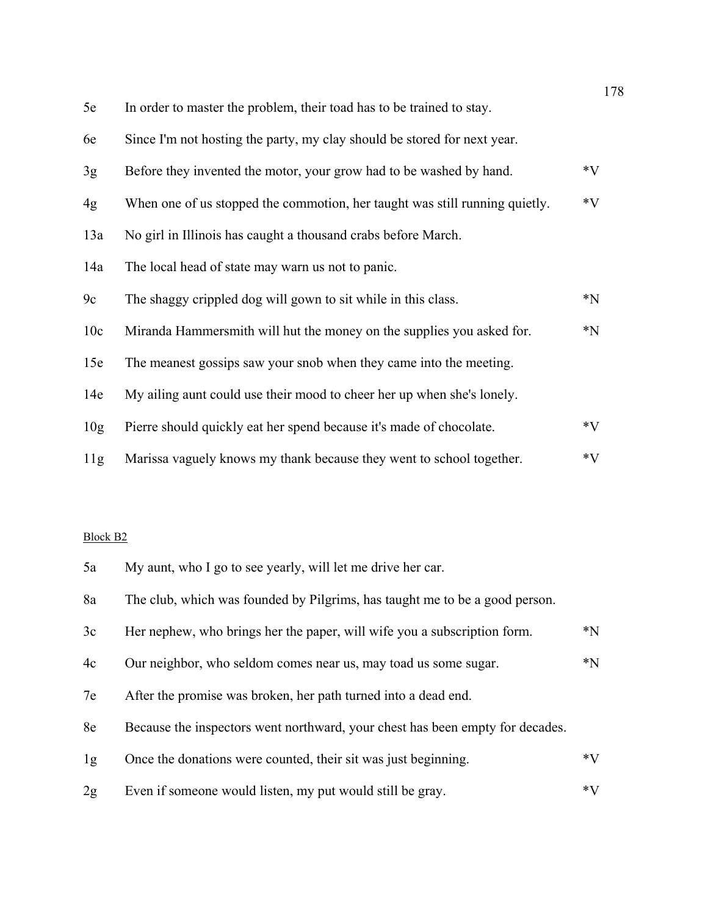| | | |
|---|---|---|
| 5e | In order to master the problem, their toad has to be trained to stay. | |
| 6e | Since I'm not hosting the party, my clay should be stored for next year. | |
| 3g | Before they invented the motor, your grow had to be washed by hand. | *V |
| 4g | When one of us stopped the commotion, her taught was still running quietly. | *V |
| 13a | No girl in Illinois has caught a thousand crabs before March. | |
| 14a | The local head of state may warn us not to panic. | |
| 9c | The shaggy crippled dog will gown to sit while in this class. | *N |
| 10c | Miranda Hammersmith will hut the money on the supplies you asked for. | *N |
| 15e | The meanest gossips saw your snob when they came into the meeting. | |
| 14e | My ailing aunt could use their mood to cheer her up when she's lonely. | |
| 10g | Pierre should quickly eat her spend because it's made of chocolate. | *V |
| 11g | Marissa vaguely knows my thank because they went to school together. | *V |

<u>Block B2</u>

| | | |
|---|---|---|
| 5a | My aunt, who I go to see yearly, will let me drive her car. | |
| 8a | The club, which was founded by Pilgrims, has taught me to be a good person. | |
| 3c | Her nephew, who brings her the paper, will wife you a subscription form. | *N |
| 4c | Our neighbor, who seldom comes near us, may toad us some sugar. | *N |
| 7e | After the promise was broken, her path turned into a dead end. | |
| 8e | Because the inspectors went northward, your chest has been empty for decades. | |
| 1g | Once the donations were counted, their sit was just beginning. | *V |
| 2g | Even if someone would listen, my put would still be gray. | *V |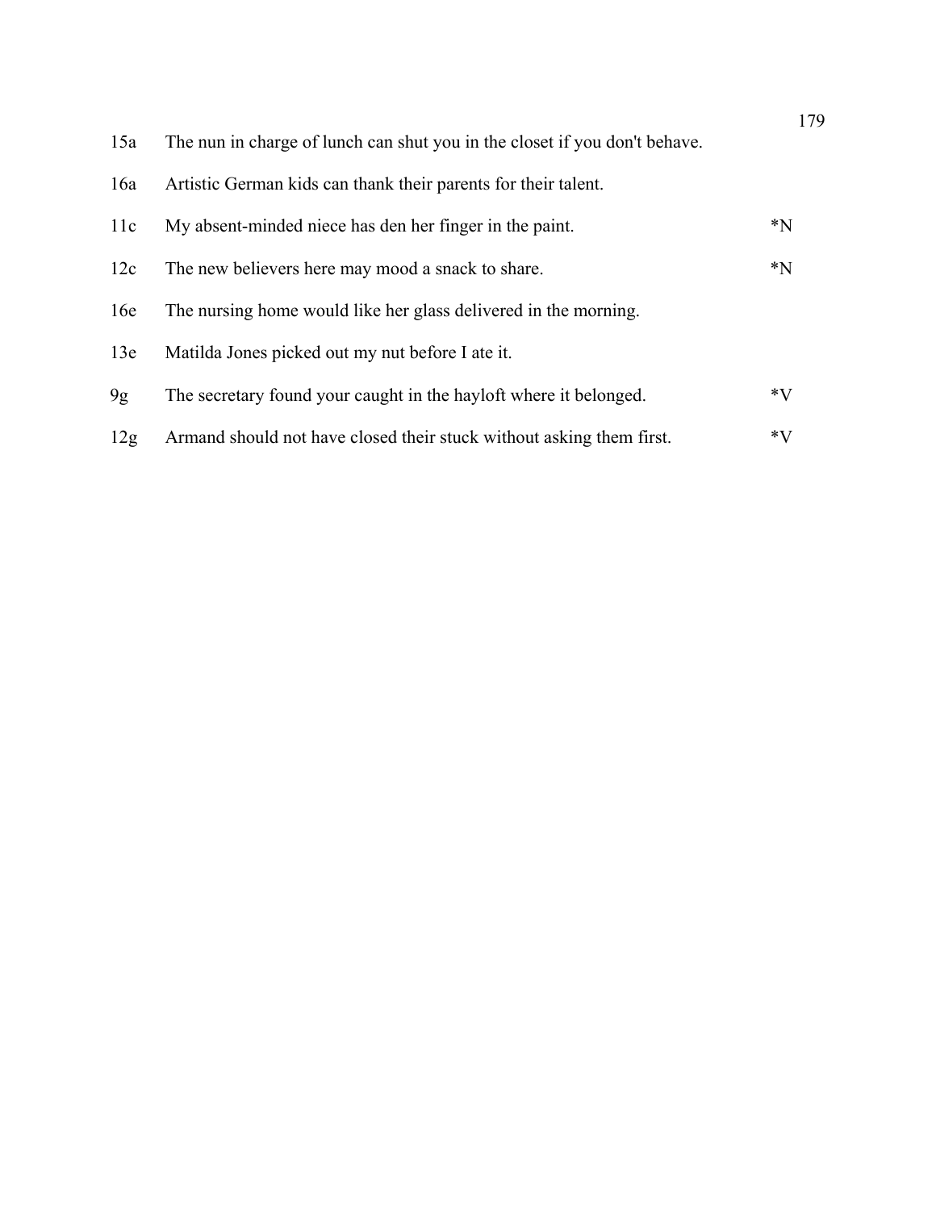| | | |
|---|---|---|
| 15a | The nun in charge of lunch can shut you in the closet if you don't behave. | |
| 16a | Artistic German kids can thank their parents for their talent. | |
| 11c | My absent-minded niece has den her finger in the paint. | *N |
| 12c | The new believers here may mood a snack to share. | *N |
| 16e | The nursing home would like her glass delivered in the morning. | |
| 13e | Matilda Jones picked out my nut before I ate it. | |
| 9g | The secretary found your caught in the hayloft where it belonged. | *V |
| 12g | Armand should not have closed their stuck without asking them first. | *V |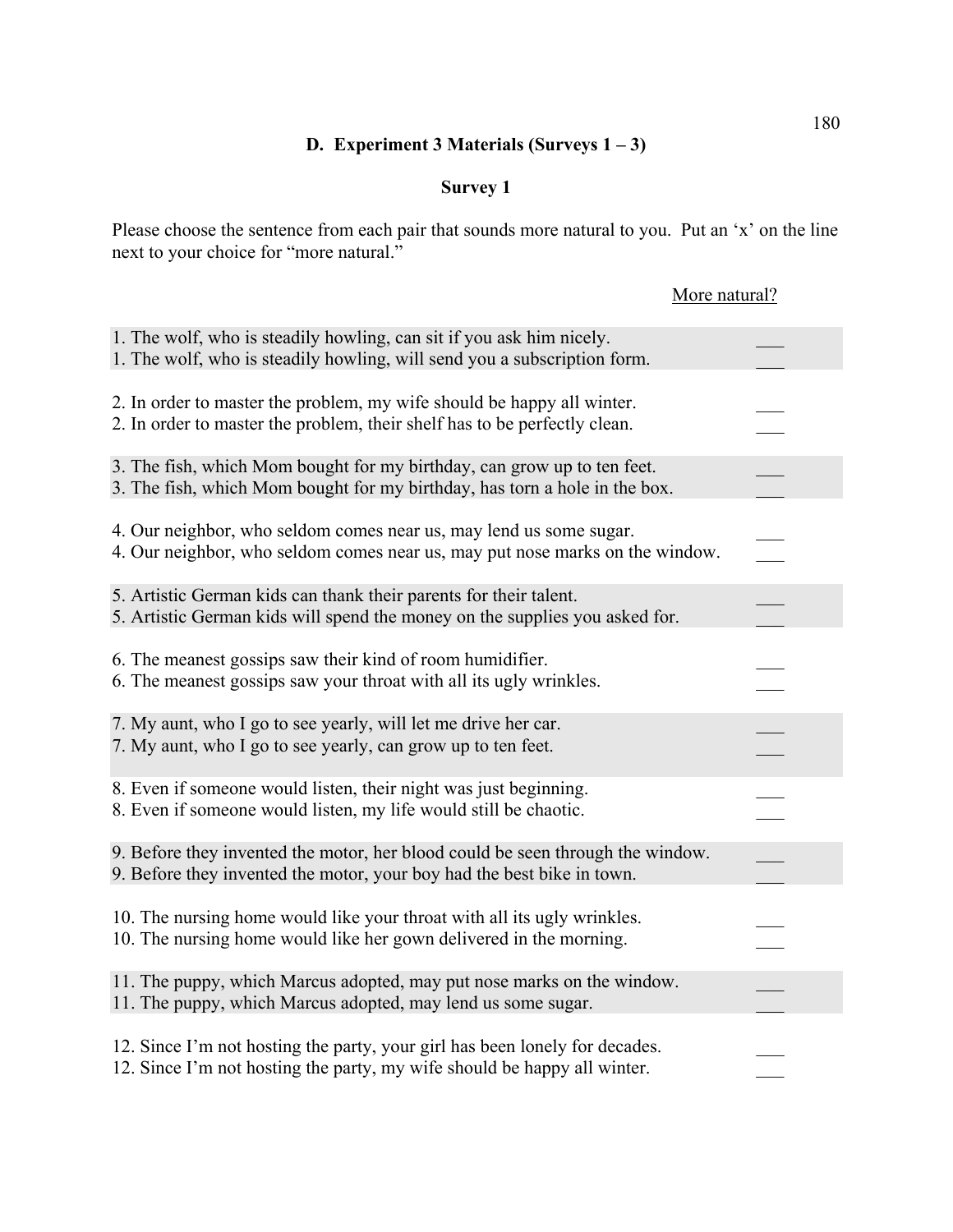### D. Experiment 3 Materials (Surveys 1 – 3)

#### Survey 1

Please choose the sentence from each pair that sounds more natural to you. Put an 'x' on the line next to your choice for "more natural."

| | More natural? |
|---|---|
| 1. The wolf, who is steadily howling, can sit if you ask him nicely. | ___ |
| 1. The wolf, who is steadily howling, will send you a subscription form. | ___ |
| 2. In order to master the problem, my wife should be happy all winter. | ___ |
| 2. In order to master the problem, their shelf has to be perfectly clean. | ___ |
| 3. The fish, which Mom bought for my birthday, can grow up to ten feet. | ___ |
| 3. The fish, which Mom bought for my birthday, has torn a hole in the box. | ___ |
| 4. Our neighbor, who seldom comes near us, may lend us some sugar. | ___ |
| 4. Our neighbor, who seldom comes near us, may put nose marks on the window. | ___ |
| 5. Artistic German kids can thank their parents for their talent. | ___ |
| 5. Artistic German kids will spend the money on the supplies you asked for. | ___ |
| 6. The meanest gossips saw their kind of room humidifier. | ___ |
| 6. The meanest gossips saw your throat with all its ugly wrinkles. | ___ |
| 7. My aunt, who I go to see yearly, will let me drive her car. | ___ |
| 7. My aunt, who I go to see yearly, can grow up to ten feet. | ___ |
| 8. Even if someone would listen, their night was just beginning. | ___ |
| 8. Even if someone would listen, my life would still be chaotic. | ___ |
| 9. Before they invented the motor, her blood could be seen through the window. | ___ |
| 9. Before they invented the motor, your boy had the best bike in town. | ___ |
| 10. The nursing home would like your throat with all its ugly wrinkles. | ___ |
| 10. The nursing home would like her gown delivered in the morning. | ___ |
| 11. The puppy, which Marcus adopted, may put nose marks on the window. | ___ |
| 11. The puppy, which Marcus adopted, may lend us some sugar. | ___ |
| 12. Since I'm not hosting the party, your girl has been lonely for decades. | ___ |
| 12. Since I'm not hosting the party, my wife should be happy all winter. | ___ |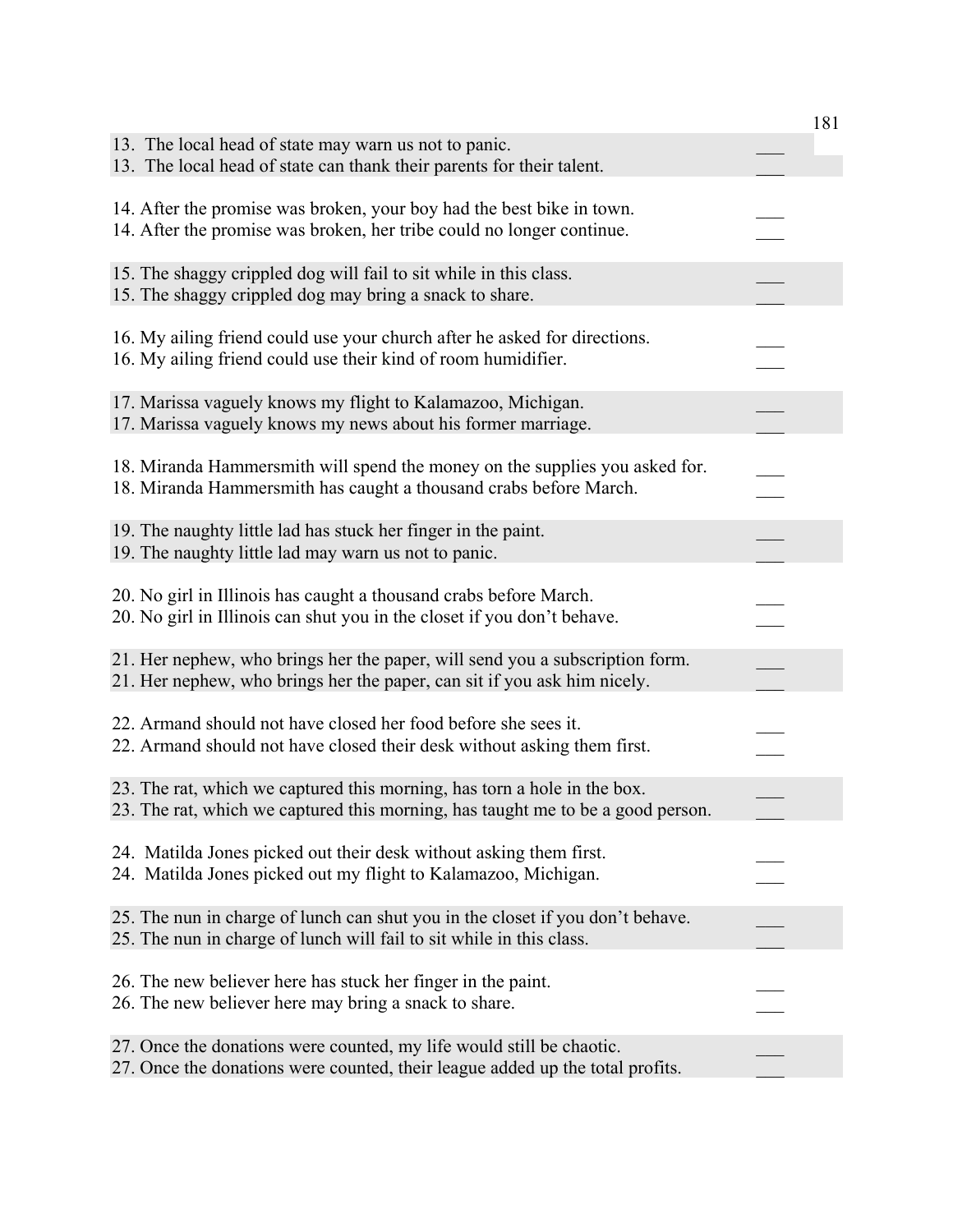13. The local head of state may warn us not to panic. ___
13. The local head of state can thank their parents for their talent. ___

14. After the promise was broken, your boy had the best bike in town. ___
14. After the promise was broken, her tribe could no longer continue. ___

15. The shaggy crippled dog will fail to sit while in this class. ___
15. The shaggy crippled dog may bring a snack to share. ___

16. My ailing friend could use your church after he asked for directions. ___
16. My ailing friend could use their kind of room humidifier. ___

17. Marissa vaguely knows my flight to Kalamazoo, Michigan. ___
17. Marissa vaguely knows my news about his former marriage. ___

18. Miranda Hammersmith will spend the money on the supplies you asked for. ___
18. Miranda Hammersmith has caught a thousand crabs before March. ___

19. The naughty little lad has stuck her finger in the paint. ___
19. The naughty little lad may warn us not to panic. ___

20. No girl in Illinois has caught a thousand crabs before March. ___
20. No girl in Illinois can shut you in the closet if you don't behave. ___

21. Her nephew, who brings her the paper, will send you a subscription form. ___
21. Her nephew, who brings her the paper, can sit if you ask him nicely. ___

22. Armand should not have closed her food before she sees it. ___
22. Armand should not have closed their desk without asking them first. ___

23. The rat, which we captured this morning, has torn a hole in the box. ___
23. The rat, which we captured this morning, has taught me to be a good person. ___

24. Matilda Jones picked out their desk without asking them first. ___
24. Matilda Jones picked out my flight to Kalamazoo, Michigan. ___

25. The nun in charge of lunch can shut you in the closet if you don't behave. ___
25. The nun in charge of lunch will fail to sit while in this class. ___

26. The new believer here has stuck her finger in the paint. ___
26. The new believer here may bring a snack to share. ___

27. Once the donations were counted, my life would still be chaotic. ___
27. Once the donations were counted, their league added up the total profits. ___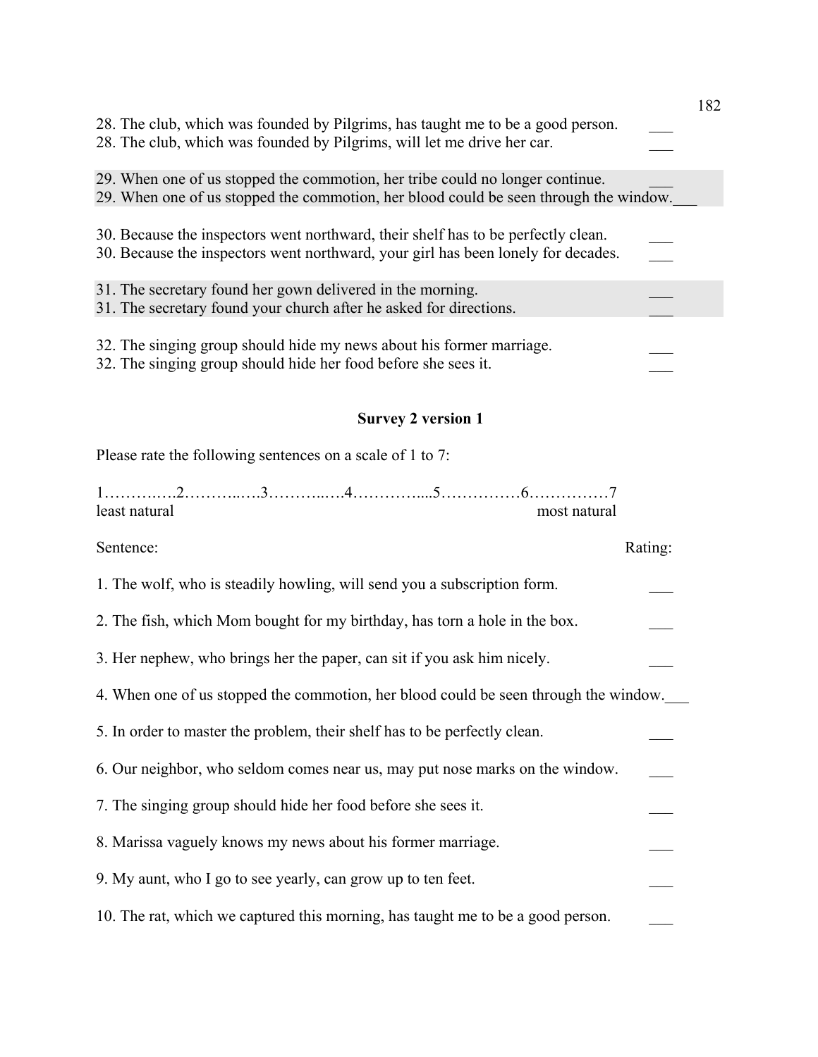28. The club, which was founded by Pilgrims, has taught me to be a good person. ___
28. The club, which was founded by Pilgrims, will let me drive her car. ___

29. When one of us stopped the commotion, her tribe could no longer continue. ___
29. When one of us stopped the commotion, her blood could be seen through the window.___

30. Because the inspectors went northward, their shelf has to be perfectly clean. ___
30. Because the inspectors went northward, your girl has been lonely for decades. ___

31. The secretary found her gown delivered in the morning. ___
31. The secretary found your church after he asked for directions. ___

32. The singing group should hide my news about his former marriage. ___
32. The singing group should hide her food before she sees it. ___

**Survey 2 version 1**

Please rate the following sentences on a scale of 1 to 7:

1…………2………..….3………..….4…………....5……………6……………7
least natural most natural

Sentence: Rating:

1. The wolf, who is steadily howling, will send you a subscription form. ___

2. The fish, which Mom bought for my birthday, has torn a hole in the box. ___

3. Her nephew, who brings her the paper, can sit if you ask him nicely. ___

4. When one of us stopped the commotion, her blood could be seen through the window.___

5. In order to master the problem, their shelf has to be perfectly clean. ___

6. Our neighbor, who seldom comes near us, may put nose marks on the window. ___

7. The singing group should hide her food before she sees it. ___

8. Marissa vaguely knows my news about his former marriage. ___

9. My aunt, who I go to see yearly, can grow up to ten feet. ___

10. The rat, which we captured this morning, has taught me to be a good person. ___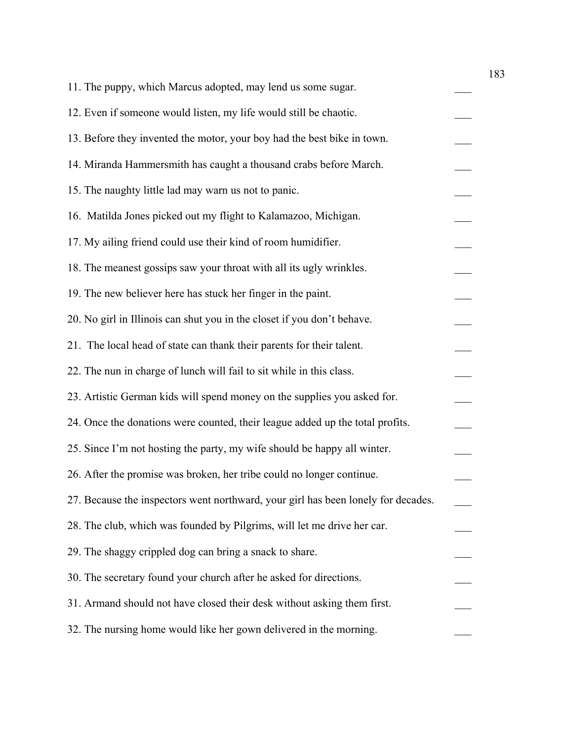11. The puppy, which Marcus adopted, may lend us some sugar. ___

12. Even if someone would listen, my life would still be chaotic. ___

13. Before they invented the motor, your boy had the best bike in town. ___

14. Miranda Hammersmith has caught a thousand crabs before March. ___

15. The naughty little lad may warn us not to panic. ___

16. Matilda Jones picked out my flight to Kalamazoo, Michigan. ___

17. My ailing friend could use their kind of room humidifier. ___

18. The meanest gossips saw your throat with all its ugly wrinkles. ___

19. The new believer here has stuck her finger in the paint. ___

20. No girl in Illinois can shut you in the closet if you don't behave. ___

21. The local head of state can thank their parents for their talent. ___

22. The nun in charge of lunch will fail to sit while in this class. ___

23. Artistic German kids will spend money on the supplies you asked for. ___

24. Once the donations were counted, their league added up the total profits. ___

25. Since I'm not hosting the party, my wife should be happy all winter. ___

26. After the promise was broken, her tribe could no longer continue. ___

27. Because the inspectors went northward, your girl has been lonely for decades. ___

28. The club, which was founded by Pilgrims, will let me drive her car. ___

29. The shaggy crippled dog can bring a snack to share. ___

30. The secretary found your church after he asked for directions. ___

31. Armand should not have closed their desk without asking them first. ___

32. The nursing home would like her gown delivered in the morning. ___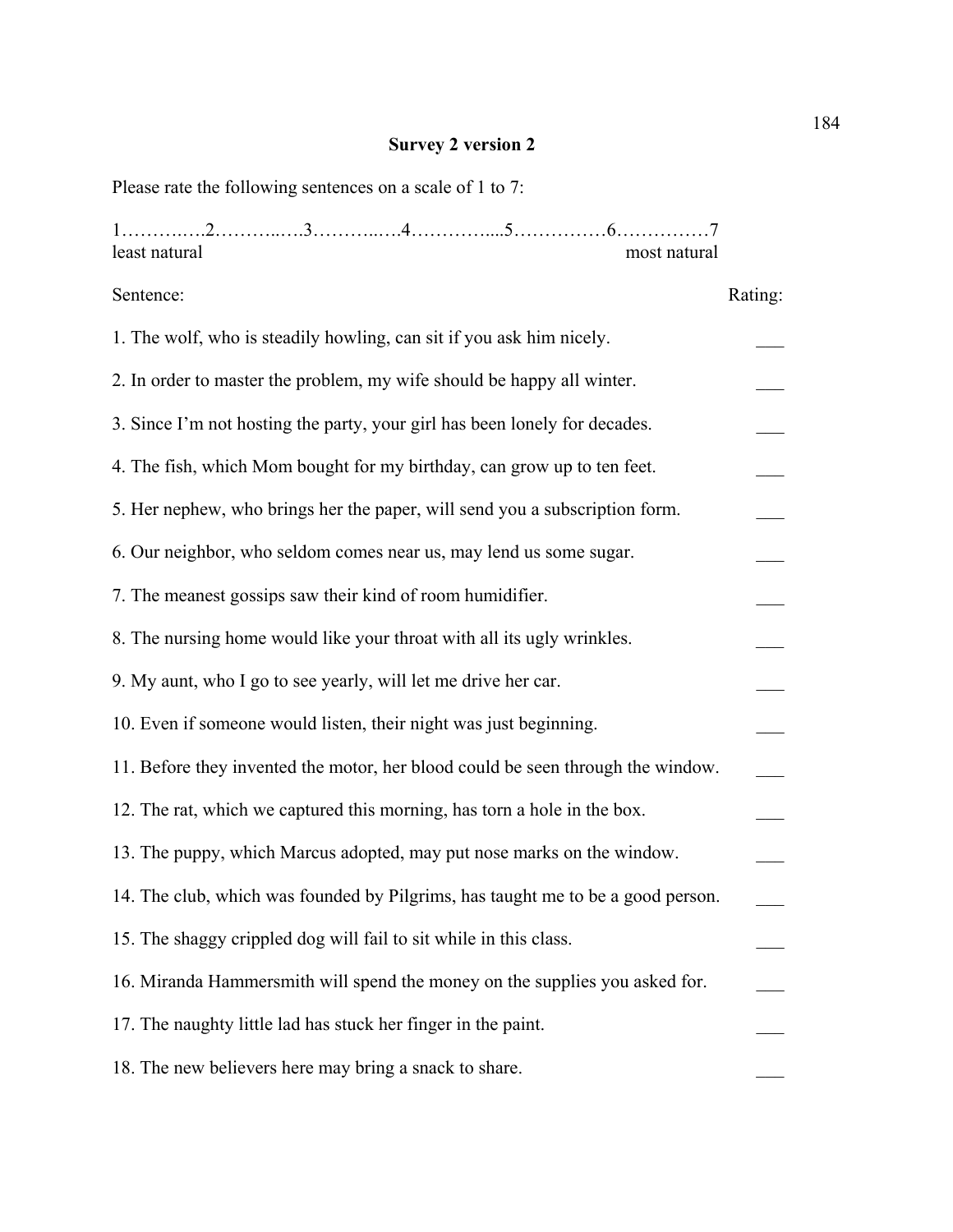**Survey 2 version 2**

Please rate the following sentences on a scale of 1 to 7:

1……….….2………..….3………..….4…………....5……………6……………7
least natural most natural

| Sentence: | Rating: |
|---|---|
| 1. The wolf, who is steadily howling, can sit if you ask him nicely. | ___ |
| 2. In order to master the problem, my wife should be happy all winter. | ___ |
| 3. Since I'm not hosting the party, your girl has been lonely for decades. | ___ |
| 4. The fish, which Mom bought for my birthday, can grow up to ten feet. | ___ |
| 5. Her nephew, who brings her the paper, will send you a subscription form. | ___ |
| 6. Our neighbor, who seldom comes near us, may lend us some sugar. | ___ |
| 7. The meanest gossips saw their kind of room humidifier. | ___ |
| 8. The nursing home would like your throat with all its ugly wrinkles. | ___ |
| 9. My aunt, who I go to see yearly, will let me drive her car. | ___ |
| 10. Even if someone would listen, their night was just beginning. | ___ |
| 11. Before they invented the motor, her blood could be seen through the window. | ___ |
| 12. The rat, which we captured this morning, has torn a hole in the box. | ___ |
| 13. The puppy, which Marcus adopted, may put nose marks on the window. | ___ |
| 14. The club, which was founded by Pilgrims, has taught me to be a good person. | ___ |
| 15. The shaggy crippled dog will fail to sit while in this class. | ___ |
| 16. Miranda Hammersmith will spend the money on the supplies you asked for. | ___ |
| 17. The naughty little lad has stuck her finger in the paint. | ___ |
| 18. The new believers here may bring a snack to share. | ___ |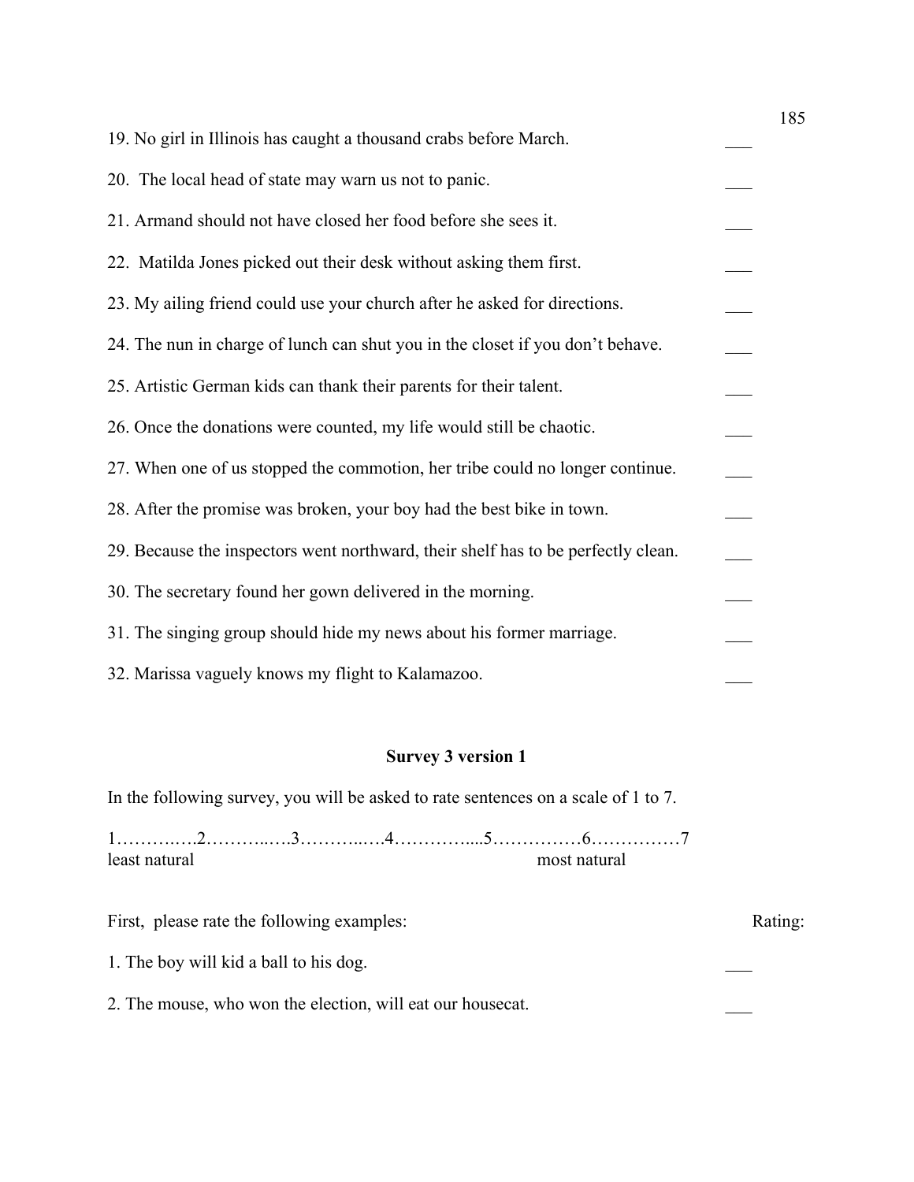19. No girl in Illinois has caught a thousand crabs before March. ___

20. The local head of state may warn us not to panic. ___

21. Armand should not have closed her food before she sees it. ___

22. Matilda Jones picked out their desk without asking them first. ___

23. My ailing friend could use your church after he asked for directions. ___

24. The nun in charge of lunch can shut you in the closet if you don't behave. ___

25. Artistic German kids can thank their parents for their talent. ___

26. Once the donations were counted, my life would still be chaotic. ___

27. When one of us stopped the commotion, her tribe could no longer continue. ___

28. After the promise was broken, your boy had the best bike in town. ___

29. Because the inspectors went northward, their shelf has to be perfectly clean. ___

30. The secretary found her gown delivered in the morning. ___

31. The singing group should hide my news about his former marriage. ___

32. Marissa vaguely knows my flight to Kalamazoo. ___

## Survey 3 version 1

In the following survey, you will be asked to rate sentences on a scale of 1 to 7.

1……….….2………..….3………..….4…………....5……………6……………7
least natural most natural

First, please rate the following examples: Rating:

1. The boy will kid a ball to his dog. ___

2. The mouse, who won the election, will eat our housecat. ___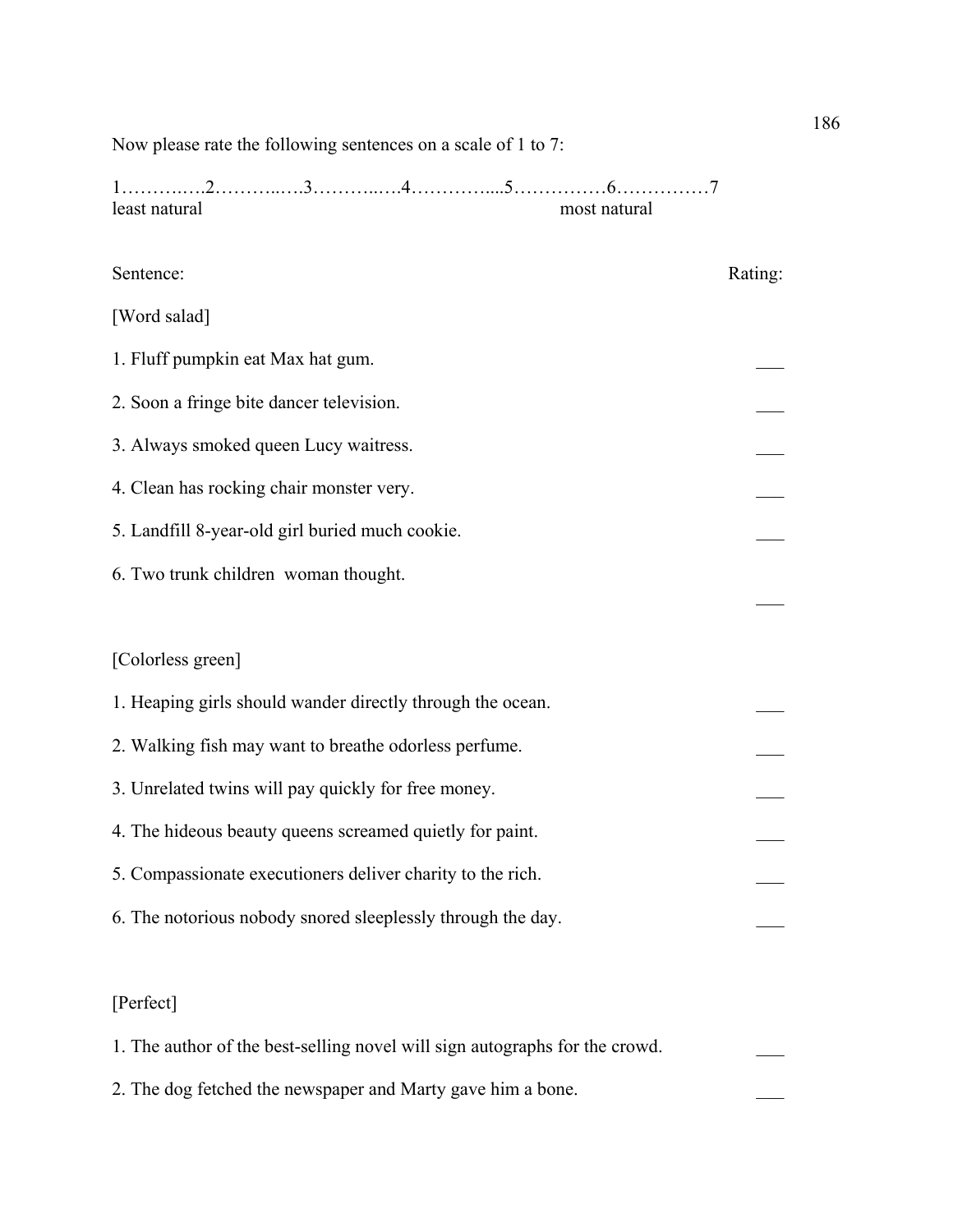Now please rate the following sentences on a scale of 1 to 7:

1……….….2………..….3………..….4…………....5……………6……………7
least natural most natural

| Sentence: | Rating: |
|---|---|
| [Word salad] | |
| 1. Fluff pumpkin eat Max hat gum. | ___ |
| 2. Soon a fringe bite dancer television. | ___ |
| 3. Always smoked queen Lucy waitress. | ___ |
| 4. Clean has rocking chair monster very. | ___ |
| 5. Landfill 8-year-old girl buried much cookie. | ___ |
| 6. Two trunk children woman thought. | ___ |
| [Colorless green] | |
| 1. Heaping girls should wander directly through the ocean. | ___ |
| 2. Walking fish may want to breathe odorless perfume. | ___ |
| 3. Unrelated twins will pay quickly for free money. | ___ |
| 4. The hideous beauty queens screamed quietly for paint. | ___ |
| 5. Compassionate executioners deliver charity to the rich. | ___ |
| 6. The notorious nobody snored sleeplessly through the day. | ___ |
| [Perfect] | |
| 1. The author of the best-selling novel will sign autographs for the crowd. | ___ |
| 2. The dog fetched the newspaper and Marty gave him a bone. | ___ |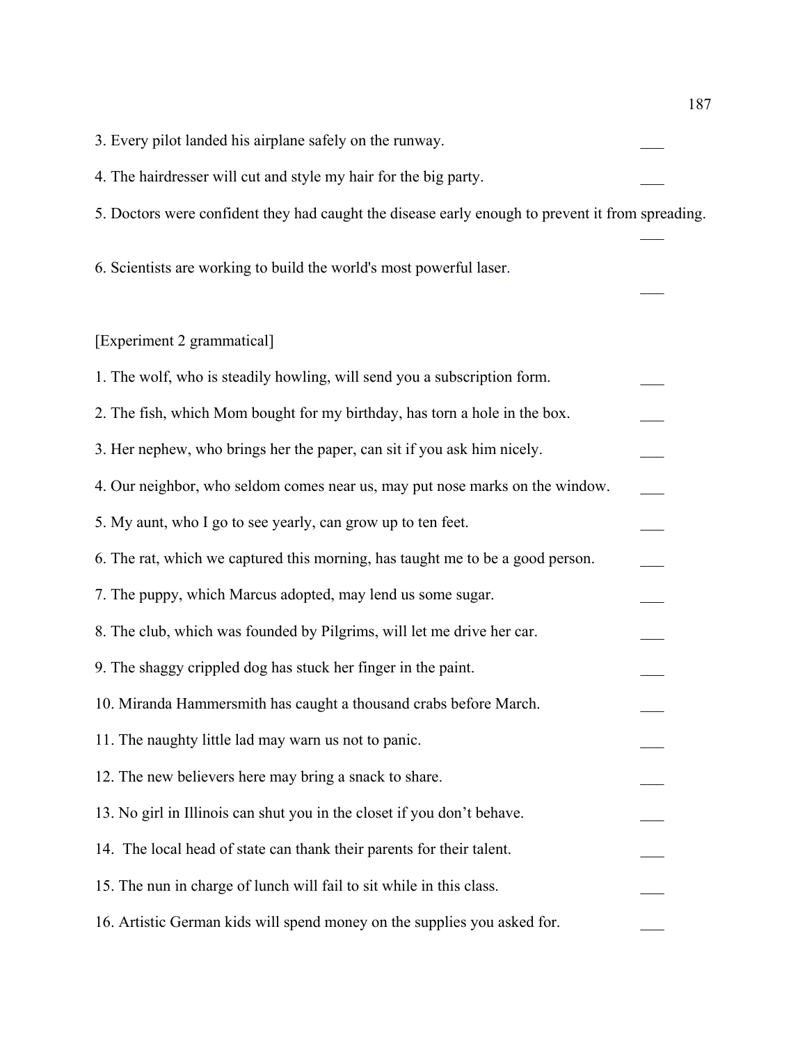3. Every pilot landed his airplane safely on the runway. ___

4. The hairdresser will cut and style my hair for the big party. ___

5. Doctors were confident they had caught the disease early enough to prevent it from spreading. ___

6. Scientists are working to build the world's most powerful laser. ___

[Experiment 2 grammatical]

1. The wolf, who is steadily howling, will send you a subscription form. ___

2. The fish, which Mom bought for my birthday, has torn a hole in the box. ___

3. Her nephew, who brings her the paper, can sit if you ask him nicely. ___

4. Our neighbor, who seldom comes near us, may put nose marks on the window. ___

5. My aunt, who I go to see yearly, can grow up to ten feet. ___

6. The rat, which we captured this morning, has taught me to be a good person. ___

7. The puppy, which Marcus adopted, may lend us some sugar. ___

8. The club, which was founded by Pilgrims, will let me drive her car. ___

9. The shaggy crippled dog has stuck her finger in the paint. ___

10. Miranda Hammersmith has caught a thousand crabs before March. ___

11. The naughty little lad may warn us not to panic. ___

12. The new believers here may bring a snack to share. ___

13. No girl in Illinois can shut you in the closet if you don't behave. ___

14. The local head of state can thank their parents for their talent. ___

15. The nun in charge of lunch will fail to sit while in this class. ___

16. Artistic German kids will spend money on the supplies you asked for. ___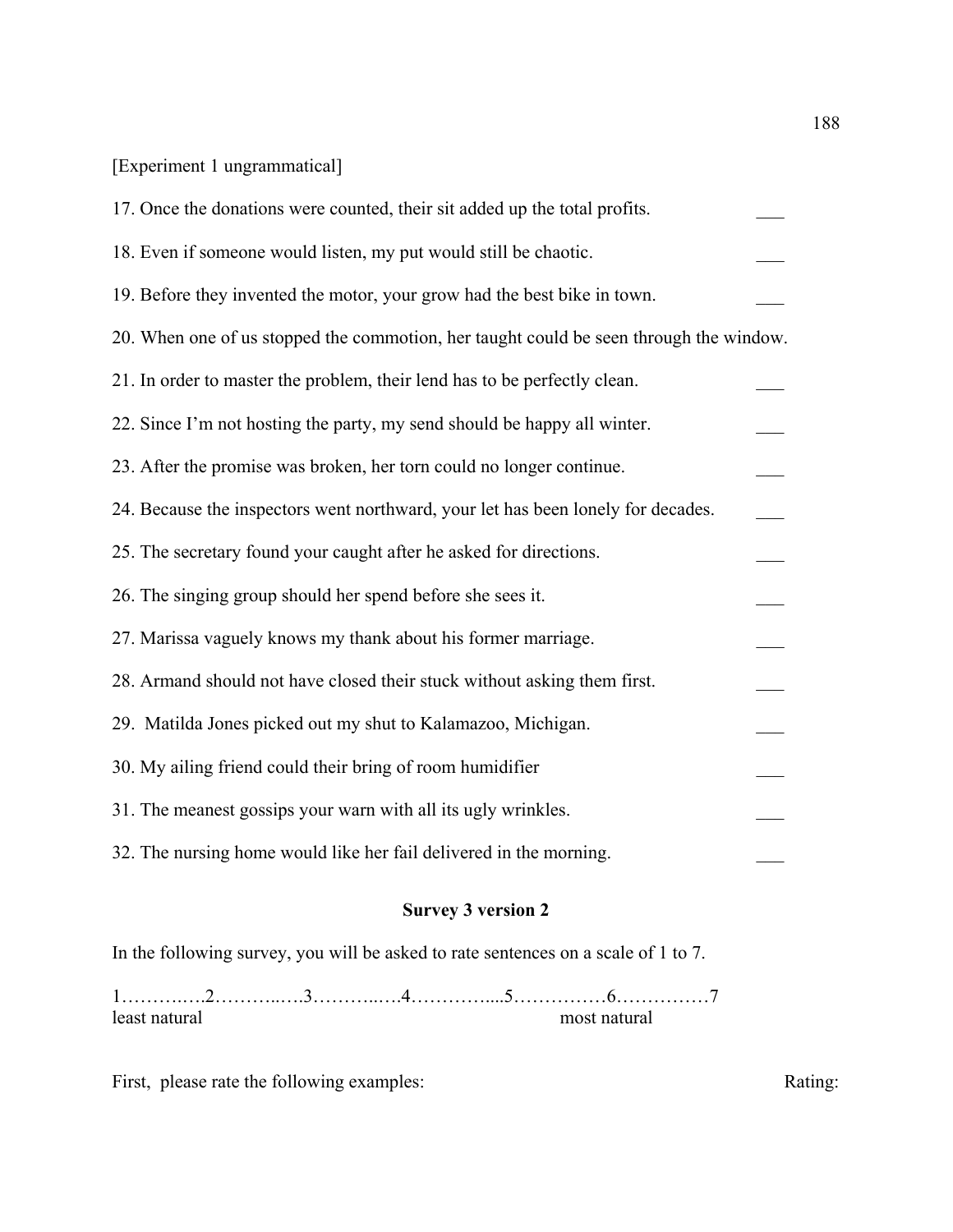[Experiment 1 ungrammatical]

17. Once the donations were counted, their sit added up the total profits. ___

18. Even if someone would listen, my put would still be chaotic. ___

19. Before they invented the motor, your grow had the best bike in town. ___

20. When one of us stopped the commotion, her taught could be seen through the window.

21. In order to master the problem, their lend has to be perfectly clean. ___

22. Since I'm not hosting the party, my send should be happy all winter. ___

23. After the promise was broken, her torn could no longer continue. ___

24. Because the inspectors went northward, your let has been lonely for decades. ___

25. The secretary found your caught after he asked for directions. ___

26. The singing group should her spend before she sees it. ___

27. Marissa vaguely knows my thank about his former marriage. ___

28. Armand should not have closed their stuck without asking them first. ___

29. Matilda Jones picked out my shut to Kalamazoo, Michigan. ___

30. My ailing friend could their bring of room humidifier ___

31. The meanest gossips your warn with all its ugly wrinkles. ___

32. The nursing home would like her fail delivered in the morning. ___

**Survey 3 version 2**

In the following survey, you will be asked to rate sentences on a scale of 1 to 7.

1……….….2………..….3………..….4…………....5……………6……………7
least natural most natural

First, please rate the following examples: Rating: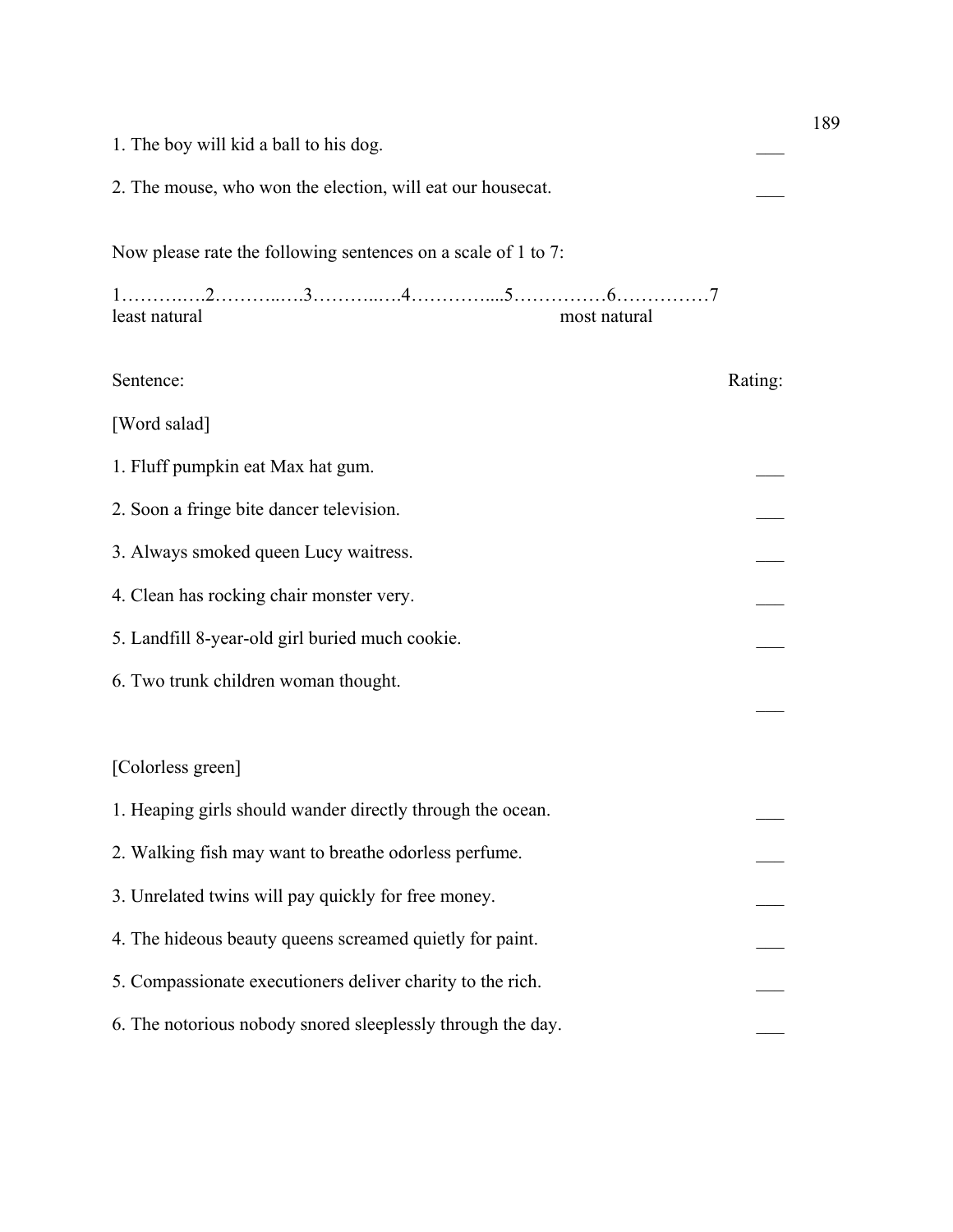1. The boy will kid a ball to his dog. ___

2. The mouse, who won the election, will eat our housecat. ___

Now please rate the following sentences on a scale of 1 to 7:

1………..…2………..….3………..….4…………....5……………6……………7
least natural most natural

| Sentence: | Rating: |
|---|---|
| [Word salad] | |
| 1. Fluff pumpkin eat Max hat gum. | ___ |
| 2. Soon a fringe bite dancer television. | ___ |
| 3. Always smoked queen Lucy waitress. | ___ |
| 4. Clean has rocking chair monster very. | ___ |
| 5. Landfill 8-year-old girl buried much cookie. | ___ |
| 6. Two trunk children woman thought. | ___ |
| [Colorless green] | |
| 1. Heaping girls should wander directly through the ocean. | ___ |
| 2. Walking fish may want to breathe odorless perfume. | ___ |
| 3. Unrelated twins will pay quickly for free money. | ___ |
| 4. The hideous beauty queens screamed quietly for paint. | ___ |
| 5. Compassionate executioners deliver charity to the rich. | ___ |
| 6. The notorious nobody snored sleeplessly through the day. | ___ |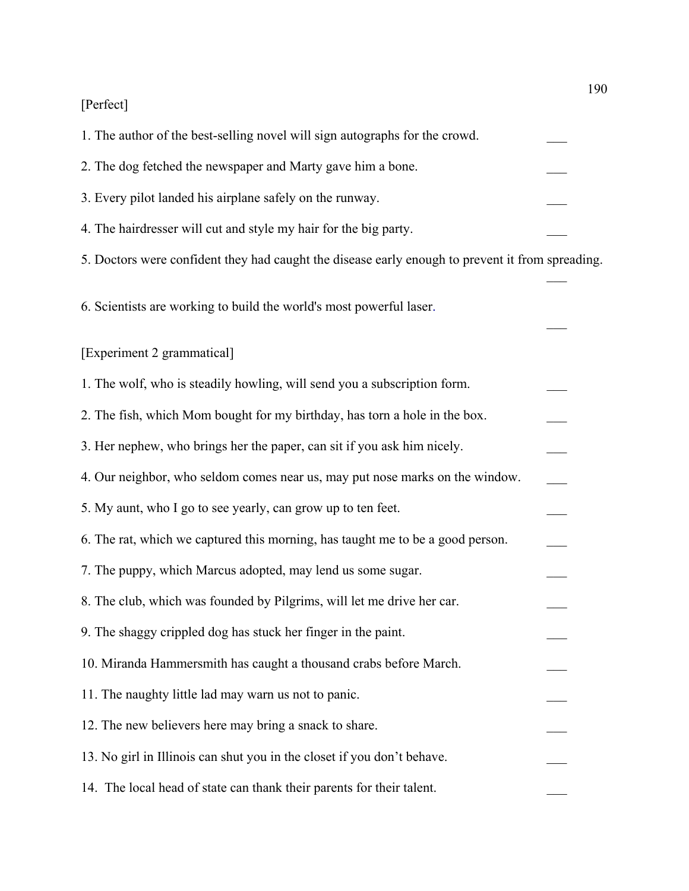[Perfect]

1. The author of the best-selling novel will sign autographs for the crowd. ___

2. The dog fetched the newspaper and Marty gave him a bone. ___

3. Every pilot landed his airplane safely on the runway. ___

4. The hairdresser will cut and style my hair for the big party. ___

5. Doctors were confident they had caught the disease early enough to prevent it from spreading. ___

6. Scientists are working to build the world's most powerful laser. ___

[Experiment 2 grammatical]

1. The wolf, who is steadily howling, will send you a subscription form. ___

2. The fish, which Mom bought for my birthday, has torn a hole in the box. ___

3. Her nephew, who brings her the paper, can sit if you ask him nicely. ___

4. Our neighbor, who seldom comes near us, may put nose marks on the window. ___

5. My aunt, who I go to see yearly, can grow up to ten feet. ___

6. The rat, which we captured this morning, has taught me to be a good person. ___

7. The puppy, which Marcus adopted, may lend us some sugar. ___

8. The club, which was founded by Pilgrims, will let me drive her car. ___

9. The shaggy crippled dog has stuck her finger in the paint. ___

10. Miranda Hammersmith has caught a thousand crabs before March. ___

11. The naughty little lad may warn us not to panic. ___

12. The new believers here may bring a snack to share. ___

13. No girl in Illinois can shut you in the closet if you don't behave. ___

14. The local head of state can thank their parents for their talent. ___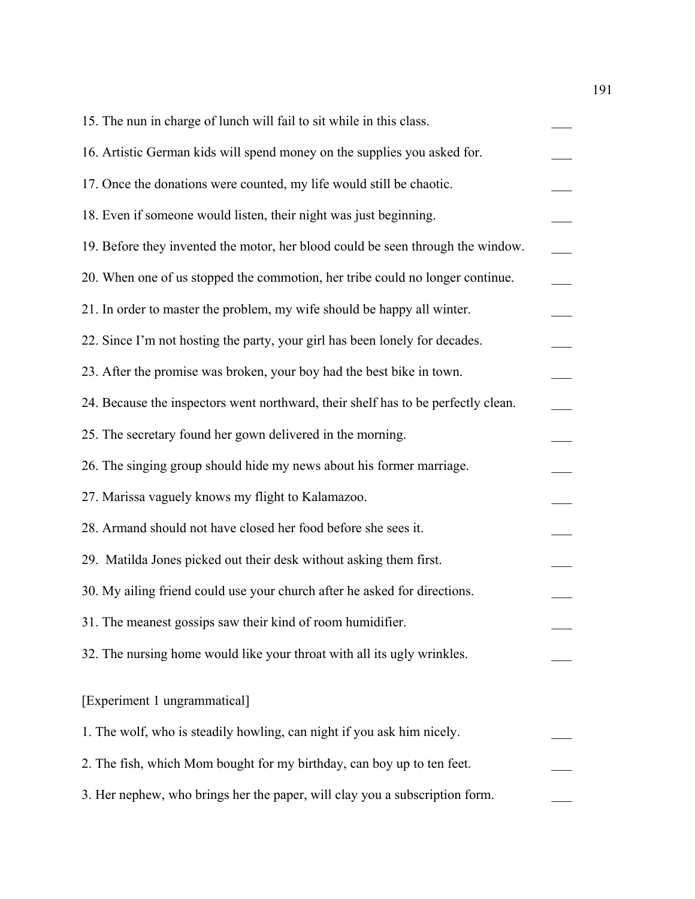15. The nun in charge of lunch will fail to sit while in this class. ___

16. Artistic German kids will spend money on the supplies you asked for. ___

17. Once the donations were counted, my life would still be chaotic. ___

18. Even if someone would listen, their night was just beginning. ___

19. Before they invented the motor, her blood could be seen through the window. ___

20. When one of us stopped the commotion, her tribe could no longer continue. ___

21. In order to master the problem, my wife should be happy all winter. ___

22. Since I'm not hosting the party, your girl has been lonely for decades. ___

23. After the promise was broken, your boy had the best bike in town. ___

24. Because the inspectors went northward, their shelf has to be perfectly clean. ___

25. The secretary found her gown delivered in the morning. ___

26. The singing group should hide my news about his former marriage. ___

27. Marissa vaguely knows my flight to Kalamazoo. ___

28. Armand should not have closed her food before she sees it. ___

29. Matilda Jones picked out their desk without asking them first. ___

30. My ailing friend could use your church after he asked for directions. ___

31. The meanest gossips saw their kind of room humidifier. ___

32. The nursing home would like your throat with all its ugly wrinkles. ___

[Experiment 1 ungrammatical]

1. The wolf, who is steadily howling, can night if you ask him nicely. ___

2. The fish, which Mom bought for my birthday, can boy up to ten feet. ___

3. Her nephew, who brings her the paper, will clay you a subscription form. ___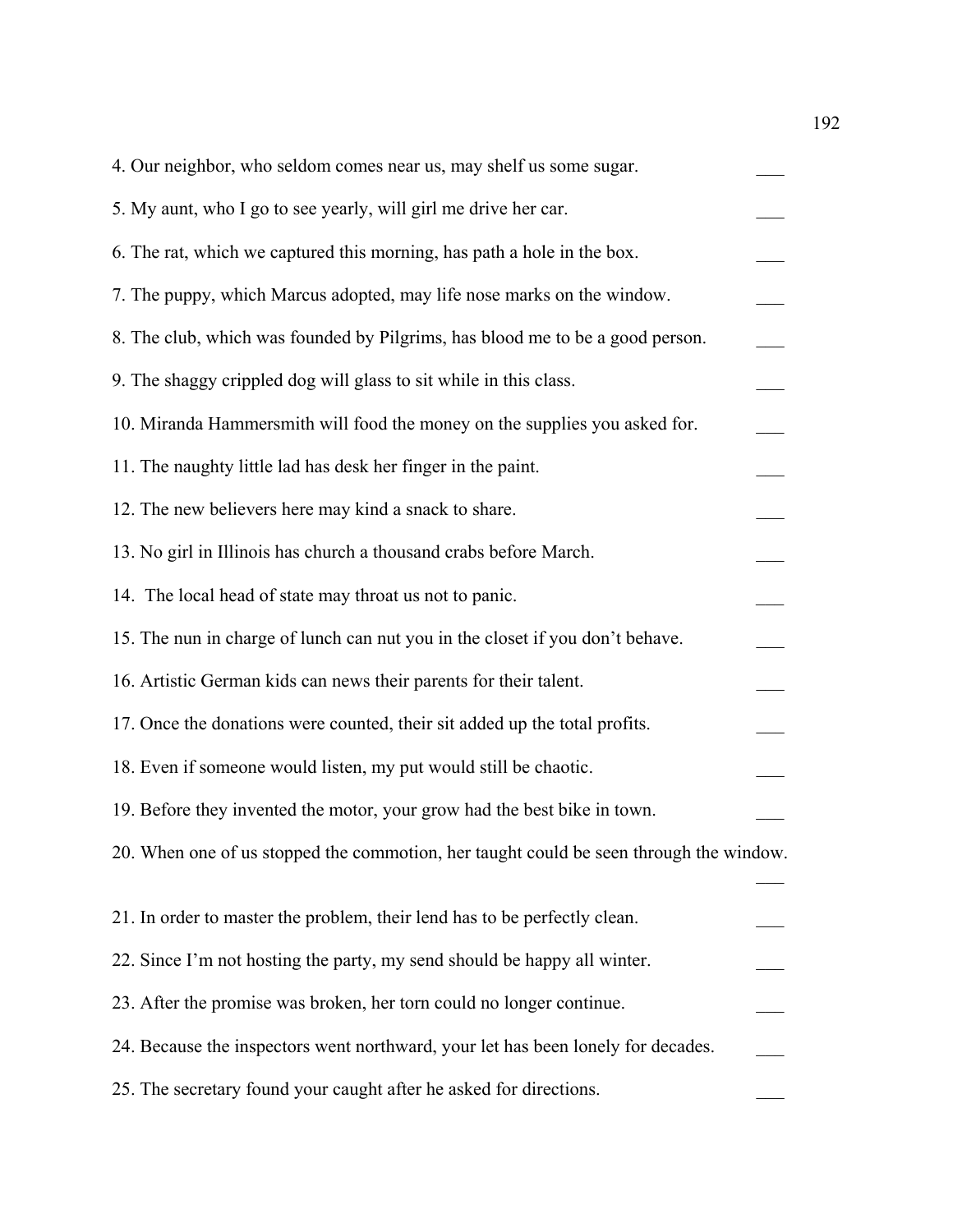4. Our neighbor, who seldom comes near us, may shelf us some sugar. ___

5. My aunt, who I go to see yearly, will girl me drive her car. ___

6. The rat, which we captured this morning, has path a hole in the box. ___

7. The puppy, which Marcus adopted, may life nose marks on the window. ___

8. The club, which was founded by Pilgrims, has blood me to be a good person. ___

9. The shaggy crippled dog will glass to sit while in this class. ___

10. Miranda Hammersmith will food the money on the supplies you asked for. ___

11. The naughty little lad has desk her finger in the paint. ___

12. The new believers here may kind a snack to share. ___

13. No girl in Illinois has church a thousand crabs before March. ___

14. The local head of state may throat us not to panic. ___

15. The nun in charge of lunch can nut you in the closet if you don't behave. ___

16. Artistic German kids can news their parents for their talent. ___

17. Once the donations were counted, their sit added up the total profits. ___

18. Even if someone would listen, my put would still be chaotic. ___

19. Before they invented the motor, your grow had the best bike in town. ___

20. When one of us stopped the commotion, her taught could be seen through the window. ___

21. In order to master the problem, their lend has to be perfectly clean. ___

22. Since I'm not hosting the party, my send should be happy all winter. ___

23. After the promise was broken, her torn could no longer continue. ___

24. Because the inspectors went northward, your let has been lonely for decades. ___

25. The secretary found your caught after he asked for directions. ___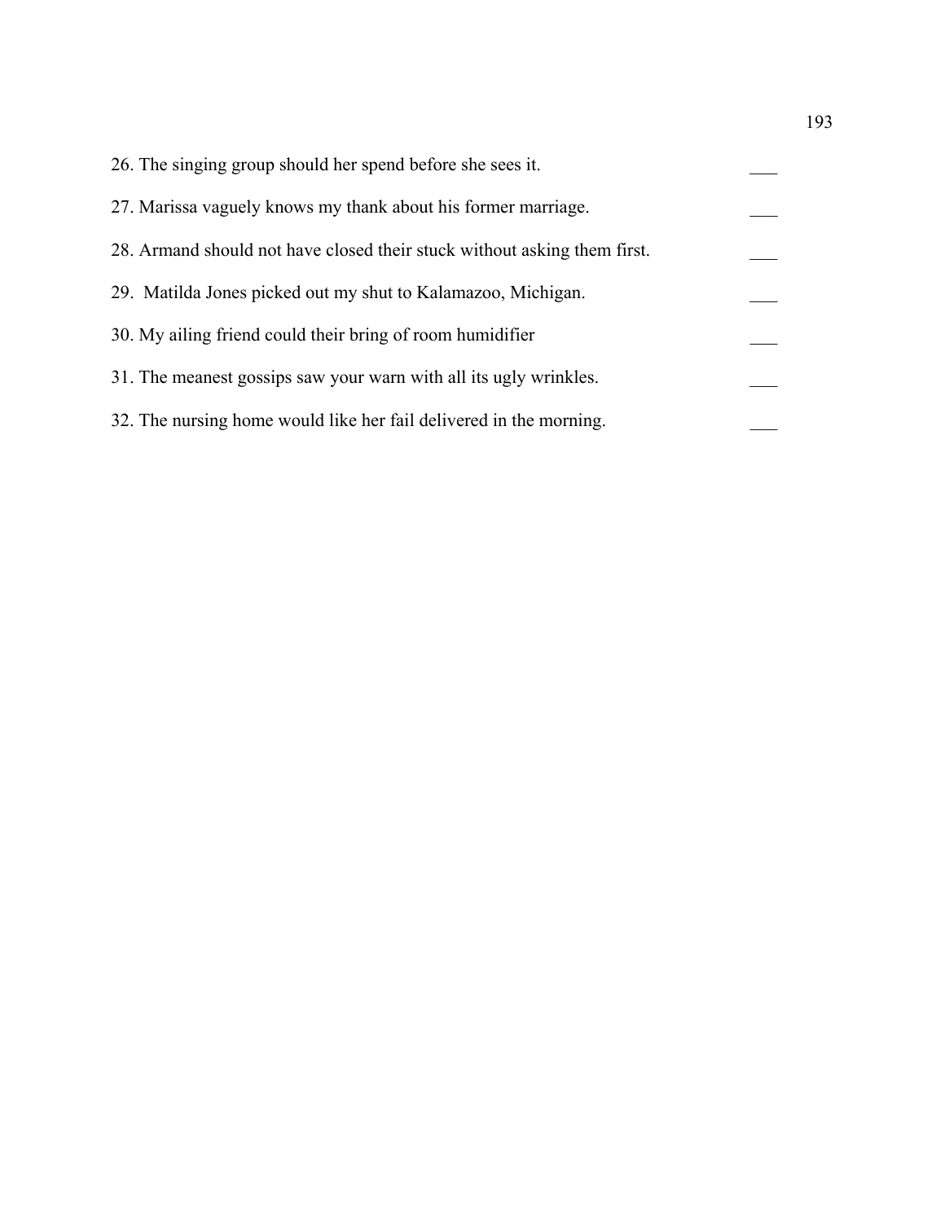26. The singing group should her spend before she sees it. ___

27. Marissa vaguely knows my thank about his former marriage. ___

28. Armand should not have closed their stuck without asking them first. ___

29. Matilda Jones picked out my shut to Kalamazoo, Michigan. ___

30. My ailing friend could their bring of room humidifier ___

31. The meanest gossips saw your warn with all its ugly wrinkles. ___

32. The nursing home would like her fail delivered in the morning. ___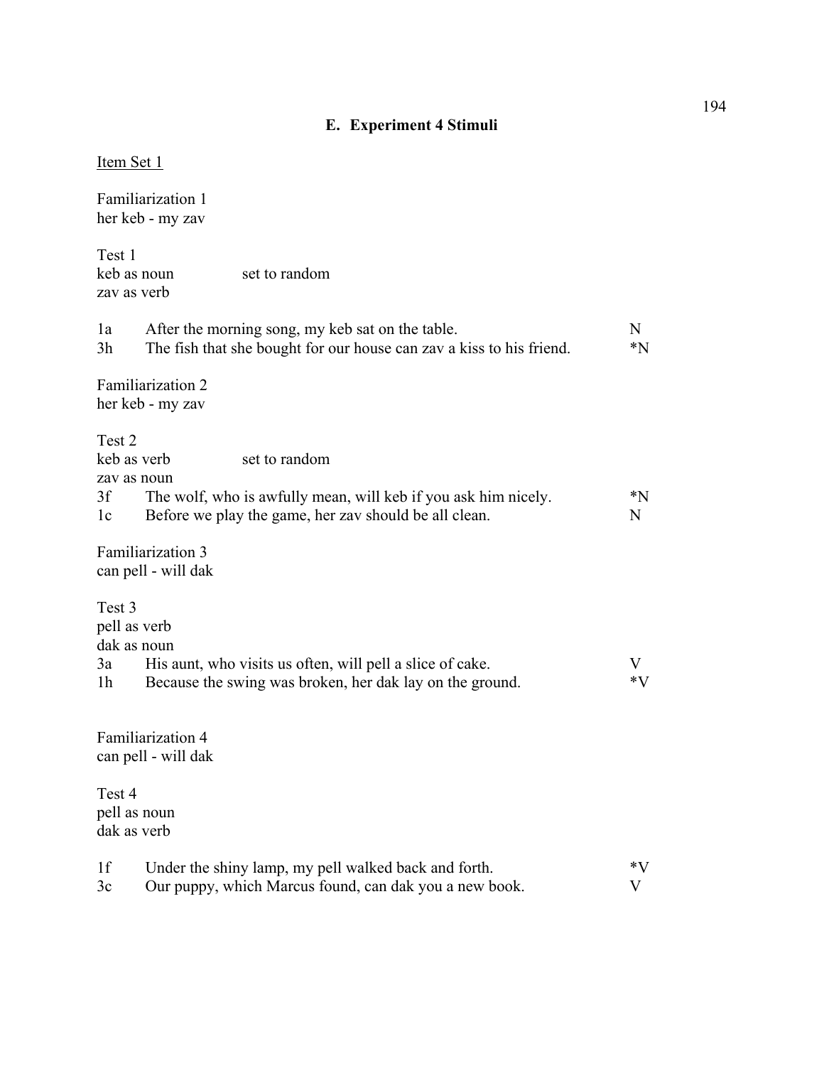## E. Experiment 4 Stimuli

Item Set 1

Familiarization 1
her keb - my zav

Test 1
keb as noun set to random
zav as verb

| | | |
|---|---|---|
| 1a | After the morning song, my keb sat on the table. | N |
| 3h | The fish that she bought for our house can zav a kiss to his friend. | *N |

Familiarization 2
her keb - my zav

Test 2
keb as verb set to random
zav as noun

| | | |
|---|---|---|
| 3f | The wolf, who is awfully mean, will keb if you ask him nicely. | *N |
| 1c | Before we play the game, her zav should be all clean. | N |

Familiarization 3
can pell - will dak

Test 3
pell as verb
dak as noun

| | | |
|---|---|---|
| 3a | His aunt, who visits us often, will pell a slice of cake. | V |
| 1h | Because the swing was broken, her dak lay on the ground. | *V |

Familiarization 4
can pell - will dak

Test 4
pell as noun
dak as verb

| | | |
|---|---|---|
| 1f | Under the shiny lamp, my pell walked back and forth. | *V |
| 3c | Our puppy, which Marcus found, can dak you a new book. | V |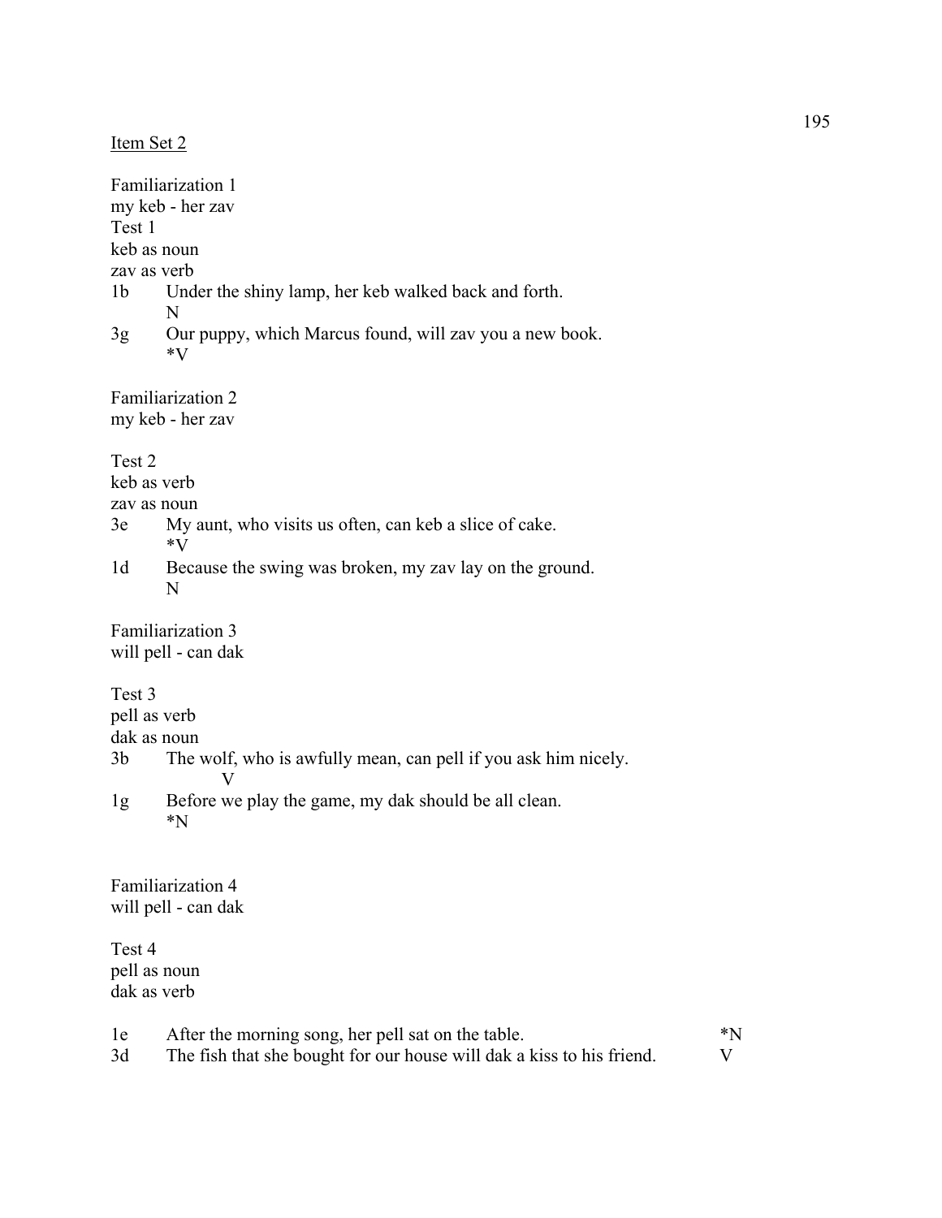Item Set 2

Familiarization 1
my keb - her zav
Test 1
keb as noun
zav as verb

1b Under the shiny lamp, her keb walked back and forth.
N

3g Our puppy, which Marcus found, will zav you a new book.
*V

Familiarization 2
my keb - her zav

Test 2
keb as verb
zav as noun

3e My aunt, who visits us often, can keb a slice of cake.
*V

1d Because the swing was broken, my zav lay on the ground.
N

Familiarization 3
will pell - can dak

Test 3
pell as verb
dak as noun

3b The wolf, who is awfully mean, can pell if you ask him nicely.
V

1g Before we play the game, my dak should be all clean.
*N

Familiarization 4
will pell - can dak

Test 4
pell as noun
dak as verb

1e After the morning song, her pell sat on the table. *N

3d The fish that she bought for our house will dak a kiss to his friend. V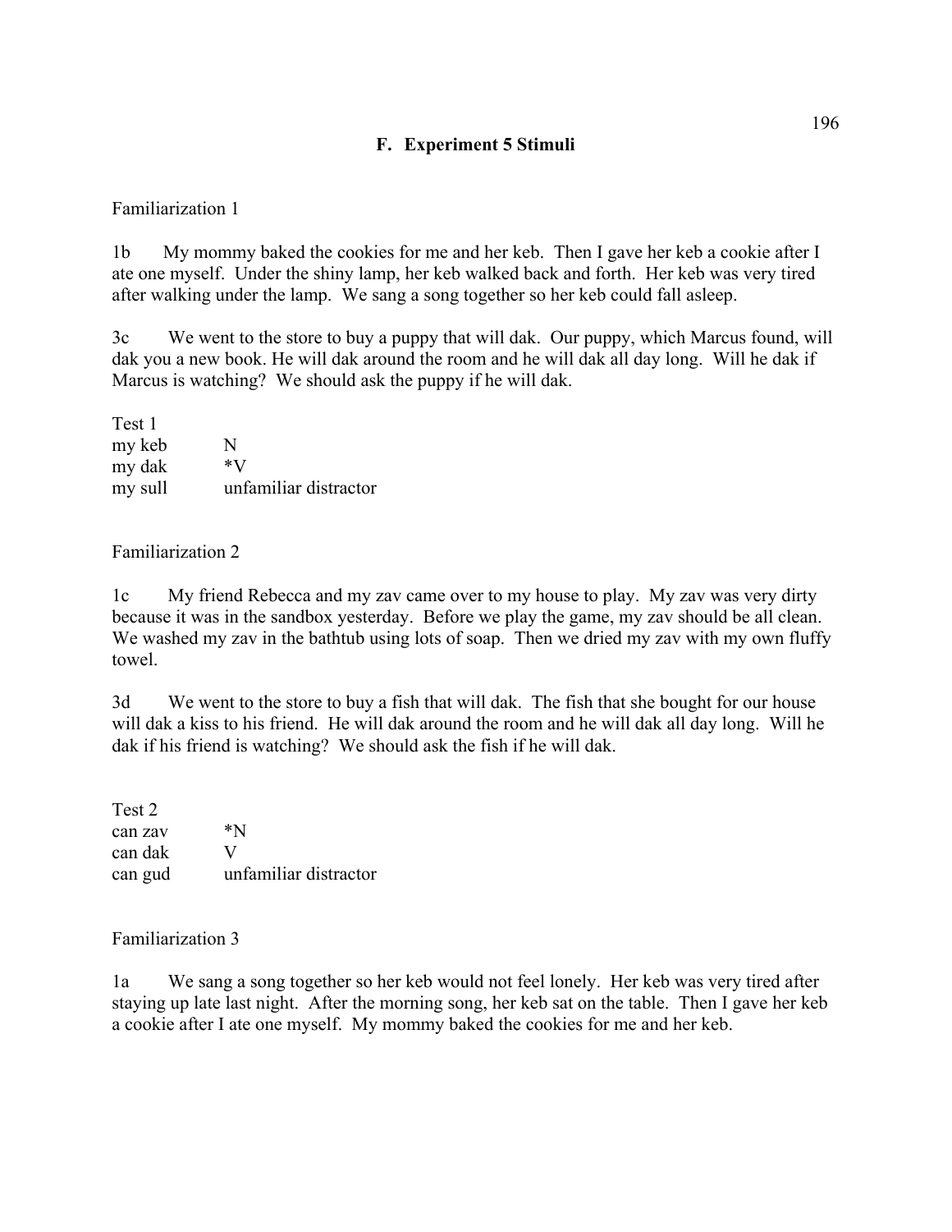## F. Experiment 5 Stimuli

Familiarization 1

1b My mommy baked the cookies for me and her keb. Then I gave her keb a cookie after I ate one myself. Under the shiny lamp, her keb walked back and forth. Her keb was very tired after walking under the lamp. We sang a song together so her keb could fall asleep.

3c We went to the store to buy a puppy that will dak. Our puppy, which Marcus found, will dak you a new book. He will dak around the room and he will dak all day long. Will he dak if Marcus is watching? We should ask the puppy if he will dak.

Test 1

| | |
|---|---|
| my keb | N |
| my dak | *V |
| my sull | unfamiliar distractor |

Familiarization 2

1c My friend Rebecca and my zav came over to my house to play. My zav was very dirty because it was in the sandbox yesterday. Before we play the game, my zav should be all clean. We washed my zav in the bathtub using lots of soap. Then we dried my zav with my own fluffy towel.

3d We went to the store to buy a fish that will dak. The fish that she bought for our house will dak a kiss to his friend. He will dak around the room and he will dak all day long. Will he dak if his friend is watching? We should ask the fish if he will dak.

Test 2

| | |
|---|---|
| can zav | *N |
| can dak | V |
| can gud | unfamiliar distractor |

Familiarization 3

1a We sang a song together so her keb would not feel lonely. Her keb was very tired after staying up late last night. After the morning song, her keb sat on the table. Then I gave her keb a cookie after I ate one myself. My mommy baked the cookies for me and her keb.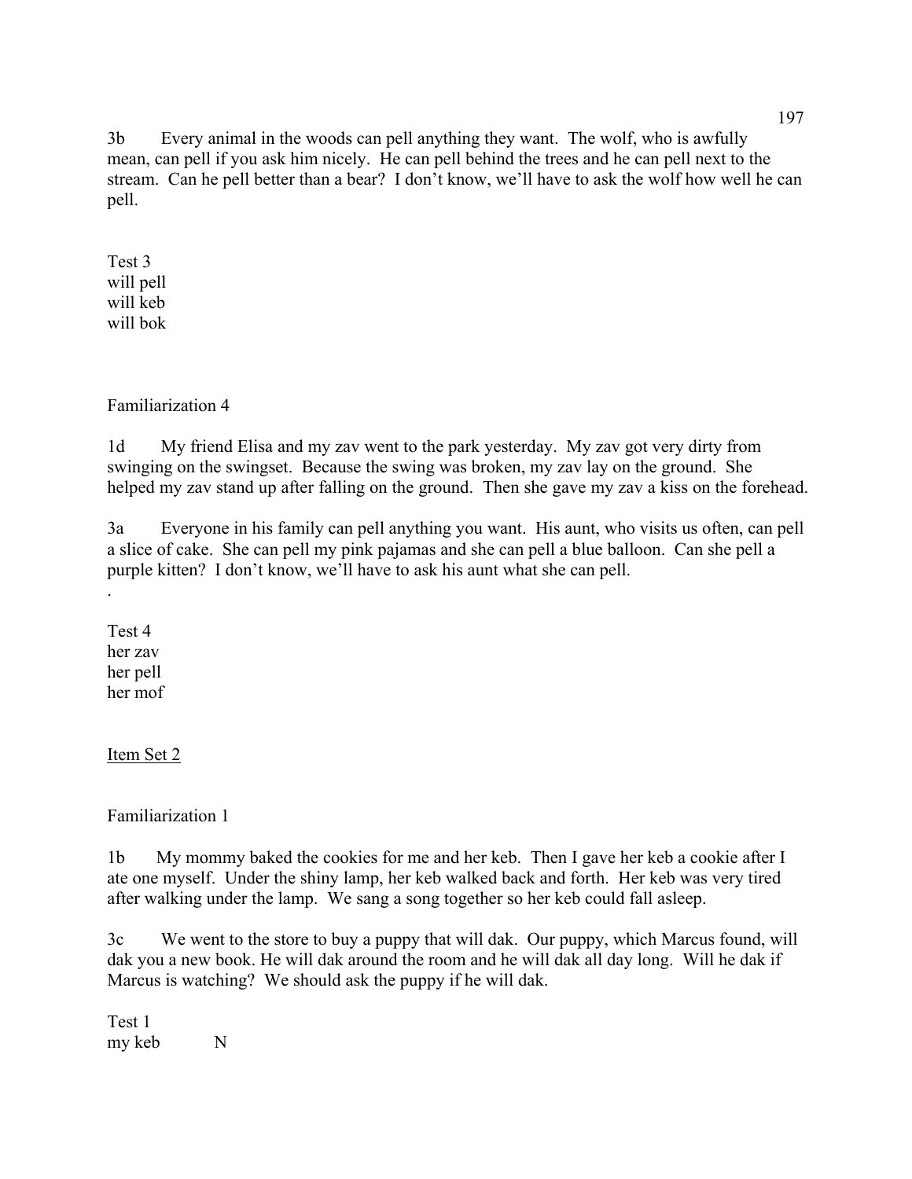3b Every animal in the woods can pell anything they want. The wolf, who is awfully mean, can pell if you ask him nicely. He can pell behind the trees and he can pell next to the stream. Can he pell better than a bear? I don't know, we'll have to ask the wolf how well he can pell.

Test 3
will pell
will keb
will bok

Familiarization 4

1d My friend Elisa and my zav went to the park yesterday. My zav got very dirty from swinging on the swingset. Because the swing was broken, my zav lay on the ground. She helped my zav stand up after falling on the ground. Then she gave my zav a kiss on the forehead.

3a Everyone in his family can pell anything you want. His aunt, who visits us often, can pell a slice of cake. She can pell my pink pajamas and she can pell a blue balloon. Can she pell a purple kitten? I don't know, we'll have to ask his aunt what she can pell.
.

Test 4
her zav
her pell
her mof

<u>Item Set 2</u>

Familiarization 1

1b My mommy baked the cookies for me and her keb. Then I gave her keb a cookie after I ate one myself. Under the shiny lamp, her keb walked back and forth. Her keb was very tired after walking under the lamp. We sang a song together so her keb could fall asleep.

3c We went to the store to buy a puppy that will dak. Our puppy, which Marcus found, will dak you a new book. He will dak around the room and he will dak all day long. Will he dak if Marcus is watching? We should ask the puppy if he will dak.

Test 1
my keb N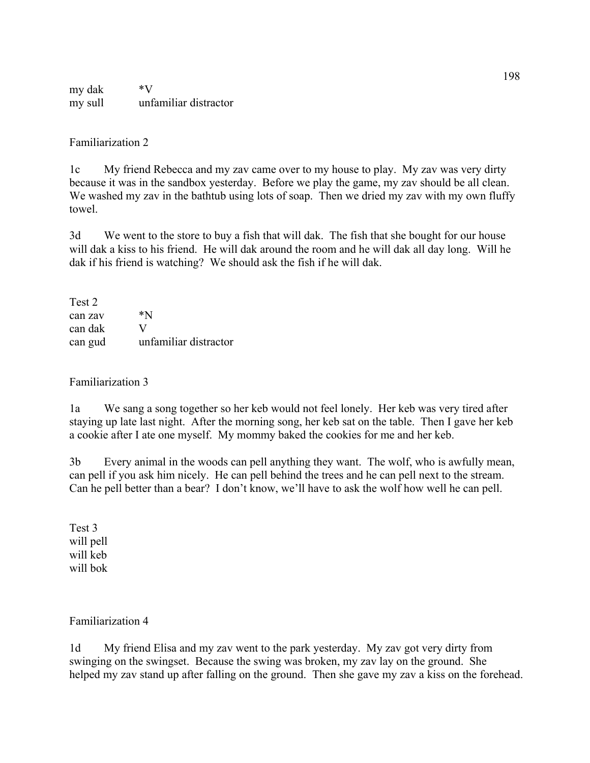| | |
|---|---|
| my dak | *V |
| my sull | unfamiliar distractor |

Familiarization 2

1c My friend Rebecca and my zav came over to my house to play. My zav was very dirty because it was in the sandbox yesterday. Before we play the game, my zav should be all clean. We washed my zav in the bathtub using lots of soap. Then we dried my zav with my own fluffy towel.

3d We went to the store to buy a fish that will dak. The fish that she bought for our house will dak a kiss to his friend. He will dak around the room and he will dak all day long. Will he dak if his friend is watching? We should ask the fish if he will dak.

Test 2

| | |
|---|---|
| can zav | *N |
| can dak | V |
| can gud | unfamiliar distractor |

Familiarization 3

1a We sang a song together so her keb would not feel lonely. Her keb was very tired after staying up late last night. After the morning song, her keb sat on the table. Then I gave her keb a cookie after I ate one myself. My mommy baked the cookies for me and her keb.

3b Every animal in the woods can pell anything they want. The wolf, who is awfully mean, can pell if you ask him nicely. He can pell behind the trees and he can pell next to the stream. Can he pell better than a bear? I don't know, we'll have to ask the wolf how well he can pell.

Test 3

will pell
will keb
will bok

Familiarization 4

1d My friend Elisa and my zav went to the park yesterday. My zav got very dirty from swinging on the swingset. Because the swing was broken, my zav lay on the ground. She helped my zav stand up after falling on the ground. Then she gave my zav a kiss on the forehead.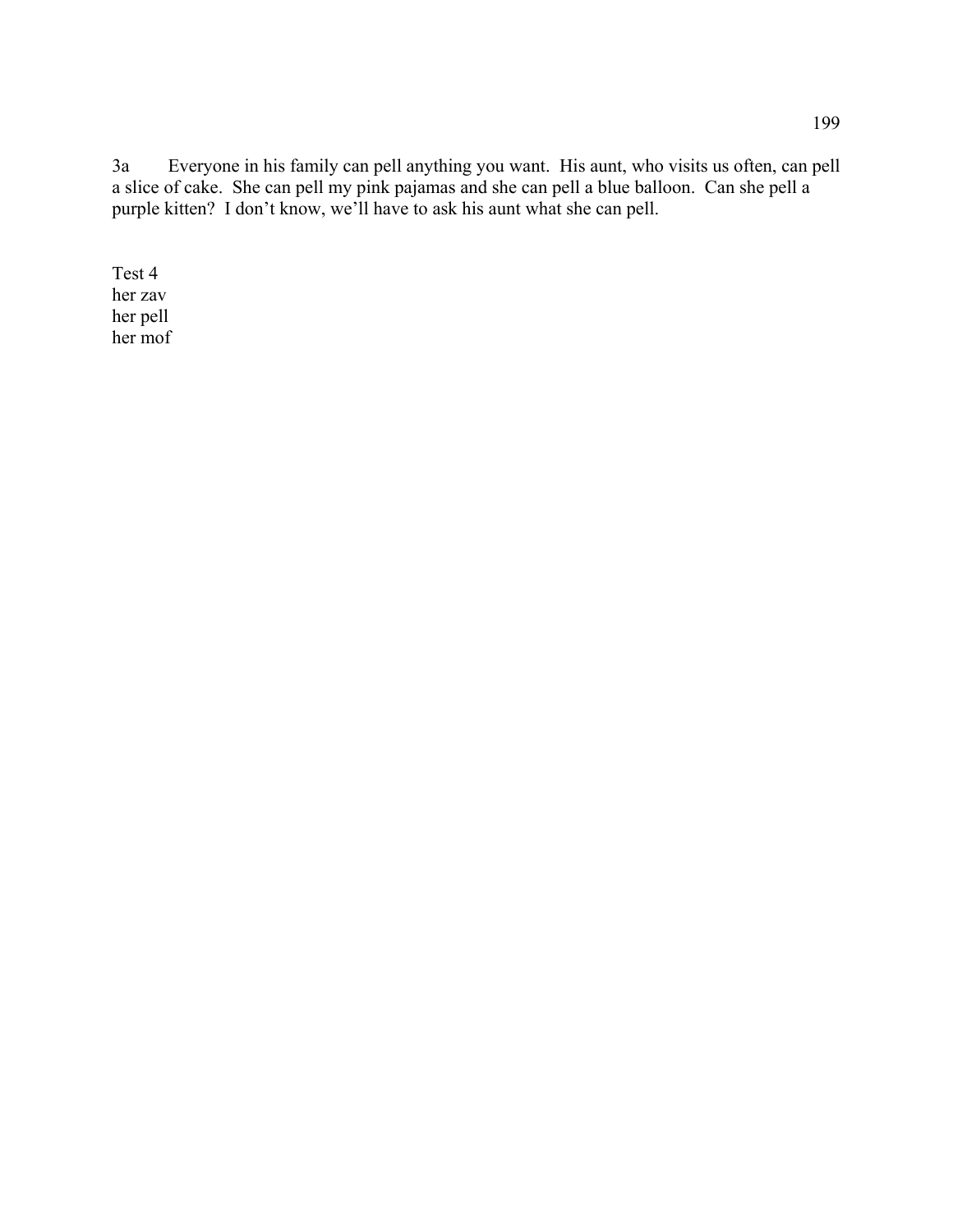3a Everyone in his family can pell anything you want. His aunt, who visits us often, can pell a slice of cake. She can pell my pink pajamas and she can pell a blue balloon. Can she pell a purple kitten? I don't know, we'll have to ask his aunt what she can pell.

Test 4  
her zav  
her pell  
her mof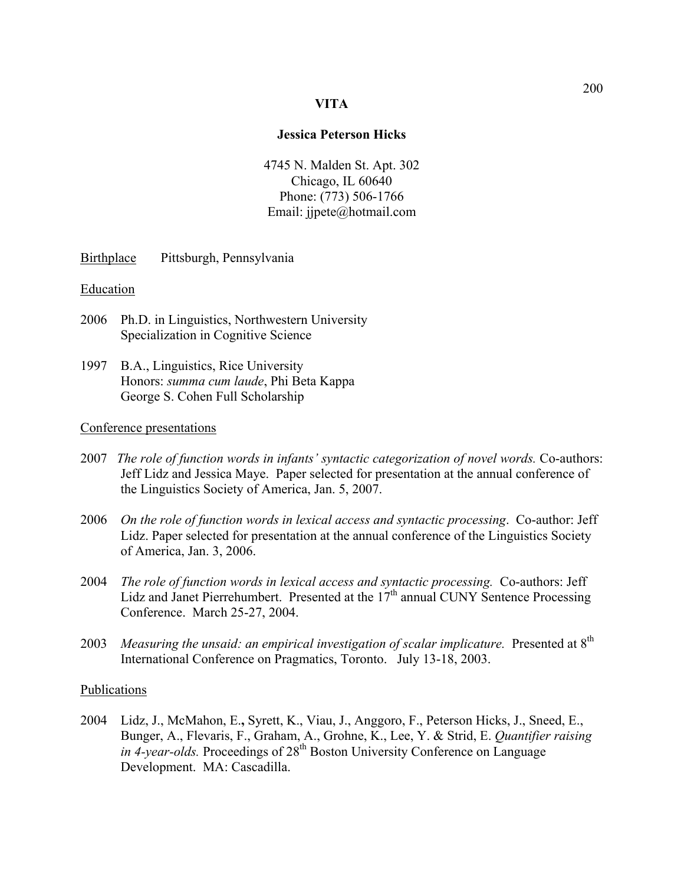# VITA

## Jessica Peterson Hicks

4745 N. Malden St. Apt. 302
Chicago, IL 60640
Phone: (773) 506-1766
Email: jjpete@hotmail.com

Birthplace Pittsburgh, Pennsylvania

### Education

2006 Ph.D. in Linguistics, Northwestern University
Specialization in Cognitive Science

1997 B.A., Linguistics, Rice University
Honors: *summa cum laude*, Phi Beta Kappa
George S. Cohen Full Scholarship

### Conference presentations

2007 *The role of function words in infants' syntactic categorization of novel words.* Co-authors: Jeff Lidz and Jessica Maye. Paper selected for presentation at the annual conference of the Linguistics Society of America, Jan. 5, 2007.

2006 *On the role of function words in lexical access and syntactic processing*. Co-author: Jeff Lidz. Paper selected for presentation at the annual conference of the Linguistics Society of America, Jan. 3, 2006.

2004 *The role of function words in lexical access and syntactic processing.* Co-authors: Jeff Lidz and Janet Pierrehumbert. Presented at the 17th annual CUNY Sentence Processing Conference. March 25-27, 2004.

2003 *Measuring the unsaid: an empirical investigation of scalar implicature.* Presented at 8th International Conference on Pragmatics, Toronto. July 13-18, 2003.

### Publications

2004 Lidz, J., McMahon, E., Syrett, K., Viau, J., Anggoro, F., Peterson Hicks, J., Sneed, E., Bunger, A., Flevaris, F., Graham, A., Grohne, K., Lee, Y. & Strid, E. *Quantifier raising in 4-year-olds.* Proceedings of 28th Boston University Conference on Language Development. MA: Cascadilla.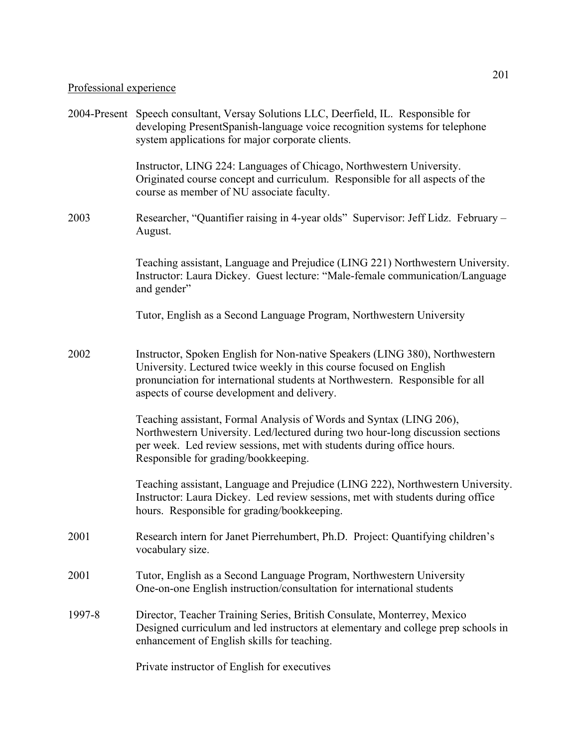Professional experience

2004-Present Speech consultant, Versay Solutions LLC, Deerfield, IL. Responsible for developing PresentSpanish-language voice recognition systems for telephone system applications for major corporate clients.

Instructor, LING 224: Languages of Chicago, Northwestern University. Originated course concept and curriculum. Responsible for all aspects of the course as member of NU associate faculty.

2003 Researcher, "Quantifier raising in 4-year olds" Supervisor: Jeff Lidz. February – August.

Teaching assistant, Language and Prejudice (LING 221) Northwestern University. Instructor: Laura Dickey. Guest lecture: "Male-female communication/Language and gender"

Tutor, English as a Second Language Program, Northwestern University

2002 Instructor, Spoken English for Non-native Speakers (LING 380), Northwestern University. Lectured twice weekly in this course focused on English pronunciation for international students at Northwestern. Responsible for all aspects of course development and delivery.

Teaching assistant, Formal Analysis of Words and Syntax (LING 206), Northwestern University. Led/lectured during two hour-long discussion sections per week. Led review sessions, met with students during office hours. Responsible for grading/bookkeeping.

Teaching assistant, Language and Prejudice (LING 222), Northwestern University. Instructor: Laura Dickey. Led review sessions, met with students during office hours. Responsible for grading/bookkeeping.

2001 Research intern for Janet Pierrehumbert, Ph.D. Project: Quantifying children's vocabulary size.

2001 Tutor, English as a Second Language Program, Northwestern University
One-on-one English instruction/consultation for international students

1997-8 Director, Teacher Training Series, British Consulate, Monterrey, Mexico
Designed curriculum and led instructors at elementary and college prep schools in enhancement of English skills for teaching.

Private instructor of English for executives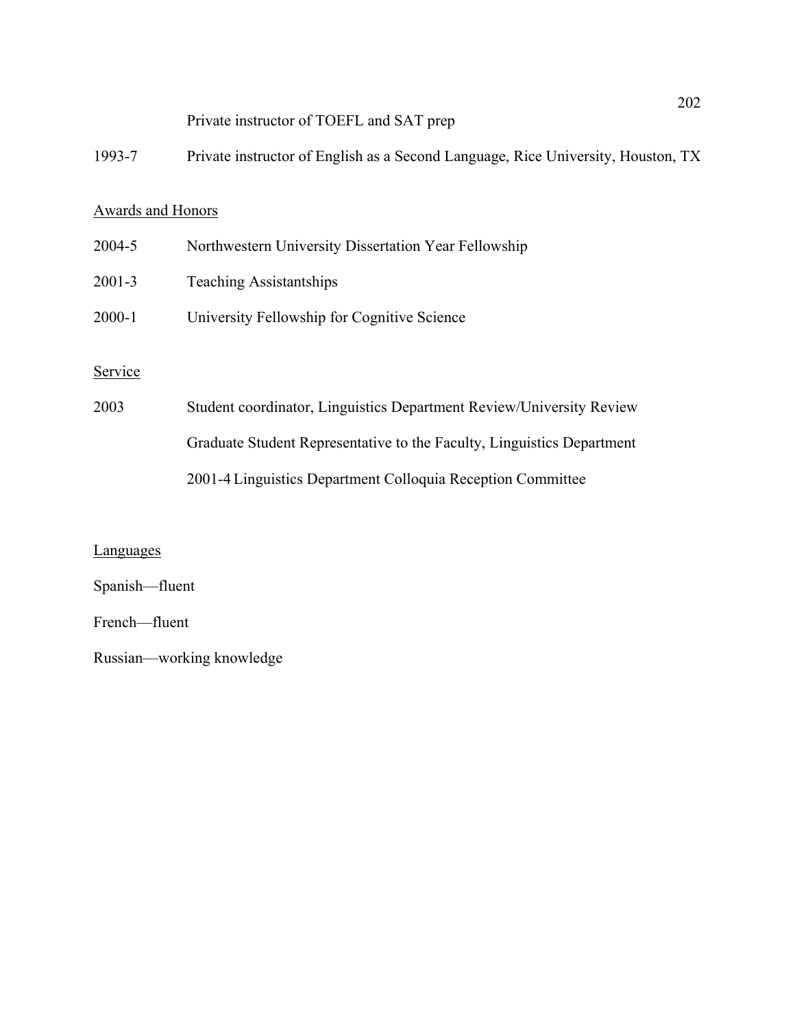Private instructor of TOEFL and SAT prep

1993-7 Private instructor of English as a Second Language, Rice University, Houston, TX

Awards and Honors

2004-5 Northwestern University Dissertation Year Fellowship

2001-3 Teaching Assistantships

2000-1 University Fellowship for Cognitive Science

Service

2003 Student coordinator, Linguistics Department Review/University Review

Graduate Student Representative to the Faculty, Linguistics Department

2001-4 Linguistics Department Colloquia Reception Committee

Languages

Spanish—fluent

French—fluent

Russian—working knowledge